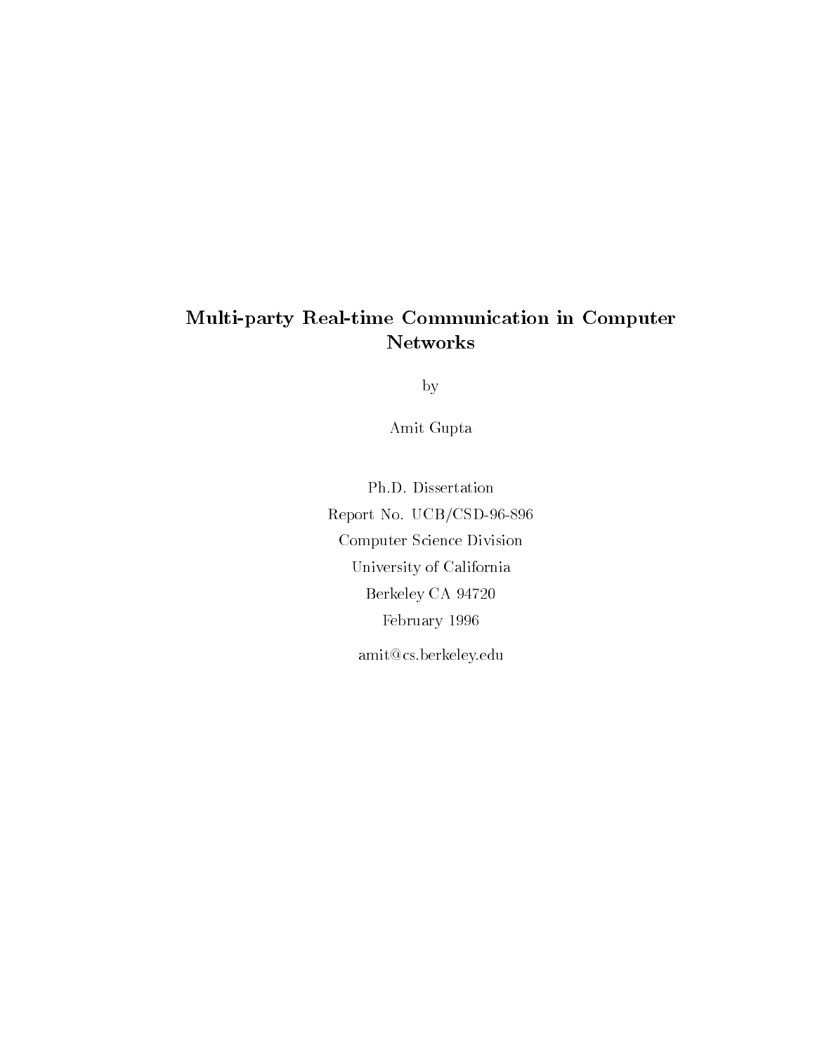# Multi-party Real-time Communication in Computer Networks

by

Amit Gupta

Ph.D. Dissertation

Report No. UCB/CSD-96-896

Computer Science Division

University of California

Berkeley CA 94720

February 1996

amit@cs.berkeley.edu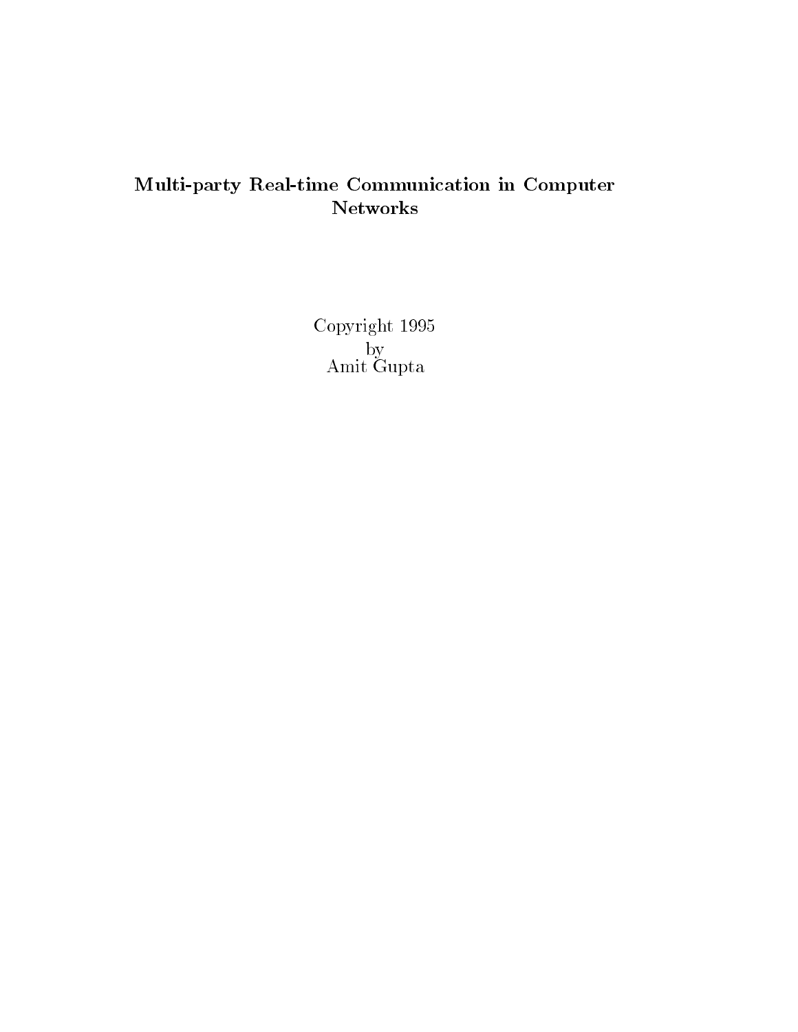**Multi-party Real-time Communication in Computer Networks**

Copyright 1995
by
Amit Gupta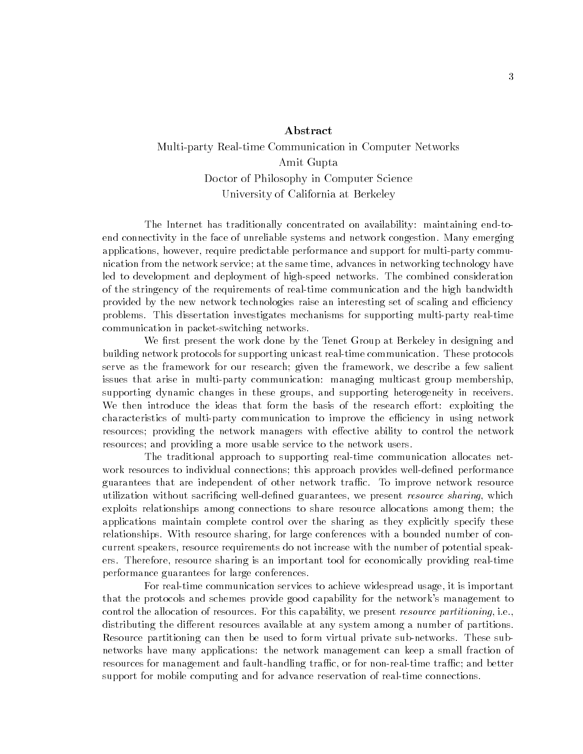# Abstract

Multi-party Real-time Communication in Computer Networks

Amit Gupta

Doctor of Philosophy in Computer Science

University of California at Berkeley

The Internet has traditionally concentrated on availability: maintaining end-to-end connectivity in the face of unreliable systems and network congestion. Many emerging applications, however, require predictable performance and support for multi-party communication from the network service; at the same time, advances in networking technology have led to development and deployment of high-speed networks. The combined consideration of the stringency of the requirements of real-time communication and the high bandwidth provided by the new network technologies raise an interesting set of scaling and efficiency problems. This dissertation investigates mechanisms for supporting multi-party real-time communication in packet-switching networks.

We first present the work done by the Tenet Group at Berkeley in designing and building network protocols for supporting unicast real-time communication. These protocols serve as the framework for our research; given the framework, we describe a few salient issues that arise in multi-party communication: managing multicast group membership, supporting dynamic changes in these groups, and supporting heterogeneity in receivers. We then introduce the ideas that form the basis of the research effort: exploiting the characteristics of multi-party communication to improve the efficiency in using network resources; providing the network managers with effective ability to control the network resources; and providing a more usable service to the network users.

The traditional approach to supporting real-time communication allocates network resources to individual connections; this approach provides well-defined performance guarantees that are independent of other network traffic. To improve network resource utilization without sacrificing well-defined guarantees, we present *resource sharing*, which exploits relationships among connections to share resource allocations among them; the applications maintain complete control over the sharing as they explicitly specify these relationships. With resource sharing, for large conferences with a bounded number of concurrent speakers, resource requirements do not increase with the number of potential speakers. Therefore, resource sharing is an important tool for economically providing real-time performance guarantees for large conferences.

For real-time communication services to achieve widespread usage, it is important that the protocols and schemes provide good capability for the network's management to control the allocation of resources. For this capability, we present *resource partitioning*, i.e., distributing the different resources available at any system among a number of partitions. Resource partitioning can then be used to form virtual private sub-networks. These sub-networks have many applications: the network management can keep a small fraction of resources for management and fault-handling traffic, or for non-real-time traffic; and better support for mobile computing and for advance reservation of real-time connections.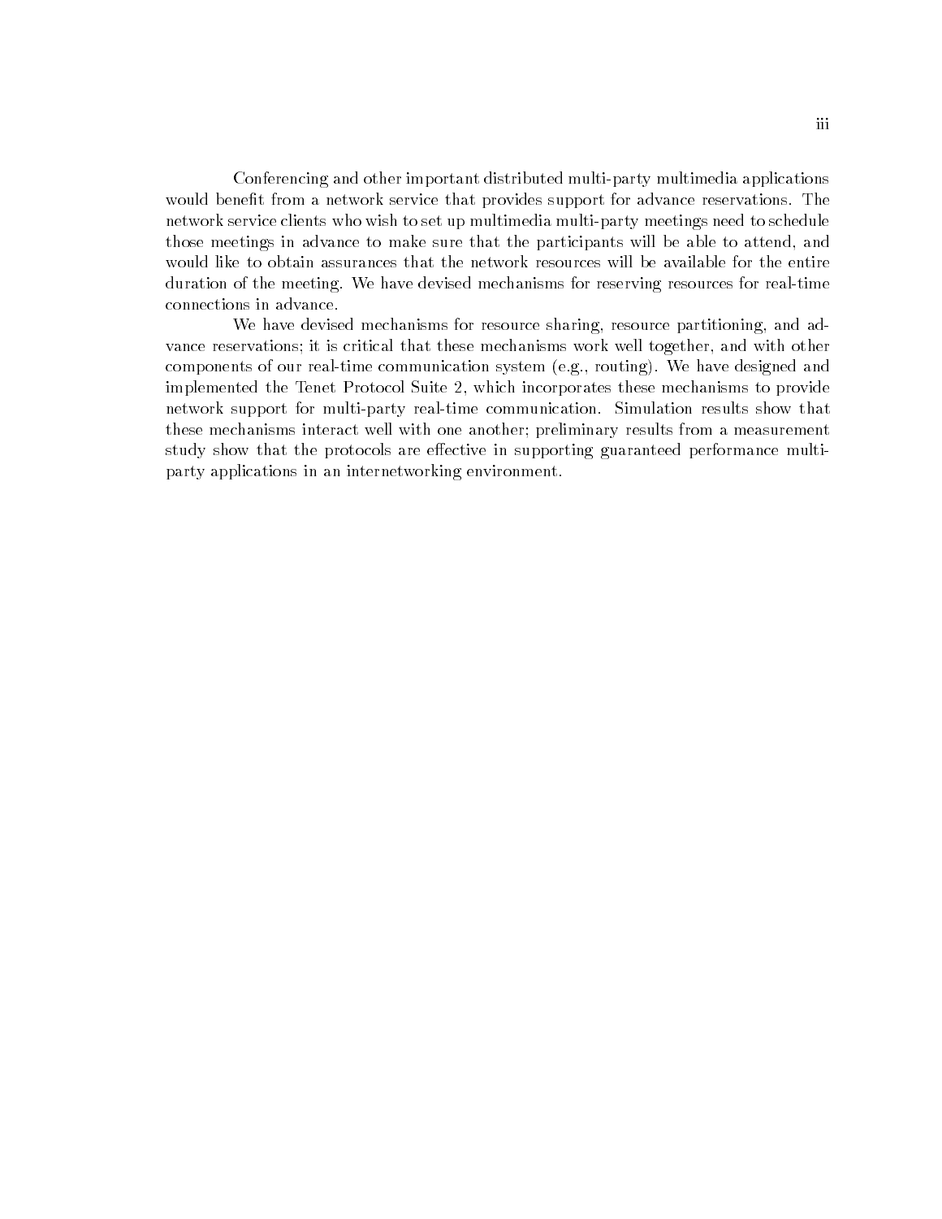Conferencing and other important distributed multi-party multimedia applications would benefit from a network service that provides support for advance reservations. The network service clients who wish to set up multimedia multi-party meetings need to schedule those meetings in advance to make sure that the participants will be able to attend, and would like to obtain assurances that the network resources will be available for the entire duration of the meeting. We have devised mechanisms for reserving resources for real-time connections in advance.

We have devised mechanisms for resource sharing, resource partitioning, and advance reservations; it is critical that these mechanisms work well together, and with other components of our real-time communication system (e.g., routing). We have designed and implemented the Tenet Protocol Suite 2, which incorporates these mechanisms to provide network support for multi-party real-time communication. Simulation results show that these mechanisms interact well with one another; preliminary results from a measurement study show that the protocols are effective in supporting guaranteed performance multi-party applications in an internetworking environment.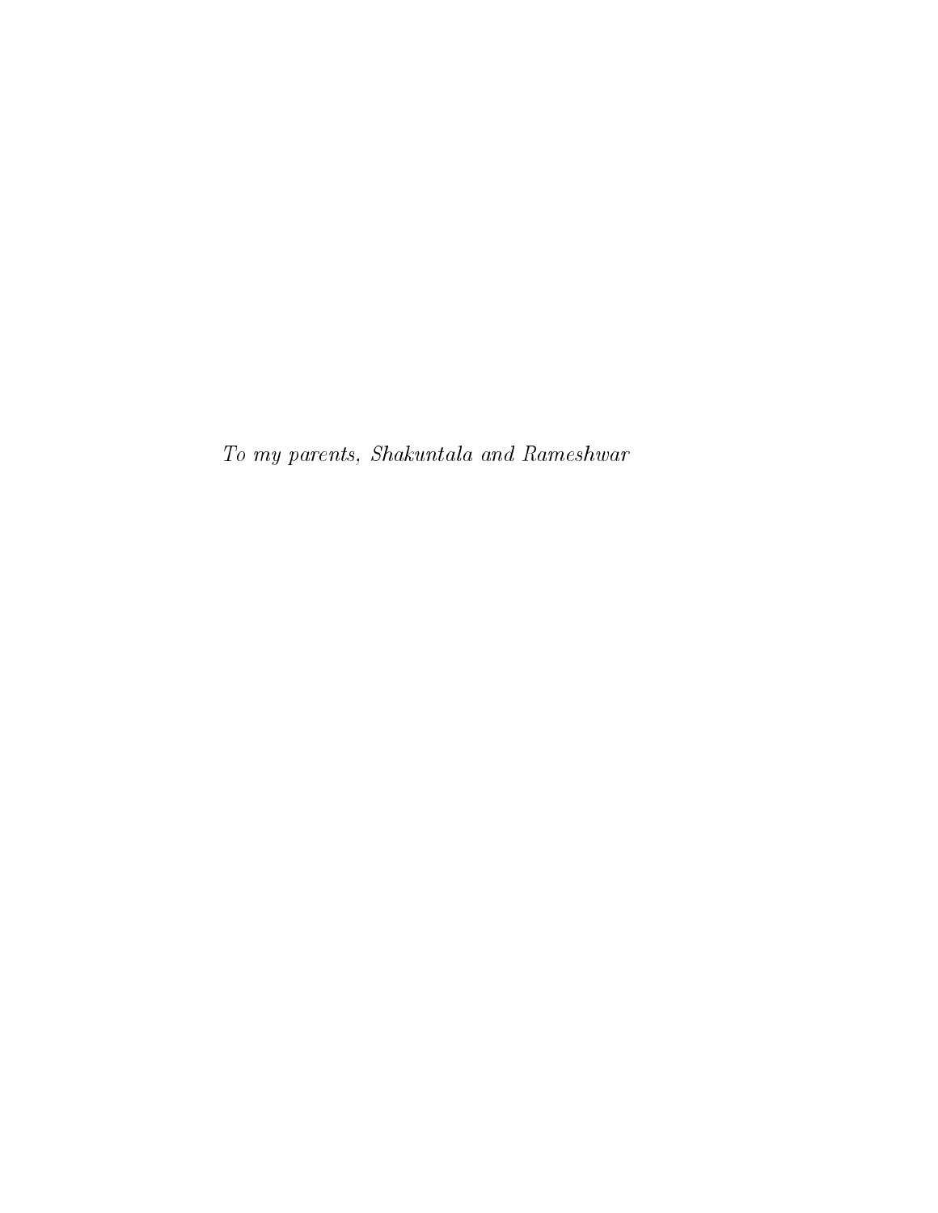*To my parents, Shakuntala and Rameshwar*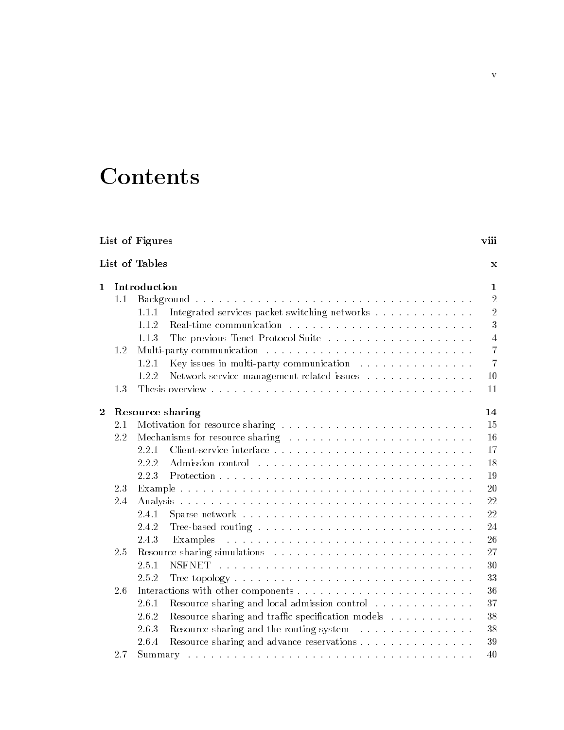# Contents

| | | | |
|---|---|---|---|
| **List of Figures** | | | **viii** |
| **List of Tables** | | | **x** |
| **1** | **Introduction** | | **1** |
| | 1.1 | Background | 2 |
| | | 1.1.1 Integrated services packet switching networks | 2 |
| | | 1.1.2 Real-time communication | 3 |
| | | 1.1.3 The previous Tenet Protocol Suite | 4 |
| | 1.2 | Multi-party communication | 7 |
| | | 1.2.1 Key issues in multi-party communication | 7 |
| | | 1.2.2 Network service management related issues | 10 |
| | 1.3 | Thesis overview | 11 |
| **2** | **Resource sharing** | | **14** |
| | 2.1 | Motivation for resource sharing | 15 |
| | 2.2 | Mechanisms for resource sharing | 16 |
| | | 2.2.1 Client-service interface | 17 |
| | | 2.2.2 Admission control | 18 |
| | | 2.2.3 Protection | 19 |
| | 2.3 | Example | 20 |
| | 2.4 | Analysis | 22 |
| | | 2.4.1 Sparse network | 22 |
| | | 2.4.2 Tree-based routing | 24 |
| | | 2.4.3 Examples | 26 |
| | 2.5 | Resource sharing simulations | 27 |
| | | 2.5.1 NSFNET | 30 |
| | | 2.5.2 Tree topology | 33 |
| | 2.6 | Interactions with other components | 36 |
| | | 2.6.1 Resource sharing and local admission control | 37 |
| | | 2.6.2 Resource sharing and traffic specification models | 38 |
| | | 2.6.3 Resource sharing and the routing system | 38 |
| | | 2.6.4 Resource sharing and advance reservations | 39 |
| | 2.7 | Summary | 40 |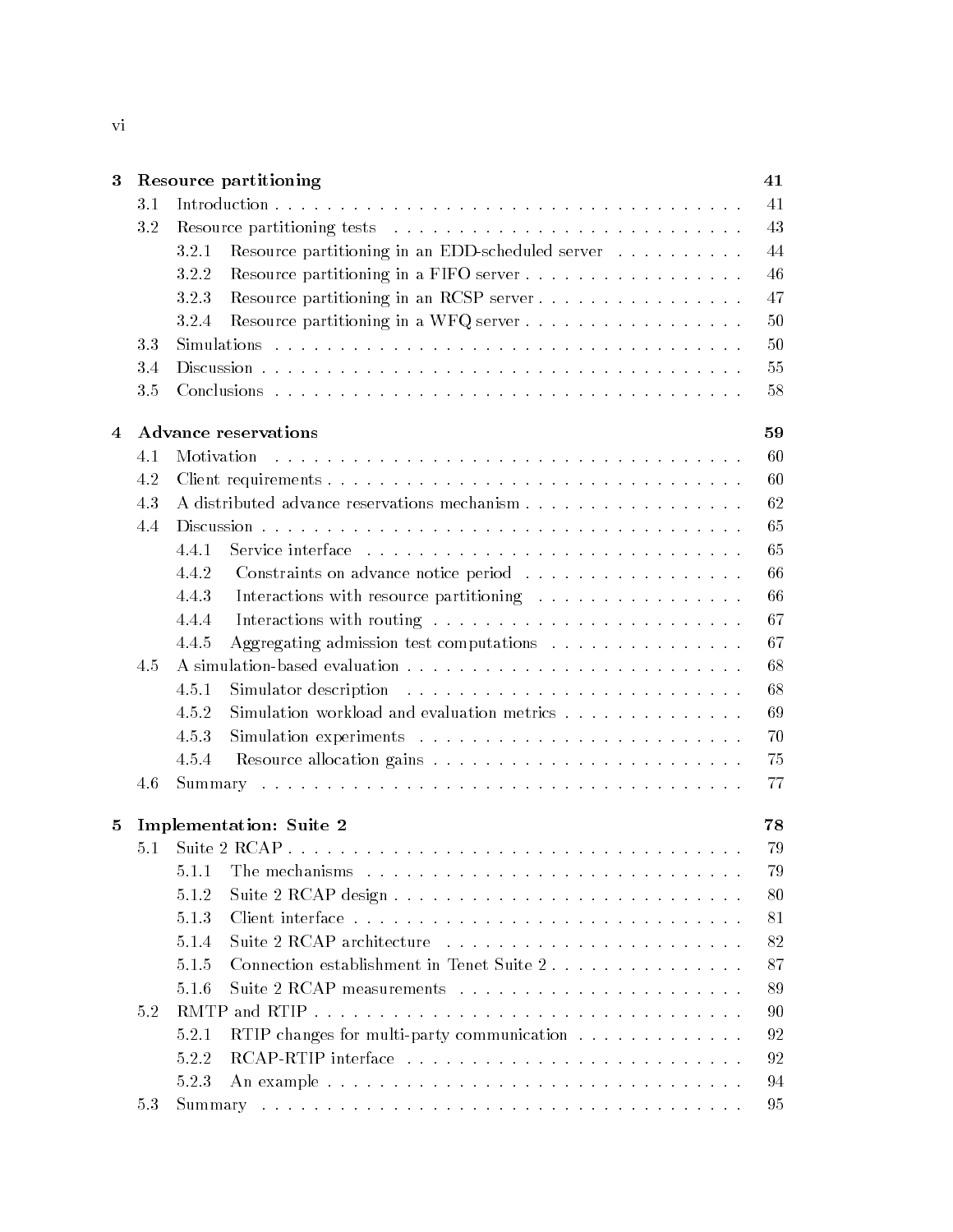| | | | |
|---|---|---|---|
| **3** | **Resource partitioning** | | **41** |
| | 3.1 | Introduction | 41 |
| | 3.2 | Resource partitioning tests | 43 |
| | | 3.2.1 Resource partitioning in an EDD-scheduled server | 44 |
| | | 3.2.2 Resource partitioning in a FIFO server | 46 |
| | | 3.2.3 Resource partitioning in an RCSP server | 47 |
| | | 3.2.4 Resource partitioning in a WFQ server | 50 |
| | 3.3 | Simulations | 50 |
| | 3.4 | Discussion | 55 |
| | 3.5 | Conclusions | 58 |
| **4** | **Advance reservations** | | **59** |
| | 4.1 | Motivation | 60 |
| | 4.2 | Client requirements | 60 |
| | 4.3 | A distributed advance reservations mechanism | 62 |
| | 4.4 | Discussion | 65 |
| | | 4.4.1 Service interface | 65 |
| | | 4.4.2 Constraints on advance notice period | 66 |
| | | 4.4.3 Interactions with resource partitioning | 66 |
| | | 4.4.4 Interactions with routing | 67 |
| | | 4.4.5 Aggregating admission test computations | 67 |
| | 4.5 | A simulation-based evaluation | 68 |
| | | 4.5.1 Simulator description | 68 |
| | | 4.5.2 Simulation workload and evaluation metrics | 69 |
| | | 4.5.3 Simulation experiments | 70 |
| | | 4.5.4 Resource allocation gains | 75 |
| | 4.6 | Summary | 77 |
| **5** | **Implementation: Suite 2** | | **78** |
| | 5.1 | Suite 2 RCAP | 79 |
| | | 5.1.1 The mechanisms | 79 |
| | | 5.1.2 Suite 2 RCAP design | 80 |
| | | 5.1.3 Client interface | 81 |
| | | 5.1.4 Suite 2 RCAP architecture | 82 |
| | | 5.1.5 Connection establishment in Tenet Suite 2 | 87 |
| | | 5.1.6 Suite 2 RCAP measurements | 89 |
| | 5.2 | RMTP and RTIP | 90 |
| | | 5.2.1 RTIP changes for multi-party communication | 92 |
| | | 5.2.2 RCAP-RTIP interface | 92 |
| | | 5.2.3 An example | 94 |
| | 5.3 | Summary | 95 |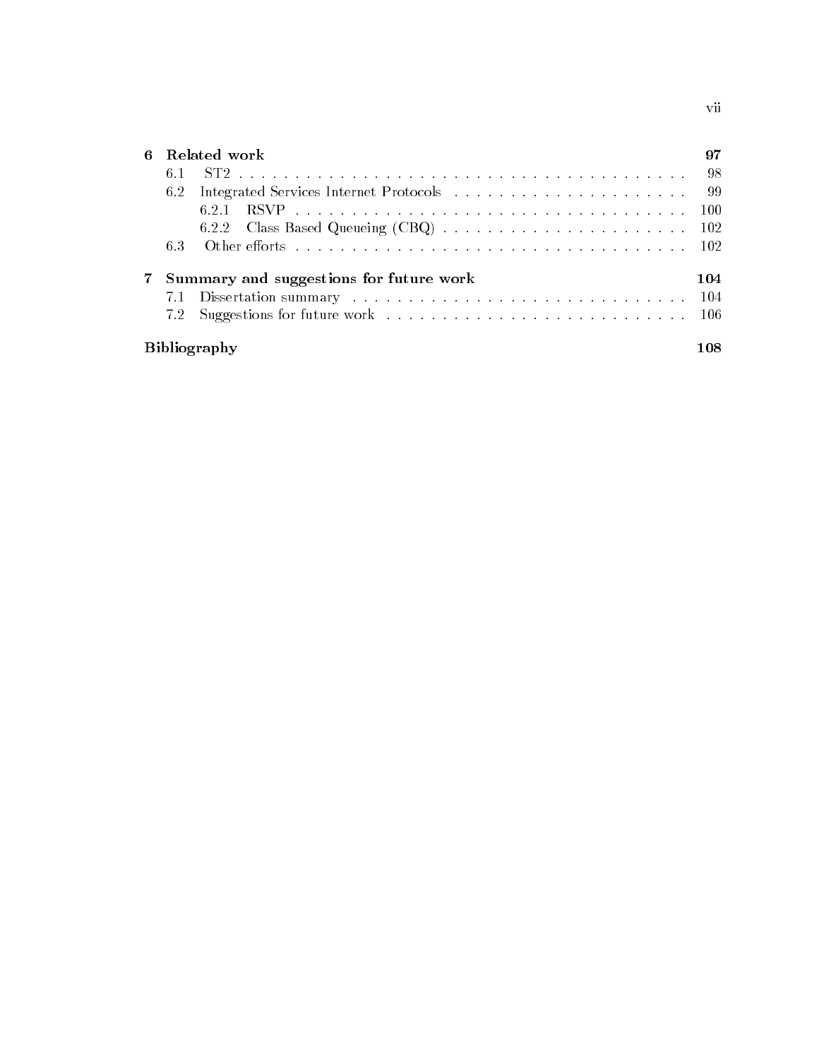**6 Related work** **97**

- 6.1 ST2 . . . . . . . . . . . . . . . . . . . . . . . . . . . . . . . . . . . . . . . . 98
- 6.2 Integrated Services Internet Protocols . . . . . . . . . . . . . . . . . . . . . 99
  - 6.2.1 RSVP . . . . . . . . . . . . . . . . . . . . . . . . . . . . . . . . . . 100
  - 6.2.2 Class Based Queueing (CBQ) . . . . . . . . . . . . . . . . . . . . . . 102
- 6.3 Other efforts . . . . . . . . . . . . . . . . . . . . . . . . . . . . . . . . . . 102

**7 Summary and suggestions for future work** **104**

- 7.1 Dissertation summary . . . . . . . . . . . . . . . . . . . . . . . . . . . . . . 104
- 7.2 Suggestions for future work . . . . . . . . . . . . . . . . . . . . . . . . . . 106

**Bibliography** **108**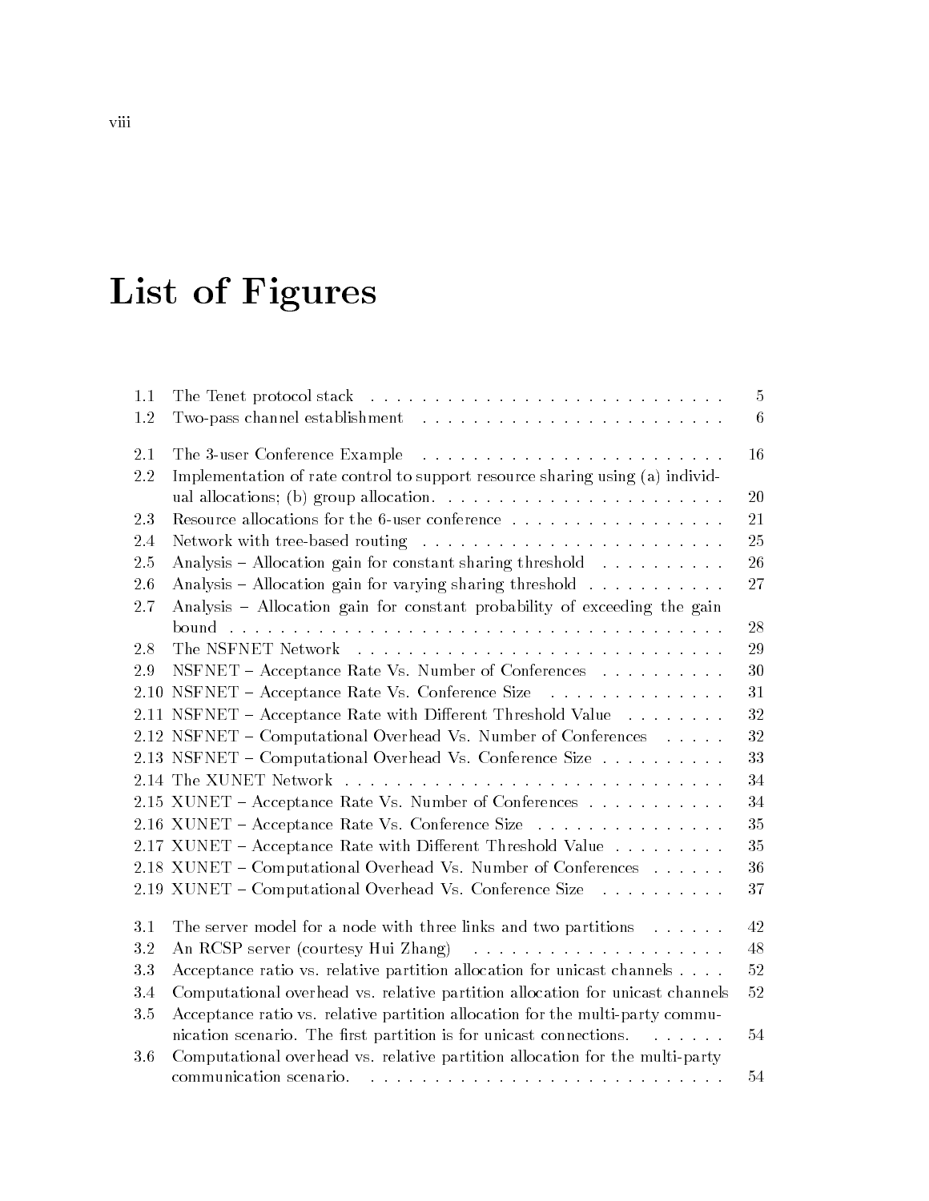# List of Figures

| | | |
|---|---|---|
| 1.1 | The Tenet protocol stack | 5 |
| 1.2 | Two-pass channel establishment | 6 |
| 2.1 | The 3-user Conference Example | 16 |
| 2.2 | Implementation of rate control to support resource sharing using (a) individual allocations; (b) group allocation. | 20 |
| 2.3 | Resource allocations for the 6-user conference | 21 |
| 2.4 | Network with tree-based routing | 25 |
| 2.5 | Analysis – Allocation gain for constant sharing threshold | 26 |
| 2.6 | Analysis – Allocation gain for varying sharing threshold | 27 |
| 2.7 | Analysis – Allocation gain for constant probability of exceeding the gain bound | 28 |
| 2.8 | The NSFNET Network | 29 |
| 2.9 | NSFNET – Acceptance Rate Vs. Number of Conferences | 30 |
| 2.10 | NSFNET – Acceptance Rate Vs. Conference Size | 31 |
| 2.11 | NSFNET – Acceptance Rate with Different Threshold Value | 32 |
| 2.12 | NSFNET – Computational Overhead Vs. Number of Conferences | 32 |
| 2.13 | NSFNET – Computational Overhead Vs. Conference Size | 33 |
| 2.14 | The XUNET Network | 34 |
| 2.15 | XUNET – Acceptance Rate Vs. Number of Conferences | 34 |
| 2.16 | XUNET – Acceptance Rate Vs. Conference Size | 35 |
| 2.17 | XUNET – Acceptance Rate with Different Threshold Value | 35 |
| 2.18 | XUNET – Computational Overhead Vs. Number of Conferences | 36 |
| 2.19 | XUNET – Computational Overhead Vs. Conference Size | 37 |
| 3.1 | The server model for a node with three links and two partitions | 42 |
| 3.2 | An RCSP server (courtesy Hui Zhang) | 48 |
| 3.3 | Acceptance ratio vs. relative partition allocation for unicast channels | 52 |
| 3.4 | Computational overhead vs. relative partition allocation for unicast channels | 52 |
| 3.5 | Acceptance ratio vs. relative partition allocation for the multi-party communication scenario. The first partition is for unicast connections. | 54 |
| 3.6 | Computational overhead vs. relative partition allocation for the multi-party communication scenario. | 54 |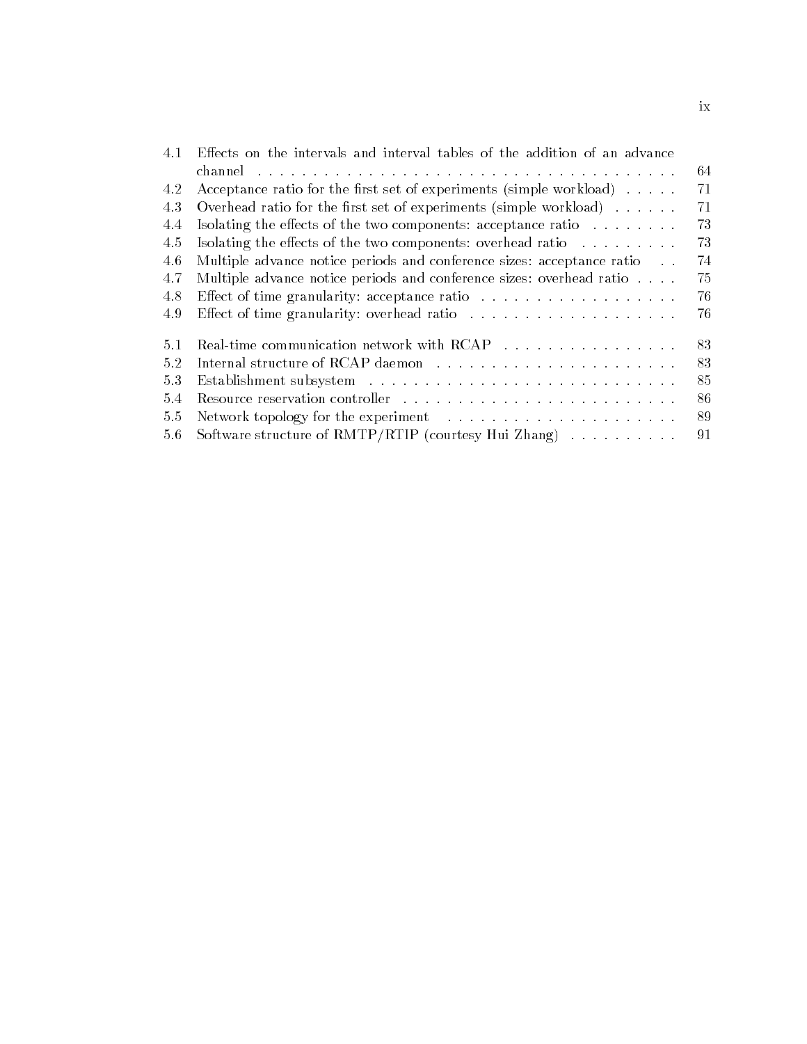4.1 Effects on the intervals and interval tables of the addition of an advance channel . . . 64
4.2 Acceptance ratio for the first set of experiments (simple workload) . . . 71
4.3 Overhead ratio for the first set of experiments (simple workload) . . . 71
4.4 Isolating the effects of the two components: acceptance ratio . . . 73
4.5 Isolating the effects of the two components: overhead ratio . . . 73
4.6 Multiple advance notice periods and conference sizes: acceptance ratio . . . 74
4.7 Multiple advance notice periods and conference sizes: overhead ratio . . . 75
4.8 Effect of time granularity: acceptance ratio . . . 76
4.9 Effect of time granularity: overhead ratio . . . 76

5.1 Real-time communication network with RCAP . . . 83
5.2 Internal structure of RCAP daemon . . . 83
5.3 Establishment subsystem . . . 85
5.4 Resource reservation controller . . . 86
5.5 Network topology for the experiment . . . 89
5.6 Software structure of RMTP/RTIP (courtesy Hui Zhang) . . . 91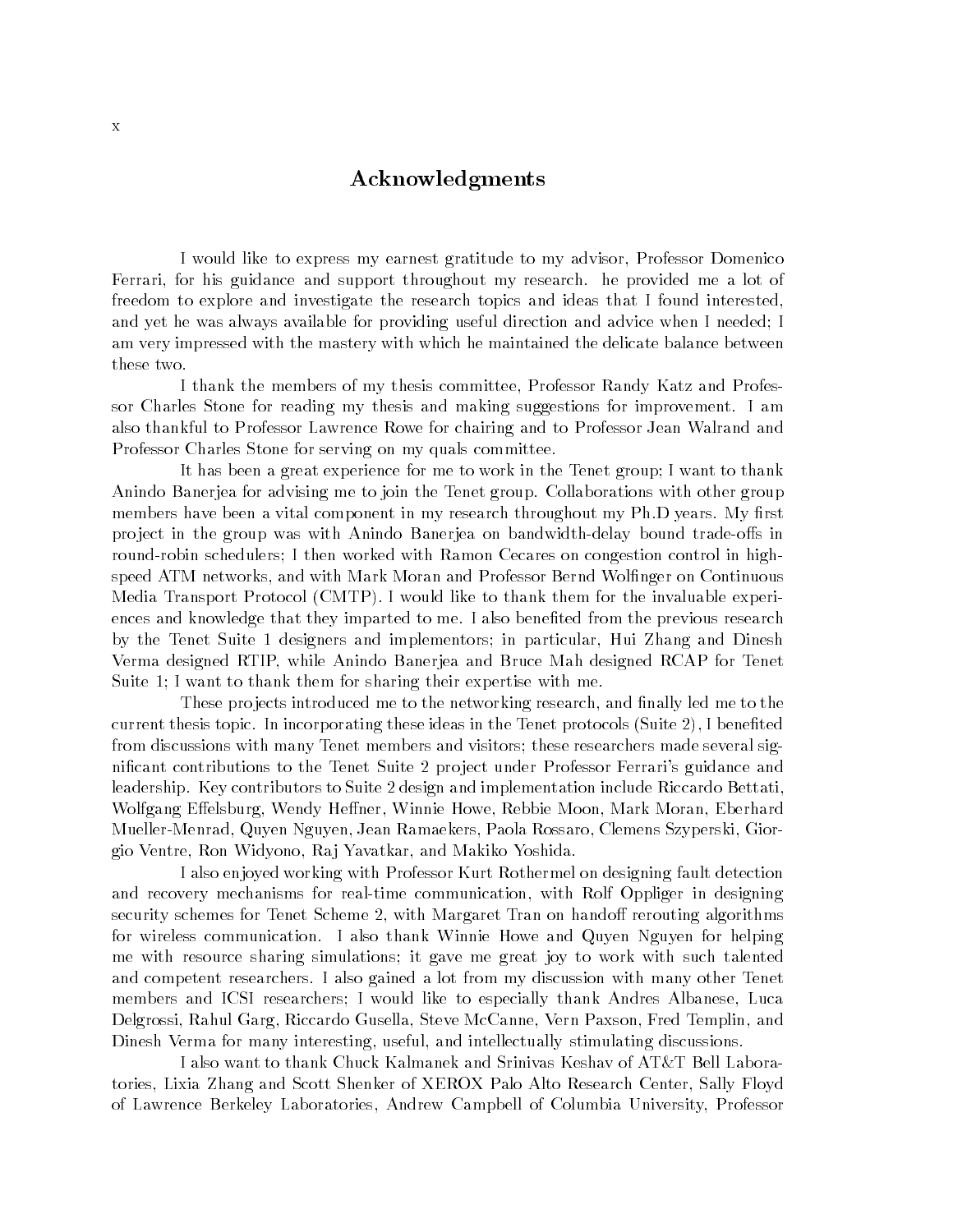# Acknowledgments

I would like to express my earnest gratitude to my advisor, Professor Domenico Ferrari, for his guidance and support throughout my research. he provided me a lot of freedom to explore and investigate the research topics and ideas that I found interested, and yet he was always available for providing useful direction and advice when I needed; I am very impressed with the mastery with which he maintained the delicate balance between these two.

I thank the members of my thesis committee, Professor Randy Katz and Professor Charles Stone for reading my thesis and making suggestions for improvement. I am also thankful to Professor Lawrence Rowe for chairing and to Professor Jean Walrand and Professor Charles Stone for serving on my quals committee.

It has been a great experience for me to work in the Tenet group; I want to thank Anindo Banerjea for advising me to join the Tenet group. Collaborations with other group members have been a vital component in my research throughout my Ph.D years. My first project in the group was with Anindo Banerjea on bandwidth-delay bound trade-offs in round-robin schedulers; I then worked with Ramon Cecares on congestion control in high-speed ATM networks, and with Mark Moran and Professor Bernd Wolfinger on Continuous Media Transport Protocol (CMTP). I would like to thank them for the invaluable experiences and knowledge that they imparted to me. I also benefited from the previous research by the Tenet Suite 1 designers and implementors; in particular, Hui Zhang and Dinesh Verma designed RTIP, while Anindo Banerjea and Bruce Mah designed RCAP for Tenet Suite 1; I want to thank them for sharing their expertise with me.

These projects introduced me to the networking research, and finally led me to the current thesis topic. In incorporating these ideas in the Tenet protocols (Suite 2), I benefited from discussions with many Tenet members and visitors; these researchers made several significant contributions to the Tenet Suite 2 project under Professor Ferrari's guidance and leadership. Key contributors to Suite 2 design and implementation include Riccardo Bettati, Wolfgang Effelsburg, Wendy Heffner, Winnie Howe, Rebbie Moon, Mark Moran, Eberhard Mueller-Menrad, Quyen Nguyen, Jean Ramaekers, Paola Rossaro, Clemens Szyperski, Giorgio Ventre, Ron Widyono, Raj Yavatkar, and Makiko Yoshida.

I also enjoyed working with Professor Kurt Rothermel on designing fault detection and recovery mechanisms for real-time communication, with Rolf Oppliger in designing security schemes for Tenet Scheme 2, with Margaret Tran on handoff rerouting algorithms for wireless communication. I also thank Winnie Howe and Quyen Nguyen for helping me with resource sharing simulations; it gave me great joy to work with such talented and competent researchers. I also gained a lot from my discussion with many other Tenet members and ICSI researchers; I would like to especially thank Andres Albanese, Luca Delgrossi, Rahul Garg, Riccardo Gusella, Steve McCanne, Vern Paxson, Fred Templin, and Dinesh Verma for many interesting, useful, and intellectually stimulating discussions.

I also want to thank Chuck Kalmanek and Srinivas Keshav of AT&T Bell Laboratories, Lixia Zhang and Scott Shenker of XEROX Palo Alto Research Center, Sally Floyd of Lawrence Berkeley Laboratories, Andrew Campbell of Columbia University, Professor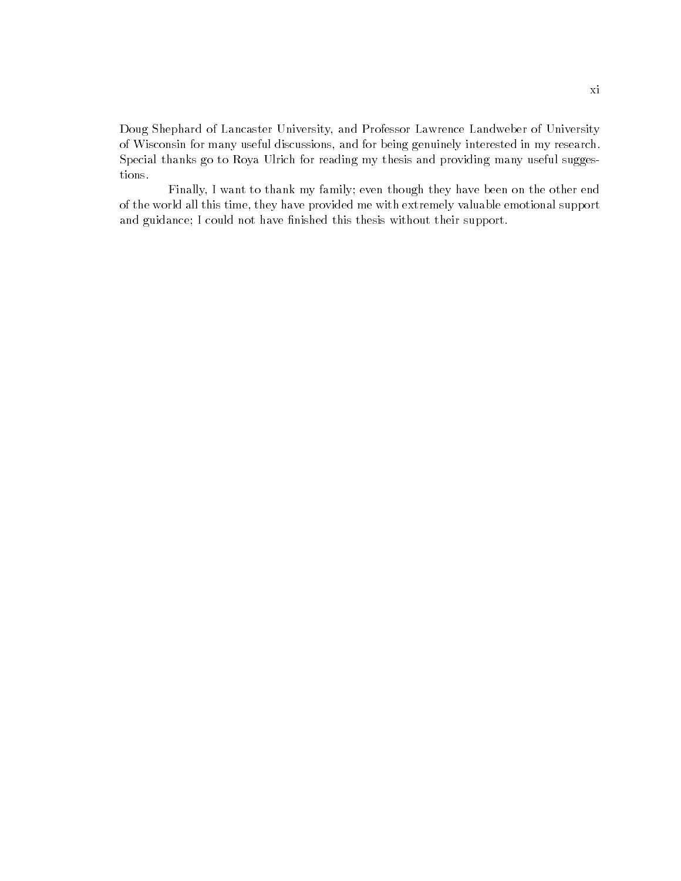Doug Shephard of Lancaster University, and Professor Lawrence Landweber of University of Wisconsin for many useful discussions, and for being genuinely interested in my research. Special thanks go to Roya Ulrich for reading my thesis and providing many useful suggestions.

Finally, I want to thank my family; even though they have been on the other end of the world all this time, they have provided me with extremely valuable emotional support and guidance; I could not have finished this thesis without their support.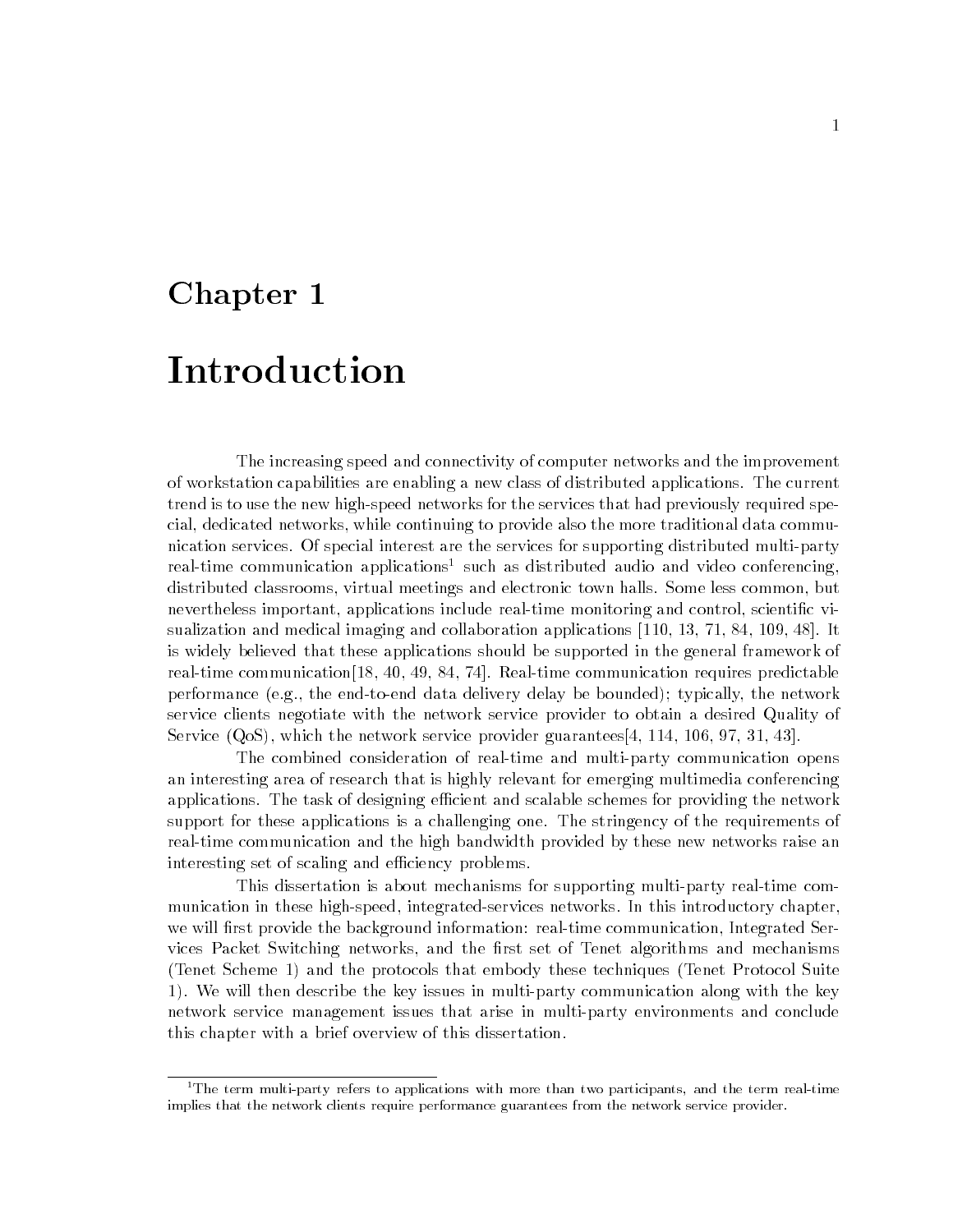# Chapter 1

# Introduction

The increasing speed and connectivity of computer networks and the improvement of workstation capabilities are enabling a new class of distributed applications. The current trend is to use the new high-speed networks for the services that had previously required special, dedicated networks, while continuing to provide also the more traditional data communication services. Of special interest are the services for supporting distributed multi-party real-time communication applications[1] such as distributed audio and video conferencing, distributed classrooms, virtual meetings and electronic town halls. Some less common, but nevertheless important, applications include real-time monitoring and control, scientific visualization and medical imaging and collaboration applications [110, 13, 71, 84, 109, 48]. It is widely believed that these applications should be supported in the general framework of real-time communication[18, 40, 49, 84, 74]. Real-time communication requires predictable performance (e.g., the end-to-end data delivery delay be bounded); typically, the network service clients negotiate with the network service provider to obtain a desired Quality of Service (QoS), which the network service provider guarantees[4, 114, 106, 97, 31, 43].

The combined consideration of real-time and multi-party communication opens an interesting area of research that is highly relevant for emerging multimedia conferencing applications. The task of designing efficient and scalable schemes for providing the network support for these applications is a challenging one. The stringency of the requirements of real-time communication and the high bandwidth provided by these new networks raise an interesting set of scaling and efficiency problems.

This dissertation is about mechanisms for supporting multi-party real-time communication in these high-speed, integrated-services networks. In this introductory chapter, we will first provide the background information: real-time communication, Integrated Services Packet Switching networks, and the first set of Tenet algorithms and mechanisms (Tenet Scheme 1) and the protocols that embody these techniques (Tenet Protocol Suite 1). We will then describe the key issues in multi-party communication along with the key network service management issues that arise in multi-party environments and conclude this chapter with a brief overview of this dissertation.

[1] The term multi-party refers to applications with more than two participants, and the term real-time implies that the network clients require performance guarantees from the network service provider.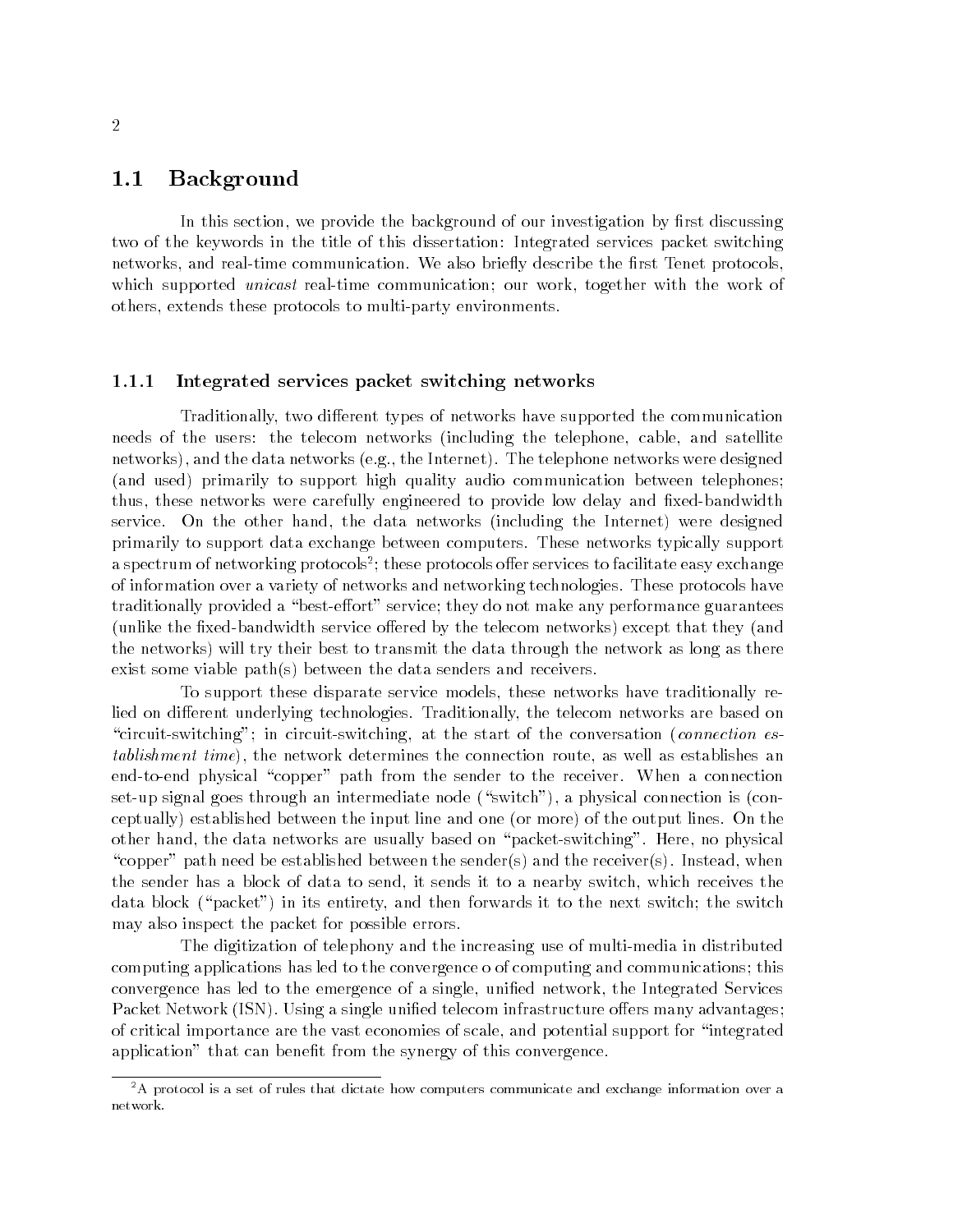## 1.1 Background

In this section, we provide the background of our investigation by first discussing two of the keywords in the title of this dissertation: Integrated services packet switching networks, and real-time communication. We also briefly describe the first Tenet protocols, which supported *unicast* real-time communication; our work, together with the work of others, extends these protocols to multi-party environments.

### 1.1.1 Integrated services packet switching networks

Traditionally, two different types of networks have supported the communication needs of the users: the telecom networks (including the telephone, cable, and satellite networks), and the data networks (e.g., the Internet). The telephone networks were designed (and used) primarily to support high quality audio communication between telephones; thus, these networks were carefully engineered to provide low delay and fixed-bandwidth service. On the other hand, the data networks (including the Internet) were designed primarily to support data exchange between computers. These networks typically support a spectrum of networking protocols[2]; these protocols offer services to facilitate easy exchange of information over a variety of networks and networking technologies. These protocols have traditionally provided a "best-effort" service; they do not make any performance guarantees (unlike the fixed-bandwidth service offered by the telecom networks) except that they (and the networks) will try their best to transmit the data through the network as long as there exist some viable path(s) between the data senders and receivers.

To support these disparate service models, these networks have traditionally relied on different underlying technologies. Traditionally, the telecom networks are based on "circuit-switching"; in circuit-switching, at the start of the conversation (*connection establishment time*), the network determines the connection route, as well as establishes an end-to-end physical "copper" path from the sender to the receiver. When a connection set-up signal goes through an intermediate node ("switch"), a physical connection is (conceptually) established between the input line and one (or more) of the output lines. On the other hand, the data networks are usually based on "packet-switching". Here, no physical "copper" path need be established between the sender(s) and the receiver(s). Instead, when the sender has a block of data to send, it sends it to a nearby switch, which receives the data block ("packet") in its entirety, and then forwards it to the next switch; the switch may also inspect the packet for possible errors.

The digitization of telephony and the increasing use of multi-media in distributed computing applications has led to the convergence o of computing and communications; this convergence has led to the emergence of a single, unified network, the Integrated Services Packet Network (ISN). Using a single unified telecom infrastructure offers many advantages; of critical importance are the vast economies of scale, and potential support for "integrated application" that can benefit from the synergy of this convergence.

[2] A protocol is a set of rules that dictate how computers communicate and exchange information over a network.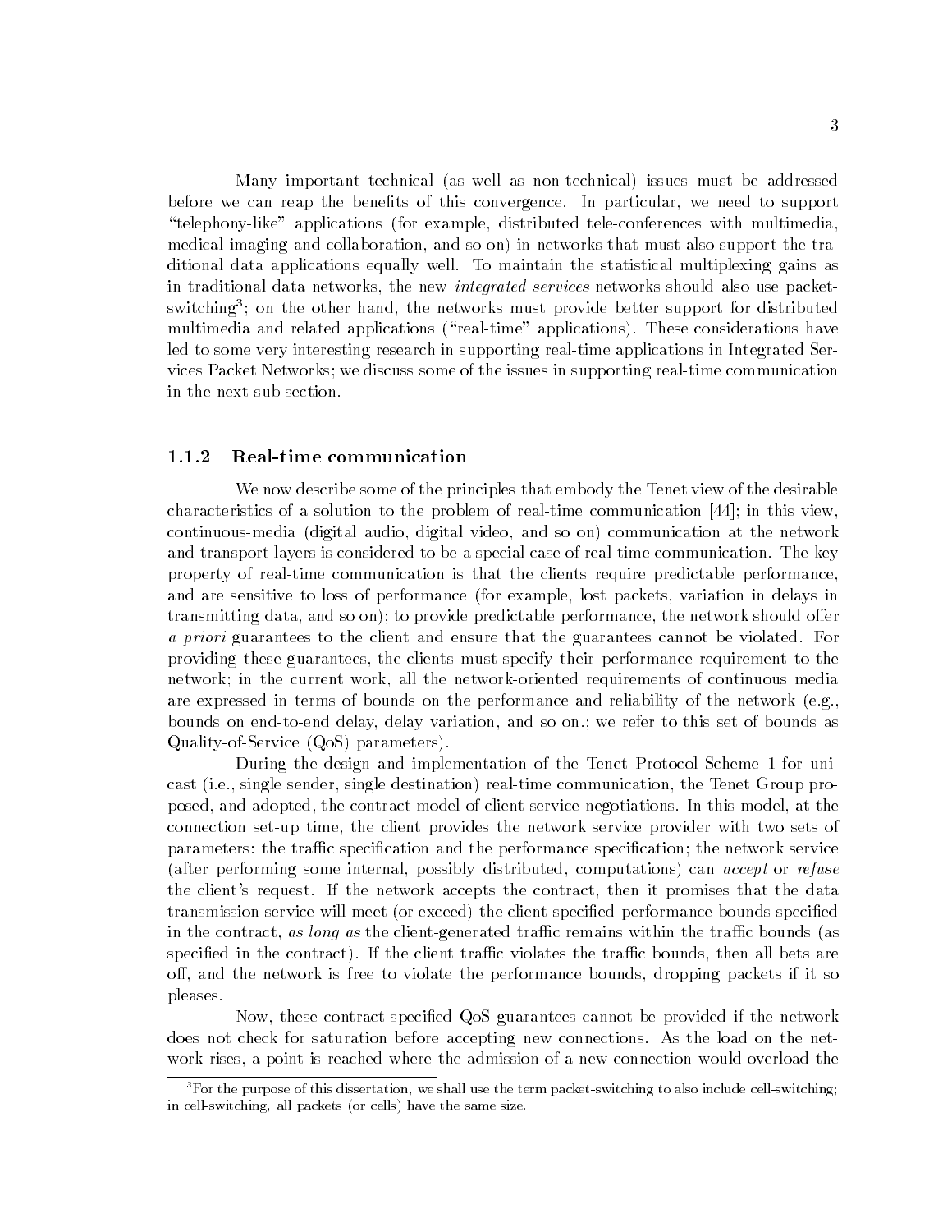Many important technical (as well as non-technical) issues must be addressed before we can reap the benefits of this convergence. In particular, we need to support "telephony-like" applications (for example, distributed tele-conferences with multimedia, medical imaging and collaboration, and so on) in networks that must also support the traditional data applications equally well. To maintain the statistical multiplexing gains as in traditional data networks, the new *integrated services* networks should also use packet-switching[3]; on the other hand, the networks must provide better support for distributed multimedia and related applications ("real-time" applications). These considerations have led to some very interesting research in supporting real-time applications in Integrated Services Packet Networks; we discuss some of the issues in supporting real-time communication in the next sub-section.

### 1.1.2 Real-time communication

We now describe some of the principles that embody the Tenet view of the desirable characteristics of a solution to the problem of real-time communication [44]; in this view, continuous-media (digital audio, digital video, and so on) communication at the network and transport layers is considered to be a special case of real-time communication. The key property of real-time communication is that the clients require predictable performance, and are sensitive to loss of performance (for example, lost packets, variation in delays in transmitting data, and so on); to provide predictable performance, the network should offer *a priori* guarantees to the client and ensure that the guarantees cannot be violated. For providing these guarantees, the clients must specify their performance requirement to the network; in the current work, all the network-oriented requirements of continuous media are expressed in terms of bounds on the performance and reliability of the network (e.g., bounds on end-to-end delay, delay variation, and so on.; we refer to this set of bounds as Quality-of-Service (QoS) parameters).

During the design and implementation of the Tenet Protocol Scheme 1 for unicast (i.e., single sender, single destination) real-time communication, the Tenet Group proposed, and adopted, the contract model of client-service negotiations. In this model, at the connection set-up time, the client provides the network service provider with two sets of parameters: the traffic specification and the performance specification; the network service (after performing some internal, possibly distributed, computations) can *accept* or *refuse* the client's request. If the network accepts the contract, then it promises that the data transmission service will meet (or exceed) the client-specified performance bounds specified in the contract, *as long as* the client-generated traffic remains within the traffic bounds (as specified in the contract). If the client traffic violates the traffic bounds, then all bets are off, and the network is free to violate the performance bounds, dropping packets if it so pleases.

Now, these contract-specified QoS guarantees cannot be provided if the network does not check for saturation before accepting new connections. As the load on the network rises, a point is reached where the admission of a new connection would overload the

[3] For the purpose of this dissertation, we shall use the term packet-switching to also include cell-switching; in cell-switching, all packets (or cells) have the same size.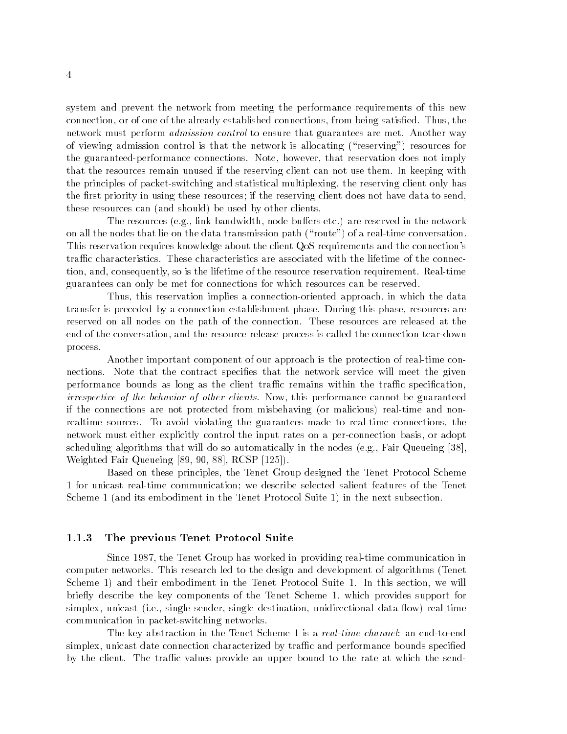system and prevent the network from meeting the performance requirements of this new connection, or of one of the already established connections, from being satisfied. Thus, the network must perform *admission control* to ensure that guarantees are met. Another way of viewing admission control is that the network is allocating ("reserving") resources for the guaranteed-performance connections. Note, however, that reservation does not imply that the resources remain unused if the reserving client can not use them. In keeping with the principles of packet-switching and statistical multiplexing, the reserving client only has the first priority in using these resources; if the reserving client does not have data to send, these resources can (and should) be used by other clients.

The resources (e.g., link bandwidth, node buffers etc.) are reserved in the network on all the nodes that lie on the data transmission path ("route") of a real-time conversation. This reservation requires knowledge about the client QoS requirements and the connection's traffic characteristics. These characteristics are associated with the lifetime of the connection, and, consequently, so is the lifetime of the resource reservation requirement. Real-time guarantees can only be met for connections for which resources can be reserved.

Thus, this reservation implies a connection-oriented approach, in which the data transfer is preceded by a connection establishment phase. During this phase, resources are reserved on all nodes on the path of the connection. These resources are released at the end of the conversation, and the resource release process is called the connection tear-down process.

Another important component of our approach is the protection of real-time connections. Note that the contract specifies that the network service will meet the given performance bounds as long as the client traffic remains within the traffic specification, *irrespective of the behavior of other clients*. Now, this performance cannot be guaranteed if the connections are not protected from misbehaving (or malicious) real-time and non-realtime sources. To avoid violating the guarantees made to real-time connections, the network must either explicitly control the input rates on a per-connection basis, or adopt scheduling algorithms that will do so automatically in the nodes (e.g., Fair Queueing [38], Weighted Fair Queueing [89, 90, 88], RCSP [125]).

Based on these principles, the Tenet Group designed the Tenet Protocol Scheme 1 for unicast real-time communication; we describe selected salient features of the Tenet Scheme 1 (and its embodiment in the Tenet Protocol Suite 1) in the next subsection.

### 1.1.3 The previous Tenet Protocol Suite

Since 1987, the Tenet Group has worked in providing real-time communication in computer networks. This research led to the design and development of algorithms (Tenet Scheme 1) and their embodiment in the Tenet Protocol Suite 1. In this section, we will briefly describe the key components of the Tenet Scheme 1, which provides support for simplex, unicast (i.e., single sender, single destination, unidirectional data flow) real-time communication in packet-switching networks.

The key abstraction in the Tenet Scheme 1 is a *real-time channel*: an end-to-end simplex, unicast date connection characterized by traffic and performance bounds specified by the client. The traffic values provide an upper bound to the rate at which the send-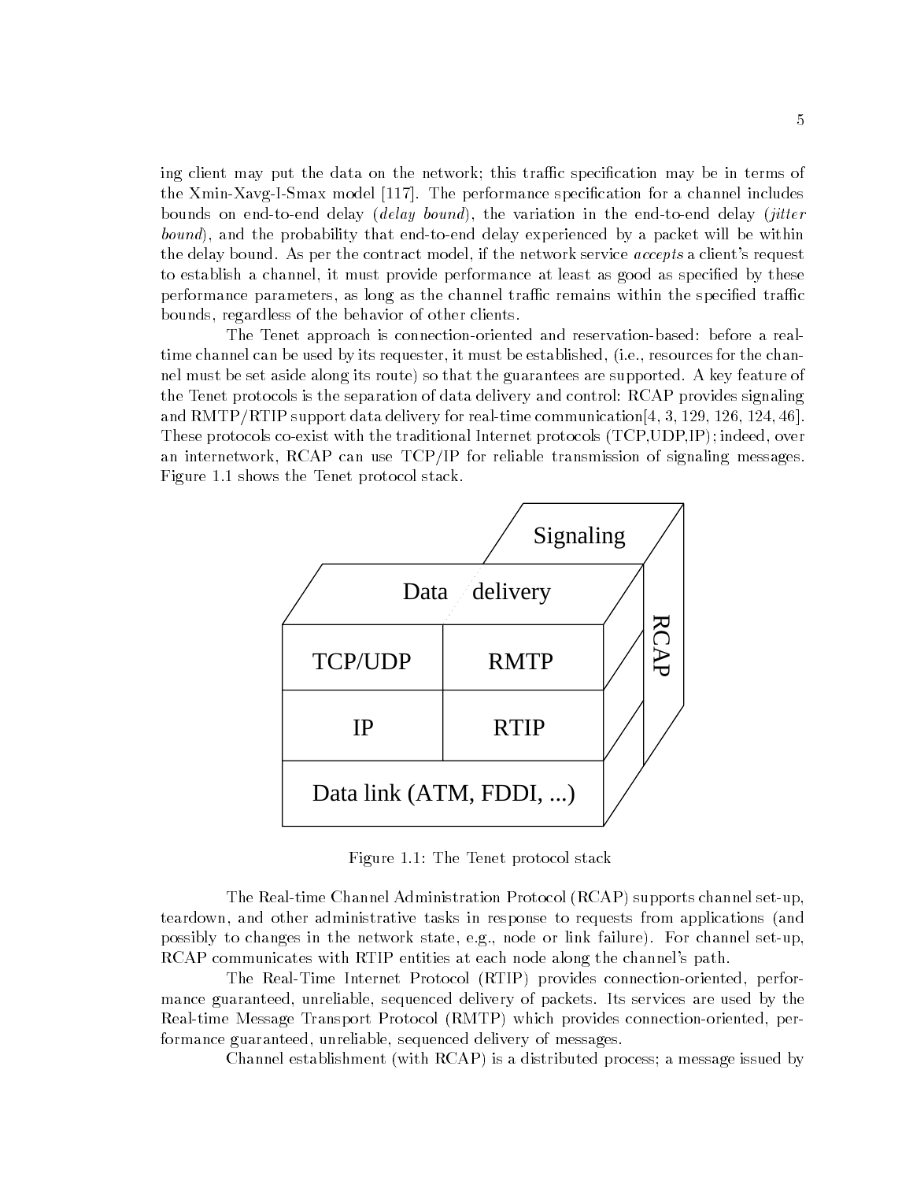ing client may put the data on the network; this traffic specification may be in terms of the Xmin-Xavg-I-Smax model [117]. The performance specification for a channel includes bounds on end-to-end delay (*delay bound*), the variation in the end-to-end delay (*jitter bound*), and the probability that end-to-end delay experienced by a packet will be within the delay bound. As per the contract model, if the network service *accepts* a client's request to establish a channel, it must provide performance at least as good as specified by these performance parameters, as long as the channel traffic remains within the specified traffic bounds, regardless of the behavior of other clients.

The Tenet approach is connection-oriented and reservation-based: before a real-time channel can be used by its requester, it must be established, (i.e., resources for the channel must be set aside along its route) so that the guarantees are supported. A key feature of the Tenet protocols is the separation of data delivery and control: RCAP provides signaling and RMTP/RTIP support data delivery for real-time communication[4, 3, 129, 126, 124, 46]. These protocols co-exist with the traditional Internet protocols (TCP,UDP,IP); indeed, over an internetwork, RCAP can use TCP/IP for reliable transmission of signaling messages. Figure 1.1 shows the Tenet protocol stack.

Signaling

Data delivery

RCAP

| TCP/UDP | RMTP |
|---|---|
| IP | RTIP |
| Data link (ATM, FDDI, ...) | |

Figure 1.1: The Tenet protocol stack

The Real-time Channel Administration Protocol (RCAP) supports channel set-up, teardown, and other administrative tasks in response to requests from applications (and possibly to changes in the network state, e.g., node or link failure). For channel set-up, RCAP communicates with RTIP entities at each node along the channel's path.

The Real-Time Internet Protocol (RTIP) provides connection-oriented, performance guaranteed, unreliable, sequenced delivery of packets. Its services are used by the Real-time Message Transport Protocol (RMTP) which provides connection-oriented, performance guaranteed, unreliable, sequenced delivery of messages.

Channel establishment (with RCAP) is a distributed process; a message issued by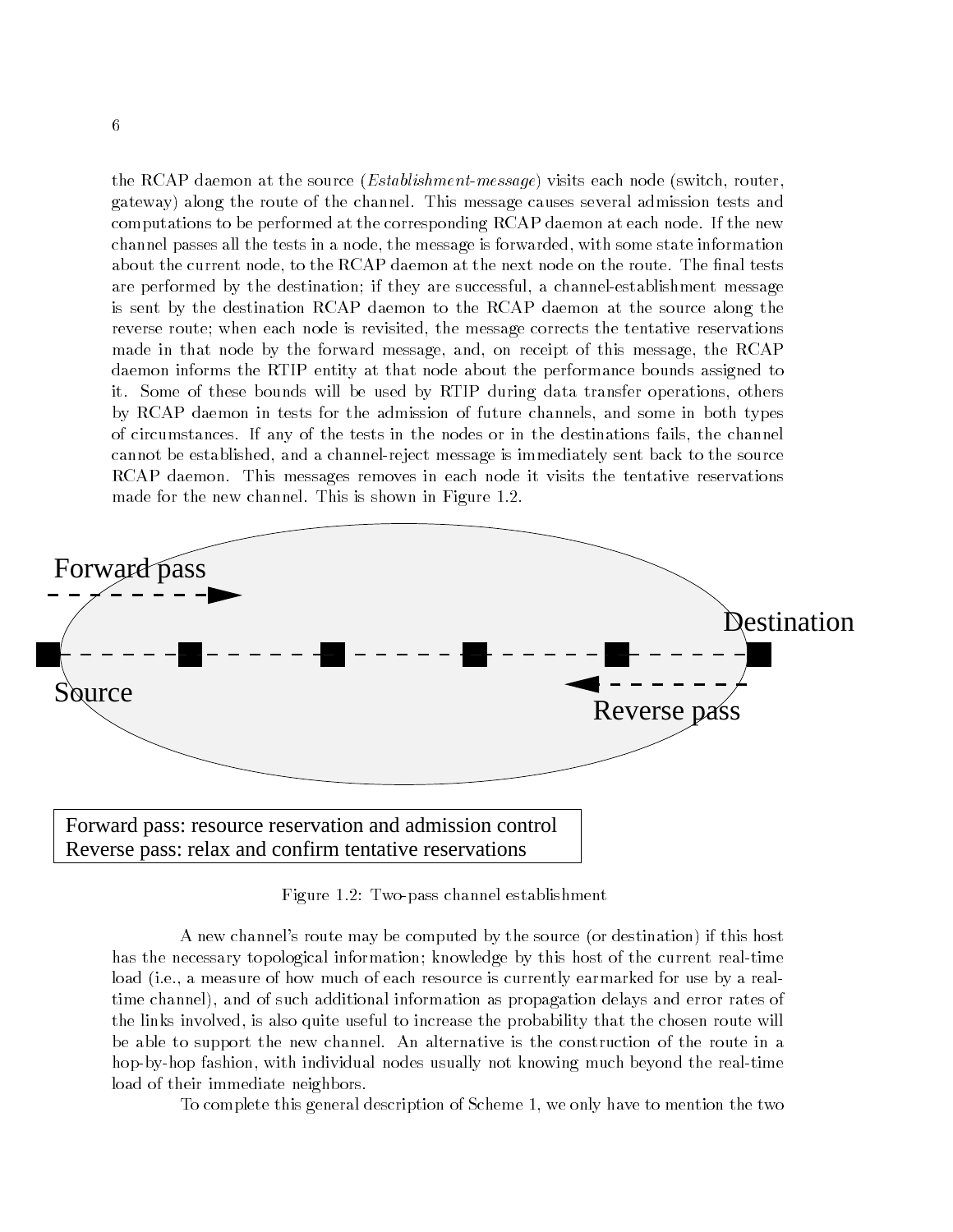the RCAP daemon at the source (*Establishment-message*) visits each node (switch, router, gateway) along the route of the channel. This message causes several admission tests and computations to be performed at the corresponding RCAP daemon at each node. If the new channel passes all the tests in a node, the message is forwarded, with some state information about the current node, to the RCAP daemon at the next node on the route. The final tests are performed by the destination; if they are successful, a channel-establishment message is sent by the destination RCAP daemon to the RCAP daemon at the source along the reverse route; when each node is revisited, the message corrects the tentative reservations made in that node by the forward message, and, on receipt of this message, the RCAP daemon informs the RTIP entity at that node about the performance bounds assigned to it. Some of these bounds will be used by RTIP during data transfer operations, others by RCAP daemon in tests for the admission of future channels, and some in both types of circumstances. If any of the tests in the nodes or in the destinations fails, the channel cannot be established, and a channel-reject message is immediately sent back to the source RCAP daemon. This messages removes in each node it visits the tentative reservations made for the new channel. This is shown in Figure 1.2.

Forward pass

Destination

Source

Reverse pass

Forward pass: resource reservation and admission control
Reverse pass: relax and confirm tentative reservations

Figure 1.2: Two-pass channel establishment

A new channel's route may be computed by the source (or destination) if this host has the necessary topological information; knowledge by this host of the current real-time load (i.e., a measure of how much of each resource is currently earmarked for use by a real-time channel), and of such additional information as propagation delays and error rates of the links involved, is also quite useful to increase the probability that the chosen route will be able to support the new channel. An alternative is the construction of the route in a hop-by-hop fashion, with individual nodes usually not knowing much beyond the real-time load of their immediate neighbors.

To complete this general description of Scheme 1, we only have to mention the two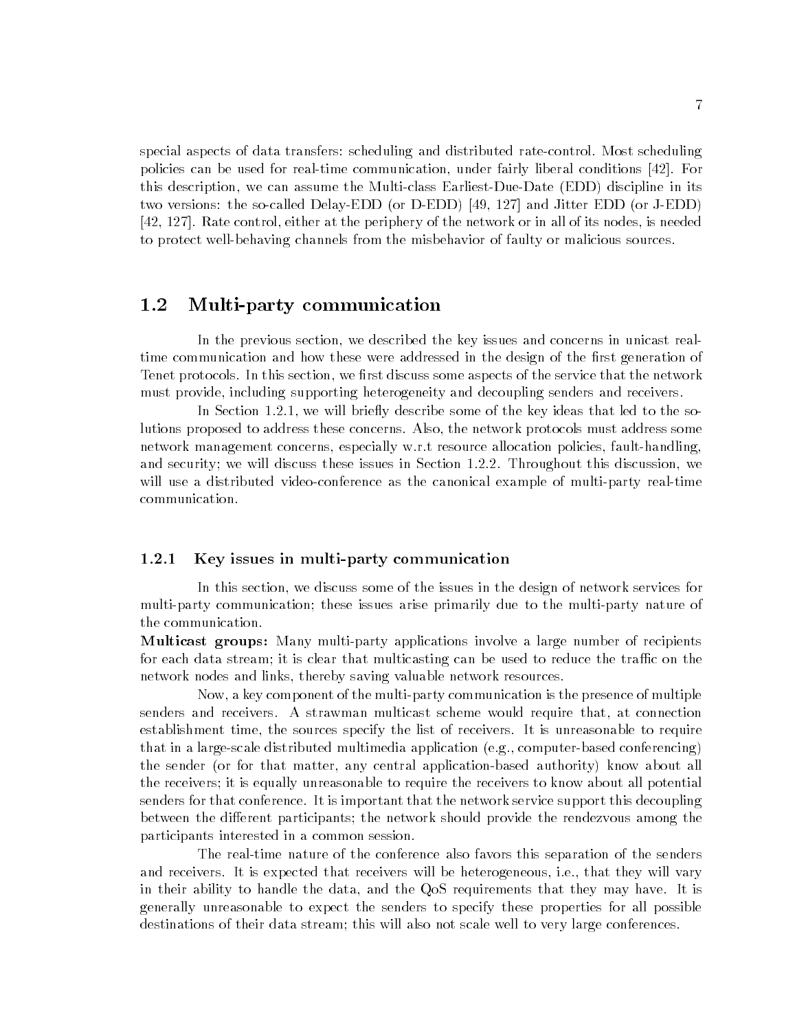special aspects of data transfers: scheduling and distributed rate-control. Most scheduling policies can be used for real-time communication, under fairly liberal conditions [42]. For this description, we can assume the Multi-class Earliest-Due-Date (EDD) discipline in its two versions: the so-called Delay-EDD (or D-EDD) [49, 127] and Jitter EDD (or J-EDD) [42, 127]. Rate control, either at the periphery of the network or in all of its nodes, is needed to protect well-behaving channels from the misbehavior of faulty or malicious sources.

## 1.2 Multi-party communication

In the previous section, we described the key issues and concerns in unicast real-time communication and how these were addressed in the design of the first generation of Tenet protocols. In this section, we first discuss some aspects of the service that the network must provide, including supporting heterogeneity and decoupling senders and receivers.

In Section 1.2.1, we will briefly describe some of the key ideas that led to the solutions proposed to address these concerns. Also, the network protocols must address some network management concerns, especially w.r.t resource allocation policies, fault-handling, and security; we will discuss these issues in Section 1.2.2. Throughout this discussion, we will use a distributed video-conference as the canonical example of multi-party real-time communication.

### 1.2.1 Key issues in multi-party communication

In this section, we discuss some of the issues in the design of network services for multi-party communication; these issues arise primarily due to the multi-party nature of the communication.

**Multicast groups:** Many multi-party applications involve a large number of recipients for each data stream; it is clear that multicasting can be used to reduce the traffic on the network nodes and links, thereby saving valuable network resources.

Now, a key component of the multi-party communication is the presence of multiple senders and receivers. A strawman multicast scheme would require that, at connection establishment time, the sources specify the list of receivers. It is unreasonable to require that in a large-scale distributed multimedia application (e.g., computer-based conferencing) the sender (or for that matter, any central application-based authority) know about all the receivers; it is equally unreasonable to require the receivers to know about all potential senders for that conference. It is important that the network service support this decoupling between the different participants; the network should provide the rendezvous among the participants interested in a common session.

The real-time nature of the conference also favors this separation of the senders and receivers. It is expected that receivers will be heterogeneous, i.e., that they will vary in their ability to handle the data, and the QoS requirements that they may have. It is generally unreasonable to expect the senders to specify these properties for all possible destinations of their data stream; this will also not scale well to very large conferences.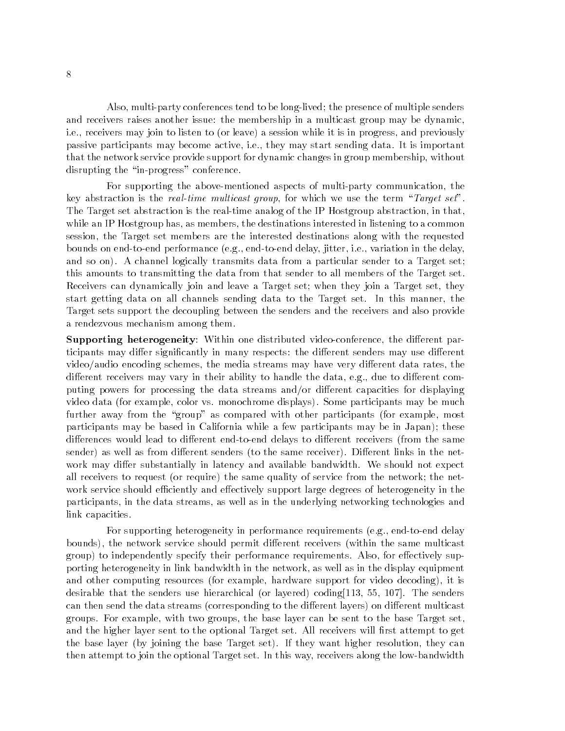Also, multi-party conferences tend to be long-lived; the presence of multiple senders and receivers raises another issue: the membership in a multicast group may be dynamic, i.e., receivers may join to listen to (or leave) a session while it is in progress, and previously passive participants may become active, i.e., they may start sending data. It is important that the network service provide support for dynamic changes in group membership, without disrupting the "in-progress" conference.

For supporting the above-mentioned aspects of multi-party communication, the key abstraction is the *real-time multicast group*, for which we use the term "*Target set*". The Target set abstraction is the real-time analog of the IP Hostgroup abstraction, in that, while an IP Hostgroup has, as members, the destinations interested in listening to a common session, the Target set members are the interested destinations along with the requested bounds on end-to-end performance (e.g., end-to-end delay, jitter, i.e., variation in the delay, and so on). A channel logically transmits data from a particular sender to a Target set; this amounts to transmitting the data from that sender to all members of the Target set. Receivers can dynamically join and leave a Target set; when they join a Target set, they start getting data on all channels sending data to the Target set. In this manner, the Target sets support the decoupling between the senders and the receivers and also provide a rendezvous mechanism among them.

**Supporting heterogeneity**: Within one distributed video-conference, the different participants may differ significantly in many respects: the different senders may use different video/audio encoding schemes, the media streams may have very different data rates, the different receivers may vary in their ability to handle the data, e.g., due to different computing powers for processing the data streams and/or different capacities for displaying video data (for example, color vs. monochrome displays). Some participants may be much further away from the "group" as compared with other participants (for example, most participants may be based in California while a few participants may be in Japan); these differences would lead to different end-to-end delays to different receivers (from the same sender) as well as from different senders (to the same receiver). Different links in the network may differ substantially in latency and available bandwidth. We should not expect all receivers to request (or require) the same quality of service from the network; the network service should efficiently and effectively support large degrees of heterogeneity in the participants, in the data streams, as well as in the underlying networking technologies and link capacities.

For supporting heterogeneity in performance requirements (e.g., end-to-end delay bounds), the network service should permit different receivers (within the same multicast group) to independently specify their performance requirements. Also, for effectively supporting heterogeneity in link bandwidth in the network, as well as in the display equipment and other computing resources (for example, hardware support for video decoding), it is desirable that the senders use hierarchical (or layered) coding[113, 55, 107]. The senders can then send the data streams (corresponding to the different layers) on different multicast groups. For example, with two groups, the base layer can be sent to the base Target set, and the higher layer sent to the optional Target set. All receivers will first attempt to get the base layer (by joining the base Target set). If they want higher resolution, they can then attempt to join the optional Target set. In this way, receivers along the low-bandwidth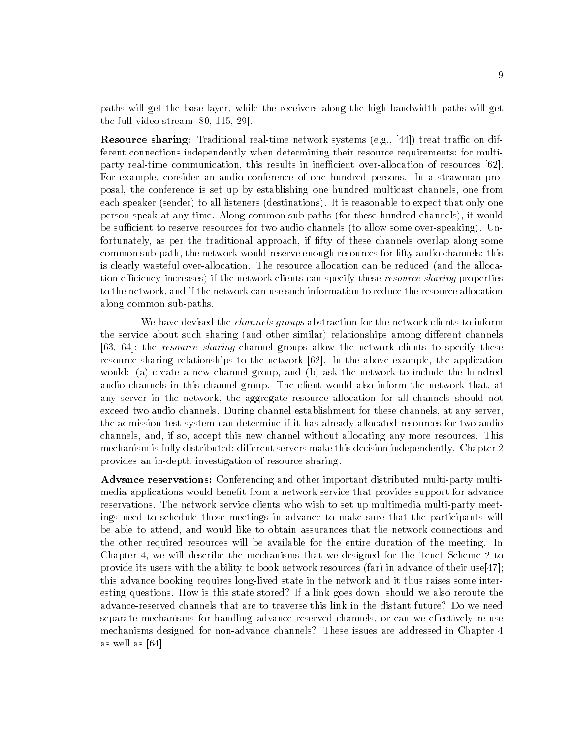paths will get the base layer, while the receivers along the high-bandwidth paths will get the full video stream [80, 115, 29].

**Resource sharing:** Traditional real-time network systems (e.g., [44]) treat traffic on different connections independently when determining their resource requirements; for multi-party real-time communication, this results in inefficient over-allocation of resources [62]. For example, consider an audio conference of one hundred persons. In a strawman proposal, the conference is set up by establishing one hundred multicast channels, one from each speaker (sender) to all listeners (destinations). It is reasonable to expect that only one person speak at any time. Along common sub-paths (for these hundred channels), it would be sufficient to reserve resources for two audio channels (to allow some over-speaking). Unfortunately, as per the traditional approach, if fifty of these channels overlap along some common sub-path, the network would reserve enough resources for fifty audio channels; this is clearly wasteful over-allocation. The resource allocation can be reduced (and the allocation efficiency increases) if the network clients can specify these *resource sharing* properties to the network, and if the network can use such information to reduce the resource allocation along common sub-paths.

We have devised the *channels groups* abstraction for the network clients to inform the service about such sharing (and other similar) relationships among different channels [63, 64]; the *resource sharing* channel groups allow the network clients to specify these resource sharing relationships to the network [62]. In the above example, the application would: (a) create a new channel group, and (b) ask the network to include the hundred audio channels in this channel group. The client would also inform the network that, at any server in the network, the aggregate resource allocation for all channels should not exceed two audio channels. During channel establishment for these channels, at any server, the admission test system can determine if it has already allocated resources for two audio channels, and, if so, accept this new channel without allocating any more resources. This mechanism is fully distributed; different servers make this decision independently. Chapter 2 provides an in-depth investigation of resource sharing.

**Advance reservations:** Conferencing and other important distributed multi-party multimedia applications would benefit from a network service that provides support for advance reservations. The network service clients who wish to set up multimedia multi-party meetings need to schedule those meetings in advance to make sure that the participants will be able to attend, and would like to obtain assurances that the network connections and the other required resources will be available for the entire duration of the meeting. In Chapter 4, we will describe the mechanisms that we designed for the Tenet Scheme 2 to provide its users with the ability to book network resources (far) in advance of their use[47]; this advance booking requires long-lived state in the network and it thus raises some interesting questions. How is this state stored? If a link goes down, should we also reroute the advance-reserved channels that are to traverse this link in the distant future? Do we need separate mechanisms for handling advance reserved channels, or can we effectively re-use mechanisms designed for non-advance channels? These issues are addressed in Chapter 4 as well as [64].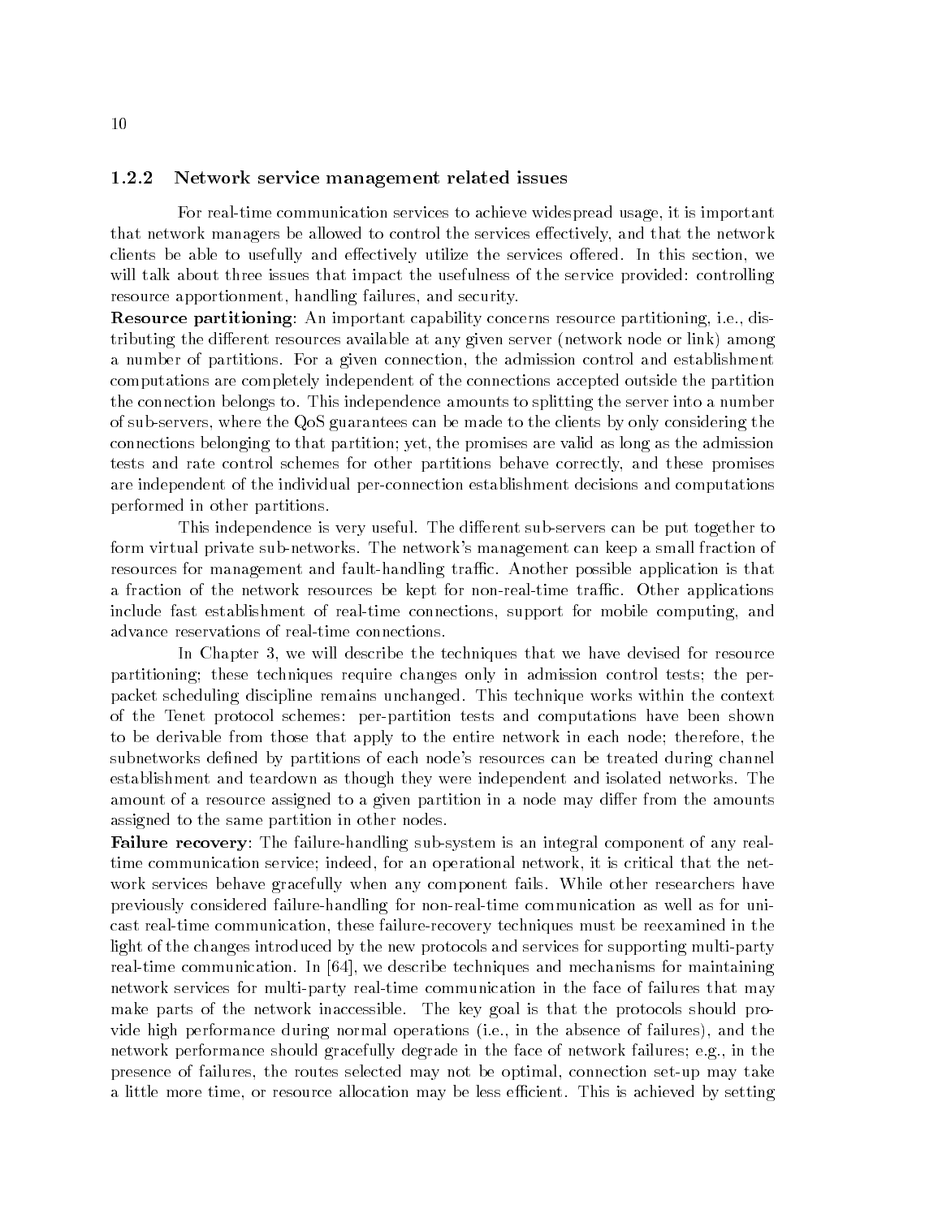### 1.2.2 Network service management related issues

For real-time communication services to achieve widespread usage, it is important that network managers be allowed to control the services effectively, and that the network clients be able to usefully and effectively utilize the services offered. In this section, we will talk about three issues that impact the usefulness of the service provided: controlling resource apportionment, handling failures, and security.

**Resource partitioning**: An important capability concerns resource partitioning, i.e., distributing the different resources available at any given server (network node or link) among a number of partitions. For a given connection, the admission control and establishment computations are completely independent of the connections accepted outside the partition the connection belongs to. This independence amounts to splitting the server into a number of sub-servers, where the QoS guarantees can be made to the clients by only considering the connections belonging to that partition; yet, the promises are valid as long as the admission tests and rate control schemes for other partitions behave correctly, and these promises are independent of the individual per-connection establishment decisions and computations performed in other partitions.

This independence is very useful. The different sub-servers can be put together to form virtual private sub-networks. The network's management can keep a small fraction of resources for management and fault-handling traffic. Another possible application is that a fraction of the network resources be kept for non-real-time traffic. Other applications include fast establishment of real-time connections, support for mobile computing, and advance reservations of real-time connections.

In Chapter 3, we will describe the techniques that we have devised for resource partitioning; these techniques require changes only in admission control tests; the per-packet scheduling discipline remains unchanged. This technique works within the context of the Tenet protocol schemes: per-partition tests and computations have been shown to be derivable from those that apply to the entire network in each node; therefore, the subnetworks defined by partitions of each node's resources can be treated during channel establishment and teardown as though they were independent and isolated networks. The amount of a resource assigned to a given partition in a node may differ from the amounts assigned to the same partition in other nodes.

**Failure recovery**: The failure-handling sub-system is an integral component of any real-time communication service; indeed, for an operational network, it is critical that the network services behave gracefully when any component fails. While other researchers have previously considered failure-handling for non-real-time communication as well as for unicast real-time communication, these failure-recovery techniques must be reexamined in the light of the changes introduced by the new protocols and services for supporting multi-party real-time communication. In [64], we describe techniques and mechanisms for maintaining network services for multi-party real-time communication in the face of failures that may make parts of the network inaccessible. The key goal is that the protocols should provide high performance during normal operations (i.e., in the absence of failures), and the network performance should gracefully degrade in the face of network failures; e.g., in the presence of failures, the routes selected may not be optimal, connection set-up may take a little more time, or resource allocation may be less efficient. This is achieved by setting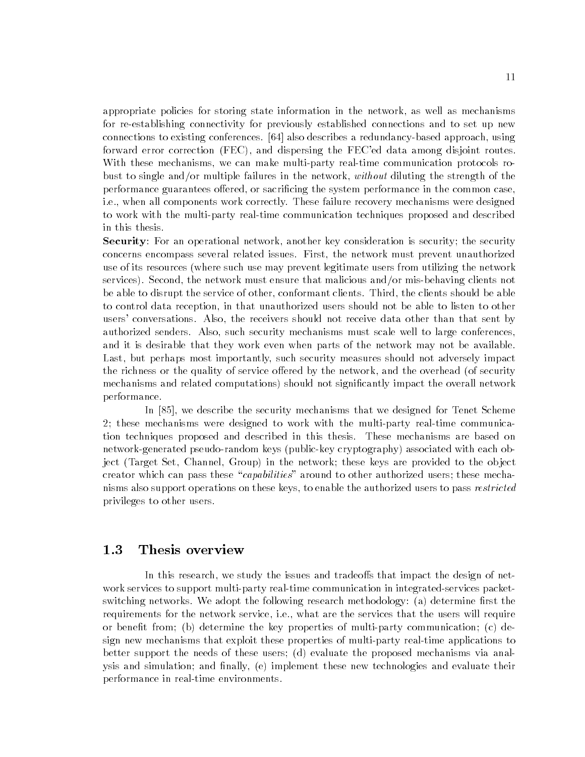appropriate policies for storing state information in the network, as well as mechanisms for re-establishing connectivity for previously established connections and to set up new connections to existing conferences. [64] also describes a redundancy-based approach, using forward error correction (FEC), and dispersing the FEC'ed data among disjoint routes. With these mechanisms, we can make multi-party real-time communication protocols robust to single and/or multiple failures in the network, *without* diluting the strength of the performance guarantees offered, or sacrificing the system performance in the common case, i.e., when all components work correctly. These failure recovery mechanisms were designed to work with the multi-party real-time communication techniques proposed and described in this thesis.

**Security**: For an operational network, another key consideration is security; the security concerns encompass several related issues. First, the network must prevent unauthorized use of its resources (where such use may prevent legitimate users from utilizing the network services). Second, the network must ensure that malicious and/or mis-behaving clients not be able to disrupt the service of other, conformant clients. Third, the clients should be able to control data reception, in that unauthorized users should not be able to listen to other users' conversations. Also, the receivers should not receive data other than that sent by authorized senders. Also, such security mechanisms must scale well to large conferences, and it is desirable that they work even when parts of the network may not be available. Last, but perhaps most importantly, such security measures should not adversely impact the richness or the quality of service offered by the network, and the overhead (of security mechanisms and related computations) should not significantly impact the overall network performance.

In [85], we describe the security mechanisms that we designed for Tenet Scheme 2; these mechanisms were designed to work with the multi-party real-time communication techniques proposed and described in this thesis. These mechanisms are based on network-generated pseudo-random keys (public-key cryptography) associated with each object (Target Set, Channel, Group) in the network; these keys are provided to the object creator which can pass these "*capabilities*" around to other authorized users; these mechanisms also support operations on these keys, to enable the authorized users to pass *restricted* privileges to other users.

## 1.3 Thesis overview

In this research, we study the issues and tradeoffs that impact the design of network services to support multi-party real-time communication in integrated-services packet-switching networks. We adopt the following research methodology: (a) determine first the requirements for the network service, i.e., what are the services that the users will require or benefit from; (b) determine the key properties of multi-party communication; (c) design new mechanisms that exploit these properties of multi-party real-time applications to better support the needs of these users; (d) evaluate the proposed mechanisms via analysis and simulation; and finally, (e) implement these new technologies and evaluate their performance in real-time environments.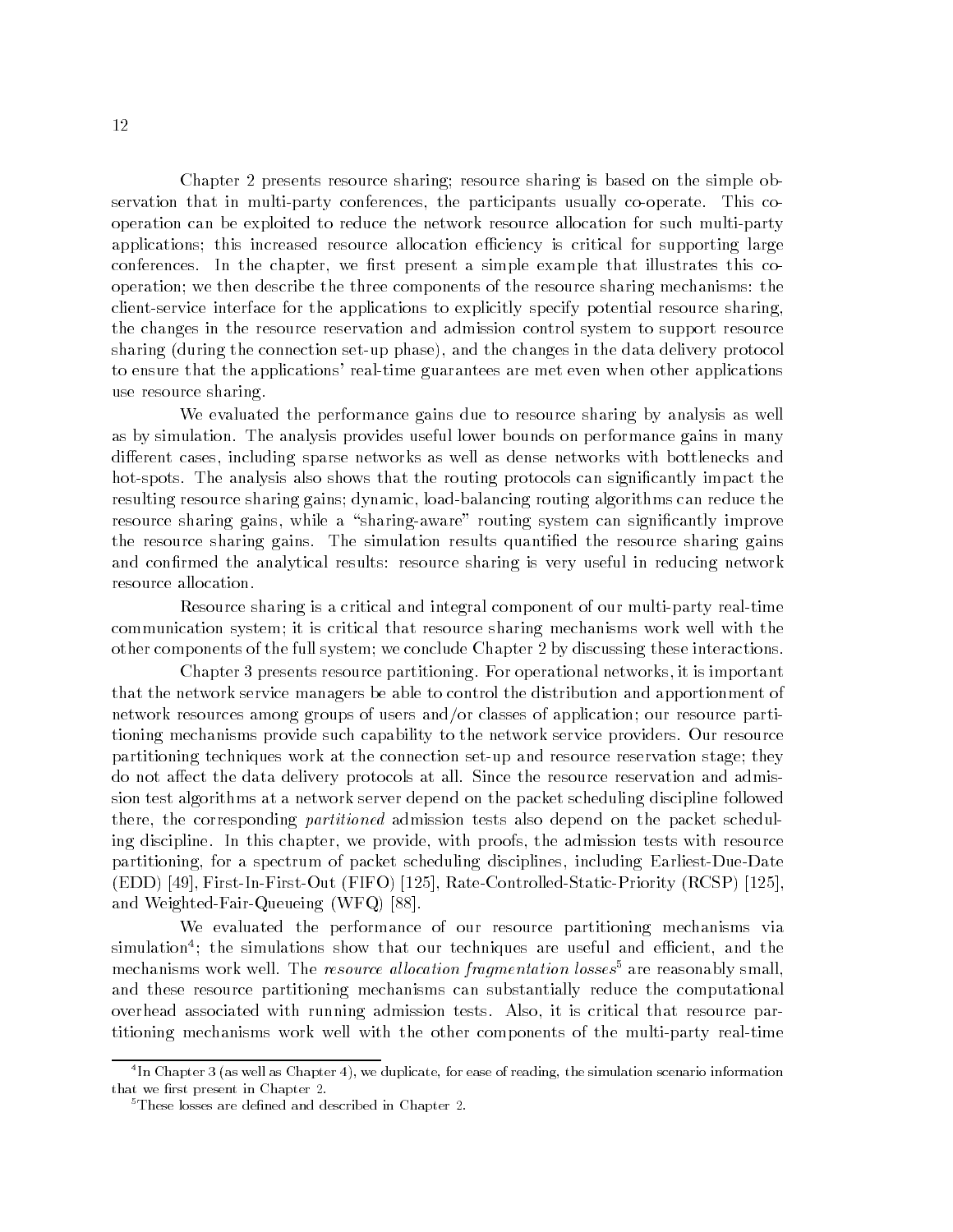Chapter 2 presents resource sharing; resource sharing is based on the simple observation that in multi-party conferences, the participants usually co-operate. This co-operation can be exploited to reduce the network resource allocation for such multi-party applications; this increased resource allocation efficiency is critical for supporting large conferences. In the chapter, we first present a simple example that illustrates this co-operation; we then describe the three components of the resource sharing mechanisms: the client-service interface for the applications to explicitly specify potential resource sharing, the changes in the resource reservation and admission control system to support resource sharing (during the connection set-up phase), and the changes in the data delivery protocol to ensure that the applications' real-time guarantees are met even when other applications use resource sharing.

We evaluated the performance gains due to resource sharing by analysis as well as by simulation. The analysis provides useful lower bounds on performance gains in many different cases, including sparse networks as well as dense networks with bottlenecks and hot-spots. The analysis also shows that the routing protocols can significantly impact the resulting resource sharing gains; dynamic, load-balancing routing algorithms can reduce the resource sharing gains, while a "sharing-aware" routing system can significantly improve the resource sharing gains. The simulation results quantified the resource sharing gains and confirmed the analytical results: resource sharing is very useful in reducing network resource allocation.

Resource sharing is a critical and integral component of our multi-party real-time communication system; it is critical that resource sharing mechanisms work well with the other components of the full system; we conclude Chapter 2 by discussing these interactions.

Chapter 3 presents resource partitioning. For operational networks, it is important that the network service managers be able to control the distribution and apportionment of network resources among groups of users and/or classes of application; our resource partitioning mechanisms provide such capability to the network service providers. Our resource partitioning techniques work at the connection set-up and resource reservation stage; they do not affect the data delivery protocols at all. Since the resource reservation and admission test algorithms at a network server depend on the packet scheduling discipline followed there, the corresponding *partitioned* admission tests also depend on the packet scheduling discipline. In this chapter, we provide, with proofs, the admission tests with resource partitioning, for a spectrum of packet scheduling disciplines, including Earliest-Due-Date (EDD) [49], First-In-First-Out (FIFO) [125], Rate-Controlled-Static-Priority (RCSP) [125], and Weighted-Fair-Queueing (WFQ) [88].

We evaluated the performance of our resource partitioning mechanisms via simulation[4]; the simulations show that our techniques are useful and efficient, and the mechanisms work well. The *resource allocation fragmentation losses*[5] are reasonably small, and these resource partitioning mechanisms can substantially reduce the computational overhead associated with running admission tests. Also, it is critical that resource partitioning mechanisms work well with the other components of the multi-party real-time

[4] In Chapter 3 (as well as Chapter 4), we duplicate, for ease of reading, the simulation scenario information that we first present in Chapter 2.

[5] These losses are defined and described in Chapter 2.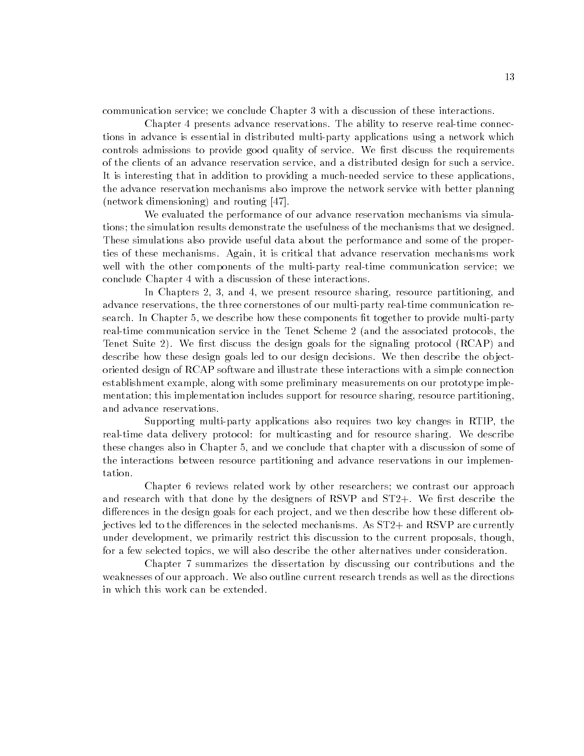communication service; we conclude Chapter 3 with a discussion of these interactions.

Chapter 4 presents advance reservations. The ability to reserve real-time connections in advance is essential in distributed multi-party applications using a network which controls admissions to provide good quality of service. We first discuss the requirements of the clients of an advance reservation service, and a distributed design for such a service. It is interesting that in addition to providing a much-needed service to these applications, the advance reservation mechanisms also improve the network service with better planning (network dimensioning) and routing [47].

We evaluated the performance of our advance reservation mechanisms via simulations; the simulation results demonstrate the usefulness of the mechanisms that we designed. These simulations also provide useful data about the performance and some of the properties of these mechanisms. Again, it is critical that advance reservation mechanisms work well with the other components of the multi-party real-time communication service; we conclude Chapter 4 with a discussion of these interactions.

In Chapters 2, 3, and 4, we present resource sharing, resource partitioning, and advance reservations, the three cornerstones of our multi-party real-time communication research. In Chapter 5, we describe how these components fit together to provide multi-party real-time communication service in the Tenet Scheme 2 (and the associated protocols, the Tenet Suite 2). We first discuss the design goals for the signaling protocol (RCAP) and describe how these design goals led to our design decisions. We then describe the object-oriented design of RCAP software and illustrate these interactions with a simple connection establishment example, along with some preliminary measurements on our prototype implementation; this implementation includes support for resource sharing, resource partitioning, and advance reservations.

Supporting multi-party applications also requires two key changes in RTIP, the real-time data delivery protocol: for multicasting and for resource sharing. We describe these changes also in Chapter 5, and we conclude that chapter with a discussion of some of the interactions between resource partitioning and advance reservations in our implementation.

Chapter 6 reviews related work by other researchers; we contrast our approach and research with that done by the designers of RSVP and ST2+. We first describe the differences in the design goals for each project, and we then describe how these different objectives led to the differences in the selected mechanisms. As ST2+ and RSVP are currently under development, we primarily restrict this discussion to the current proposals, though, for a few selected topics, we will also describe the other alternatives under consideration.

Chapter 7 summarizes the dissertation by discussing our contributions and the weaknesses of our approach. We also outline current research trends as well as the directions in which this work can be extended.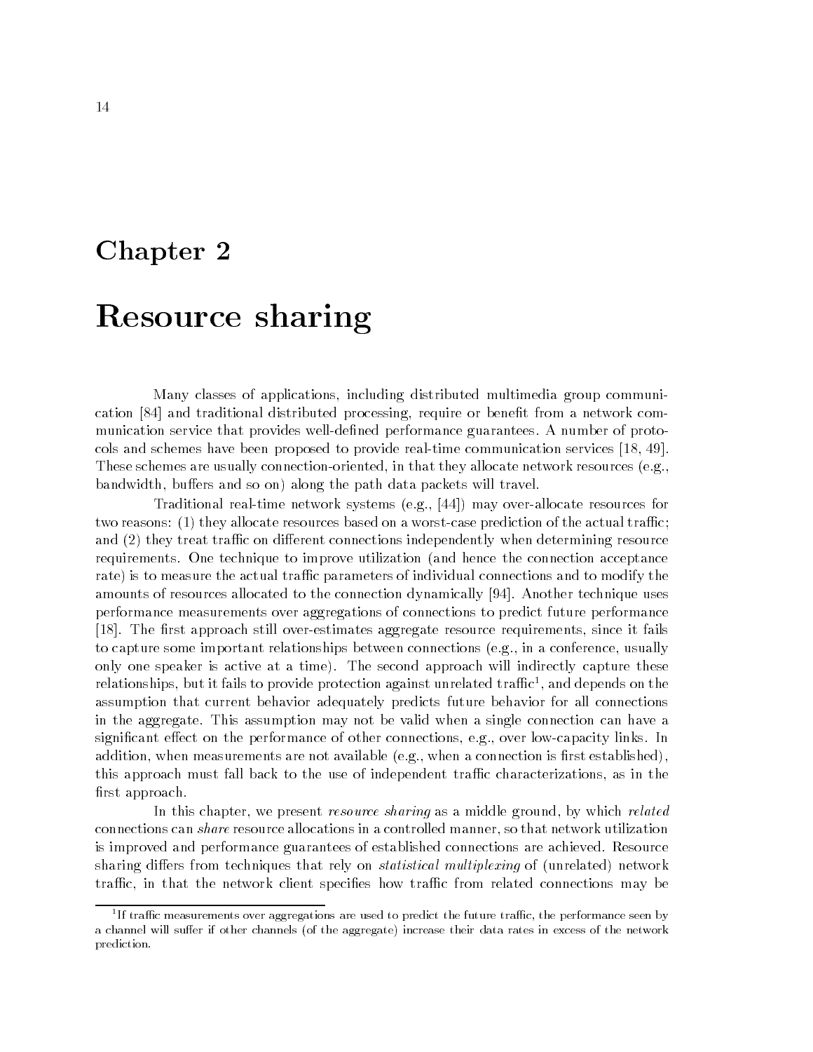# Chapter 2

# Resource sharing

Many classes of applications, including distributed multimedia group communication [84] and traditional distributed processing, require or benefit from a network communication service that provides well-defined performance guarantees. A number of protocols and schemes have been proposed to provide real-time communication services [18, 49]. These schemes are usually connection-oriented, in that they allocate network resources (e.g., bandwidth, buffers and so on) along the path data packets will travel.

Traditional real-time network systems (e.g., [44]) may over-allocate resources for two reasons: (1) they allocate resources based on a worst-case prediction of the actual traffic; and (2) they treat traffic on different connections independently when determining resource requirements. One technique to improve utilization (and hence the connection acceptance rate) is to measure the actual traffic parameters of individual connections and to modify the amounts of resources allocated to the connection dynamically [94]. Another technique uses performance measurements over aggregations of connections to predict future performance [18]. The first approach still over-estimates aggregate resource requirements, since it fails to capture some important relationships between connections (e.g., in a conference, usually only one speaker is active at a time). The second approach will indirectly capture these relationships, but it fails to provide protection against unrelated traffic[1], and depends on the assumption that current behavior adequately predicts future behavior for all connections in the aggregate. This assumption may not be valid when a single connection can have a significant effect on the performance of other connections, e.g., over low-capacity links. In addition, when measurements are not available (e.g., when a connection is first established), this approach must fall back to the use of independent traffic characterizations, as in the first approach.

In this chapter, we present *resource sharing* as a middle ground, by which *related* connections can *share* resource allocations in a controlled manner, so that network utilization is improved and performance guarantees of established connections are achieved. Resource sharing differs from techniques that rely on *statistical multiplexing* of (unrelated) network traffic, in that the network client specifies how traffic from related connections may be

[1] If traffic measurements over aggregations are used to predict the future traffic, the performance seen by a channel will suffer if other channels (of the aggregate) increase their data rates in excess of the network prediction.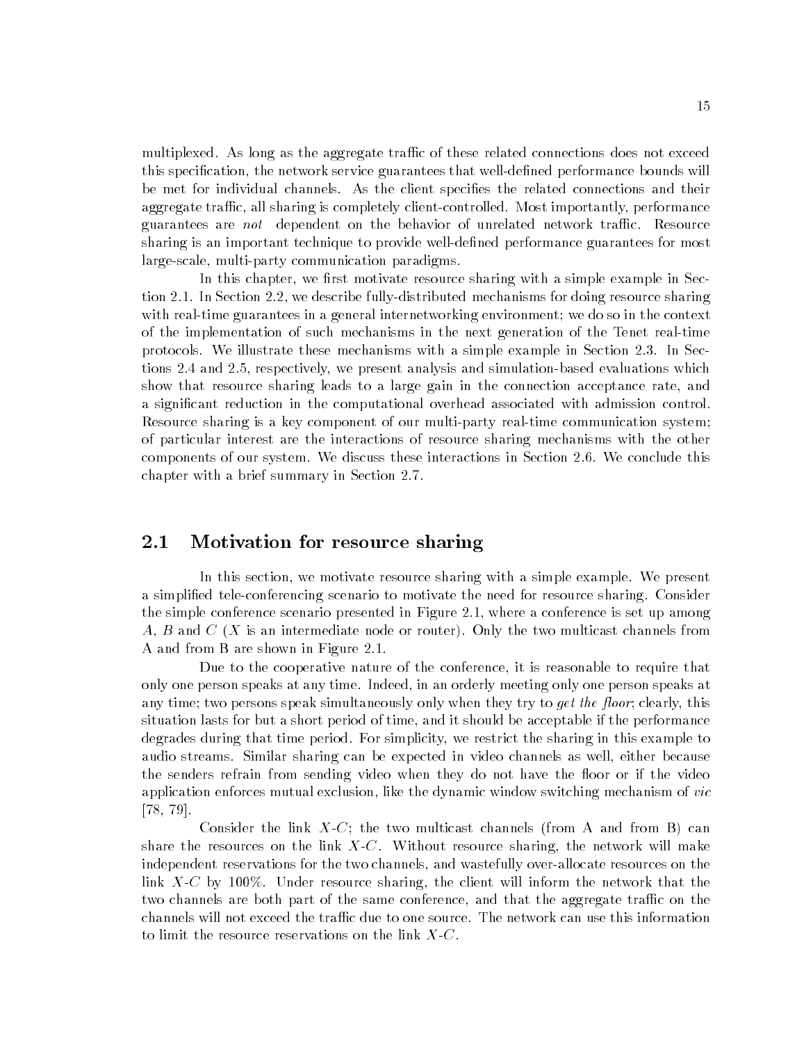multiplexed. As long as the aggregate traffic of these related connections does not exceed this specification, the network service guarantees that well-defined performance bounds will be met for individual channels. As the client specifies the related connections and their aggregate traffic, all sharing is completely client-controlled. Most importantly, performance guarantees are *not* dependent on the behavior of unrelated network traffic. Resource sharing is an important technique to provide well-defined performance guarantees for most large-scale, multi-party communication paradigms.

In this chapter, we first motivate resource sharing with a simple example in Section 2.1. In Section 2.2, we describe fully-distributed mechanisms for doing resource sharing with real-time guarantees in a general internetworking environment; we do so in the context of the implementation of such mechanisms in the next generation of the Tenet real-time protocols. We illustrate these mechanisms with a simple example in Section 2.3. In Sections 2.4 and 2.5, respectively, we present analysis and simulation-based evaluations which show that resource sharing leads to a large gain in the connection acceptance rate, and a significant reduction in the computational overhead associated with admission control. Resource sharing is a key component of our multi-party real-time communication system; of particular interest are the interactions of resource sharing mechanisms with the other components of our system. We discuss these interactions in Section 2.6. We conclude this chapter with a brief summary in Section 2.7.

## 2.1 Motivation for resource sharing

In this section, we motivate resource sharing with a simple example. We present a simplified tele-conferencing scenario to motivate the need for resource sharing. Consider the simple conference scenario presented in Figure 2.1, where a conference is set up among $A$, $B$ and $C$ ($X$ is an intermediate node or router). Only the two multicast channels from A and from B are shown in Figure 2.1.

Due to the cooperative nature of the conference, it is reasonable to require that only one person speaks at any time. Indeed, in an orderly meeting only one person speaks at any time; two persons speak simultaneously only when they try to *get the floor*; clearly, this situation lasts for but a short period of time, and it should be acceptable if the performance degrades during that time period. For simplicity, we restrict the sharing in this example to audio streams. Similar sharing can be expected in video channels as well, either because the senders refrain from sending video when they do not have the floor or if the video application enforces mutual exclusion, like the dynamic window switching mechanism of *vic* [78, 79].

Consider the link $X$-$C$; the two multicast channels (from A and from B) can share the resources on the link $X$-$C$. Without resource sharing, the network will make independent reservations for the two channels, and wastefully over-allocate resources on the link $X$-$C$ by 100%. Under resource sharing, the client will inform the network that the two channels are both part of the same conference, and that the aggregate traffic on the channels will not exceed the traffic due to one source. The network can use this information to limit the resource reservations on the link $X$-$C$.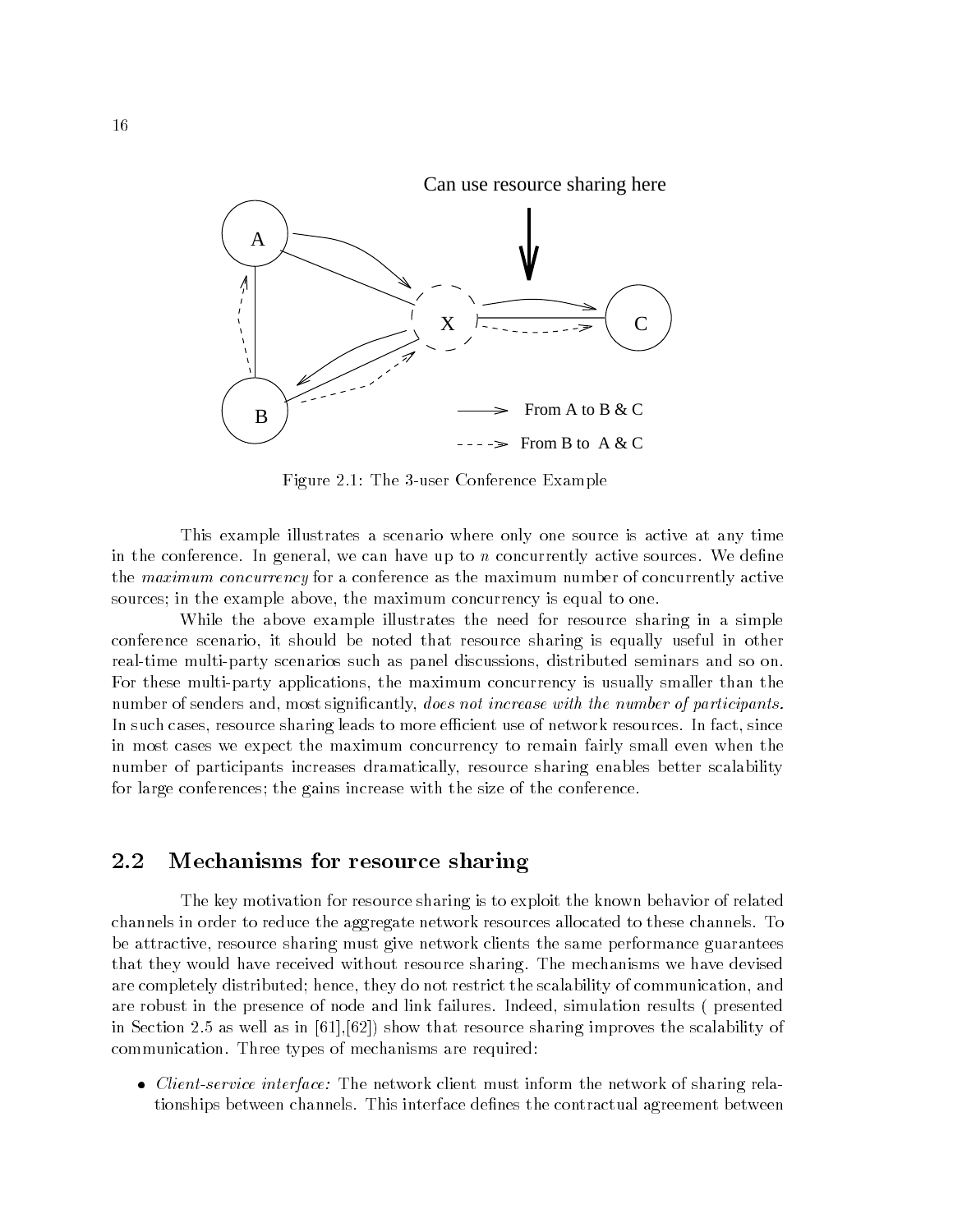Figure 2.1: The 3-user Conference Example

This example illustrates a scenario where only one source is active at any time in the conference. In general, we can have up to $n$ concurrently active sources. We define the *maximum concurrency* for a conference as the maximum number of concurrently active sources; in the example above, the maximum concurrency is equal to one.

While the above example illustrates the need for resource sharing in a simple conference scenario, it should be noted that resource sharing is equally useful in other real-time multi-party scenarios such as panel discussions, distributed seminars and so on. For these multi-party applications, the maximum concurrency is usually smaller than the number of senders and, most significantly, *does not increase with the number of participants.* In such cases, resource sharing leads to more efficient use of network resources. In fact, since in most cases we expect the maximum concurrency to remain fairly small even when the number of participants increases dramatically, resource sharing enables better scalability for large conferences; the gains increase with the size of the conference.

## 2.2 Mechanisms for resource sharing

The key motivation for resource sharing is to exploit the known behavior of related channels in order to reduce the aggregate network resources allocated to these channels. To be attractive, resource sharing must give network clients the same performance guarantees that they would have received without resource sharing. The mechanisms we have devised are completely distributed; hence, they do not restrict the scalability of communication, and are robust in the presence of node and link failures. Indeed, simulation results ( presented in Section 2.5 as well as in [61],[62]) show that resource sharing improves the scalability of communication. Three types of mechanisms are required:

- *Client-service interface:* The network client must inform the network of sharing relationships between channels. This interface defines the contractual agreement between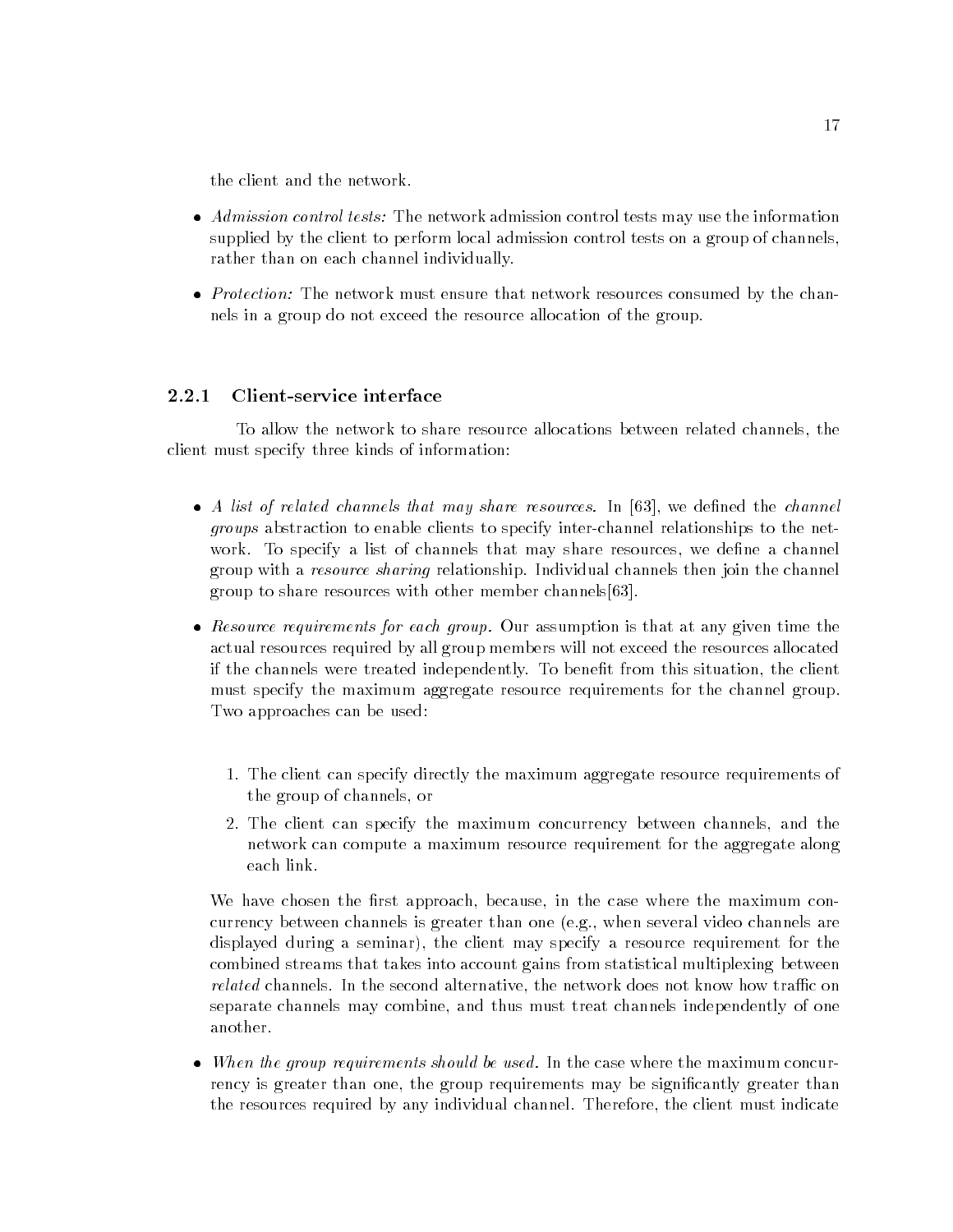the client and the network.

- *Admission control tests:* The network admission control tests may use the information supplied by the client to perform local admission control tests on a group of channels, rather than on each channel individually.

- *Protection:* The network must ensure that network resources consumed by the channels in a group do not exceed the resource allocation of the group.

### 2.2.1 Client-service interface

To allow the network to share resource allocations between related channels, the client must specify three kinds of information:

- *A list of related channels that may share resources.* In [63], we defined the *channel groups* abstraction to enable clients to specify inter-channel relationships to the network. To specify a list of channels that may share resources, we define a channel group with a *resource sharing* relationship. Individual channels then join the channel group to share resources with other member channels[63].

- *Resource requirements for each group.* Our assumption is that at any given time the actual resources required by all group members will not exceed the resources allocated if the channels were treated independently. To benefit from this situation, the client must specify the maximum aggregate resource requirements for the channel group. Two approaches can be used:

  1. The client can specify directly the maximum aggregate resource requirements of the group of channels, or
  2. The client can specify the maximum concurrency between channels, and the network can compute a maximum resource requirement for the aggregate along each link.

  We have chosen the first approach, because, in the case where the maximum concurrency between channels is greater than one (e.g., when several video channels are displayed during a seminar), the client may specify a resource requirement for the combined streams that takes into account gains from statistical multiplexing between *related* channels. In the second alternative, the network does not know how traffic on separate channels may combine, and thus must treat channels independently of one another.

- *When the group requirements should be used.* In the case where the maximum concurrency is greater than one, the group requirements may be significantly greater than the resources required by any individual channel. Therefore, the client must indicate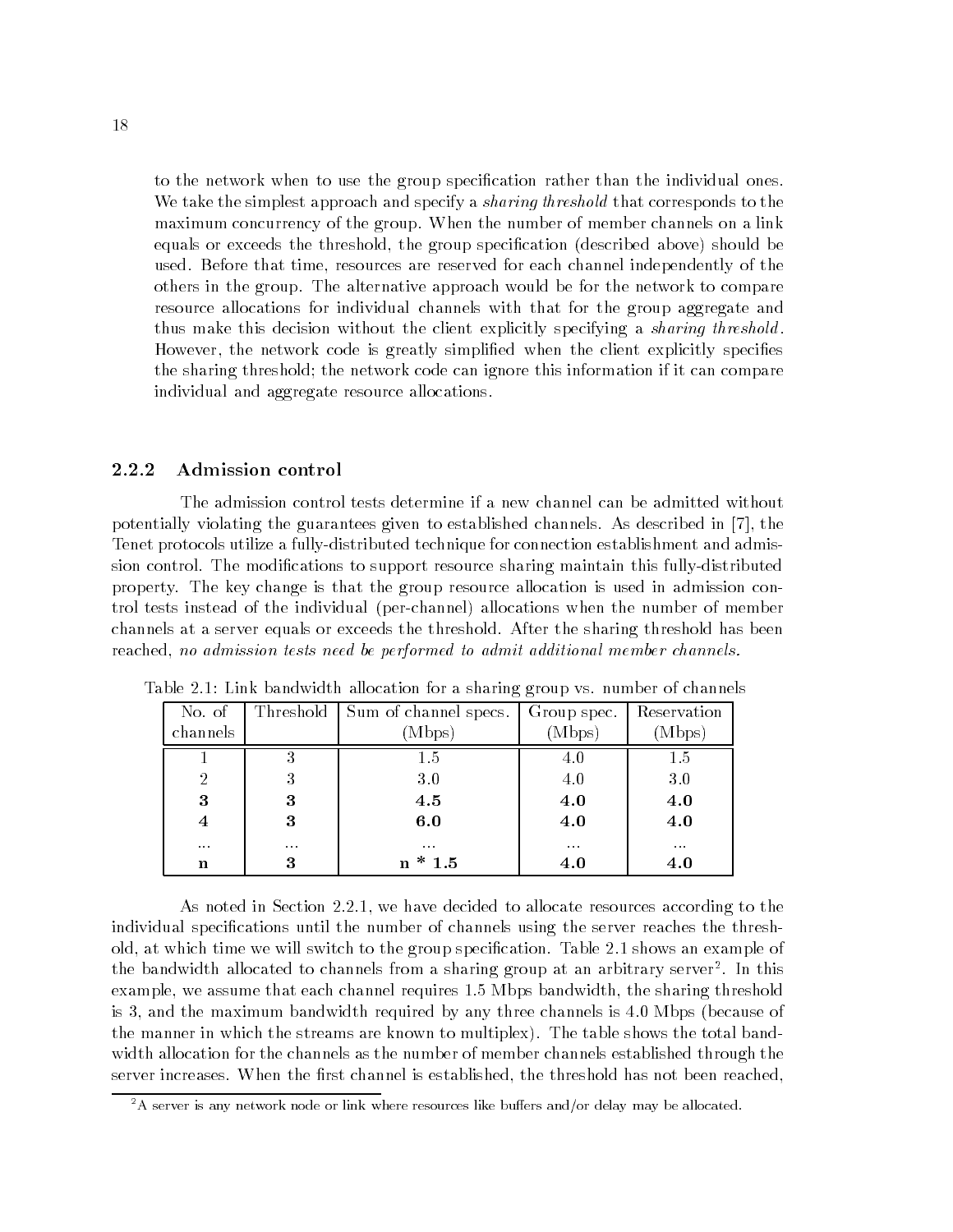to the network when to use the group specification rather than the individual ones. We take the simplest approach and specify a *sharing threshold* that corresponds to the maximum concurrency of the group. When the number of member channels on a link equals or exceeds the threshold, the group specification (described above) should be used. Before that time, resources are reserved for each channel independently of the others in the group. The alternative approach would be for the network to compare resource allocations for individual channels with that for the group aggregate and thus make this decision without the client explicitly specifying a *sharing threshold*. However, the network code is greatly simplified when the client explicitly specifies the sharing threshold; the network code can ignore this information if it can compare individual and aggregate resource allocations.

### 2.2.2 Admission control

The admission control tests determine if a new channel can be admitted without potentially violating the guarantees given to established channels. As described in [7], the Tenet protocols utilize a fully-distributed technique for connection establishment and admission control. The modifications to support resource sharing maintain this fully-distributed property. The key change is that the group resource allocation is used in admission control tests instead of the individual (per-channel) allocations when the number of member channels at a server equals or exceeds the threshold. After the sharing threshold has been reached, *no admission tests need be performed to admit additional member channels.*

Table 2.1: Link bandwidth allocation for a sharing group vs. number of channels

| No. of channels | Threshold | Sum of channel specs. (Mbps) | Group spec. (Mbps) | Reservation (Mbps) |
|---|---|---|---|---|
| 1 | 3 | 1.5 | 4.0 | 1.5 |
| 2 | 3 | 3.0 | 4.0 | 3.0 |
| **3** | **3** | **4.5** | **4.0** | **4.0** |
| **4** | **3** | **6.0** | **4.0** | **4.0** |
| ... | ... | ... | ... | ... |
| **n** | **3** | **n * 1.5** | **4.0** | **4.0** |

As noted in Section 2.2.1, we have decided to allocate resources according to the individual specifications until the number of channels using the server reaches the threshold, at which time we will switch to the group specification. Table 2.1 shows an example of the bandwidth allocated to channels from a sharing group at an arbitrary server[2]. In this example, we assume that each channel requires 1.5 Mbps bandwidth, the sharing threshold is 3, and the maximum bandwidth required by any three channels is 4.0 Mbps (because of the manner in which the streams are known to multiplex). The table shows the total bandwidth allocation for the channels as the number of member channels established through the server increases. When the first channel is established, the threshold has not been reached,

[2] A server is any network node or link where resources like buffers and/or delay may be allocated.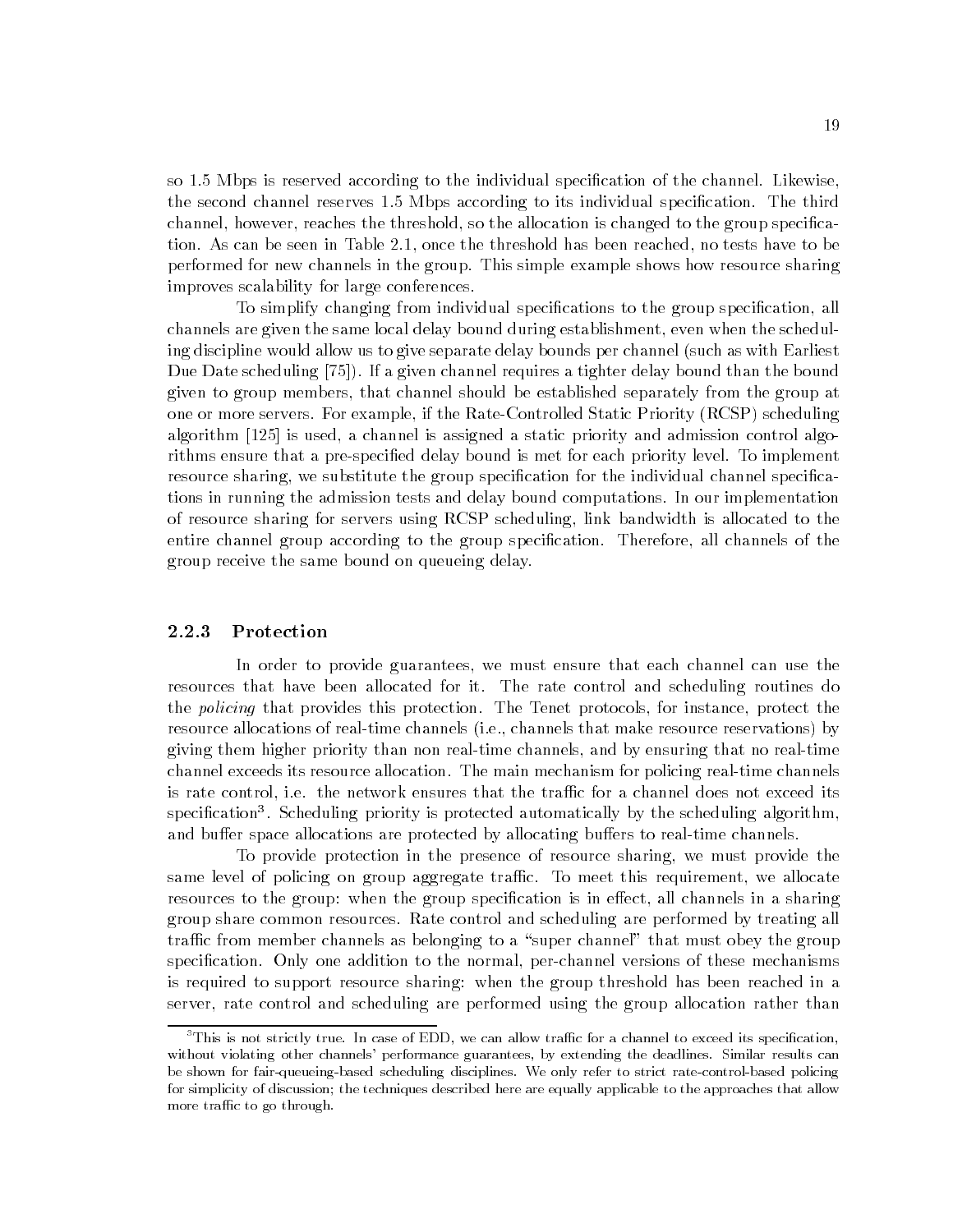so 1.5 Mbps is reserved according to the individual specification of the channel. Likewise, the second channel reserves 1.5 Mbps according to its individual specification. The third channel, however, reaches the threshold, so the allocation is changed to the group specification. As can be seen in Table 2.1, once the threshold has been reached, no tests have to be performed for new channels in the group. This simple example shows how resource sharing improves scalability for large conferences.

To simplify changing from individual specifications to the group specification, all channels are given the same local delay bound during establishment, even when the scheduling discipline would allow us to give separate delay bounds per channel (such as with Earliest Due Date scheduling [75]). If a given channel requires a tighter delay bound than the bound given to group members, that channel should be established separately from the group at one or more servers. For example, if the Rate-Controlled Static Priority (RCSP) scheduling algorithm [125] is used, a channel is assigned a static priority and admission control algorithms ensure that a pre-specified delay bound is met for each priority level. To implement resource sharing, we substitute the group specification for the individual channel specifications in running the admission tests and delay bound computations. In our implementation of resource sharing for servers using RCSP scheduling, link bandwidth is allocated to the entire channel group according to the group specification. Therefore, all channels of the group receive the same bound on queueing delay.

### 2.2.3 Protection

In order to provide guarantees, we must ensure that each channel can use the resources that have been allocated for it. The rate control and scheduling routines do the *policing* that provides this protection. The Tenet protocols, for instance, protect the resource allocations of real-time channels (i.e., channels that make resource reservations) by giving them higher priority than non real-time channels, and by ensuring that no real-time channel exceeds its resource allocation. The main mechanism for policing real-time channels is rate control, i.e. the network ensures that the traffic for a channel does not exceed its specification[3]. Scheduling priority is protected automatically by the scheduling algorithm, and buffer space allocations are protected by allocating buffers to real-time channels.

To provide protection in the presence of resource sharing, we must provide the same level of policing on group aggregate traffic. To meet this requirement, we allocate resources to the group: when the group specification is in effect, all channels in a sharing group share common resources. Rate control and scheduling are performed by treating all traffic from member channels as belonging to a "super channel" that must obey the group specification. Only one addition to the normal, per-channel versions of these mechanisms is required to support resource sharing: when the group threshold has been reached in a server, rate control and scheduling are performed using the group allocation rather than

[3] This is not strictly true. In case of EDD, we can allow traffic for a channel to exceed its specification, without violating other channels' performance guarantees, by extending the deadlines. Similar results can be shown for fair-queueing-based scheduling disciplines. We only refer to strict rate-control-based policing for simplicity of discussion; the techniques described here are equally applicable to the approaches that allow more traffic to go through.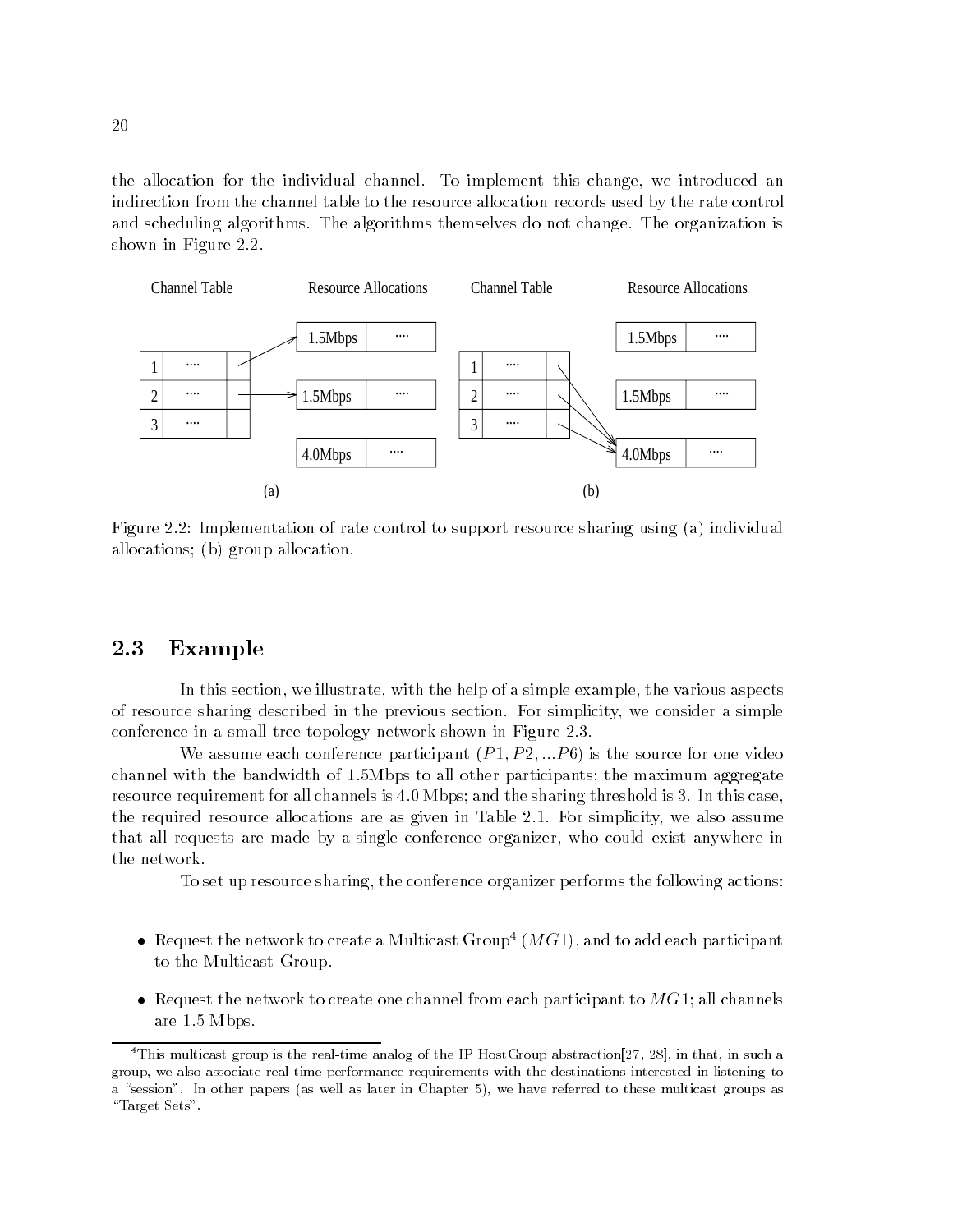the allocation for the individual channel. To implement this change, we introduced an indirection from the channel table to the resource allocation records used by the rate control and scheduling algorithms. The algorithms themselves do not change. The organization is shown in Figure 2.2.

Figure 2.2: Implementation of rate control to support resource sharing using (a) individual allocations; (b) group allocation.

## 2.3 Example

In this section, we illustrate, with the help of a simple example, the various aspects of resource sharing described in the previous section. For simplicity, we consider a simple conference in a small tree-topology network shown in Figure 2.3.

We assume each conference participant ($P1, P2, \ldots P6$) is the source for one video channel with the bandwidth of 1.5Mbps to all other participants; the maximum aggregate resource requirement for all channels is 4.0 Mbps; and the sharing threshold is 3. In this case, the required resource allocations are as given in Table 2.1. For simplicity, we also assume that all requests are made by a single conference organizer, who could exist anywhere in the network.

To set up resource sharing, the conference organizer performs the following actions:

- Request the network to create a Multicast Group[4] ($MG1$), and to add each participant to the Multicast Group.
- Request the network to create one channel from each participant to $MG1$; all channels are 1.5 Mbps.

[4] This multicast group is the real-time analog of the IP HostGroup abstraction[27, 28], in that, in such a group, we also associate real-time performance requirements with the destinations interested in listening to a "session". In other papers (as well as later in Chapter 5), we have referred to these multicast groups as "Target Sets".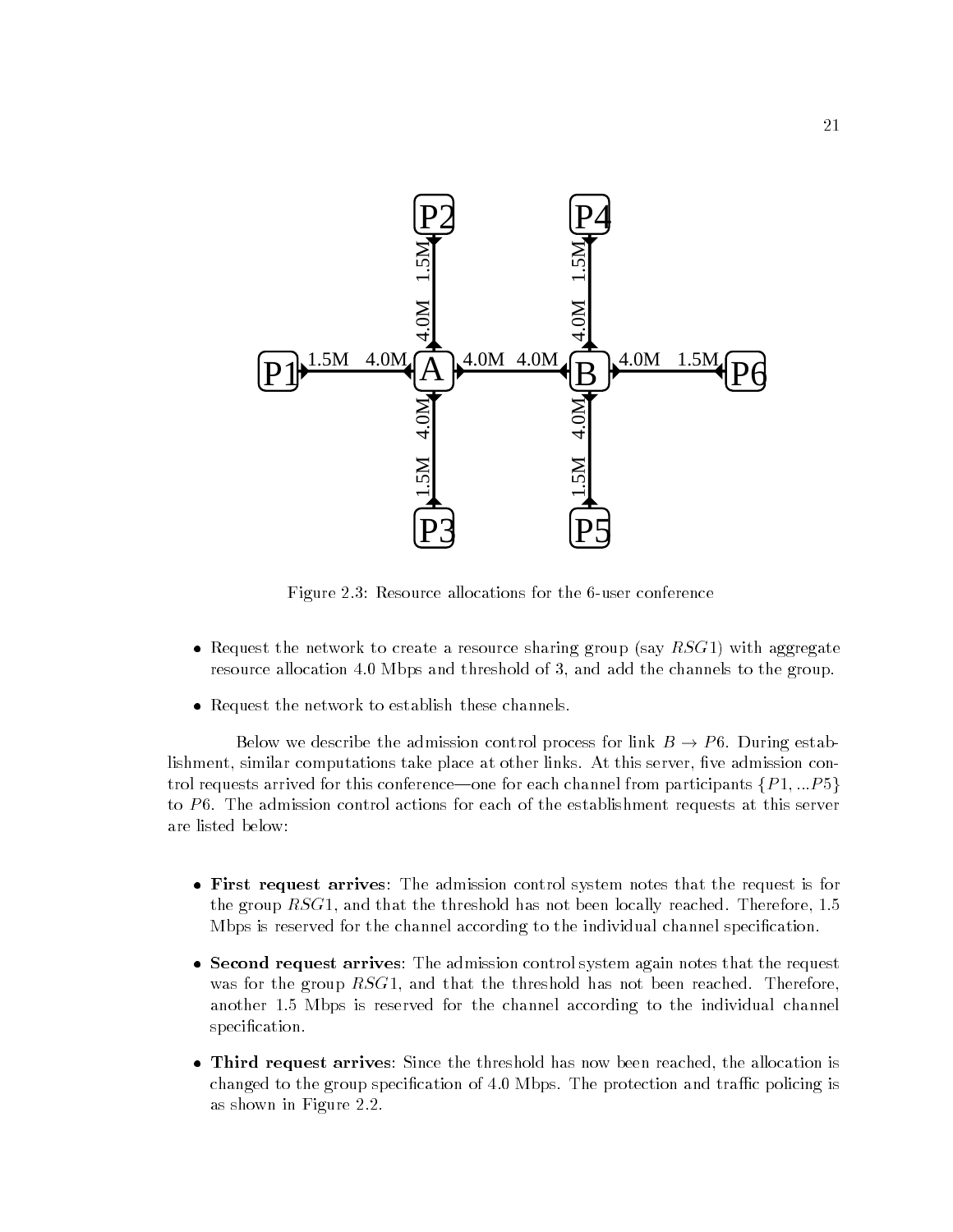Figure 2.3: Resource allocations for the 6-user conference

- Request the network to create a resource sharing group (say $RSG1$) with aggregate resource allocation 4.0 Mbps and threshold of 3, and add the channels to the group.
- Request the network to establish these channels.

Below we describe the admission control process for link $B \rightarrow P6$. During establishment, similar computations take place at other links. At this server, five admission control requests arrived for this conference—one for each channel from participants $\{P1, ...P5\}$ to $P6$. The admission control actions for each of the establishment requests at this server are listed below:

- **First request arrives**: The admission control system notes that the request is for the group $RSG1$, and that the threshold has not been locally reached. Therefore, 1.5 Mbps is reserved for the channel according to the individual channel specification.
- **Second request arrives**: The admission control system again notes that the request was for the group $RSG1$, and that the threshold has not been reached. Therefore, another 1.5 Mbps is reserved for the channel according to the individual channel specification.
- **Third request arrives**: Since the threshold has now been reached, the allocation is changed to the group specification of 4.0 Mbps. The protection and traffic policing is as shown in Figure 2.2.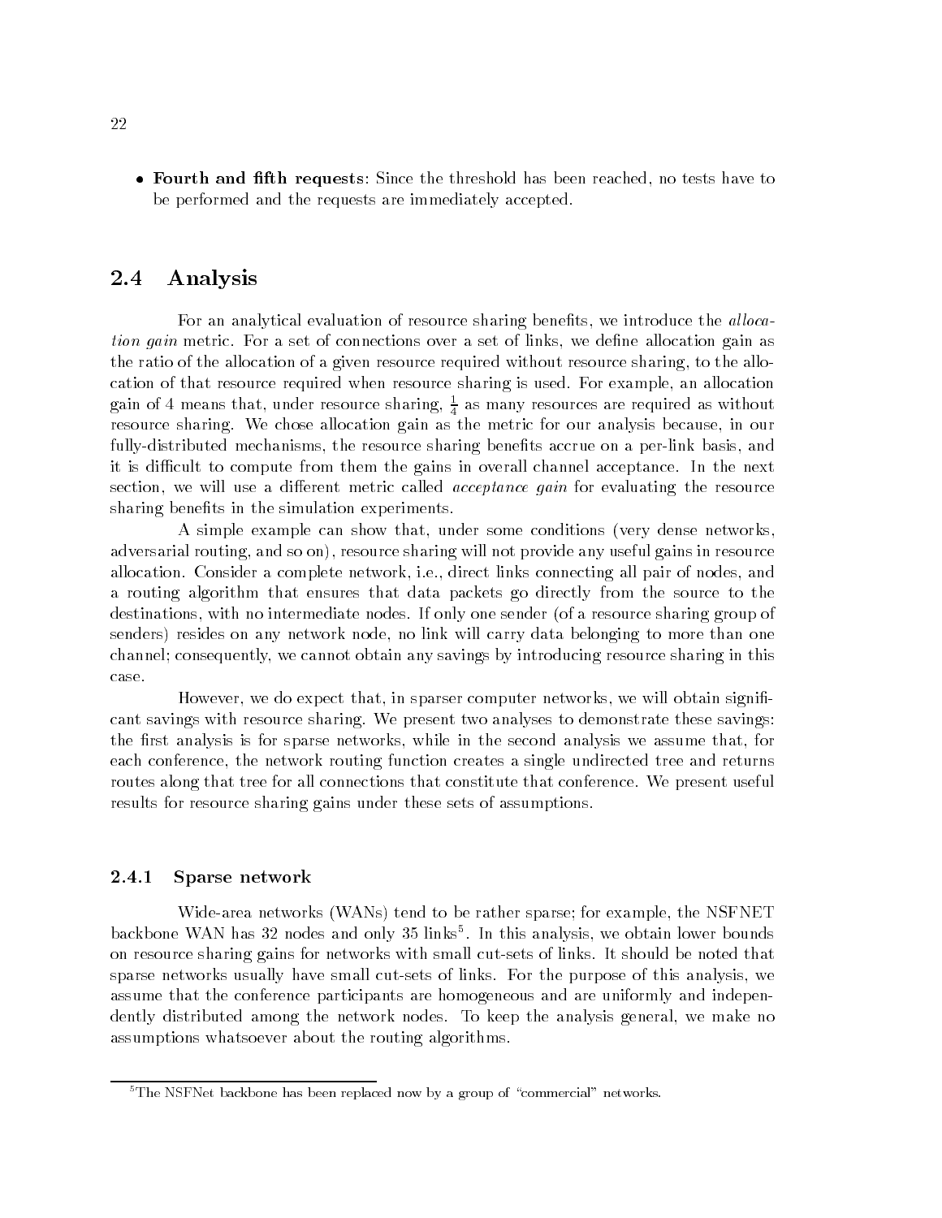- **Fourth and fifth requests**: Since the threshold has been reached, no tests have to be performed and the requests are immediately accepted.

## 2.4 Analysis

For an analytical evaluation of resource sharing benefits, we introduce the *allocation gain* metric. For a set of connections over a set of links, we define allocation gain as the ratio of the allocation of a given resource required without resource sharing, to the allocation of that resource required when resource sharing is used. For example, an allocation gain of 4 means that, under resource sharing, $\frac{1}{4}$ as many resources are required as without resource sharing. We chose allocation gain as the metric for our analysis because, in our fully-distributed mechanisms, the resource sharing benefits accrue on a per-link basis, and it is difficult to compute from them the gains in overall channel acceptance. In the next section, we will use a different metric called *acceptance gain* for evaluating the resource sharing benefits in the simulation experiments.

A simple example can show that, under some conditions (very dense networks, adversarial routing, and so on), resource sharing will not provide any useful gains in resource allocation. Consider a complete network, i.e., direct links connecting all pair of nodes, and a routing algorithm that ensures that data packets go directly from the source to the destinations, with no intermediate nodes. If only one sender (of a resource sharing group of senders) resides on any network node, no link will carry data belonging to more than one channel; consequently, we cannot obtain any savings by introducing resource sharing in this case.

However, we do expect that, in sparser computer networks, we will obtain significant savings with resource sharing. We present two analyses to demonstrate these savings: the first analysis is for sparse networks, while in the second analysis we assume that, for each conference, the network routing function creates a single undirected tree and returns routes along that tree for all connections that constitute that conference. We present useful results for resource sharing gains under these sets of assumptions.

### 2.4.1 Sparse network

Wide-area networks (WANs) tend to be rather sparse; for example, the NSFNET backbone WAN has 32 nodes and only 35 links[5]. In this analysis, we obtain lower bounds on resource sharing gains for networks with small cut-sets of links. It should be noted that sparse networks usually have small cut-sets of links. For the purpose of this analysis, we assume that the conference participants are homogeneous and are uniformly and independently distributed among the network nodes. To keep the analysis general, we make no assumptions whatsoever about the routing algorithms.

[5] The NSFNet backbone has been replaced now by a group of "commercial" networks.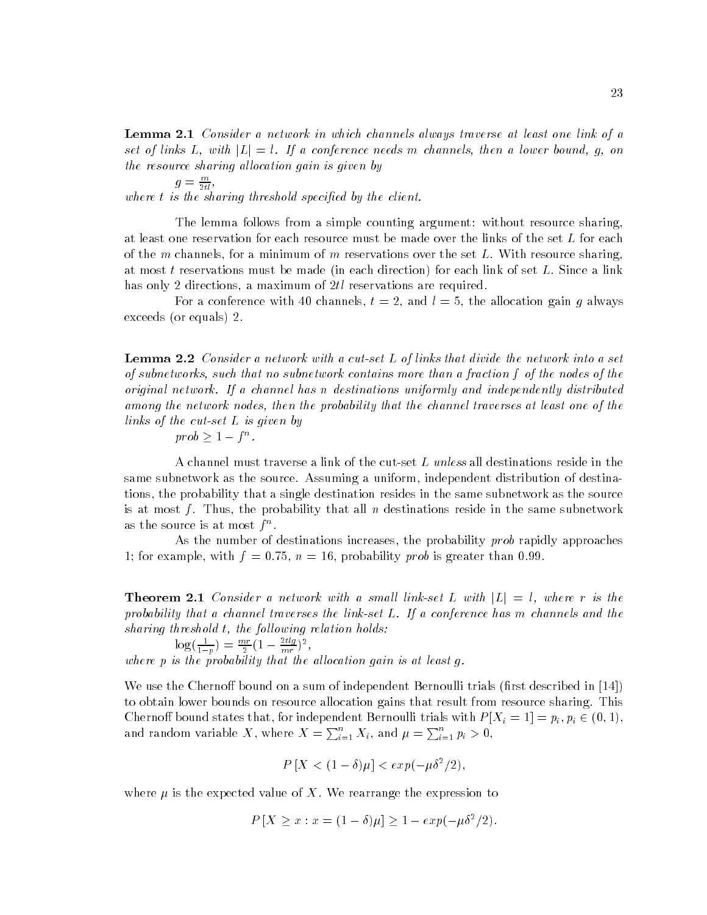**Lemma 2.1** *Consider a network in which channels always traverse at least one link of a set of links L, with $|L| = l$. If a conference needs m channels, then a lower bound, g, on the resource sharing allocation gain is given by*

$$g = \frac{m}{2tl},$$

*where t is the sharing threshold specified by the client.*

The lemma follows from a simple counting argument: without resource sharing, at least one reservation for each resource must be made over the links of the set $L$ for each of the $m$ channels, for a minimum of $m$ reservations over the set $L$. With resource sharing, at most $t$ reservations must be made (in each direction) for each link of set $L$. Since a link has only 2 directions, a maximum of $2tl$ reservations are required.

For a conference with 40 channels, $t = 2$, and $l = 5$, the allocation gain $g$ always exceeds (or equals) 2.

**Lemma 2.2** *Consider a network with a cut-set L of links that divide the network into a set of subnetworks, such that no subnetwork contains more than a fraction f of the nodes of the original network. If a channel has n destinations uniformly and independently distributed among the network nodes, then the probability that the channel traverses at least one of the links of the cut-set L is given by*

$$prob \geq 1 - f^n.$$

A channel must traverse a link of the cut-set $L$ *unless* all destinations reside in the same subnetwork as the source. Assuming a uniform, independent distribution of destinations, the probability that a single destination resides in the same subnetwork as the source is at most $f$. Thus, the probability that all $n$ destinations reside in the same subnetwork as the source is at most $f^n$.

As the number of destinations increases, the probability *prob* rapidly approaches 1; for example, with $f = 0.75$, $n = 16$, probability *prob* is greater than 0.99.

**Theorem 2.1** *Consider a network with a small link-set L with $|L| = l$, where r is the probability that a channel traverses the link-set L. If a conference has m channels and the sharing threshold t, the following relation holds:*

$$\log(\frac{1}{1-p}) = \frac{mr}{2}(1 - \frac{2tlg}{mr})^2,$$

*where p is the probability that the allocation gain is at least g.*

We use the Chernoff bound on a sum of independent Bernoulli trials (first described in [14]) to obtain lower bounds on resource allocation gains that result from resource sharing. This Chernoff bound states that, for independent Bernoulli trials with $P[X_i = 1] = p_i, p_i \in (0, 1)$, and random variable $X$, where $X = \sum_{i=1}^{n} X_i$, and $\mu = \sum_{i=1}^{n} p_i > 0$,

$$P[X < (1 - \delta)\mu] < exp(-\mu\delta^2/2),$$

where $\mu$ is the expected value of $X$. We rearrange the expression to

$$P[X \geq x : x = (1 - \delta)\mu] \geq 1 - exp(-\mu\delta^2/2).$$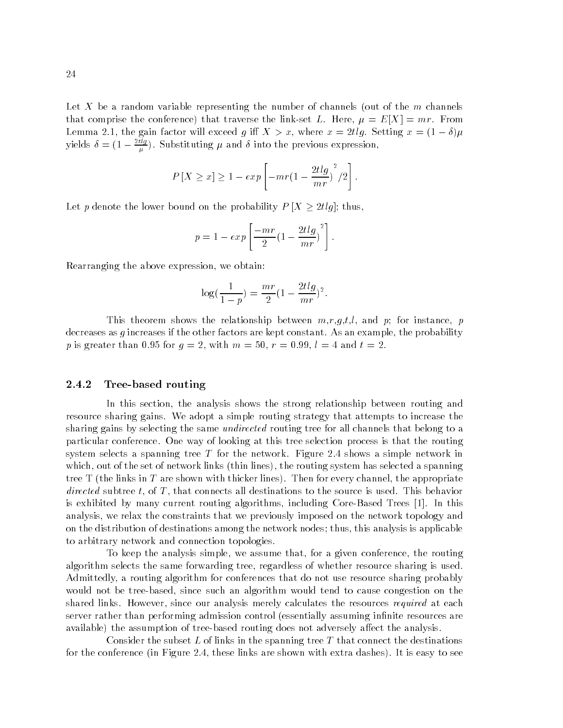Let $X$ be a random variable representing the number of channels (out of the $m$ channels that comprise the conference) that traverse the link-set $L$. Here, $\mu = E[X] = mr$. From Lemma 2.1, the gain factor will exceed $g$ iff $X > x$, where $x = 2tlg$. Setting $x = (1-\delta)\mu$ yields $\delta = (1 - \frac{2tlg}{\mu})$. Substituting $\mu$ and $\delta$ into the previous expression,

$$P[X \geq x] \geq 1 - exp\left[-mr(1 - \frac{2tlg}{mr})^2/2\right].$$

Let $p$ denote the lower bound on the probability $P[X \geq 2tlg]$; thus,

$$p = 1 - exp\left[\frac{-mr}{2}(1 - \frac{2tlg}{mr})^2\right].$$

Rearranging the above expression, we obtain:

$$\log(\frac{1}{1-p}) = \frac{mr}{2}(1 - \frac{2tlg}{mr})^2.$$

This theorem shows the relationship between $m$,$r$,$g$,$t$,$l$, and $p$; for instance, $p$ decreases as $g$ increases if the other factors are kept constant. As an example, the probability $p$ is greater than 0.95 for $g = 2$, with $m = 50$, $r = 0.99$, $l = 4$ and $t = 2$.

### 2.4.2 Tree-based routing

In this section, the analysis shows the strong relationship between routing and resource sharing gains. We adopt a simple routing strategy that attempts to increase the sharing gains by selecting the same *undirected* routing tree for all channels that belong to a particular conference. One way of looking at this tree selection process is that the routing system selects a spanning tree $T$ for the network. Figure 2.4 shows a simple network in which, out of the set of network links (thin lines), the routing system has selected a spanning tree T (the links in $T$ are shown with thicker lines). Then for every channel, the appropriate *directed* subtree $t$, of $T$, that connects all destinations to the source is used. This behavior is exhibited by many current routing algorithms, including Core-Based Trees [1]. In this analysis, we relax the constraints that we previously imposed on the network topology and on the distribution of destinations among the network nodes; thus, this analysis is applicable to arbitrary network and connection topologies.

To keep the analysis simple, we assume that, for a given conference, the routing algorithm selects the same forwarding tree, regardless of whether resource sharing is used. Admittedly, a routing algorithm for conferences that do not use resource sharing probably would not be tree-based, since such an algorithm would tend to cause congestion on the shared links. However, since our analysis merely calculates the resources *required* at each server rather than performing admission control (essentially assuming infinite resources are available) the assumption of tree-based routing does not adversely affect the analysis.

Consider the subset $L$ of links in the spanning tree $T$ that connect the destinations for the conference (in Figure 2.4, these links are shown with extra dashes). It is easy to see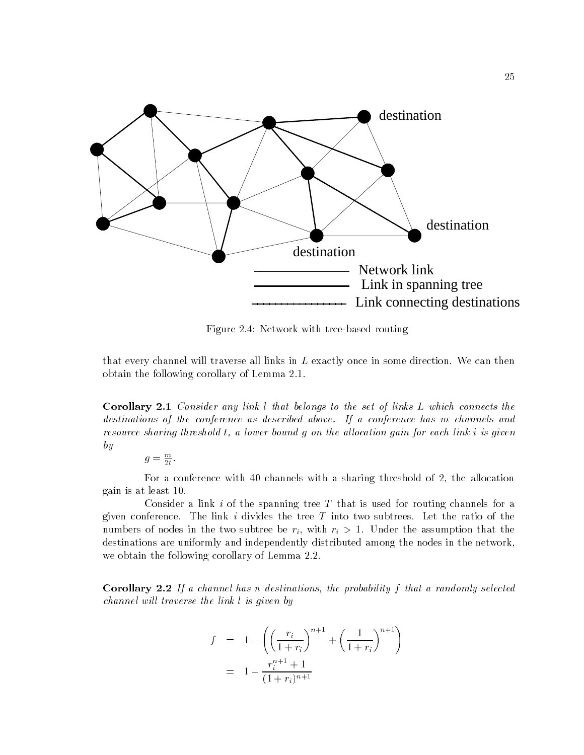Figure 2.4: Network with tree-based routing

that every channel will traverse all links in $L$ exactly once in some direction. We can then obtain the following corollary of Lemma 2.1.

**Corollary 2.1** *Consider any link $l$ that belongs to the set of links $L$ which connects the destinations of the conference as described above. If a conference has $m$ channels and resource sharing threshold $t$, a lower bound $g$ on the allocation gain for each link $i$ is given by*

$$g = \frac{m}{2t}.$$

For a conference with 40 channels with a sharing threshold of 2, the allocation gain is at least 10.

Consider a link $i$ of the spanning tree $T$ that is used for routing channels for a given conference. The link $i$ divides the tree $T$ into two subtrees. Let the ratio of the numbers of nodes in the two subtree be $r_i$, with $r_i > 1$. Under the assumption that the destinations are uniformly and independently distributed among the nodes in the network, we obtain the following corollary of Lemma 2.2.

**Corollary 2.2** *If a channel has $n$ destinations, the probability $f$ that a randomly selected channel will traverse the link $l$ is given by*

$$\begin{aligned} f &= 1 - \left( \left( \frac{r_i}{1 + r_i} \right)^{n+1} + \left( \frac{1}{1 + r_i} \right)^{n+1} \right) \\ &= 1 - \frac{r_i^{n+1} + 1}{(1 + r_i)^{n+1}} \end{aligned}$$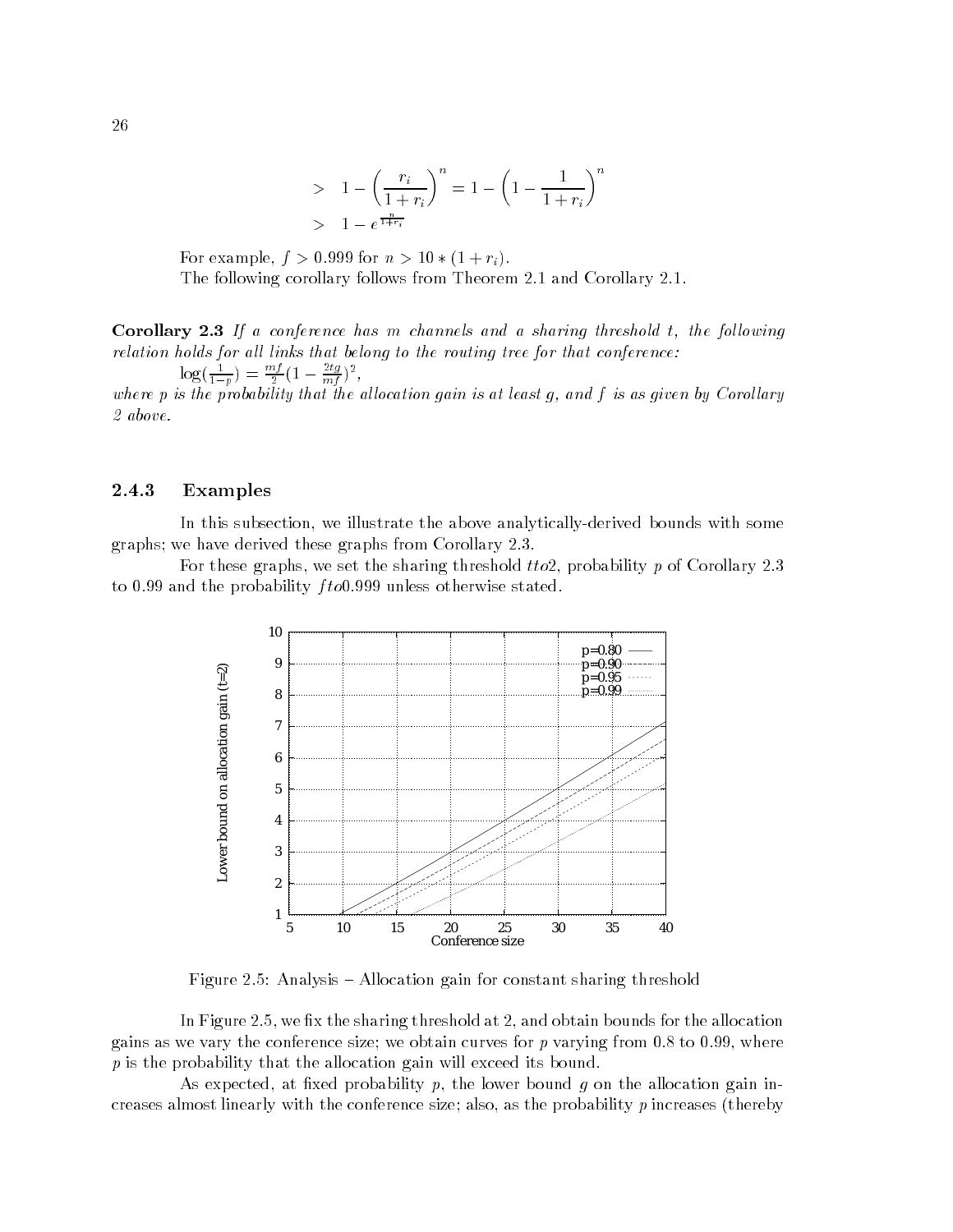$$
\begin{aligned}
&> \; 1 - \left(\frac{r_i}{1+r_i}\right)^n = 1 - \left(1 - \frac{1}{1+r_i}\right)^n \\
&> \; 1 - e^{\frac{n}{1+r_i}}
\end{aligned}
$$

For example, $f > 0.999$ for $n > 10 * (1 + r_i)$.

The following corollary follows from Theorem 2.1 and Corollary 2.1.

**Corollary 2.3** *If a conference has m channels and a sharing threshold t, the following relation holds for all links that belong to the routing tree for that conference:*

$\log(\frac{1}{1-p}) = \frac{mf}{2}(1 - \frac{2tg}{mf})^2$,

*where p is the probability that the allocation gain is at least g, and f is as given by Corollary 2 above.*

### 2.4.3 Examples

In this subsection, we illustrate the above analytically-derived bounds with some graphs; we have derived these graphs from Corollary 2.3.

For these graphs, we set the sharing threshold $tto2$, probability $p$ of Corollary 2.3 to 0.99 and the probability $fto0.999$ unless otherwise stated.

Figure 2.5: Analysis – Allocation gain for constant sharing threshold

In Figure 2.5, we fix the sharing threshold at 2, and obtain bounds for the allocation gains as we vary the conference size; we obtain curves for $p$ varying from 0.8 to 0.99, where $p$ is the probability that the allocation gain will exceed its bound.

As expected, at fixed probability $p$, the lower bound $g$ on the allocation gain increases almost linearly with the conference size; also, as the probability $p$ increases (thereby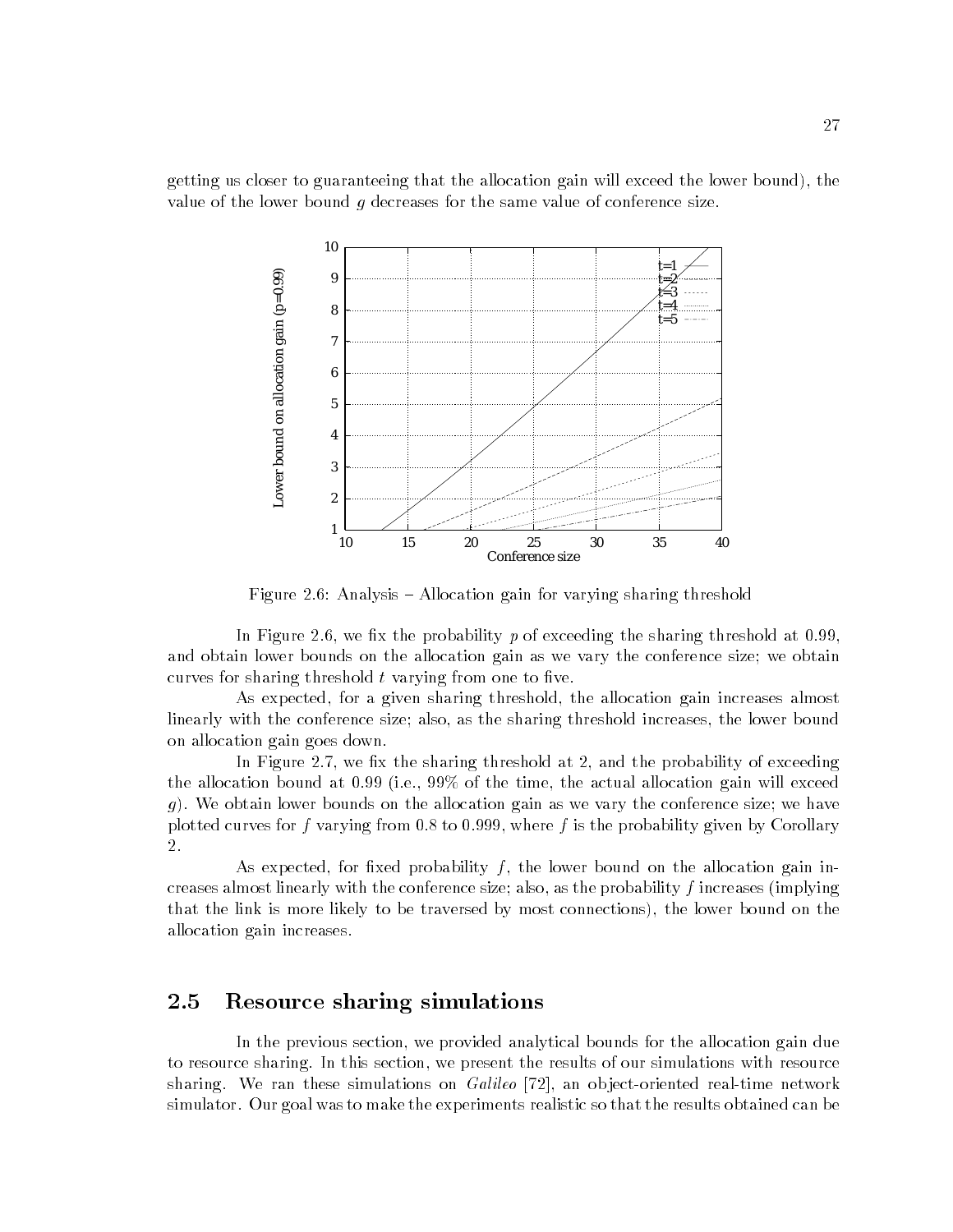getting us closer to guaranteeing that the allocation gain will exceed the lower bound), the value of the lower bound $g$ decreases for the same value of conference size.

Figure 2.6: Analysis – Allocation gain for varying sharing threshold

In Figure 2.6, we fix the probability $p$ of exceeding the sharing threshold at 0.99, and obtain lower bounds on the allocation gain as we vary the conference size; we obtain curves for sharing threshold $t$ varying from one to five.

As expected, for a given sharing threshold, the allocation gain increases almost linearly with the conference size; also, as the sharing threshold increases, the lower bound on allocation gain goes down.

In Figure 2.7, we fix the sharing threshold at 2, and the probability of exceeding the allocation bound at 0.99 (i.e., 99% of the time, the actual allocation gain will exceed $g$). We obtain lower bounds on the allocation gain as we vary the conference size; we have plotted curves for $f$ varying from 0.8 to 0.999, where $f$ is the probability given by Corollary 2.

As expected, for fixed probability $f$, the lower bound on the allocation gain increases almost linearly with the conference size; also, as the probability $f$ increases (implying that the link is more likely to be traversed by most connections), the lower bound on the allocation gain increases.

## 2.5 Resource sharing simulations

In the previous section, we provided analytical bounds for the allocation gain due to resource sharing. In this section, we present the results of our simulations with resource sharing. We ran these simulations on *Galileo* [72], an object-oriented real-time network simulator. Our goal was to make the experiments realistic so that the results obtained can be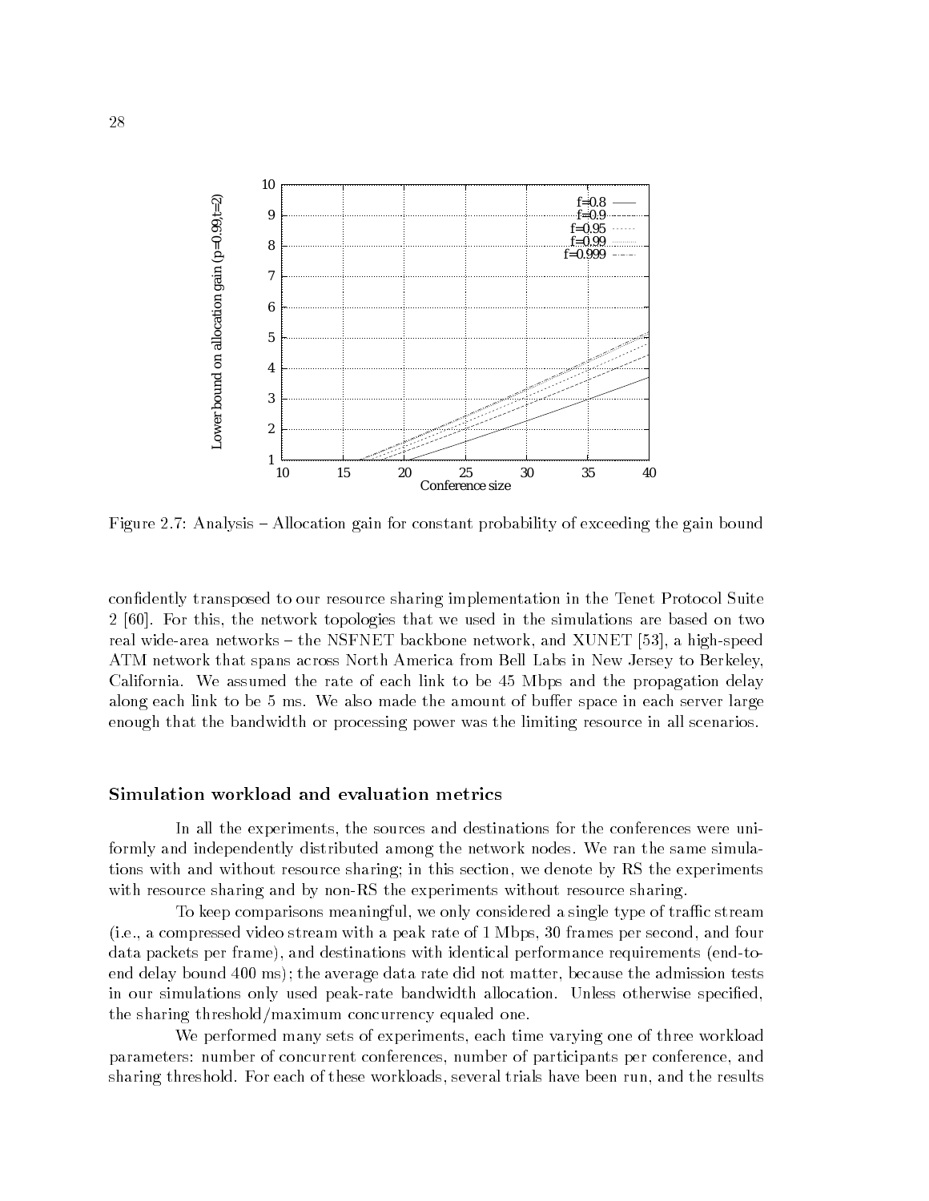Figure 2.7: Analysis – Allocation gain for constant probability of exceeding the gain bound

confidently transposed to our resource sharing implementation in the Tenet Protocol Suite 2 [60]. For this, the network topologies that we used in the simulations are based on two real wide-area networks – the NSFNET backbone network, and XUNET [53], a high-speed ATM network that spans across North America from Bell Labs in New Jersey to Berkeley, California. We assumed the rate of each link to be 45 Mbps and the propagation delay along each link to be 5 ms. We also made the amount of buffer space in each server large enough that the bandwidth or processing power was the limiting resource in all scenarios.

### Simulation workload and evaluation metrics

In all the experiments, the sources and destinations for the conferences were uniformly and independently distributed among the network nodes. We ran the same simulations with and without resource sharing; in this section, we denote by RS the experiments with resource sharing and by non-RS the experiments without resource sharing.

To keep comparisons meaningful, we only considered a single type of traffic stream (i.e., a compressed video stream with a peak rate of 1 Mbps, 30 frames per second, and four data packets per frame), and destinations with identical performance requirements (end-to-end delay bound 400 ms); the average data rate did not matter, because the admission tests in our simulations only used peak-rate bandwidth allocation. Unless otherwise specified, the sharing threshold/maximum concurrency equaled one.

We performed many sets of experiments, each time varying one of three workload parameters: number of concurrent conferences, number of participants per conference, and sharing threshold. For each of these workloads, several trials have been run, and the results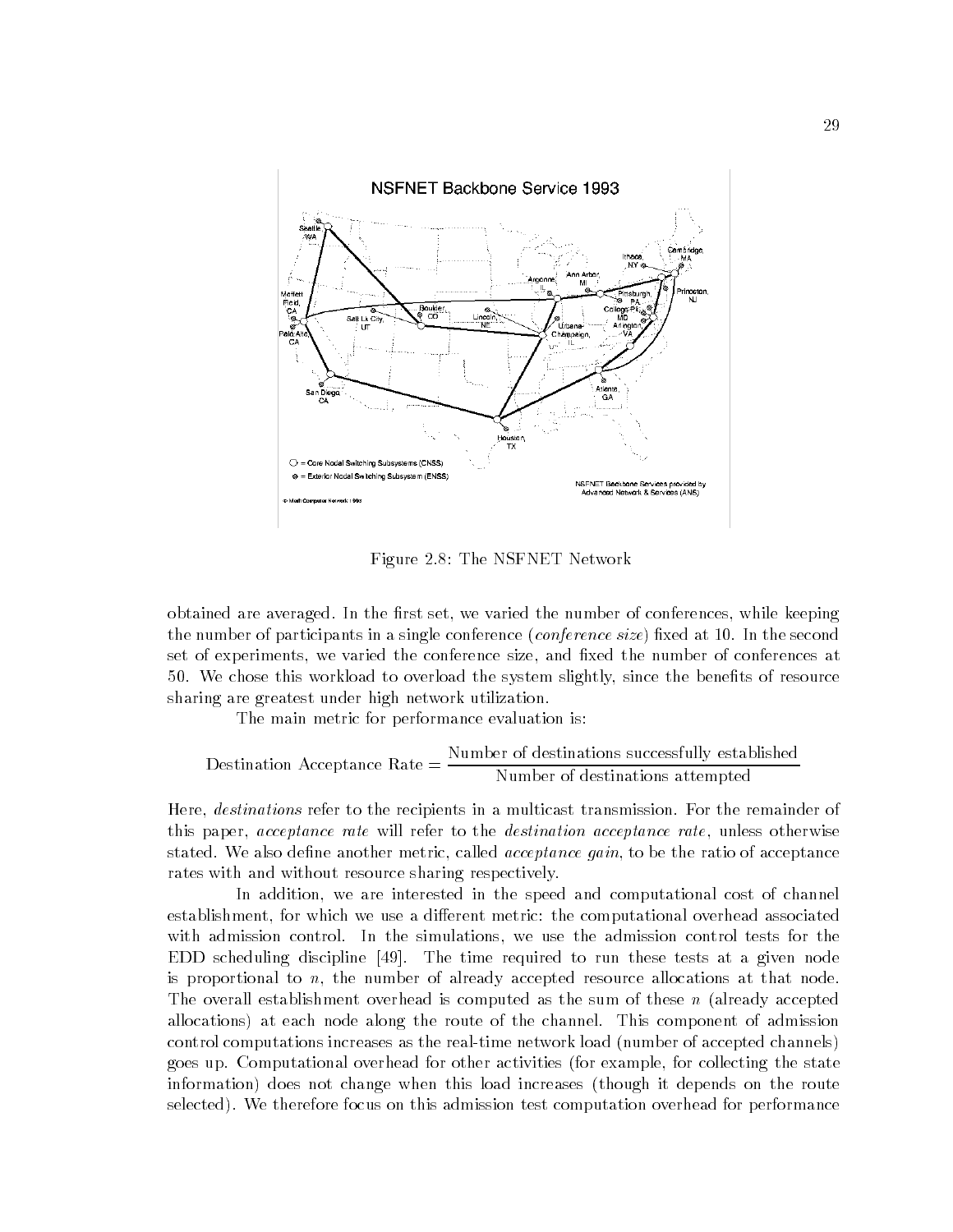Figure 2.8: The NSFNET Network

obtained are averaged. In the first set, we varied the number of conferences, while keeping the number of participants in a single conference (*conference size*) fixed at 10. In the second set of experiments, we varied the conference size, and fixed the number of conferences at 50. We chose this workload to overload the system slightly, since the benefits of resource sharing are greatest under high network utilization.

The main metric for performance evaluation is:

$$\text{Destination Acceptance Rate} = \frac{\text{Number of destinations successfully established}}{\text{Number of destinations attempted}}$$

Here, *destinations* refer to the recipients in a multicast transmission. For the remainder of this paper, *acceptance rate* will refer to the *destination acceptance rate*, unless otherwise stated. We also define another metric, called *acceptance gain*, to be the ratio of acceptance rates with and without resource sharing respectively.

In addition, we are interested in the speed and computational cost of channel establishment, for which we use a different metric: the computational overhead associated with admission control. In the simulations, we use the admission control tests for the EDD scheduling discipline [49]. The time required to run these tests at a given node is proportional to $n$, the number of already accepted resource allocations at that node. The overall establishment overhead is computed as the sum of these $n$ (already accepted allocations) at each node along the route of the channel. This component of admission control computations increases as the real-time network load (number of accepted channels) goes up. Computational overhead for other activities (for example, for collecting the state information) does not change when this load increases (though it depends on the route selected). We therefore focus on this admission test computation overhead for performance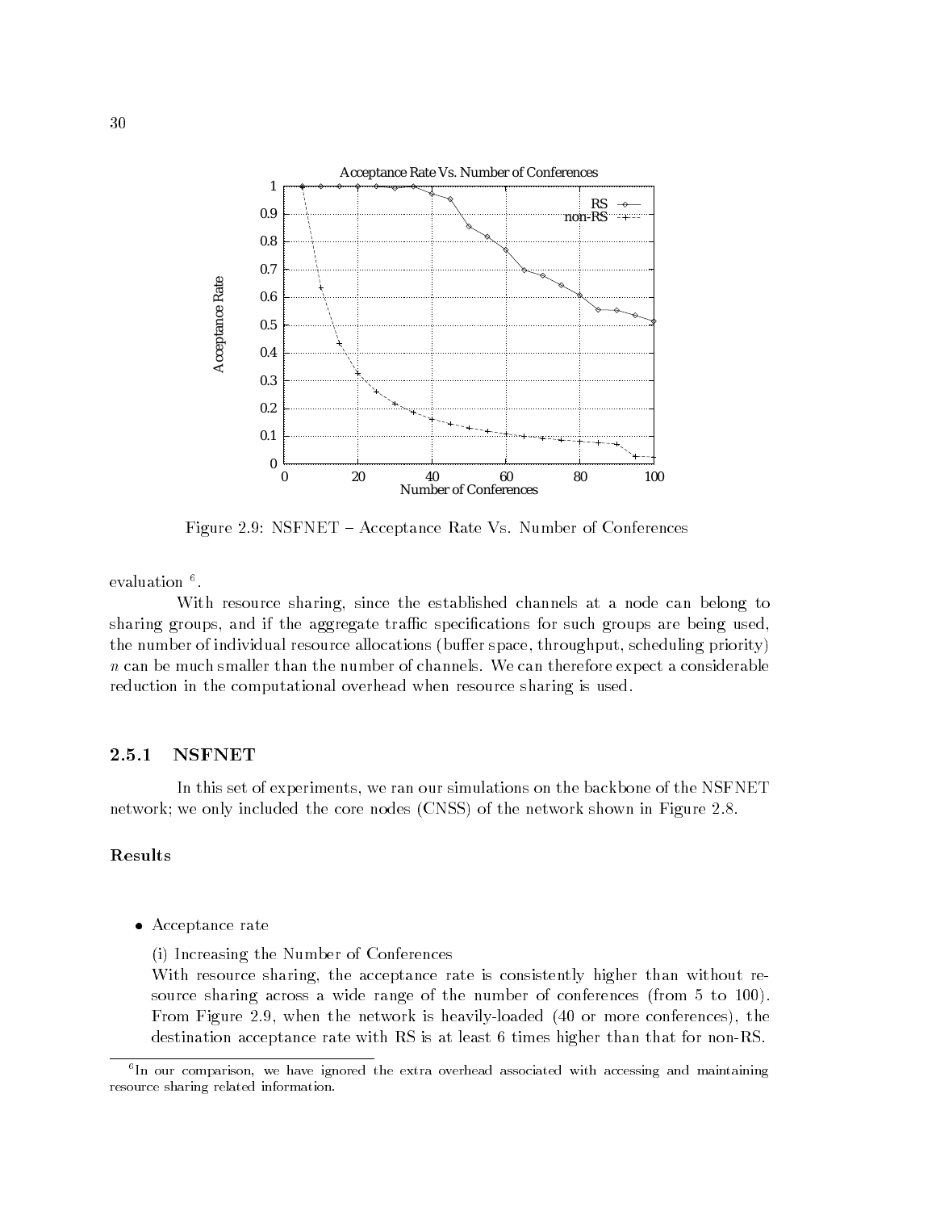Figure 2.9: NSFNET – Acceptance Rate Vs. Number of Conferences

evaluation [6].

With resource sharing, since the established channels at a node can belong to sharing groups, and if the aggregate traffic specifications for such groups are being used, the number of individual resource allocations (buffer space, throughput, scheduling priority) $n$ can be much smaller than the number of channels. We can therefore expect a considerable reduction in the computational overhead when resource sharing is used.

### 2.5.1 NSFNET

In this set of experiments, we ran our simulations on the backbone of the NSFNET network; we only included the core nodes (CNSS) of the network shown in Figure 2.8.

#### Results

- Acceptance rate

  (i) Increasing the Number of Conferences
  With resource sharing, the acceptance rate is consistently higher than without resource sharing across a wide range of the number of conferences (from 5 to 100). From Figure 2.9, when the network is heavily-loaded (40 or more conferences), the destination acceptance rate with RS is at least 6 times higher than that for non-RS.

[6] In our comparison, we have ignored the extra overhead associated with accessing and maintaining resource sharing related information.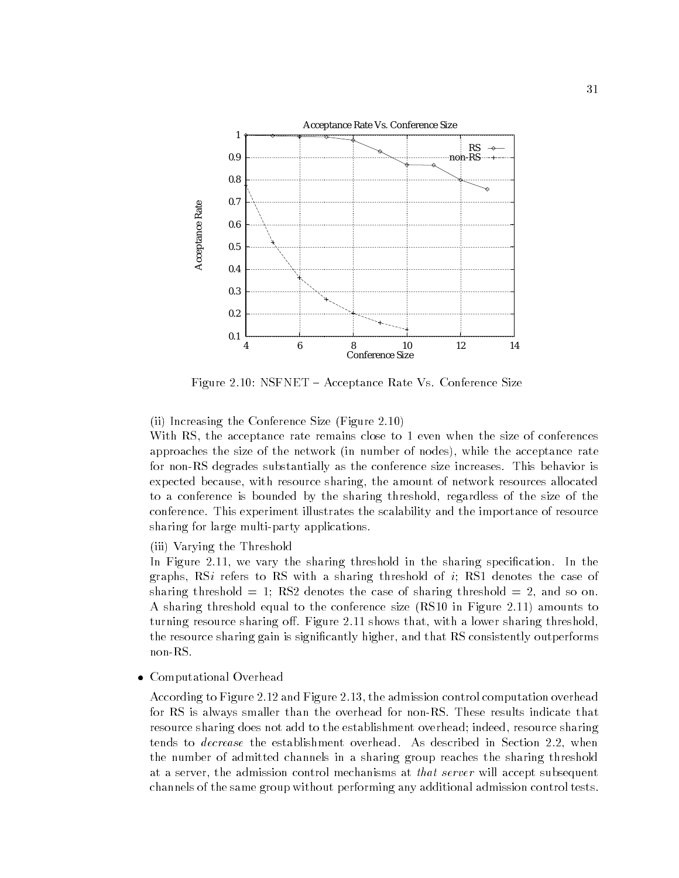Figure 2.10: NSFNET – Acceptance Rate Vs. Conference Size

(ii) Increasing the Conference Size (Figure 2.10)

With RS, the acceptance rate remains close to 1 even when the size of conferences approaches the size of the network (in number of nodes), while the acceptance rate for non-RS degrades substantially as the conference size increases. This behavior is expected because, with resource sharing, the amount of network resources allocated to a conference is bounded by the sharing threshold, regardless of the size of the conference. This experiment illustrates the scalability and the importance of resource sharing for large multi-party applications.

(iii) Varying the Threshold

In Figure 2.11, we vary the sharing threshold in the sharing specification. In the graphs, RS$i$ refers to RS with a sharing threshold of $i$; RS1 denotes the case of sharing threshold = 1; RS2 denotes the case of sharing threshold = 2, and so on. A sharing threshold equal to the conference size (RS10 in Figure 2.11) amounts to turning resource sharing off. Figure 2.11 shows that, with a lower sharing threshold, the resource sharing gain is significantly higher, and that RS consistently outperforms non-RS.

- Computational Overhead

  According to Figure 2.12 and Figure 2.13, the admission control computation overhead for RS is always smaller than the overhead for non-RS. These results indicate that resource sharing does not add to the establishment overhead; indeed, resource sharing tends to *decrease* the establishment overhead. As described in Section 2.2, when the number of admitted channels in a sharing group reaches the sharing threshold at a server, the admission control mechanisms at *that server* will accept subsequent channels of the same group without performing any additional admission control tests.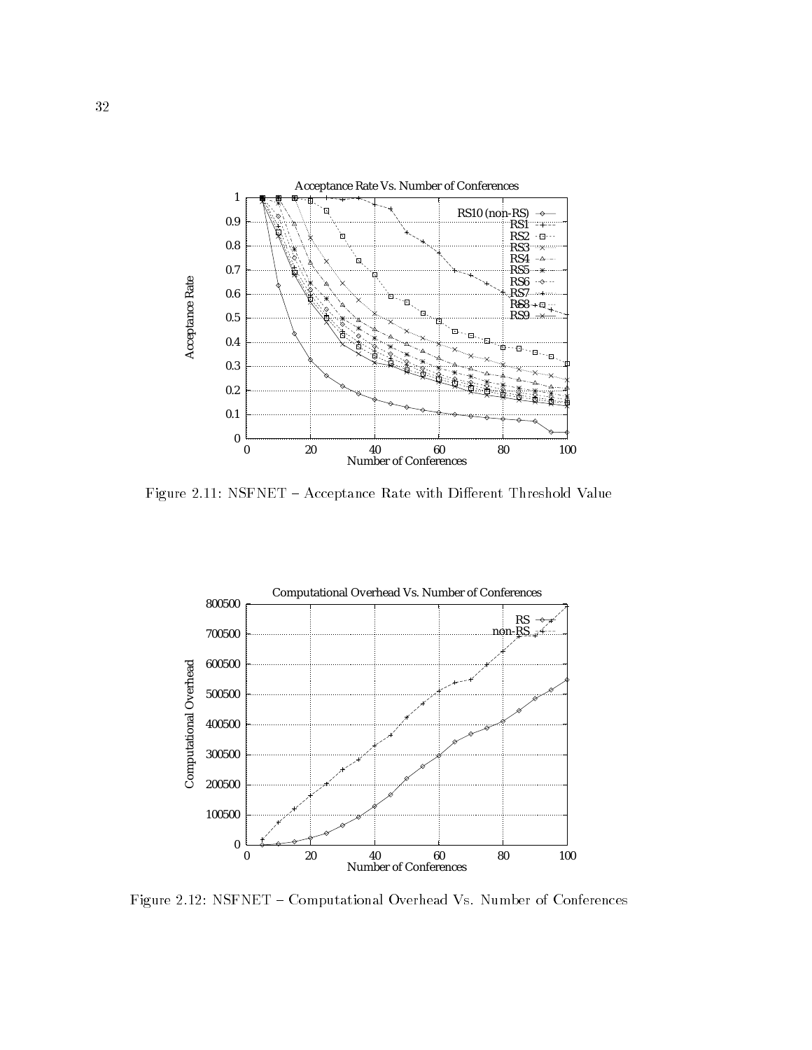Figure 2.11: NSFNET – Acceptance Rate with Different Threshold Value

Figure 2.12: NSFNET – Computational Overhead Vs. Number of Conferences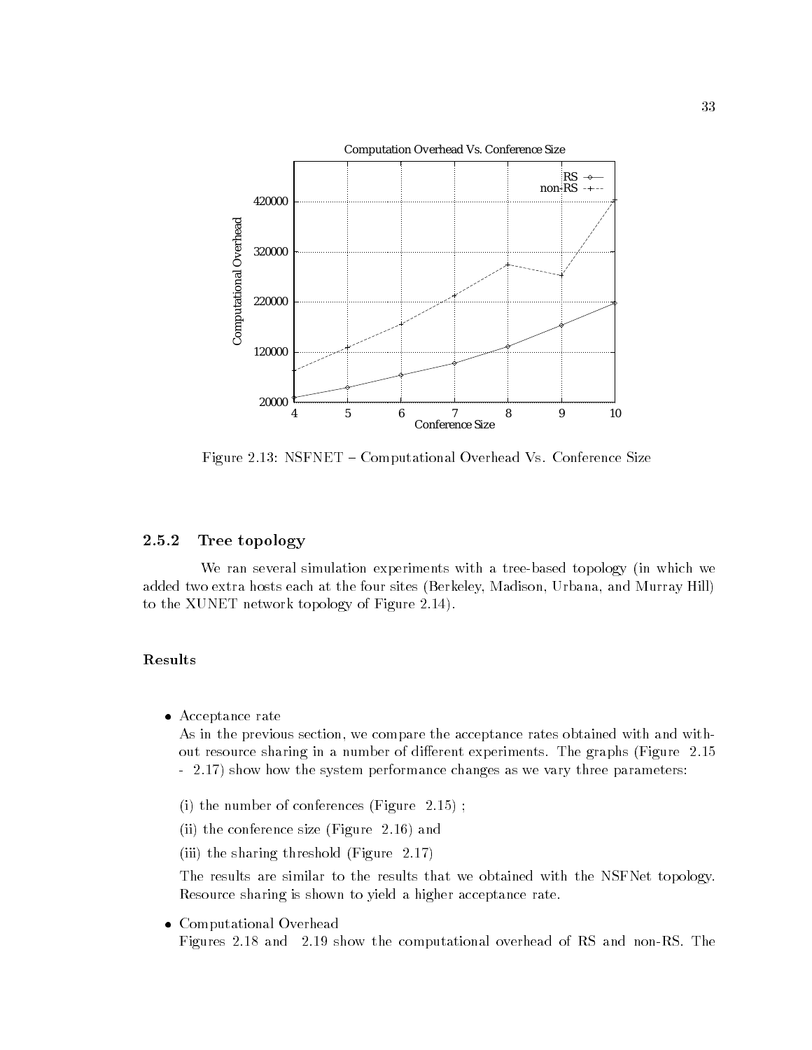Figure 2.13: NSFNET – Computational Overhead Vs. Conference Size

### 2.5.2 Tree topology

We ran several simulation experiments with a tree-based topology (in which we added two extra hosts each at the four sites (Berkeley, Madison, Urbana, and Murray Hill) to the XUNET network topology of Figure 2.14).

#### Results

- Acceptance rate

  As in the previous section, we compare the acceptance rates obtained with and without resource sharing in a number of different experiments. The graphs (Figure 2.15 - 2.17) show how the system performance changes as we vary three parameters:

  (i) the number of conferences (Figure 2.15) ;

  (ii) the conference size (Figure 2.16) and

  (iii) the sharing threshold (Figure 2.17)

  The results are similar to the results that we obtained with the NSFNet topology. Resource sharing is shown to yield a higher acceptance rate.

- Computational Overhead

  Figures 2.18 and 2.19 show the computational overhead of RS and non-RS. The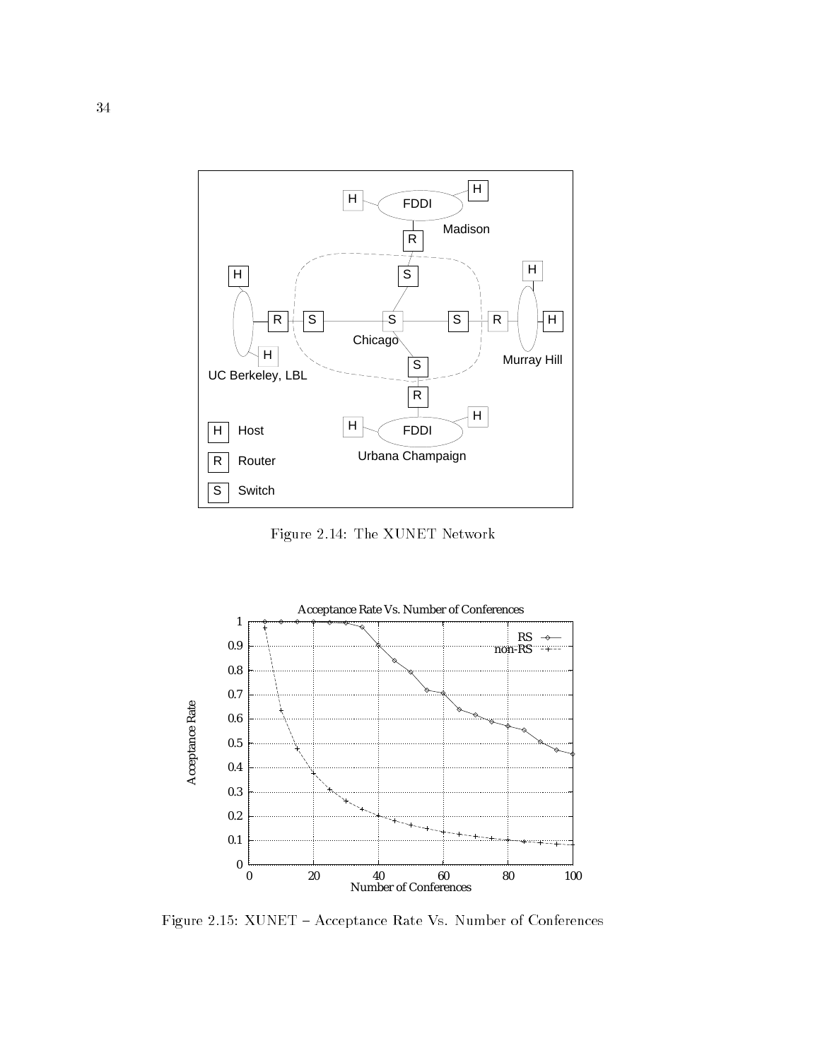Figure 2.14: The XUNET Network

Figure 2.15: XUNET – Acceptance Rate Vs. Number of Conferences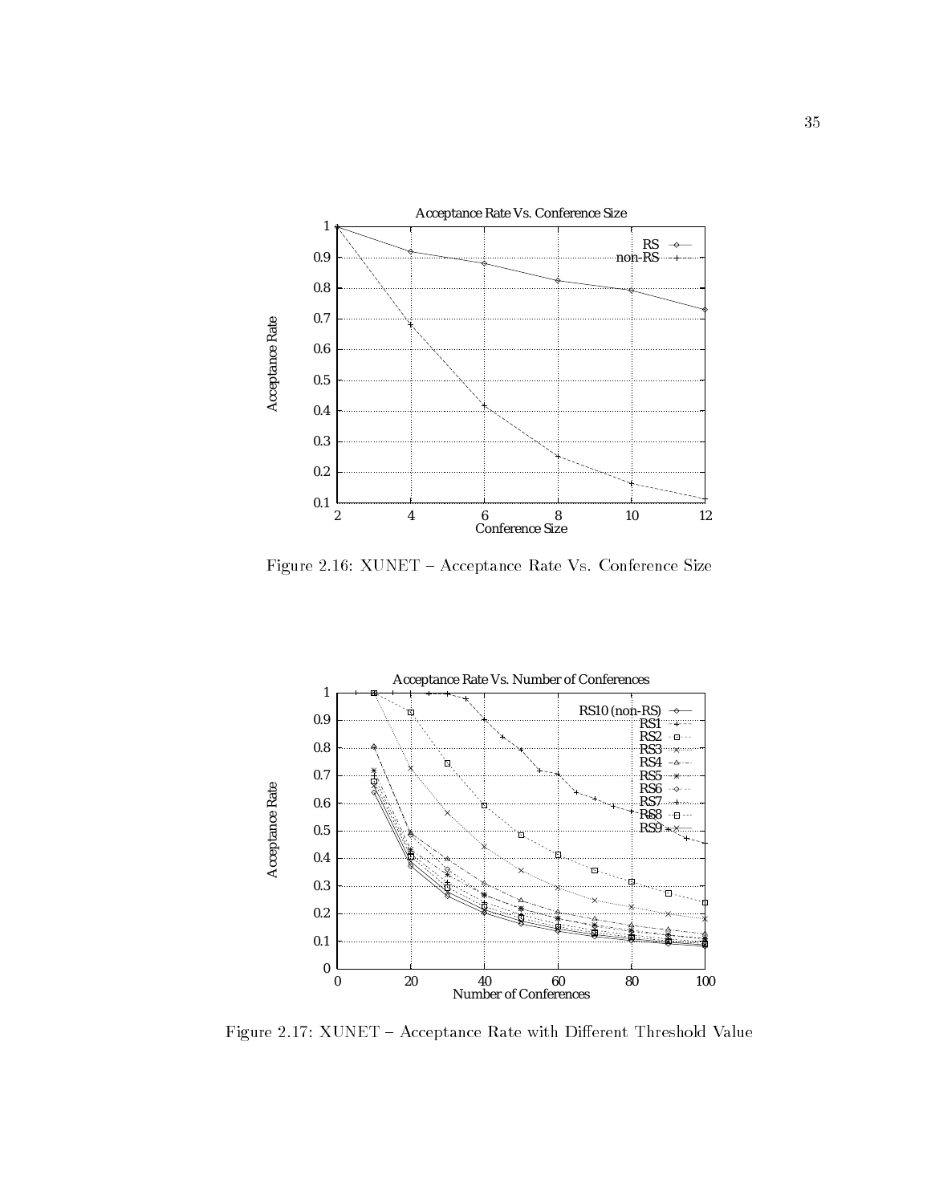Figure 2.16: XUNET – Acceptance Rate Vs. Conference Size

Figure 2.17: XUNET – Acceptance Rate with Different Threshold Value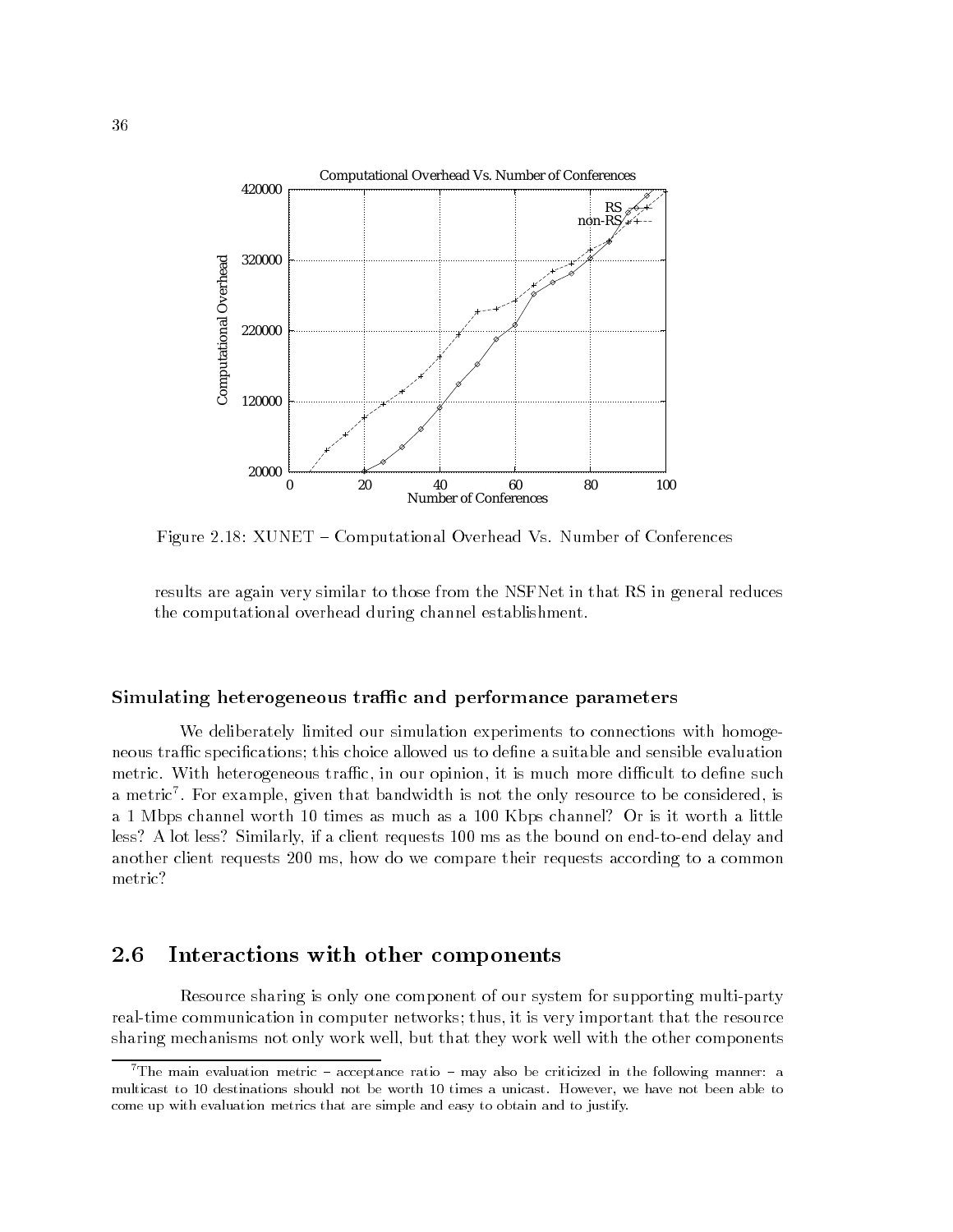Figure 2.18: XUNET – Computational Overhead Vs. Number of Conferences

results are again very similar to those from the NSFNet in that RS in general reduces the computational overhead during channel establishment.

### Simulating heterogeneous traffic and performance parameters

We deliberately limited our simulation experiments to connections with homogeneous traffic specifications; this choice allowed us to define a suitable and sensible evaluation metric. With heterogeneous traffic, in our opinion, it is much more difficult to define such a metric[7]. For example, given that bandwidth is not the only resource to be considered, is a 1 Mbps channel worth 10 times as much as a 100 Kbps channel? Or is it worth a little less? A lot less? Similarly, if a client requests 100 ms as the bound on end-to-end delay and another client requests 200 ms, how do we compare their requests according to a common metric?

## 2.6 Interactions with other components

Resource sharing is only one component of our system for supporting multi-party real-time communication in computer networks; thus, it is very important that the resource sharing mechanisms not only work well, but that they work well with the other components

[7] The main evaluation metric – acceptance ratio – may also be criticized in the following manner: a multicast to 10 destinations should not be worth 10 times a unicast. However, we have not been able to come up with evaluation metrics that are simple and easy to obtain and to justify.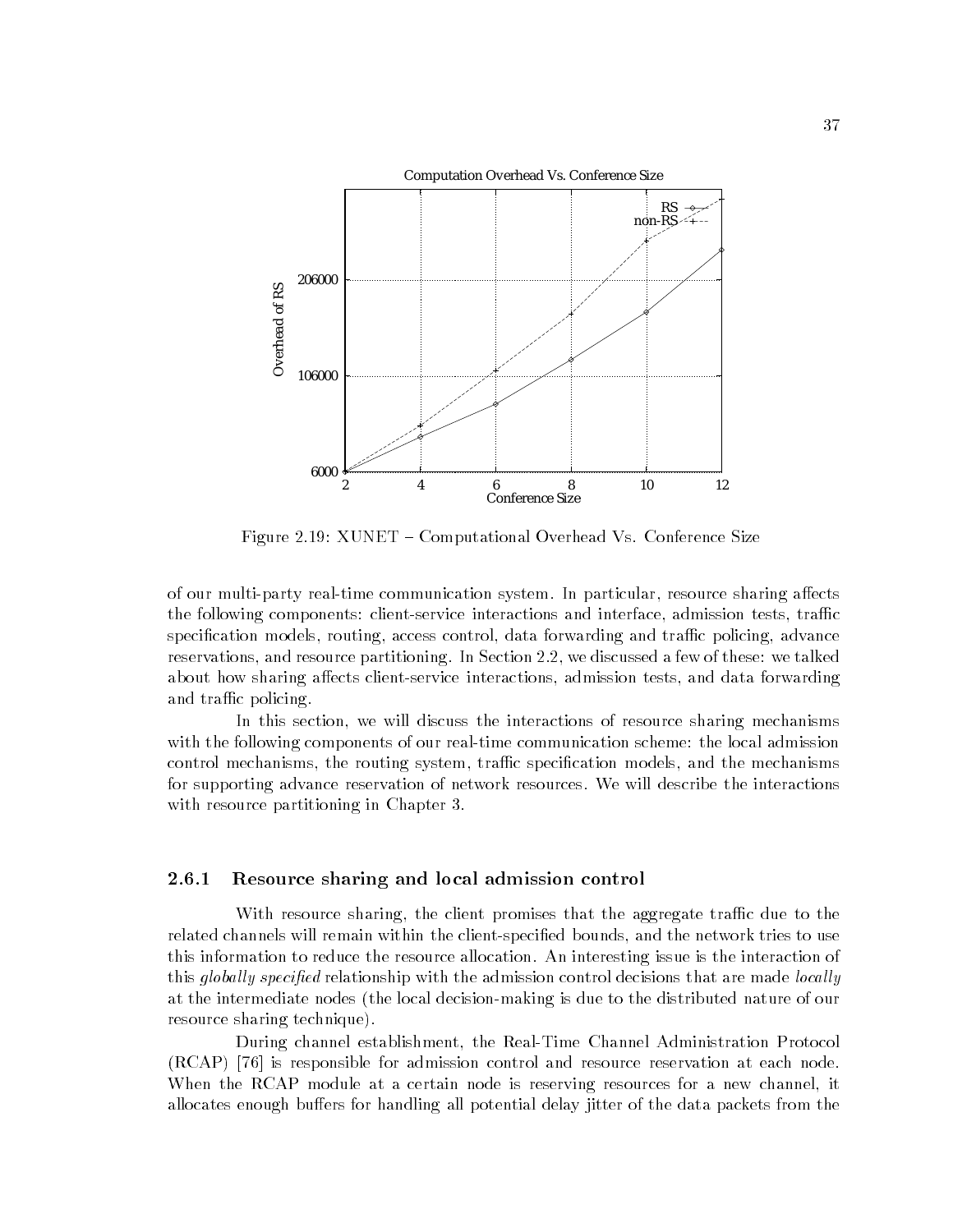Figure 2.19: XUNET – Computational Overhead Vs. Conference Size

of our multi-party real-time communication system. In particular, resource sharing affects the following components: client-service interactions and interface, admission tests, traffic specification models, routing, access control, data forwarding and traffic policing, advance reservations, and resource partitioning. In Section 2.2, we discussed a few of these: we talked about how sharing affects client-service interactions, admission tests, and data forwarding and traffic policing.

In this section, we will discuss the interactions of resource sharing mechanisms with the following components of our real-time communication scheme: the local admission control mechanisms, the routing system, traffic specification models, and the mechanisms for supporting advance reservation of network resources. We will describe the interactions with resource partitioning in Chapter 3.

### 2.6.1 Resource sharing and local admission control

With resource sharing, the client promises that the aggregate traffic due to the related channels will remain within the client-specified bounds, and the network tries to use this information to reduce the resource allocation. An interesting issue is the interaction of this *globally specified* relationship with the admission control decisions that are made *locally* at the intermediate nodes (the local decision-making is due to the distributed nature of our resource sharing technique).

During channel establishment, the Real-Time Channel Administration Protocol (RCAP) [76] is responsible for admission control and resource reservation at each node. When the RCAP module at a certain node is reserving resources for a new channel, it allocates enough buffers for handling all potential delay jitter of the data packets from the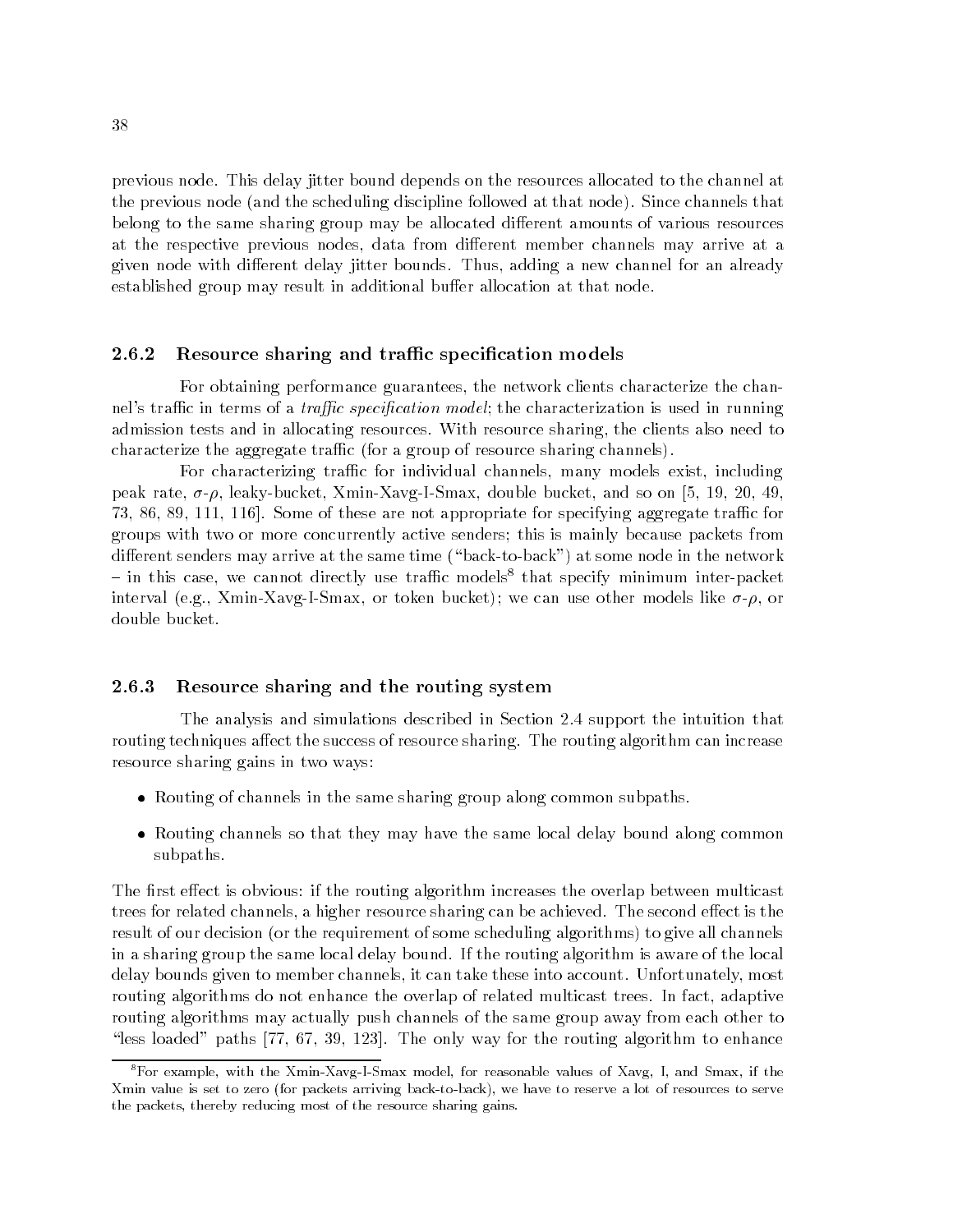previous node. This delay jitter bound depends on the resources allocated to the channel at the previous node (and the scheduling discipline followed at that node). Since channels that belong to the same sharing group may be allocated different amounts of various resources at the respective previous nodes, data from different member channels may arrive at a given node with different delay jitter bounds. Thus, adding a new channel for an already established group may result in additional buffer allocation at that node.

### 2.6.2 Resource sharing and traffic specification models

For obtaining performance guarantees, the network clients characterize the channel's traffic in terms of a *traffic specification model*; the characterization is used in running admission tests and in allocating resources. With resource sharing, the clients also need to characterize the aggregate traffic (for a group of resource sharing channels).

For characterizing traffic for individual channels, many models exist, including peak rate, $\sigma$-$\rho$, leaky-bucket, Xmin-Xavg-I-Smax, double bucket, and so on [5, 19, 20, 49, 73, 86, 89, 111, 116]. Some of these are not appropriate for specifying aggregate traffic for groups with two or more concurrently active senders; this is mainly because packets from different senders may arrive at the same time ("back-to-back") at some node in the network – in this case, we cannot directly use traffic models[8] that specify minimum inter-packet interval (e.g., Xmin-Xavg-I-Smax, or token bucket); we can use other models like $\sigma$-$\rho$, or double bucket.

### 2.6.3 Resource sharing and the routing system

The analysis and simulations described in Section 2.4 support the intuition that routing techniques affect the success of resource sharing. The routing algorithm can increase resource sharing gains in two ways:

- Routing of channels in the same sharing group along common subpaths.
- Routing channels so that they may have the same local delay bound along common subpaths.

The first effect is obvious: if the routing algorithm increases the overlap between multicast trees for related channels, a higher resource sharing can be achieved. The second effect is the result of our decision (or the requirement of some scheduling algorithms) to give all channels in a sharing group the same local delay bound. If the routing algorithm is aware of the local delay bounds given to member channels, it can take these into account. Unfortunately, most routing algorithms do not enhance the overlap of related multicast trees. In fact, adaptive routing algorithms may actually push channels of the same group away from each other to "less loaded" paths [77, 67, 39, 123]. The only way for the routing algorithm to enhance

[8] For example, with the Xmin-Xavg-I-Smax model, for reasonable values of Xavg, I, and Smax, if the Xmin value is set to zero (for packets arriving back-to-back), we have to reserve a lot of resources to serve the packets, thereby reducing most of the resource sharing gains.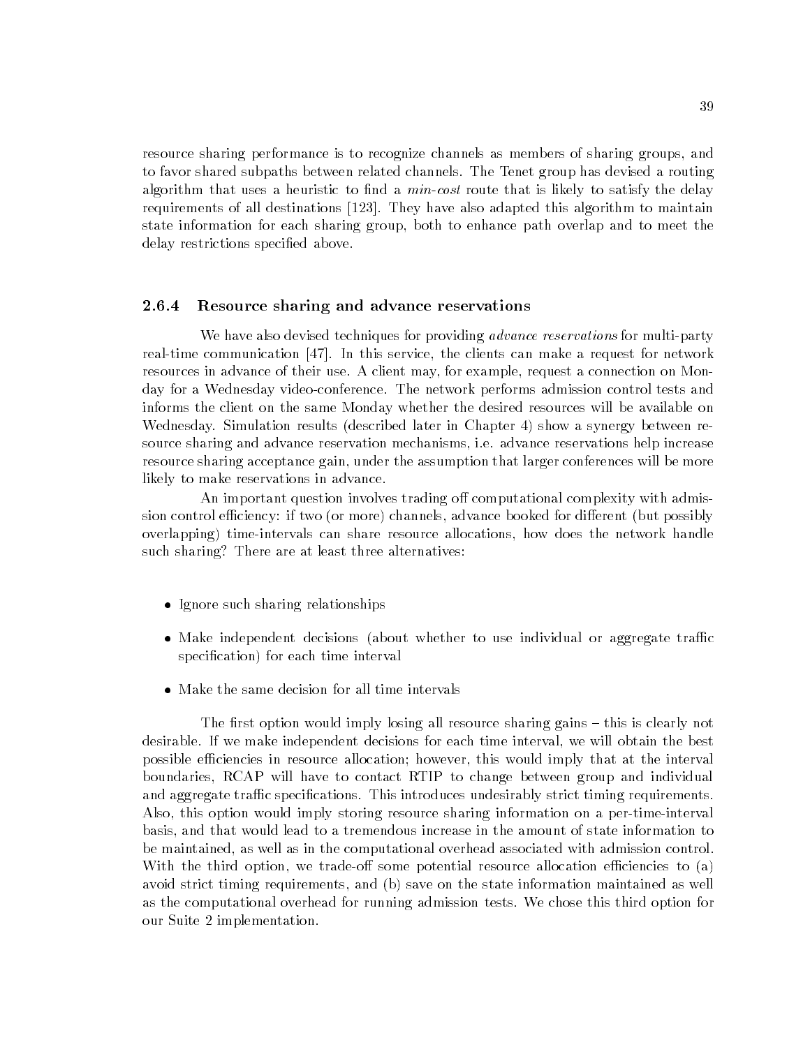resource sharing performance is to recognize channels as members of sharing groups, and to favor shared subpaths between related channels. The Tenet group has devised a routing algorithm that uses a heuristic to find a *min-cost* route that is likely to satisfy the delay requirements of all destinations [123]. They have also adapted this algorithm to maintain state information for each sharing group, both to enhance path overlap and to meet the delay restrictions specified above.

### 2.6.4 Resource sharing and advance reservations

We have also devised techniques for providing *advance reservations* for multi-party real-time communication [47]. In this service, the clients can make a request for network resources in advance of their use. A client may, for example, request a connection on Monday for a Wednesday video-conference. The network performs admission control tests and informs the client on the same Monday whether the desired resources will be available on Wednesday. Simulation results (described later in Chapter 4) show a synergy between resource sharing and advance reservation mechanisms, i.e. advance reservations help increase resource sharing acceptance gain, under the assumption that larger conferences will be more likely to make reservations in advance.

An important question involves trading off computational complexity with admission control efficiency: if two (or more) channels, advance booked for different (but possibly overlapping) time-intervals can share resource allocations, how does the network handle such sharing? There are at least three alternatives:

- Ignore such sharing relationships
- Make independent decisions (about whether to use individual or aggregate traffic specification) for each time interval
- Make the same decision for all time intervals

The first option would imply losing all resource sharing gains – this is clearly not desirable. If we make independent decisions for each time interval, we will obtain the best possible efficiencies in resource allocation; however, this would imply that at the interval boundaries, RCAP will have to contact RTIP to change between group and individual and aggregate traffic specifications. This introduces undesirably strict timing requirements. Also, this option would imply storing resource sharing information on a per-time-interval basis, and that would lead to a tremendous increase in the amount of state information to be maintained, as well as in the computational overhead associated with admission control. With the third option, we trade-off some potential resource allocation efficiencies to (a) avoid strict timing requirements, and (b) save on the state information maintained as well as the computational overhead for running admission tests. We chose this third option for our Suite 2 implementation.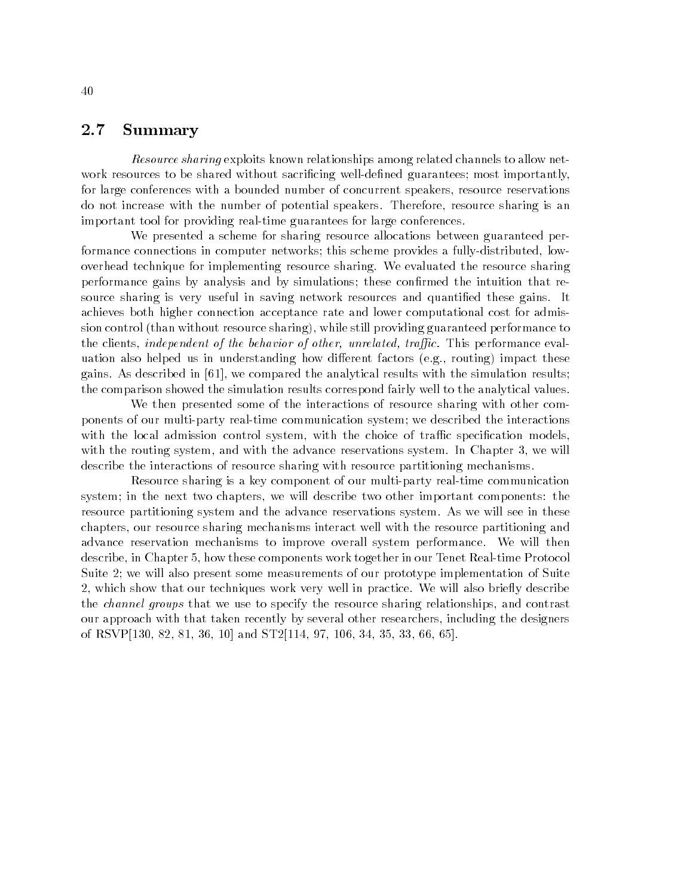## 2.7 Summary

*Resource sharing* exploits known relationships among related channels to allow network resources to be shared without sacrificing well-defined guarantees; most importantly, for large conferences with a bounded number of concurrent speakers, resource reservations do not increase with the number of potential speakers. Therefore, resource sharing is an important tool for providing real-time guarantees for large conferences.

We presented a scheme for sharing resource allocations between guaranteed performance connections in computer networks; this scheme provides a fully-distributed, low-overhead technique for implementing resource sharing. We evaluated the resource sharing performance gains by analysis and by simulations; these confirmed the intuition that resource sharing is very useful in saving network resources and quantified these gains. It achieves both higher connection acceptance rate and lower computational cost for admission control (than without resource sharing), while still providing guaranteed performance to the clients, *independent of the behavior of other, unrelated, traffic.* This performance evaluation also helped us in understanding how different factors (e.g., routing) impact these gains. As described in [61], we compared the analytical results with the simulation results; the comparison showed the simulation results correspond fairly well to the analytical values.

We then presented some of the interactions of resource sharing with other components of our multi-party real-time communication system; we described the interactions with the local admission control system, with the choice of traffic specification models, with the routing system, and with the advance reservations system. In Chapter 3, we will describe the interactions of resource sharing with resource partitioning mechanisms.

Resource sharing is a key component of our multi-party real-time communication system; in the next two chapters, we will describe two other important components: the resource partitioning system and the advance reservations system. As we will see in these chapters, our resource sharing mechanisms interact well with the resource partitioning and advance reservation mechanisms to improve overall system performance. We will then describe, in Chapter 5, how these components work together in our Tenet Real-time Protocol Suite 2; we will also present some measurements of our prototype implementation of Suite 2, which show that our techniques work very well in practice. We will also briefly describe the *channel groups* that we use to specify the resource sharing relationships, and contrast our approach with that taken recently by several other researchers, including the designers of RSVP[130, 82, 81, 36, 10] and ST2[114, 97, 106, 34, 35, 33, 66, 65].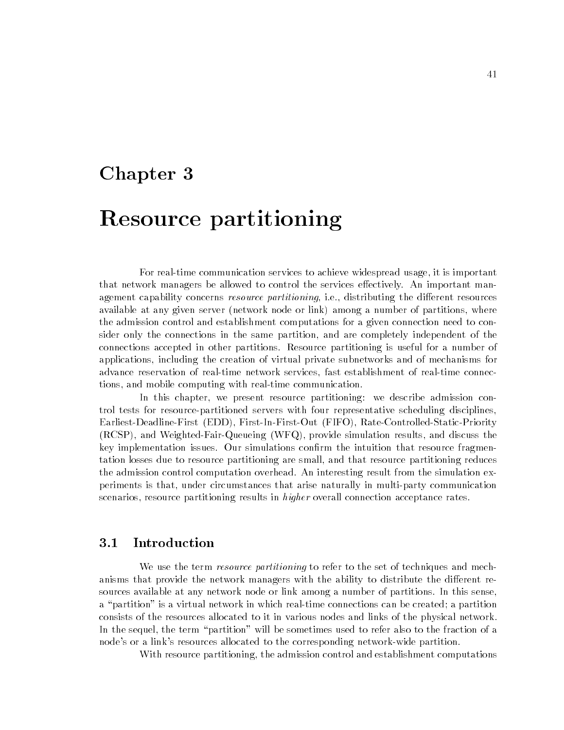# Chapter 3

# Resource partitioning

For real-time communication services to achieve widespread usage, it is important that network managers be allowed to control the services effectively. An important management capability concerns *resource partitioning*, i.e., distributing the different resources available at any given server (network node or link) among a number of partitions, where the admission control and establishment computations for a given connection need to consider only the connections in the same partition, and are completely independent of the connections accepted in other partitions. Resource partitioning is useful for a number of applications, including the creation of virtual private subnetworks and of mechanisms for advance reservation of real-time network services, fast establishment of real-time connections, and mobile computing with real-time communication.

In this chapter, we present resource partitioning: we describe admission control tests for resource-partitioned servers with four representative scheduling disciplines, Earliest-Deadline-First (EDD), First-In-First-Out (FIFO), Rate-Controlled-Static-Priority (RCSP), and Weighted-Fair-Queueing (WFQ), provide simulation results, and discuss the key implementation issues. Our simulations confirm the intuition that resource fragmentation losses due to resource partitioning are small, and that resource partitioning reduces the admission control computation overhead. An interesting result from the simulation experiments is that, under circumstances that arise naturally in multi-party communication scenarios, resource partitioning results in *higher* overall connection acceptance rates.

## 3.1 Introduction

We use the term *resource partitioning* to refer to the set of techniques and mechanisms that provide the network managers with the ability to distribute the different resources available at any network node or link among a number of partitions. In this sense, a "partition" is a virtual network in which real-time connections can be created; a partition consists of the resources allocated to it in various nodes and links of the physical network. In the sequel, the term "partition" will be sometimes used to refer also to the fraction of a node's or a link's resources allocated to the corresponding network-wide partition.

With resource partitioning, the admission control and establishment computations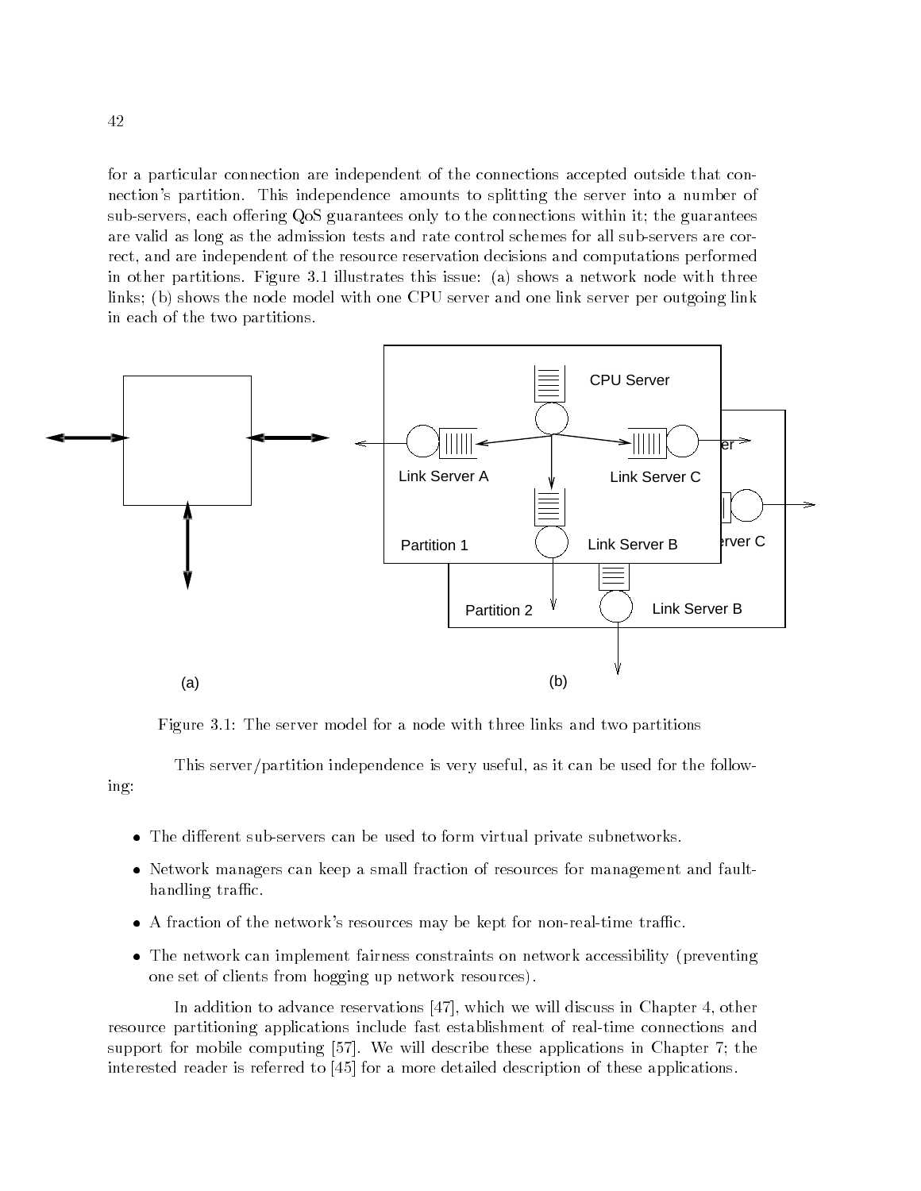for a particular connection are independent of the connections accepted outside that connection's partition. This independence amounts to splitting the server into a number of sub-servers, each offering QoS guarantees only to the connections within it; the guarantees are valid as long as the admission tests and rate control schemes for all sub-servers are correct, and are independent of the resource reservation decisions and computations performed in other partitions. Figure 3.1 illustrates this issue: (a) shows a network node with three links; (b) shows the node model with one CPU server and one link server per outgoing link in each of the two partitions.

Figure 3.1: The server model for a node with three links and two partitions

This server/partition independence is very useful, as it can be used for the following:

- The different sub-servers can be used to form virtual private subnetworks.
- Network managers can keep a small fraction of resources for management and fault-handling traffic.
- A fraction of the network's resources may be kept for non-real-time traffic.
- The network can implement fairness constraints on network accessibility (preventing one set of clients from hogging up network resources).

In addition to advance reservations [47], which we will discuss in Chapter 4, other resource partitioning applications include fast establishment of real-time connections and support for mobile computing [57]. We will describe these applications in Chapter 7; the interested reader is referred to [45] for a more detailed description of these applications.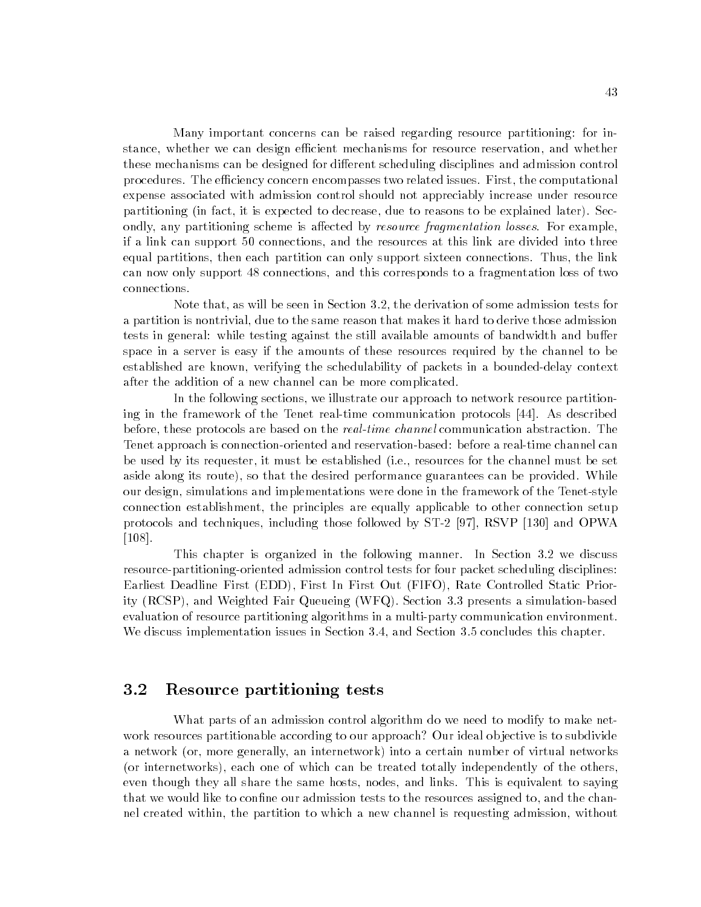Many important concerns can be raised regarding resource partitioning: for instance, whether we can design efficient mechanisms for resource reservation, and whether these mechanisms can be designed for different scheduling disciplines and admission control procedures. The efficiency concern encompasses two related issues. First, the computational expense associated with admission control should not appreciably increase under resource partitioning (in fact, it is expected to decrease, due to reasons to be explained later). Secondly, any partitioning scheme is affected by *resource fragmentation losses*. For example, if a link can support 50 connections, and the resources at this link are divided into three equal partitions, then each partition can only support sixteen connections. Thus, the link can now only support 48 connections, and this corresponds to a fragmentation loss of two connections.

Note that, as will be seen in Section 3.2, the derivation of some admission tests for a partition is nontrivial, due to the same reason that makes it hard to derive those admission tests in general: while testing against the still available amounts of bandwidth and buffer space in a server is easy if the amounts of these resources required by the channel to be established are known, verifying the schedulability of packets in a bounded-delay context after the addition of a new channel can be more complicated.

In the following sections, we illustrate our approach to network resource partitioning in the framework of the Tenet real-time communication protocols [44]. As described before, these protocols are based on the *real-time channel* communication abstraction. The Tenet approach is connection-oriented and reservation-based: before a real-time channel can be used by its requester, it must be established (i.e., resources for the channel must be set aside along its route), so that the desired performance guarantees can be provided. While our design, simulations and implementations were done in the framework of the Tenet-style connection establishment, the principles are equally applicable to other connection setup protocols and techniques, including those followed by ST-2 [97], RSVP [130] and OPWA [108].

This chapter is organized in the following manner. In Section 3.2 we discuss resource-partitioning-oriented admission control tests for four packet scheduling disciplines: Earliest Deadline First (EDD), First In First Out (FIFO), Rate Controlled Static Priority (RCSP), and Weighted Fair Queueing (WFQ). Section 3.3 presents a simulation-based evaluation of resource partitioning algorithms in a multi-party communication environment. We discuss implementation issues in Section 3.4, and Section 3.5 concludes this chapter.

## 3.2 Resource partitioning tests

What parts of an admission control algorithm do we need to modify to make network resources partitionable according to our approach? Our ideal objective is to subdivide a network (or, more generally, an internetwork) into a certain number of virtual networks (or internetworks), each one of which can be treated totally independently of the others, even though they all share the same hosts, nodes, and links. This is equivalent to saying that we would like to confine our admission tests to the resources assigned to, and the channel created within, the partition to which a new channel is requesting admission, without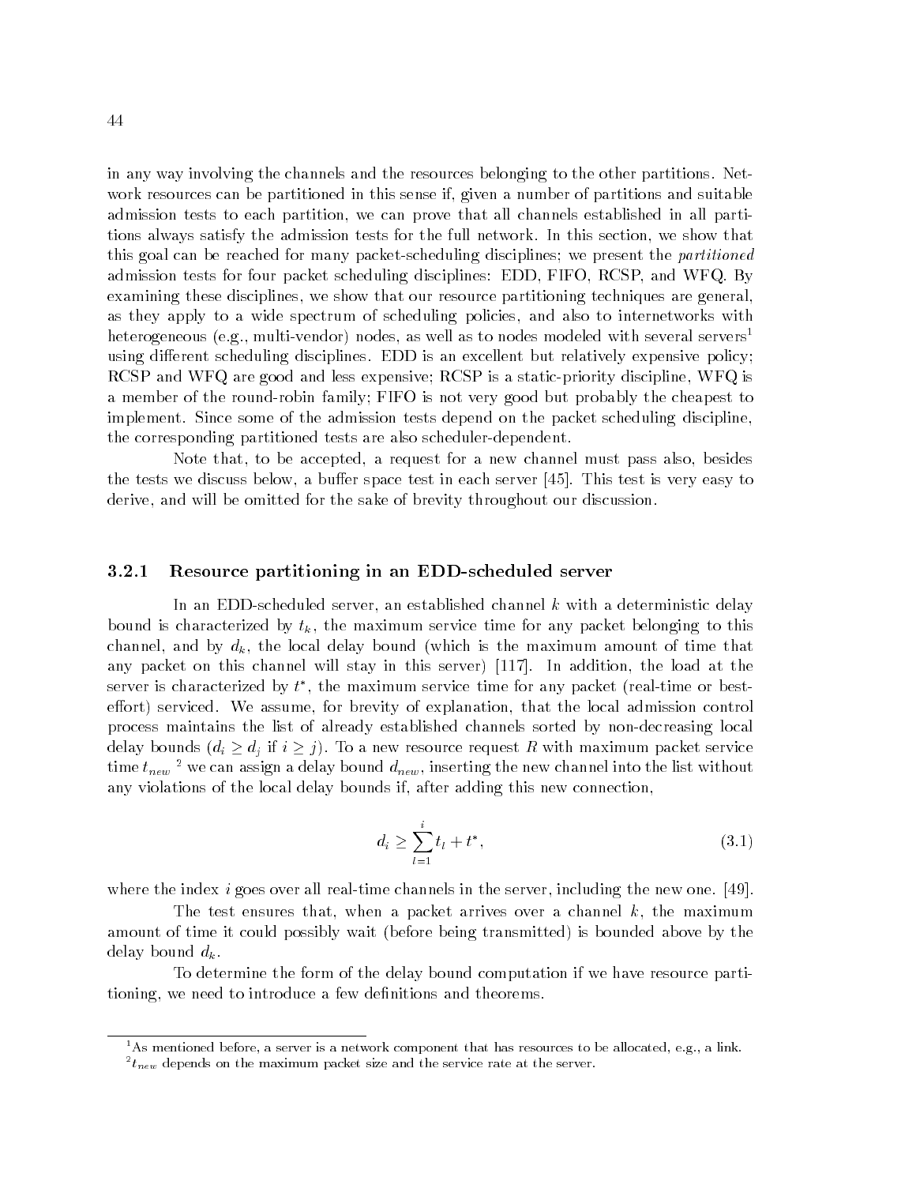in any way involving the channels and the resources belonging to the other partitions. Network resources can be partitioned in this sense if, given a number of partitions and suitable admission tests to each partition, we can prove that all channels established in all partitions always satisfy the admission tests for the full network. In this section, we show that this goal can be reached for many packet-scheduling disciplines; we present the *partitioned* admission tests for four packet scheduling disciplines: EDD, FIFO, RCSP, and WFQ. By examining these disciplines, we show that our resource partitioning techniques are general, as they apply to a wide spectrum of scheduling policies, and also to internetworks with heterogeneous (e.g., multi-vendor) nodes, as well as to nodes modeled with several servers[1] using different scheduling disciplines. EDD is an excellent but relatively expensive policy; RCSP and WFQ are good and less expensive; RCSP is a static-priority discipline, WFQ is a member of the round-robin family; FIFO is not very good but probably the cheapest to implement. Since some of the admission tests depend on the packet scheduling discipline, the corresponding partitioned tests are also scheduler-dependent.

Note that, to be accepted, a request for a new channel must pass also, besides the tests we discuss below, a buffer space test in each server [45]. This test is very easy to derive, and will be omitted for the sake of brevity throughout our discussion.

### 3.2.1 Resource partitioning in an EDD-scheduled server

In an EDD-scheduled server, an established channel $k$ with a deterministic delay bound is characterized by $t_k$, the maximum service time for any packet belonging to this channel, and by $d_k$, the local delay bound (which is the maximum amount of time that any packet on this channel will stay in this server) [117]. In addition, the load at the server is characterized by $t^*$, the maximum service time for any packet (real-time or best-effort) serviced. We assume, for brevity of explanation, that the local admission control process maintains the list of already established channels sorted by non-decreasing local delay bounds ($d_i \geq d_j$ if $i \geq j$). To a new resource request $R$ with maximum packet service time $t_{new}$ [2] we can assign a delay bound $d_{new}$, inserting the new channel into the list without any violations of the local delay bounds if, after adding this new connection,

$$d_i \geq \sum_{l=1}^{i} t_l + t^*, \tag{3.1}$$

where the index $i$ goes over all real-time channels in the server, including the new one. [49].

The test ensures that, when a packet arrives over a channel $k$, the maximum amount of time it could possibly wait (before being transmitted) is bounded above by the delay bound $d_k$.

To determine the form of the delay bound computation if we have resource partitioning, we need to introduce a few definitions and theorems.

[1] As mentioned before, a server is a network component that has resources to be allocated, e.g., a link.

[2] $t_{new}$ depends on the maximum packet size and the service rate at the server.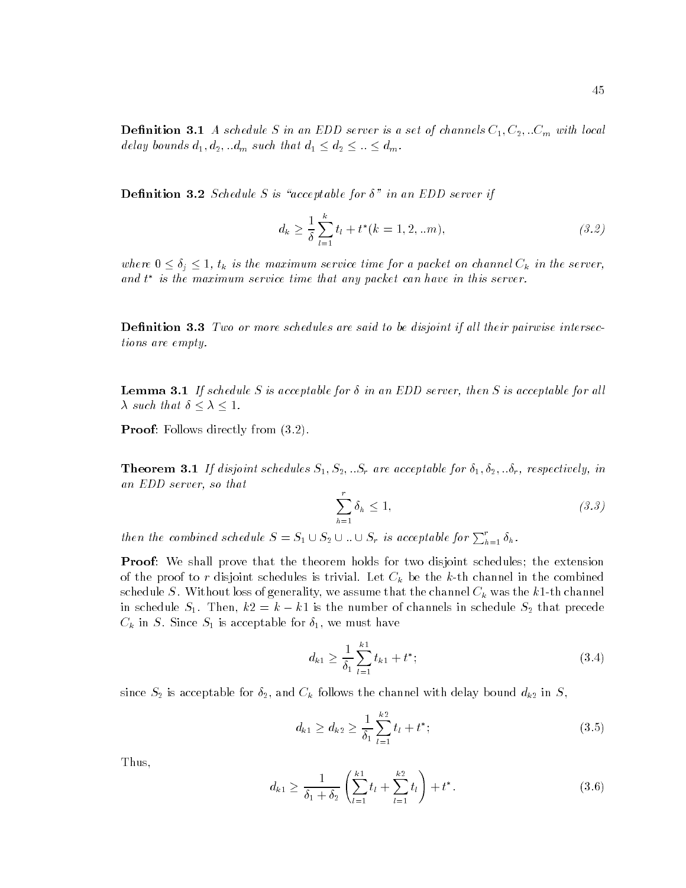**Definition 3.1** *A schedule $S$ in an EDD server is a set of channels $C_1, C_2, ..C_m$ with local delay bounds $d_1, d_2, ..d_m$ such that $d_1 \leq d_2 \leq .. \leq d_m$.*

**Definition 3.2** *Schedule $S$ is "acceptable for $\delta$" in an EDD server if*

$$d_k \geq \frac{1}{\delta}\sum_{l=1}^{k} t_l + t^*(k = 1, 2, ..m), \tag{3.2}$$

*where $0 \leq \delta_j \leq 1$, $t_k$ is the maximum service time for a packet on channel $C_k$ in the server, and $t^*$ is the maximum service time that any packet can have in this server.*

**Definition 3.3** *Two or more schedules are said to be disjoint if all their pairwise intersections are empty.*

**Lemma 3.1** *If schedule $S$ is acceptable for $\delta$ in an EDD server, then $S$ is acceptable for all $\lambda$ such that $\delta \leq \lambda \leq 1$.*

**Proof**: Follows directly from (3.2).

**Theorem 3.1** *If disjoint schedules $S_1, S_2, ..S_r$ are acceptable for $\delta_1, \delta_2, ..\delta_r$, respectively, in an EDD server, so that*

$$\sum_{h=1}^{r} \delta_h \leq 1, \tag{3.3}$$

*then the combined schedule $S = S_1 \cup S_2 \cup .. \cup S_r$ is acceptable for $\sum_{h=1}^{r} \delta_h$.*

**Proof**: We shall prove that the theorem holds for two disjoint schedules; the extension of the proof to $r$ disjoint schedules is trivial. Let $C_k$ be the $k$-th channel in the combined schedule $S$. Without loss of generality, we assume that the channel $C_k$ was the $k1$-th channel in schedule $S_1$. Then, $k2 = k - k1$ is the number of channels in schedule $S_2$ that precede $C_k$ in $S$. Since $S_1$ is acceptable for $\delta_1$, we must have

$$d_{k1} \geq \frac{1}{\delta_1}\sum_{l=1}^{k1} t_{k1} + t^*; \tag{3.4}$$

since $S_2$ is acceptable for $\delta_2$, and $C_k$ follows the channel with delay bound $d_{k2}$ in $S$,

$$d_{k1} \geq d_{k2} \geq \frac{1}{\delta_1}\sum_{l=1}^{k2} t_l + t^*; \tag{3.5}$$

Thus,

$$d_{k1} \geq \frac{1}{\delta_1 + \delta_2}\left(\sum_{l=1}^{k1} t_l + \sum_{l=1}^{k2} t_l\right) + t^*. \tag{3.6}$$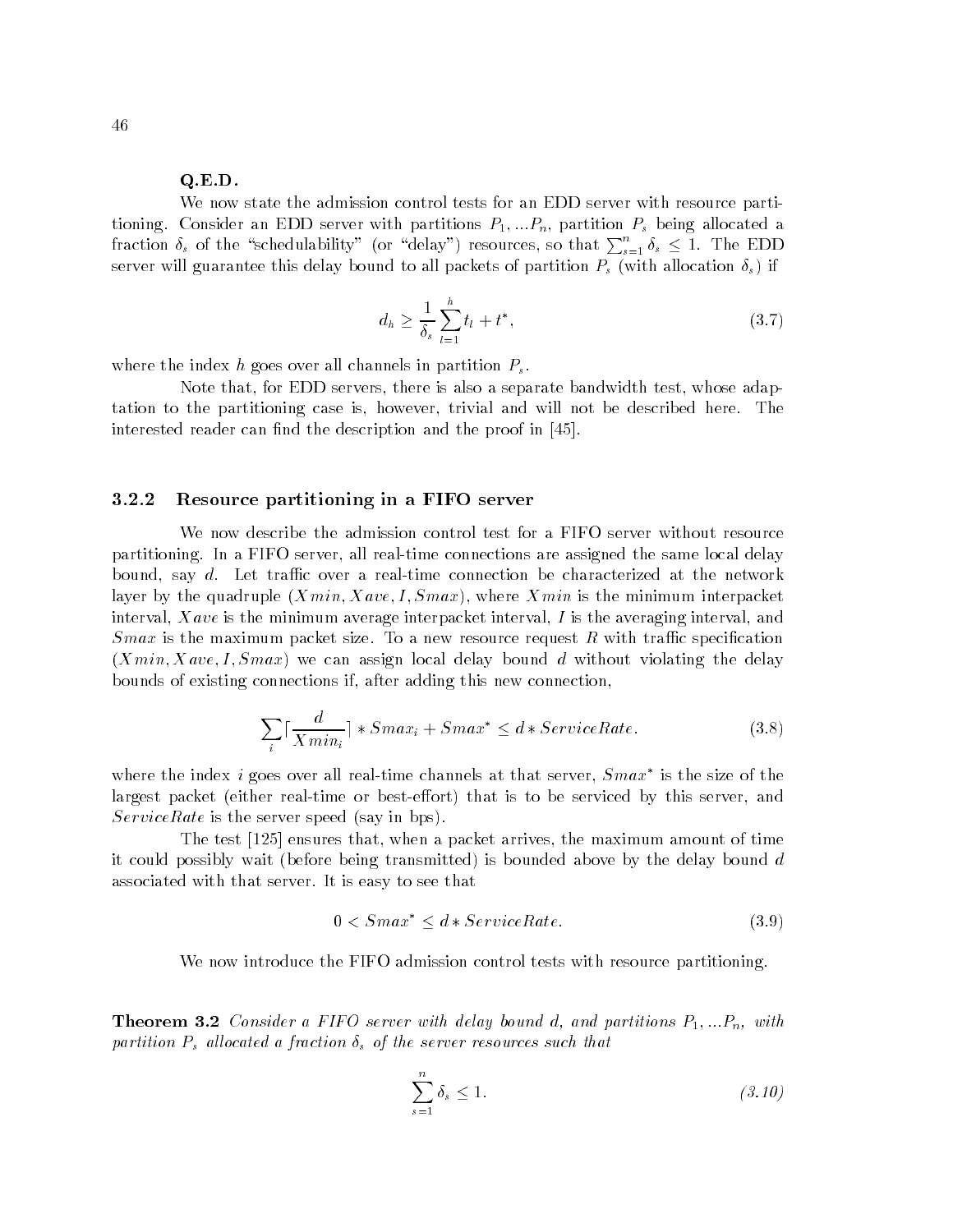**Q.E.D.**

We now state the admission control tests for an EDD server with resource partitioning. Consider an EDD server with partitions $P_1, ...P_n$, partition $P_s$ being allocated a fraction $\delta_s$ of the "schedulability" (or "delay") resources, so that $\sum_{s=1}^{n} \delta_s \leq 1$. The EDD server will guarantee this delay bound to all packets of partition $P_s$ (with allocation $\delta_s$) if

$$d_h \geq \frac{1}{\delta_s} \sum_{l=1}^{h} t_l + t^*, \tag{3.7}$$

where the index $h$ goes over all channels in partition $P_s$.

Note that, for EDD servers, there is also a separate bandwidth test, whose adaptation to the partitioning case is, however, trivial and will not be described here. The interested reader can find the description and the proof in [45].

### 3.2.2 Resource partitioning in a FIFO server

We now describe the admission control test for a FIFO server without resource partitioning. In a FIFO server, all real-time connections are assigned the same local delay bound, say $d$. Let traffic over a real-time connection be characterized at the network layer by the quadruple $(Xmin, Xave, I, Smax)$, where $Xmin$ is the minimum interpacket interval, $Xave$ is the minimum average interpacket interval, $I$ is the averaging interval, and $Smax$ is the maximum packet size. To a new resource request $R$ with traffic specification $(Xmin, Xave, I, Smax)$ we can assign local delay bound $d$ without violating the delay bounds of existing connections if, after adding this new connection,

$$\sum_i \lceil \frac{d}{Xmin_i} \rceil * Smax_i + Smax^* \leq d * ServiceRate. \tag{3.8}$$

where the index $i$ goes over all real-time channels at that server, $Smax^*$ is the size of the largest packet (either real-time or best-effort) that is to be serviced by this server, and $ServiceRate$ is the server speed (say in bps).

The test [125] ensures that, when a packet arrives, the maximum amount of time it could possibly wait (before being transmitted) is bounded above by the delay bound $d$ associated with that server. It is easy to see that

$$0 < Smax^* \leq d * ServiceRate. \tag{3.9}$$

We now introduce the FIFO admission control tests with resource partitioning.

**Theorem 3.2** *Consider a FIFO server with delay bound d, and partitions $P_1, ...P_n$, with partition $P_s$ allocated a fraction $\delta_s$ of the server resources such that*

$$\sum_{s=1}^{n} \delta_s \leq 1. \tag{3.10}$$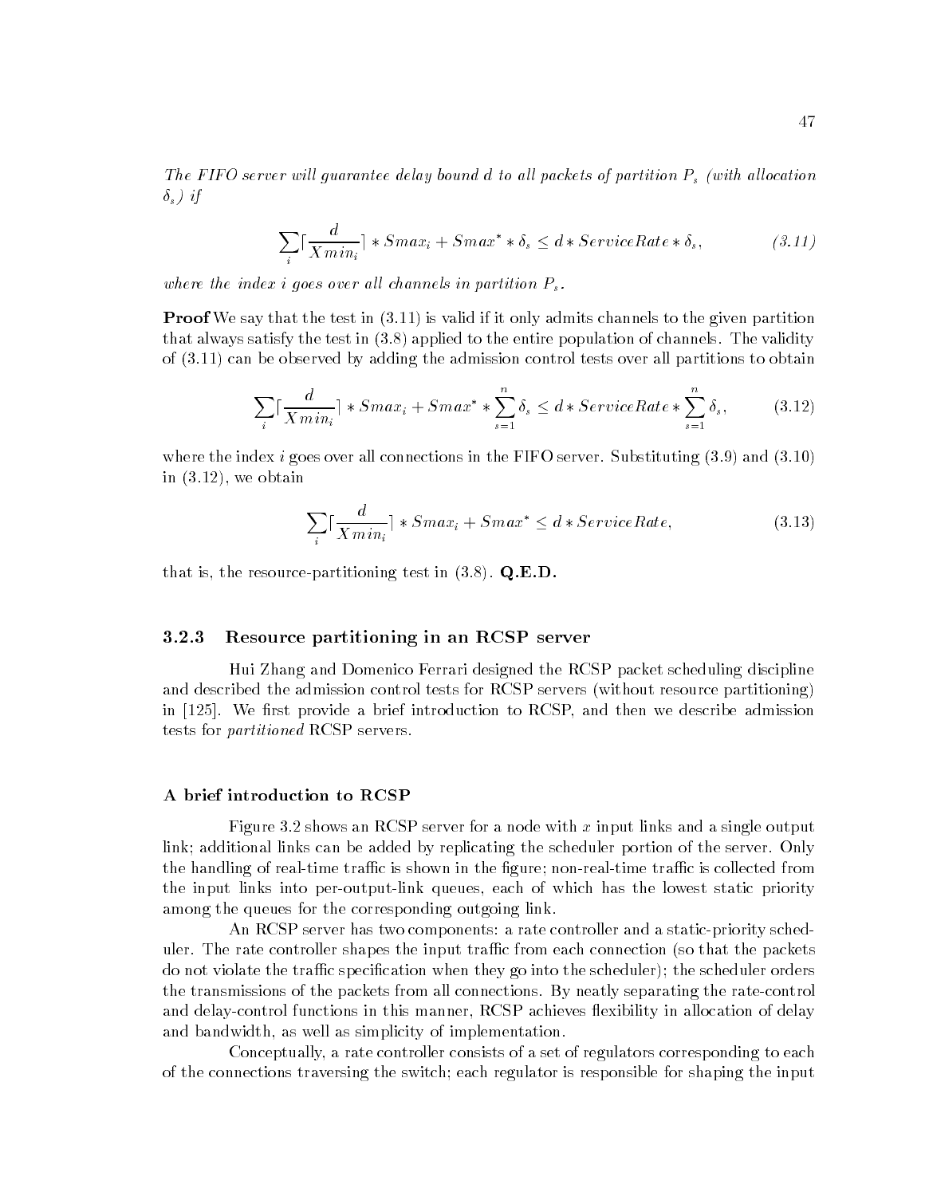*The FIFO server will guarantee delay bound $d$ to all packets of partition $P_s$ (with allocation $\delta_s$) if*

$$\sum_i \lceil \frac{d}{Xmin_i} \rceil * Smax_i + Smax^* * \delta_s \leq d * ServiceRate * \delta_s, \qquad (3.11)$$

*where the index $i$ goes over all channels in partition $P_s$.*

**Proof** We say that the test in (3.11) is valid if it only admits channels to the given partition that always satisfy the test in (3.8) applied to the entire population of channels. The validity of (3.11) can be observed by adding the admission control tests over all partitions to obtain

$$\sum_i \lceil \frac{d}{Xmin_i} \rceil * Smax_i + Smax^* * \sum_{s=1}^{n} \delta_s \leq d * ServiceRate * \sum_{s=1}^{n} \delta_s, \qquad (3.12)$$

where the index $i$ goes over all connections in the FIFO server. Substituting (3.9) and (3.10) in (3.12), we obtain

$$\sum_i \lceil \frac{d}{Xmin_i} \rceil * Smax_i + Smax^* \leq d * ServiceRate, \qquad (3.13)$$

that is, the resource-partitioning test in (3.8). **Q.E.D.**

### 3.2.3 Resource partitioning in an RCSP server

Hui Zhang and Domenico Ferrari designed the RCSP packet scheduling discipline and described the admission control tests for RCSP servers (without resource partitioning) in [125]. We first provide a brief introduction to RCSP, and then we describe admission tests for *partitioned* RCSP servers.

#### A brief introduction to RCSP

Figure 3.2 shows an RCSP server for a node with $x$ input links and a single output link; additional links can be added by replicating the scheduler portion of the server. Only the handling of real-time traffic is shown in the figure; non-real-time traffic is collected from the input links into per-output-link queues, each of which has the lowest static priority among the queues for the corresponding outgoing link.

An RCSP server has two components: a rate controller and a static-priority scheduler. The rate controller shapes the input traffic from each connection (so that the packets do not violate the traffic specification when they go into the scheduler); the scheduler orders the transmissions of the packets from all connections. By neatly separating the rate-control and delay-control functions in this manner, RCSP achieves flexibility in allocation of delay and bandwidth, as well as simplicity of implementation.

Conceptually, a rate controller consists of a set of regulators corresponding to each of the connections traversing the switch; each regulator is responsible for shaping the input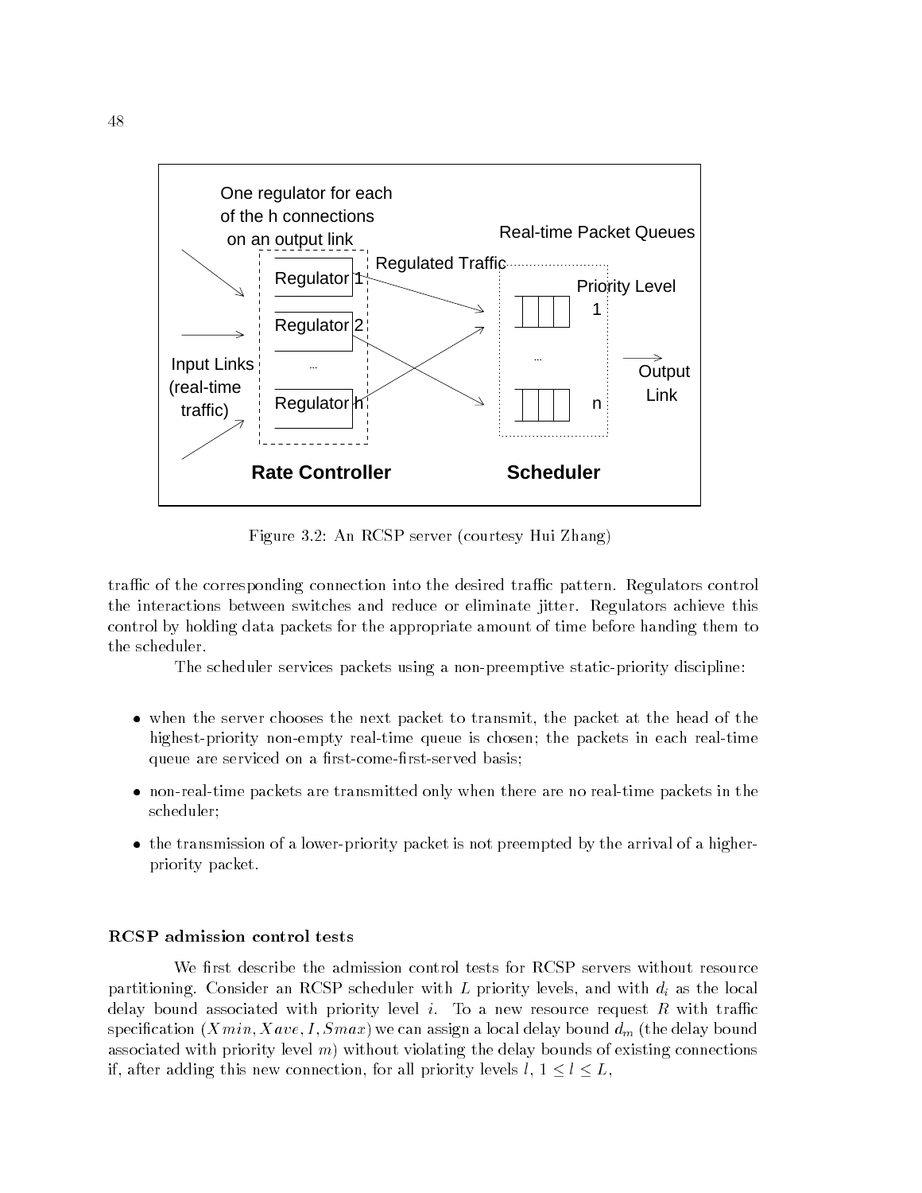Figure 3.2: An RCSP server (courtesy Hui Zhang)

traffic of the corresponding connection into the desired traffic pattern. Regulators control the interactions between switches and reduce or eliminate jitter. Regulators achieve this control by holding data packets for the appropriate amount of time before handing them to the scheduler.

The scheduler services packets using a non-preemptive static-priority discipline:

- when the server chooses the next packet to transmit, the packet at the head of the highest-priority non-empty real-time queue is chosen; the packets in each real-time queue are serviced on a first-come-first-served basis;
- non-real-time packets are transmitted only when there are no real-time packets in the scheduler;
- the transmission of a lower-priority packet is not preempted by the arrival of a higher-priority packet.

#### RCSP admission control tests

We first describe the admission control tests for RCSP servers without resource partitioning. Consider an RCSP scheduler with $L$ priority levels, and with $d_i$ as the local delay bound associated with priority level $i$. To a new resource request $R$ with traffic specification $(Xmin, Xave, I, Smax)$ we can assign a local delay bound $d_m$ (the delay bound associated with priority level $m$) without violating the delay bounds of existing connections if, after adding this new connection, for all priority levels $l$, $1 \leq l \leq L$,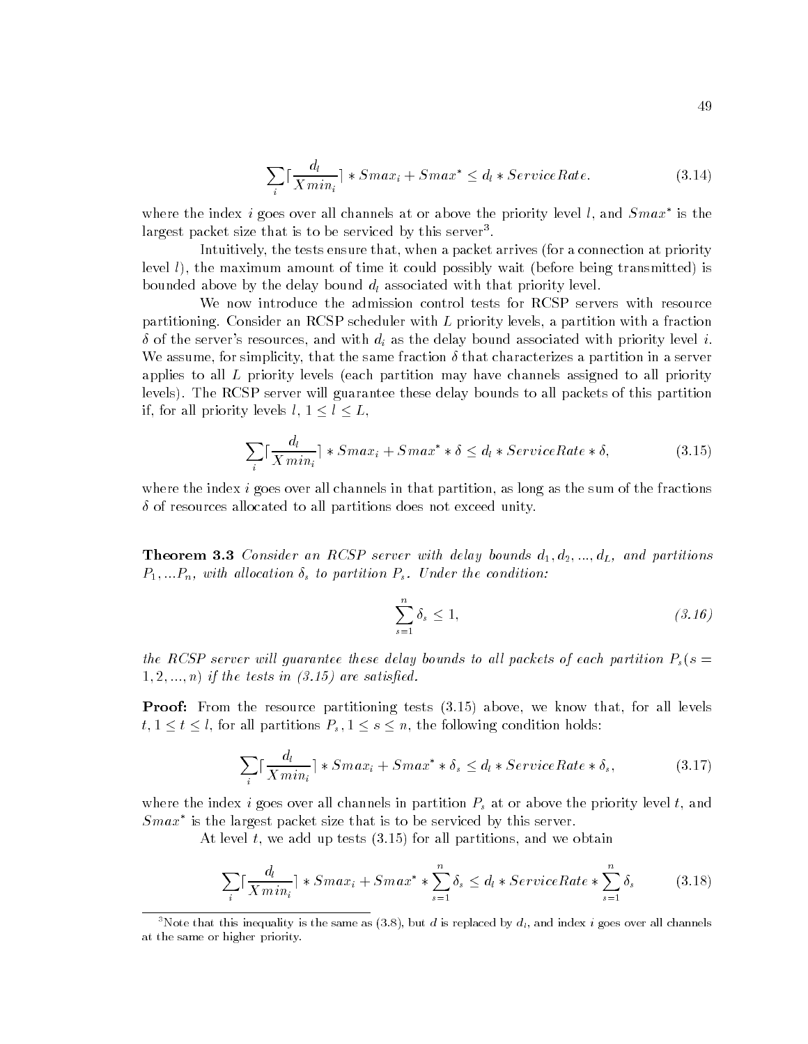$$\sum_i \lceil \frac{d_l}{Xmin_i} \rceil * Smax_i + Smax^* \leq d_l * ServiceRate. \tag{3.14}$$

where the index $i$ goes over all channels at or above the priority level $l$, and $Smax^*$ is the largest packet size that is to be serviced by this server[3].

Intuitively, the tests ensure that, when a packet arrives (for a connection at priority level $l$), the maximum amount of time it could possibly wait (before being transmitted) is bounded above by the delay bound $d_l$ associated with that priority level.

We now introduce the admission control tests for RCSP servers with resource partitioning. Consider an RCSP scheduler with $L$ priority levels, a partition with a fraction $\delta$ of the server's resources, and with $d_i$ as the delay bound associated with priority level $i$. We assume, for simplicity, that the same fraction $\delta$ that characterizes a partition in a server applies to all $L$ priority levels (each partition may have channels assigned to all priority levels). The RCSP server will guarantee these delay bounds to all packets of this partition if, for all priority levels $l$, $1 \leq l \leq L$,

$$\sum_i \lceil \frac{d_l}{Xmin_i} \rceil * Smax_i + Smax^* * \delta \leq d_l * ServiceRate * \delta, \tag{3.15}$$

where the index $i$ goes over all channels in that partition, as long as the sum of the fractions $\delta$ of resources allocated to all partitions does not exceed unity.

**Theorem 3.3** *Consider an RCSP server with delay bounds $d_1, d_2, ..., d_L$, and partitions $P_1, ...P_n$, with allocation $\delta_s$ to partition $P_s$. Under the condition:*

$$\sum_{s=1}^{n} \delta_s \leq 1, \tag{3.16}$$

*the RCSP server will guarantee these delay bounds to all packets of each partition $P_s (s = 1, 2, ..., n)$ if the tests in (3.15) are satisfied.*

**Proof:** From the resource partitioning tests (3.15) above, we know that, for all levels $t, 1 \leq t \leq l$, for all partitions $P_s, 1 \leq s \leq n$, the following condition holds:

$$\sum_i \lceil \frac{d_l}{Xmin_i} \rceil * Smax_i + Smax^* * \delta_s \leq d_l * ServiceRate * \delta_s, \tag{3.17}$$

where the index $i$ goes over all channels in partition $P_s$ at or above the priority level $t$, and $Smax^*$ is the largest packet size that is to be serviced by this server.

At level $t$, we add up tests (3.15) for all partitions, and we obtain

$$\sum_i \lceil \frac{d_l}{Xmin_i} \rceil * Smax_i + Smax^* * \sum_{s=1}^{n} \delta_s \leq d_l * ServiceRate * \sum_{s=1}^{n} \delta_s \tag{3.18}$$

[3] Note that this inequality is the same as (3.8), but $d$ is replaced by $d_l$, and index $i$ goes over all channels at the same or higher priority.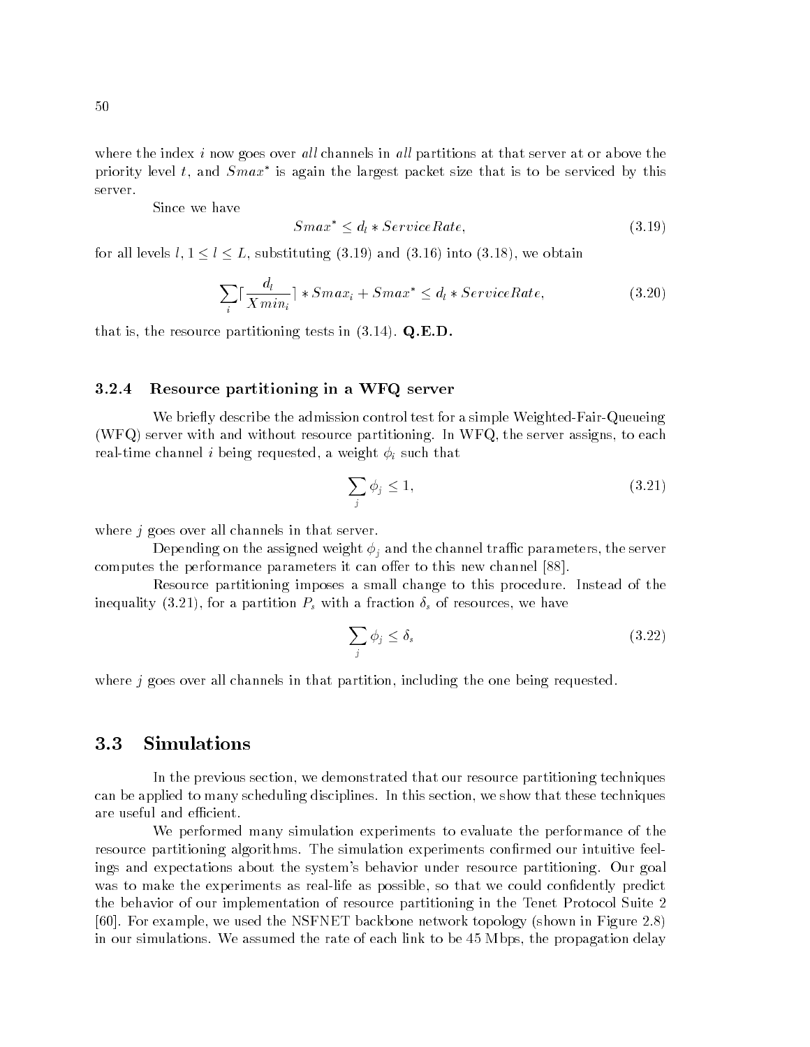where the index $i$ now goes over *all* channels in *all* partitions at that server at or above the priority level $t$, and $Smax^*$ is again the largest packet size that is to be serviced by this server.

Since we have

$$Smax^* \leq d_l * ServiceRate, \tag{3.19}$$

for all levels $l$, $1 \leq l \leq L$, substituting (3.19) and (3.16) into (3.18), we obtain

$$\sum_i \lceil \frac{d_l}{Xmin_i} \rceil * Smax_i + Smax^* \leq d_l * ServiceRate, \tag{3.20}$$

that is, the resource partitioning tests in (3.14). **Q.E.D.**

### 3.2.4 Resource partitioning in a WFQ server

We briefly describe the admission control test for a simple Weighted-Fair-Queueing (WFQ) server with and without resource partitioning. In WFQ, the server assigns, to each real-time channel $i$ being requested, a weight $\phi_i$ such that

$$\sum_j \phi_j \leq 1, \tag{3.21}$$

where $j$ goes over all channels in that server.

Depending on the assigned weight $\phi_j$ and the channel traffic parameters, the server computes the performance parameters it can offer to this new channel [88].

Resource partitioning imposes a small change to this procedure. Instead of the inequality (3.21), for a partition $P_s$ with a fraction $\delta_s$ of resources, we have

$$\sum_j \phi_j \leq \delta_s \tag{3.22}$$

where $j$ goes over all channels in that partition, including the one being requested.

## 3.3 Simulations

In the previous section, we demonstrated that our resource partitioning techniques can be applied to many scheduling disciplines. In this section, we show that these techniques are useful and efficient.

We performed many simulation experiments to evaluate the performance of the resource partitioning algorithms. The simulation experiments confirmed our intuitive feelings and expectations about the system's behavior under resource partitioning. Our goal was to make the experiments as real-life as possible, so that we could confidently predict the behavior of our implementation of resource partitioning in the Tenet Protocol Suite 2 [60]. For example, we used the NSFNET backbone network topology (shown in Figure 2.8) in our simulations. We assumed the rate of each link to be 45 Mbps, the propagation delay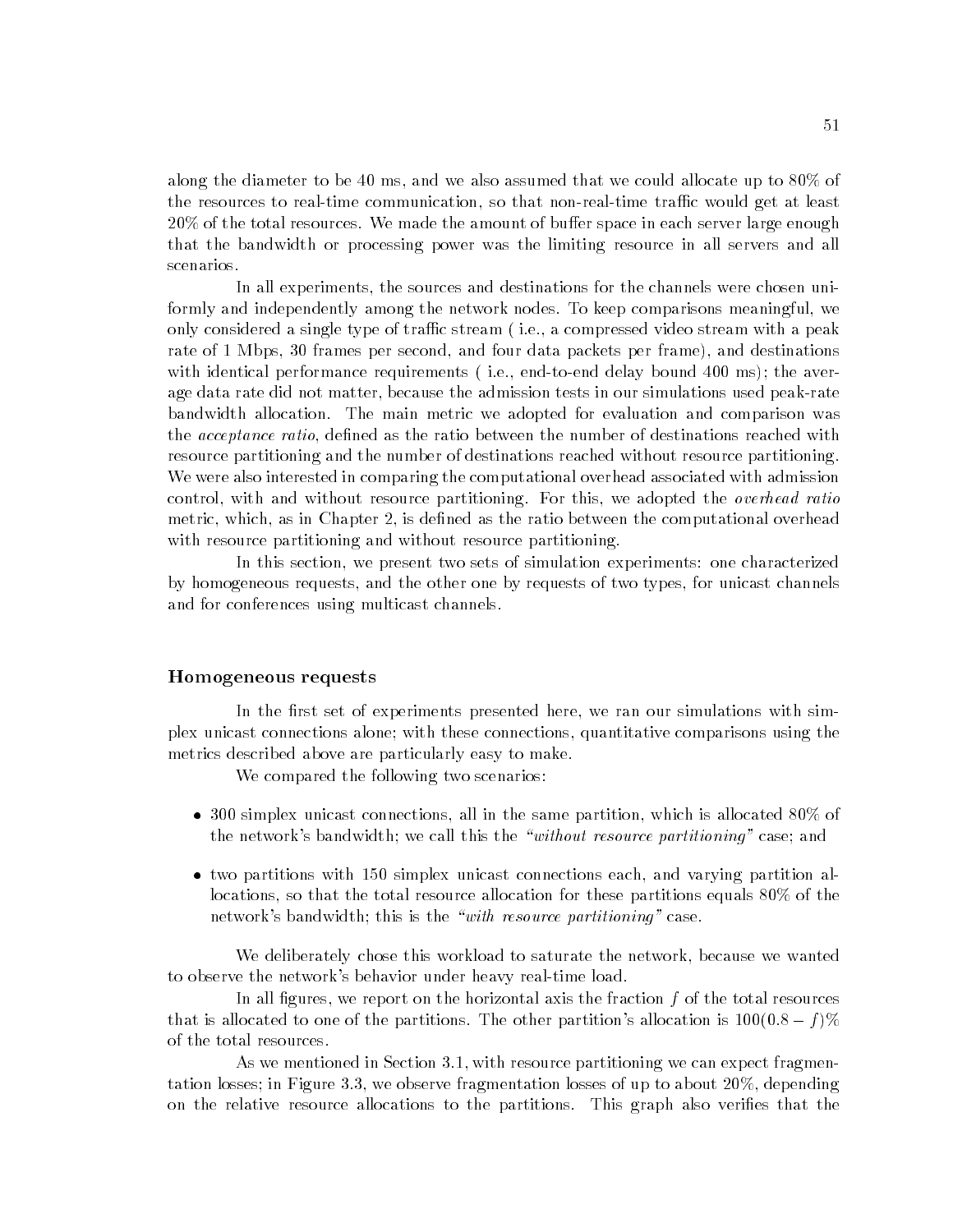along the diameter to be 40 ms, and we also assumed that we could allocate up to 80% of the resources to real-time communication, so that non-real-time traffic would get at least 20% of the total resources. We made the amount of buffer space in each server large enough that the bandwidth or processing power was the limiting resource in all servers and all scenarios.

In all experiments, the sources and destinations for the channels were chosen uniformly and independently among the network nodes. To keep comparisons meaningful, we only considered a single type of traffic stream ( i.e., a compressed video stream with a peak rate of 1 Mbps, 30 frames per second, and four data packets per frame), and destinations with identical performance requirements ( i.e., end-to-end delay bound 400 ms); the average data rate did not matter, because the admission tests in our simulations used peak-rate bandwidth allocation. The main metric we adopted for evaluation and comparison was the *acceptance ratio*, defined as the ratio between the number of destinations reached with resource partitioning and the number of destinations reached without resource partitioning. We were also interested in comparing the computational overhead associated with admission control, with and without resource partitioning. For this, we adopted the *overhead ratio* metric, which, as in Chapter 2, is defined as the ratio between the computational overhead with resource partitioning and without resource partitioning.

In this section, we present two sets of simulation experiments: one characterized by homogeneous requests, and the other one by requests of two types, for unicast channels and for conferences using multicast channels.

### Homogeneous requests

In the first set of experiments presented here, we ran our simulations with simplex unicast connections alone; with these connections, quantitative comparisons using the metrics described above are particularly easy to make.

We compared the following two scenarios:

- 300 simplex unicast connections, all in the same partition, which is allocated 80% of the network's bandwidth; we call this the *"without resource partitioning"* case; and
- two partitions with 150 simplex unicast connections each, and varying partition allocations, so that the total resource allocation for these partitions equals 80% of the network's bandwidth; this is the *"with resource partitioning"* case.

We deliberately chose this workload to saturate the network, because we wanted to observe the network's behavior under heavy real-time load.

In all figures, we report on the horizontal axis the fraction $f$ of the total resources that is allocated to one of the partitions. The other partition's allocation is $100(0.8 - f)\%$ of the total resources.

As we mentioned in Section 3.1, with resource partitioning we can expect fragmentation losses; in Figure 3.3, we observe fragmentation losses of up to about 20%, depending on the relative resource allocations to the partitions. This graph also verifies that the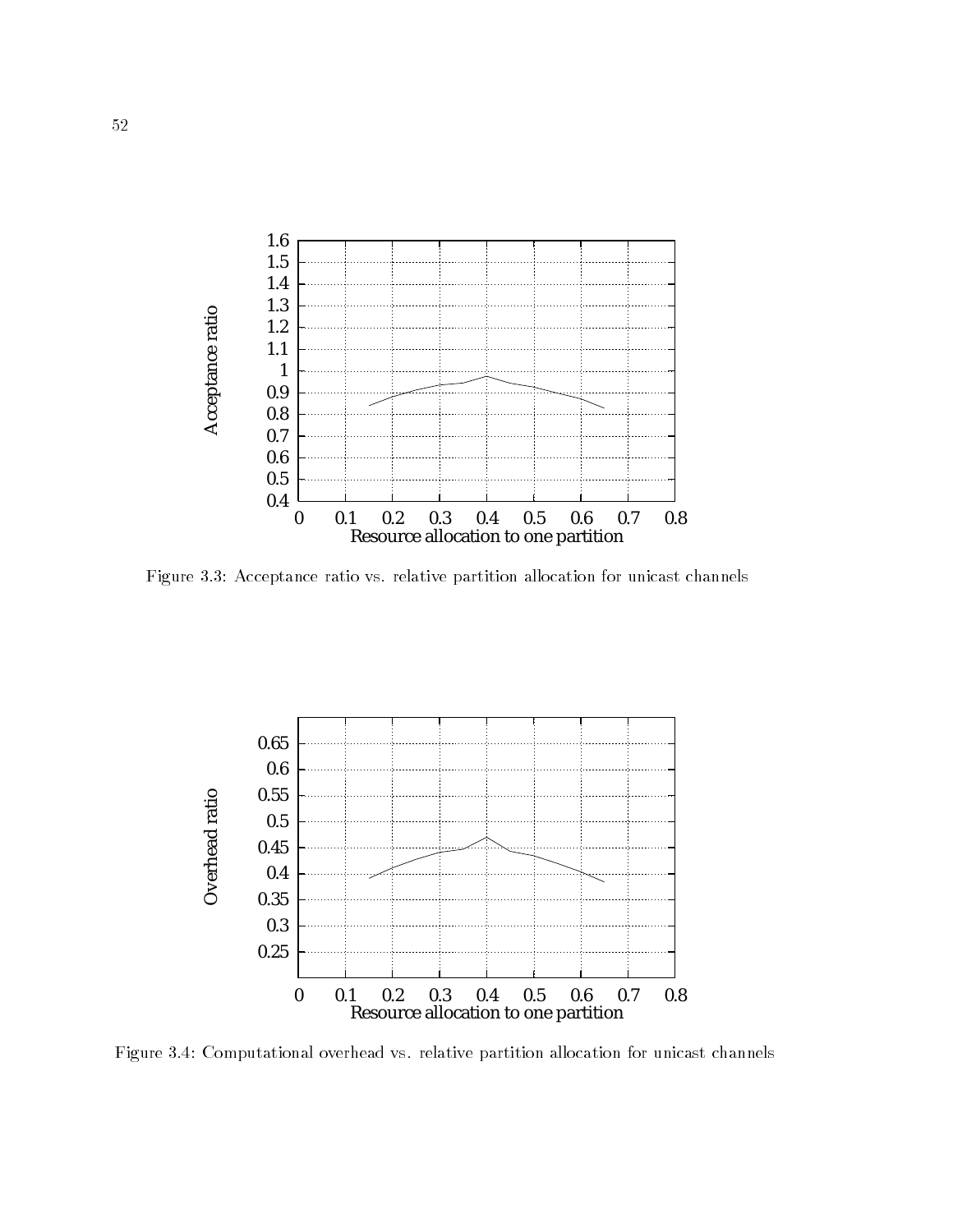Figure 3.3: Acceptance ratio vs. relative partition allocation for unicast channels

Figure 3.4: Computational overhead vs. relative partition allocation for unicast channels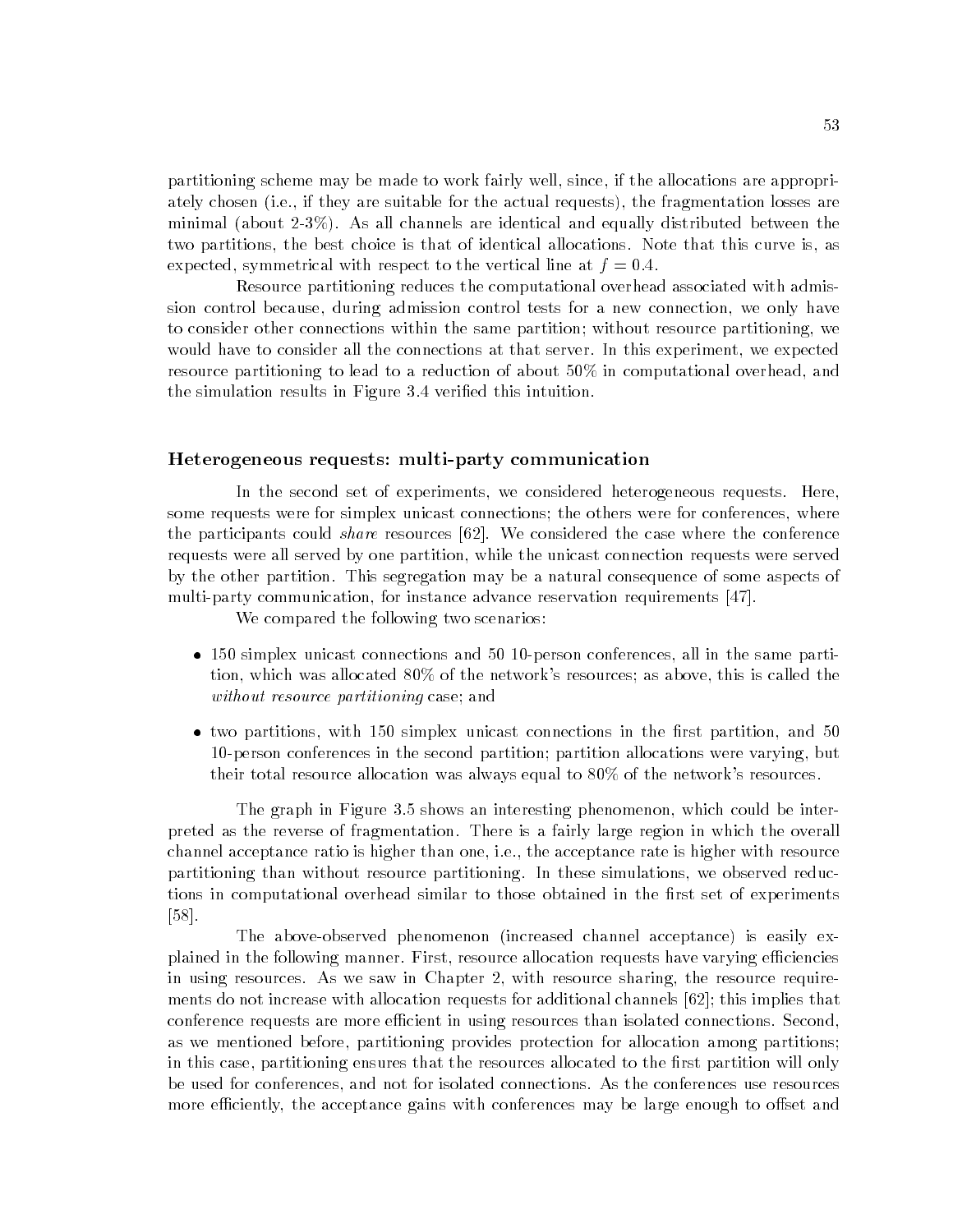partitioning scheme may be made to work fairly well, since, if the allocations are appropriately chosen (i.e., if they are suitable for the actual requests), the fragmentation losses are minimal (about 2-3%). As all channels are identical and equally distributed between the two partitions, the best choice is that of identical allocations. Note that this curve is, as expected, symmetrical with respect to the vertical line at $f = 0.4$.

Resource partitioning reduces the computational overhead associated with admission control because, during admission control tests for a new connection, we only have to consider other connections within the same partition; without resource partitioning, we would have to consider all the connections at that server. In this experiment, we expected resource partitioning to lead to a reduction of about 50% in computational overhead, and the simulation results in Figure 3.4 verified this intuition.

### Heterogeneous requests: multi-party communication

In the second set of experiments, we considered heterogeneous requests. Here, some requests were for simplex unicast connections; the others were for conferences, where the participants could *share* resources [62]. We considered the case where the conference requests were all served by one partition, while the unicast connection requests were served by the other partition. This segregation may be a natural consequence of some aspects of multi-party communication, for instance advance reservation requirements [47].

We compared the following two scenarios:

- 150 simplex unicast connections and 50 10-person conferences, all in the same partition, which was allocated 80% of the network's resources; as above, this is called the *without resource partitioning* case; and
- two partitions, with 150 simplex unicast connections in the first partition, and 50 10-person conferences in the second partition; partition allocations were varying, but their total resource allocation was always equal to 80% of the network's resources.

The graph in Figure 3.5 shows an interesting phenomenon, which could be interpreted as the reverse of fragmentation. There is a fairly large region in which the overall channel acceptance ratio is higher than one, i.e., the acceptance rate is higher with resource partitioning than without resource partitioning. In these simulations, we observed reductions in computational overhead similar to those obtained in the first set of experiments [58].

The above-observed phenomenon (increased channel acceptance) is easily explained in the following manner. First, resource allocation requests have varying efficiencies in using resources. As we saw in Chapter 2, with resource sharing, the resource requirements do not increase with allocation requests for additional channels [62]; this implies that conference requests are more efficient in using resources than isolated connections. Second, as we mentioned before, partitioning provides protection for allocation among partitions; in this case, partitioning ensures that the resources allocated to the first partition will only be used for conferences, and not for isolated connections. As the conferences use resources more efficiently, the acceptance gains with conferences may be large enough to offset and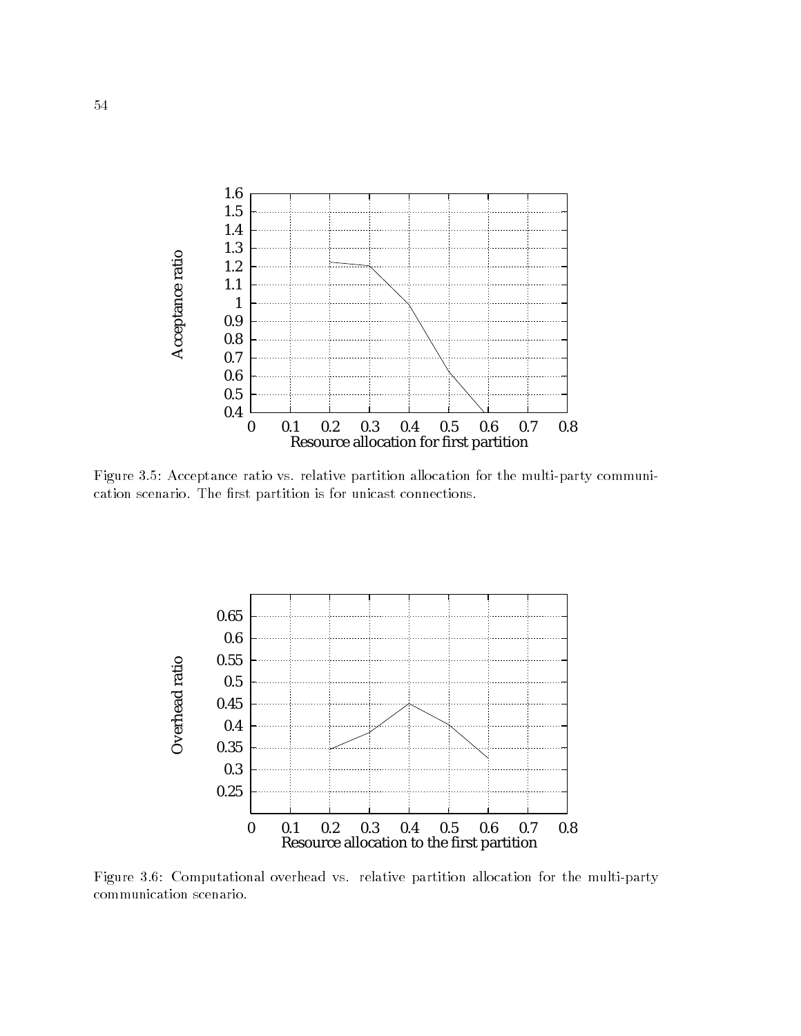Figure 3.5: Acceptance ratio vs. relative partition allocation for the multi-party communication scenario. The first partition is for unicast connections.

Figure 3.6: Computational overhead vs. relative partition allocation for the multi-party communication scenario.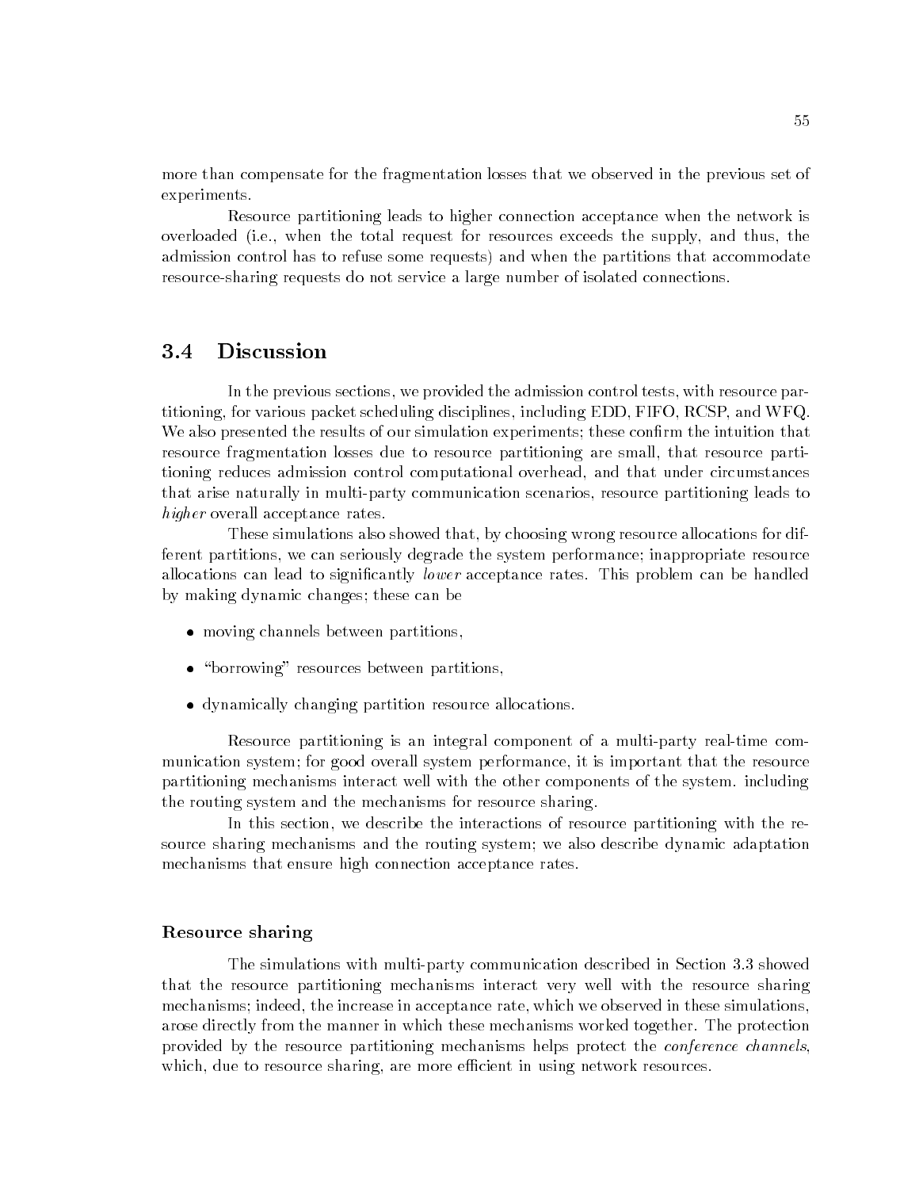more than compensate for the fragmentation losses that we observed in the previous set of experiments.

Resource partitioning leads to higher connection acceptance when the network is overloaded (i.e., when the total request for resources exceeds the supply, and thus, the admission control has to refuse some requests) and when the partitions that accommodate resource-sharing requests do not service a large number of isolated connections.

## 3.4 Discussion

In the previous sections, we provided the admission control tests, with resource partitioning, for various packet scheduling disciplines, including EDD, FIFO, RCSP, and WFQ. We also presented the results of our simulation experiments; these confirm the intuition that resource fragmentation losses due to resource partitioning are small, that resource partitioning reduces admission control computational overhead, and that under circumstances that arise naturally in multi-party communication scenarios, resource partitioning leads to *higher* overall acceptance rates.

These simulations also showed that, by choosing wrong resource allocations for different partitions, we can seriously degrade the system performance; inappropriate resource allocations can lead to significantly *lower* acceptance rates. This problem can be handled by making dynamic changes; these can be

- moving channels between partitions,
- "borrowing" resources between partitions,
- dynamically changing partition resource allocations.

Resource partitioning is an integral component of a multi-party real-time communication system; for good overall system performance, it is important that the resource partitioning mechanisms interact well with the other components of the system. including the routing system and the mechanisms for resource sharing.

In this section, we describe the interactions of resource partitioning with the resource sharing mechanisms and the routing system; we also describe dynamic adaptation mechanisms that ensure high connection acceptance rates.

### Resource sharing

The simulations with multi-party communication described in Section 3.3 showed that the resource partitioning mechanisms interact very well with the resource sharing mechanisms; indeed, the increase in acceptance rate, which we observed in these simulations, arose directly from the manner in which these mechanisms worked together. The protection provided by the resource partitioning mechanisms helps protect the *conference channels*, which, due to resource sharing, are more efficient in using network resources.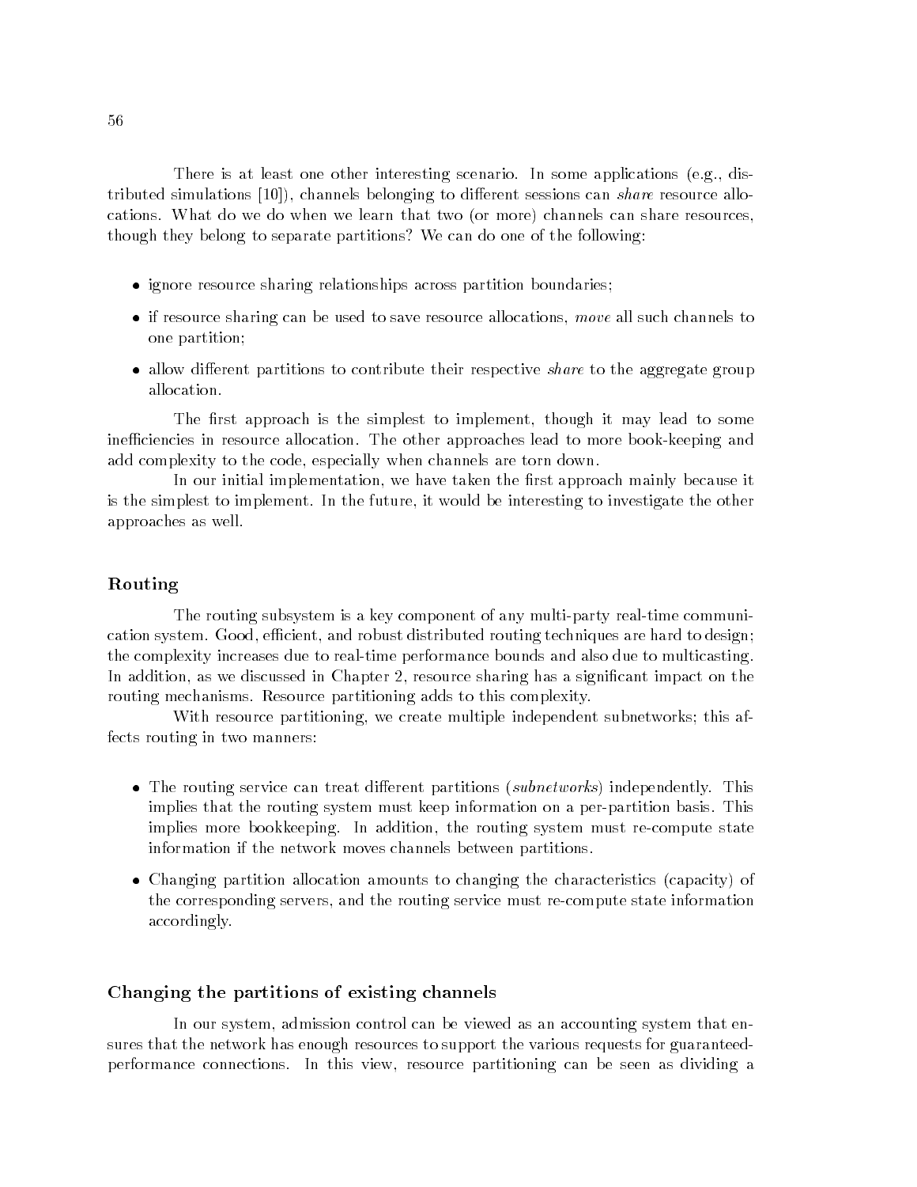There is at least one other interesting scenario. In some applications (e.g., distributed simulations [10]), channels belonging to different sessions can *share* resource allocations. What do we do when we learn that two (or more) channels can share resources, though they belong to separate partitions? We can do one of the following:

- ignore resource sharing relationships across partition boundaries;
- if resource sharing can be used to save resource allocations, *move* all such channels to one partition;
- allow different partitions to contribute their respective *share* to the aggregate group allocation.

The first approach is the simplest to implement, though it may lead to some inefficiencies in resource allocation. The other approaches lead to more book-keeping and add complexity to the code, especially when channels are torn down.

In our initial implementation, we have taken the first approach mainly because it is the simplest to implement. In the future, it would be interesting to investigate the other approaches as well.

### Routing

The routing subsystem is a key component of any multi-party real-time communication system. Good, efficient, and robust distributed routing techniques are hard to design; the complexity increases due to real-time performance bounds and also due to multicasting. In addition, as we discussed in Chapter 2, resource sharing has a significant impact on the routing mechanisms. Resource partitioning adds to this complexity.

With resource partitioning, we create multiple independent subnetworks; this affects routing in two manners:

- The routing service can treat different partitions (*subnetworks*) independently. This implies that the routing system must keep information on a per-partition basis. This implies more bookkeeping. In addition, the routing system must re-compute state information if the network moves channels between partitions.
- Changing partition allocation amounts to changing the characteristics (capacity) of the corresponding servers, and the routing service must re-compute state information accordingly.

### Changing the partitions of existing channels

In our system, admission control can be viewed as an accounting system that ensures that the network has enough resources to support the various requests for guaranteed-performance connections. In this view, resource partitioning can be seen as dividing a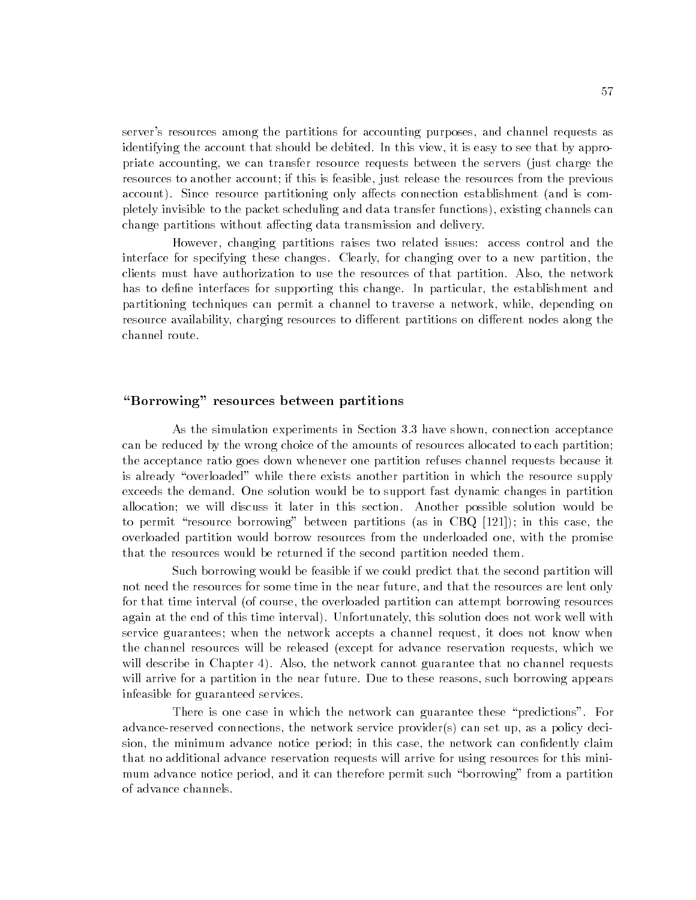server's resources among the partitions for accounting purposes, and channel requests as identifying the account that should be debited. In this view, it is easy to see that by appropriate accounting, we can transfer resource requests between the servers (just charge the resources to another account; if this is feasible, just release the resources from the previous account). Since resource partitioning only affects connection establishment (and is completely invisible to the packet scheduling and data transfer functions), existing channels can change partitions without affecting data transmission and delivery.

However, changing partitions raises two related issues: access control and the interface for specifying these changes. Clearly, for changing over to a new partition, the clients must have authorization to use the resources of that partition. Also, the network has to define interfaces for supporting this change. In particular, the establishment and partitioning techniques can permit a channel to traverse a network, while, depending on resource availability, charging resources to different partitions on different nodes along the channel route.

### "Borrowing" resources between partitions

As the simulation experiments in Section 3.3 have shown, connection acceptance can be reduced by the wrong choice of the amounts of resources allocated to each partition; the acceptance ratio goes down whenever one partition refuses channel requests because it is already "overloaded" while there exists another partition in which the resource supply exceeds the demand. One solution would be to support fast dynamic changes in partition allocation; we will discuss it later in this section. Another possible solution would be to permit "resource borrowing" between partitions (as in CBQ [121]); in this case, the overloaded partition would borrow resources from the underloaded one, with the promise that the resources would be returned if the second partition needed them.

Such borrowing would be feasible if we could predict that the second partition will not need the resources for some time in the near future, and that the resources are lent only for that time interval (of course, the overloaded partition can attempt borrowing resources again at the end of this time interval). Unfortunately, this solution does not work well with service guarantees; when the network accepts a channel request, it does not know when the channel resources will be released (except for advance reservation requests, which we will describe in Chapter 4). Also, the network cannot guarantee that no channel requests will arrive for a partition in the near future. Due to these reasons, such borrowing appears infeasible for guaranteed services.

There is one case in which the network can guarantee these "predictions". For advance-reserved connections, the network service provider(s) can set up, as a policy decision, the minimum advance notice period; in this case, the network can confidently claim that no additional advance reservation requests will arrive for using resources for this minimum advance notice period, and it can therefore permit such "borrowing" from a partition of advance channels.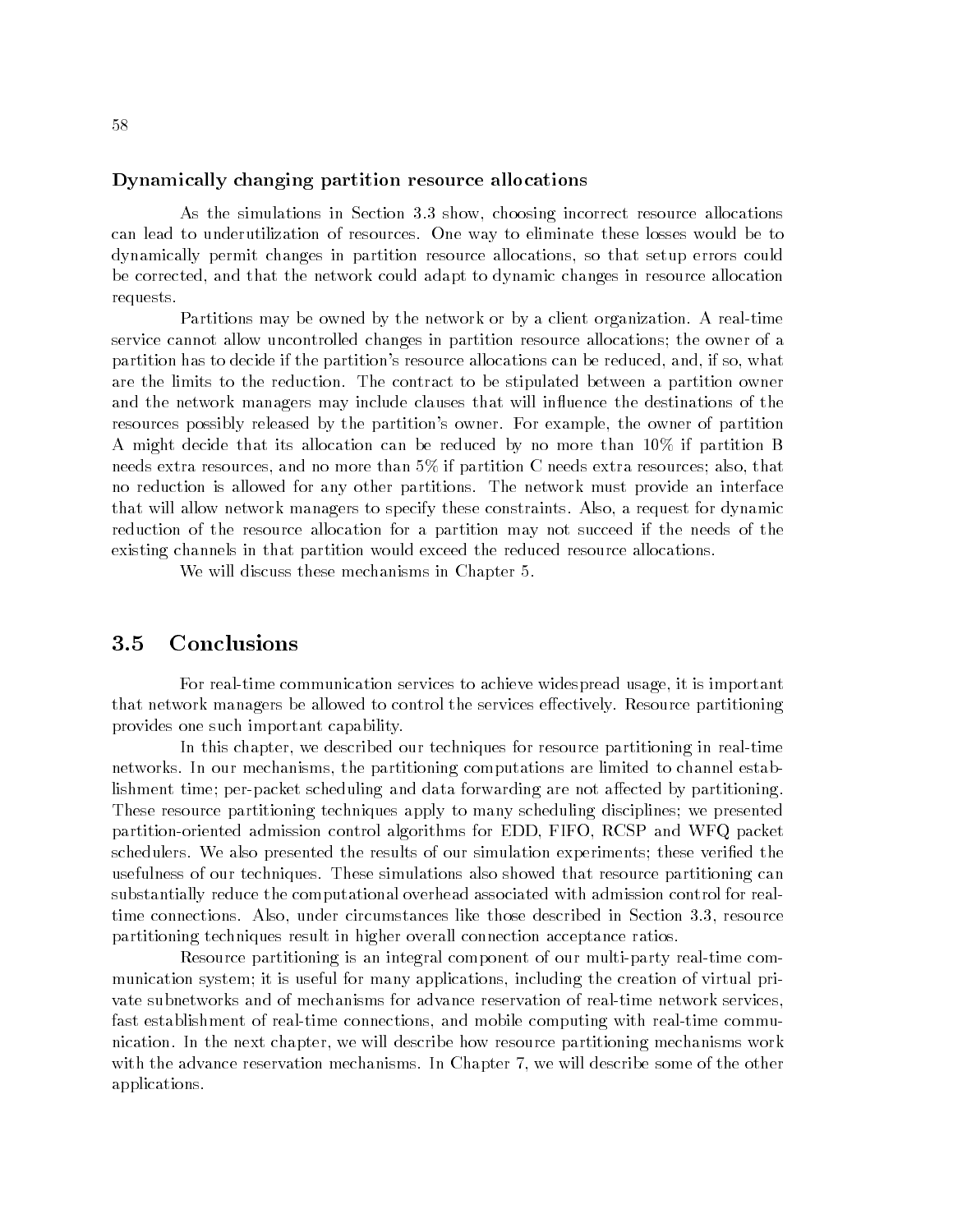#### Dynamically changing partition resource allocations

As the simulations in Section 3.3 show, choosing incorrect resource allocations can lead to underutilization of resources. One way to eliminate these losses would be to dynamically permit changes in partition resource allocations, so that setup errors could be corrected, and that the network could adapt to dynamic changes in resource allocation requests.

Partitions may be owned by the network or by a client organization. A real-time service cannot allow uncontrolled changes in partition resource allocations; the owner of a partition has to decide if the partition's resource allocations can be reduced, and, if so, what are the limits to the reduction. The contract to be stipulated between a partition owner and the network managers may include clauses that will influence the destinations of the resources possibly released by the partition's owner. For example, the owner of partition A might decide that its allocation can be reduced by no more than 10% if partition B needs extra resources, and no more than 5% if partition C needs extra resources; also, that no reduction is allowed for any other partitions. The network must provide an interface that will allow network managers to specify these constraints. Also, a request for dynamic reduction of the resource allocation for a partition may not succeed if the needs of the existing channels in that partition would exceed the reduced resource allocations.

We will discuss these mechanisms in Chapter 5.

## 3.5 Conclusions

For real-time communication services to achieve widespread usage, it is important that network managers be allowed to control the services effectively. Resource partitioning provides one such important capability.

In this chapter, we described our techniques for resource partitioning in real-time networks. In our mechanisms, the partitioning computations are limited to channel establishment time; per-packet scheduling and data forwarding are not affected by partitioning. These resource partitioning techniques apply to many scheduling disciplines; we presented partition-oriented admission control algorithms for EDD, FIFO, RCSP and WFQ packet schedulers. We also presented the results of our simulation experiments; these verified the usefulness of our techniques. These simulations also showed that resource partitioning can substantially reduce the computational overhead associated with admission control for real-time connections. Also, under circumstances like those described in Section 3.3, resource partitioning techniques result in higher overall connection acceptance ratios.

Resource partitioning is an integral component of our multi-party real-time communication system; it is useful for many applications, including the creation of virtual private subnetworks and of mechanisms for advance reservation of real-time network services, fast establishment of real-time connections, and mobile computing with real-time communication. In the next chapter, we will describe how resource partitioning mechanisms work with the advance reservation mechanisms. In Chapter 7, we will describe some of the other applications.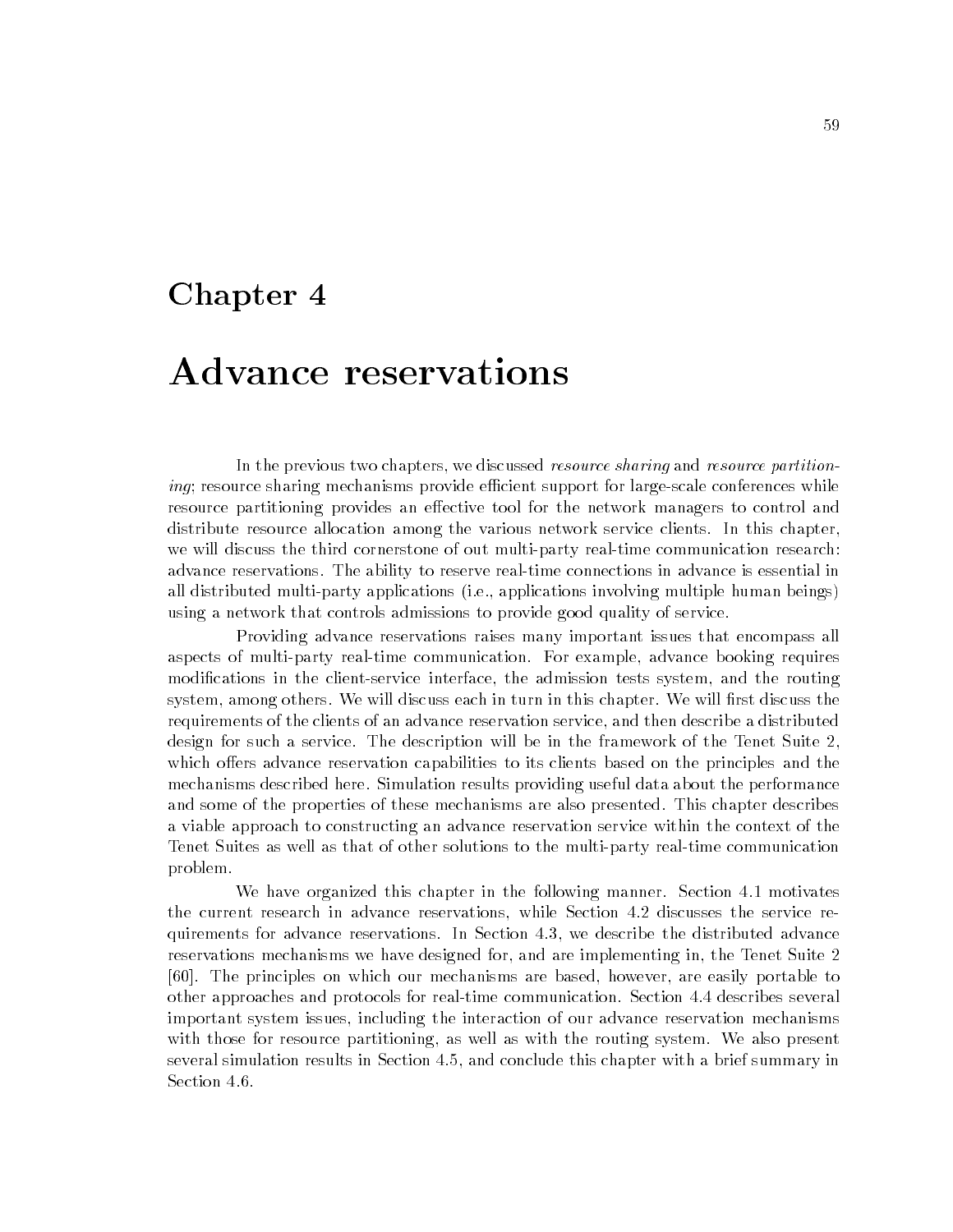# Chapter 4

# Advance reservations

In the previous two chapters, we discussed *resource sharing* and *resource partitioning*; resource sharing mechanisms provide efficient support for large-scale conferences while resource partitioning provides an effective tool for the network managers to control and distribute resource allocation among the various network service clients. In this chapter, we will discuss the third cornerstone of out multi-party real-time communication research: advance reservations. The ability to reserve real-time connections in advance is essential in all distributed multi-party applications (i.e., applications involving multiple human beings) using a network that controls admissions to provide good quality of service.

Providing advance reservations raises many important issues that encompass all aspects of multi-party real-time communication. For example, advance booking requires modifications in the client-service interface, the admission tests system, and the routing system, among others. We will discuss each in turn in this chapter. We will first discuss the requirements of the clients of an advance reservation service, and then describe a distributed design for such a service. The description will be in the framework of the Tenet Suite 2, which offers advance reservation capabilities to its clients based on the principles and the mechanisms described here. Simulation results providing useful data about the performance and some of the properties of these mechanisms are also presented. This chapter describes a viable approach to constructing an advance reservation service within the context of the Tenet Suites as well as that of other solutions to the multi-party real-time communication problem.

We have organized this chapter in the following manner. Section 4.1 motivates the current research in advance reservations, while Section 4.2 discusses the service requirements for advance reservations. In Section 4.3, we describe the distributed advance reservations mechanisms we have designed for, and are implementing in, the Tenet Suite 2 [60]. The principles on which our mechanisms are based, however, are easily portable to other approaches and protocols for real-time communication. Section 4.4 describes several important system issues, including the interaction of our advance reservation mechanisms with those for resource partitioning, as well as with the routing system. We also present several simulation results in Section 4.5, and conclude this chapter with a brief summary in Section 4.6.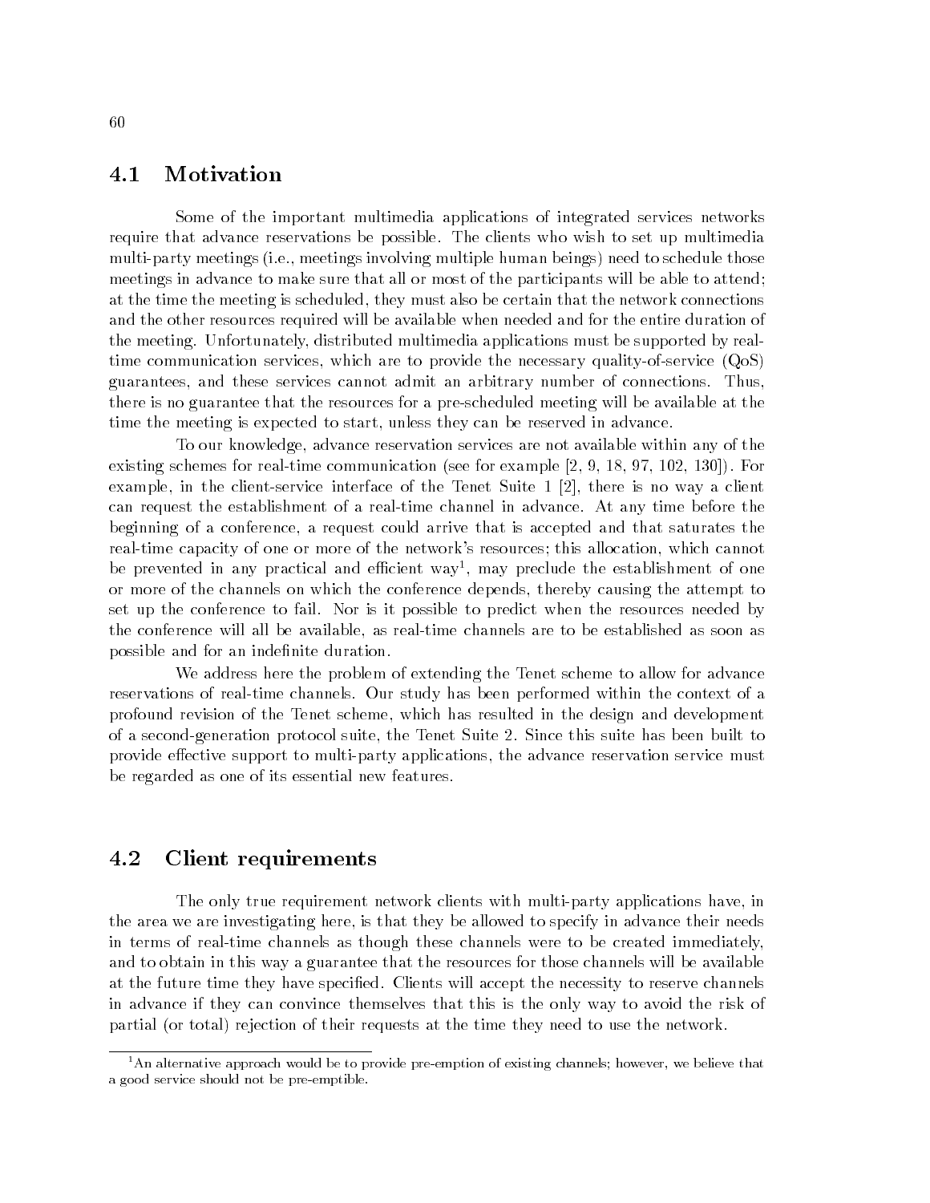## 4.1 Motivation

Some of the important multimedia applications of integrated services networks require that advance reservations be possible. The clients who wish to set up multimedia multi-party meetings (i.e., meetings involving multiple human beings) need to schedule those meetings in advance to make sure that all or most of the participants will be able to attend; at the time the meeting is scheduled, they must also be certain that the network connections and the other resources required will be available when needed and for the entire duration of the meeting. Unfortunately, distributed multimedia applications must be supported by real-time communication services, which are to provide the necessary quality-of-service (QoS) guarantees, and these services cannot admit an arbitrary number of connections. Thus, there is no guarantee that the resources for a pre-scheduled meeting will be available at the time the meeting is expected to start, unless they can be reserved in advance.

To our knowledge, advance reservation services are not available within any of the existing schemes for real-time communication (see for example [2, 9, 18, 97, 102, 130]). For example, in the client-service interface of the Tenet Suite 1 [2], there is no way a client can request the establishment of a real-time channel in advance. At any time before the beginning of a conference, a request could arrive that is accepted and that saturates the real-time capacity of one or more of the network's resources; this allocation, which cannot be prevented in any practical and efficient way[1], may preclude the establishment of one or more of the channels on which the conference depends, thereby causing the attempt to set up the conference to fail. Nor is it possible to predict when the resources needed by the conference will all be available, as real-time channels are to be established as soon as possible and for an indefinite duration.

We address here the problem of extending the Tenet scheme to allow for advance reservations of real-time channels. Our study has been performed within the context of a profound revision of the Tenet scheme, which has resulted in the design and development of a second-generation protocol suite, the Tenet Suite 2. Since this suite has been built to provide effective support to multi-party applications, the advance reservation service must be regarded as one of its essential new features.

## 4.2 Client requirements

The only true requirement network clients with multi-party applications have, in the area we are investigating here, is that they be allowed to specify in advance their needs in terms of real-time channels as though these channels were to be created immediately, and to obtain in this way a guarantee that the resources for those channels will be available at the future time they have specified. Clients will accept the necessity to reserve channels in advance if they can convince themselves that this is the only way to avoid the risk of partial (or total) rejection of their requests at the time they need to use the network.

[1] An alternative approach would be to provide pre-emption of existing channels; however, we believe that a good service should not be pre-emptible.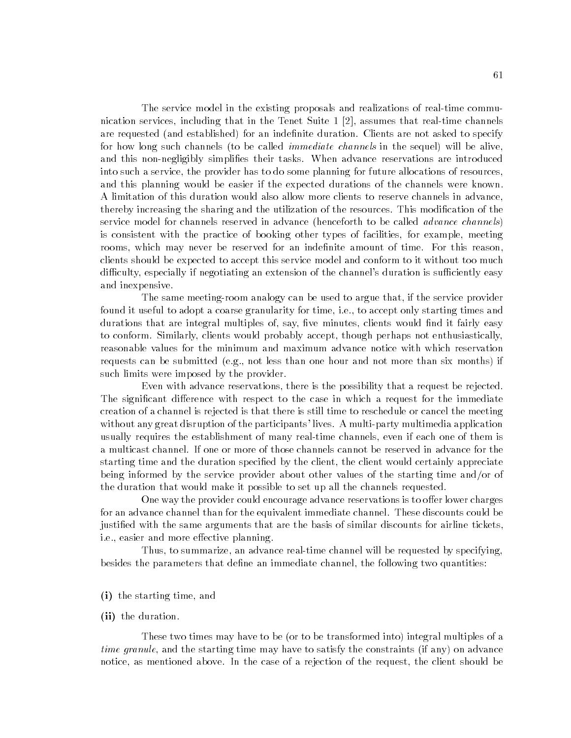The service model in the existing proposals and realizations of real-time communication services, including that in the Tenet Suite 1 [2], assumes that real-time channels are requested (and established) for an indefinite duration. Clients are not asked to specify for how long such channels (to be called *immediate channels* in the sequel) will be alive, and this non-negligibly simplifies their tasks. When advance reservations are introduced into such a service, the provider has to do some planning for future allocations of resources, and this planning would be easier if the expected durations of the channels were known. A limitation of this duration would also allow more clients to reserve channels in advance, thereby increasing the sharing and the utilization of the resources. This modification of the service model for channels reserved in advance (henceforth to be called *advance channels*) is consistent with the practice of booking other types of facilities, for example, meeting rooms, which may never be reserved for an indefinite amount of time. For this reason, clients should be expected to accept this service model and conform to it without too much difficulty, especially if negotiating an extension of the channel's duration is sufficiently easy and inexpensive.

The same meeting-room analogy can be used to argue that, if the service provider found it useful to adopt a coarse granularity for time, i.e., to accept only starting times and durations that are integral multiples of, say, five minutes, clients would find it fairly easy to conform. Similarly, clients would probably accept, though perhaps not enthusiastically, reasonable values for the minimum and maximum advance notice with which reservation requests can be submitted (e.g., not less than one hour and not more than six months) if such limits were imposed by the provider.

Even with advance reservations, there is the possibility that a request be rejected. The significant difference with respect to the case in which a request for the immediate creation of a channel is rejected is that there is still time to reschedule or cancel the meeting without any great disruption of the participants' lives. A multi-party multimedia application usually requires the establishment of many real-time channels, even if each one of them is a multicast channel. If one or more of those channels cannot be reserved in advance for the starting time and the duration specified by the client, the client would certainly appreciate being informed by the service provider about other values of the starting time and/or of the duration that would make it possible to set up all the channels requested.

One way the provider could encourage advance reservations is to offer lower charges for an advance channel than for the equivalent immediate channel. These discounts could be justified with the same arguments that are the basis of similar discounts for airline tickets, i.e., easier and more effective planning.

Thus, to summarize, an advance real-time channel will be requested by specifying, besides the parameters that define an immediate channel, the following two quantities:

**(i)** the starting time, and

**(ii)** the duration.

These two times may have to be (or to be transformed into) integral multiples of a *time granule*, and the starting time may have to satisfy the constraints (if any) on advance notice, as mentioned above. In the case of a rejection of the request, the client should be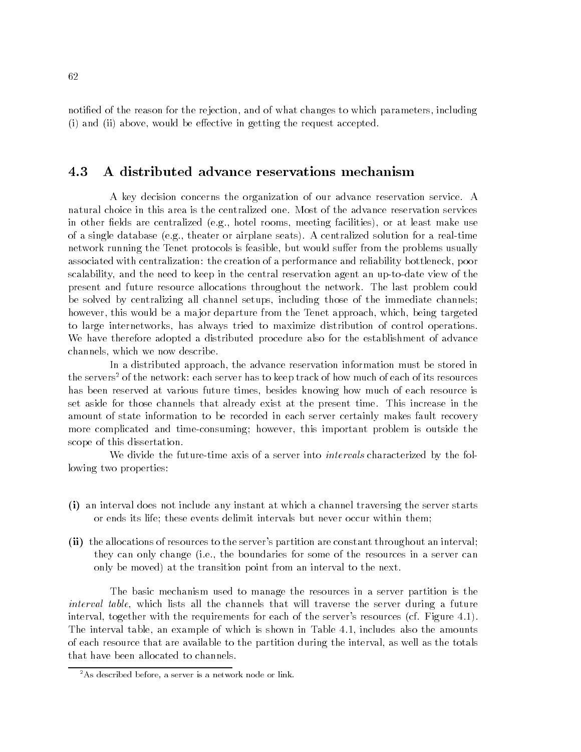notified of the reason for the rejection, and of what changes to which parameters, including (i) and (ii) above, would be effective in getting the request accepted.

## 4.3 A distributed advance reservations mechanism

A key decision concerns the organization of our advance reservation service. A natural choice in this area is the centralized one. Most of the advance reservation services in other fields are centralized (e.g., hotel rooms, meeting facilities), or at least make use of a single database (e.g., theater or airplane seats). A centralized solution for a real-time network running the Tenet protocols is feasible, but would suffer from the problems usually associated with centralization: the creation of a performance and reliability bottleneck, poor scalability, and the need to keep in the central reservation agent an up-to-date view of the present and future resource allocations throughout the network. The last problem could be solved by centralizing all channel setups, including those of the immediate channels; however, this would be a major departure from the Tenet approach, which, being targeted to large internetworks, has always tried to maximize distribution of control operations. We have therefore adopted a distributed procedure also for the establishment of advance channels, which we now describe.

In a distributed approach, the advance reservation information must be stored in the servers[2] of the network: each server has to keep track of how much of each of its resources has been reserved at various future times, besides knowing how much of each resource is set aside for those channels that already exist at the present time. This increase in the amount of state information to be recorded in each server certainly makes fault recovery more complicated and time-consuming; however, this important problem is outside the scope of this dissertation.

We divide the future-time axis of a server into *intervals* characterized by the following two properties:

**(i)** an interval does not include any instant at which a channel traversing the server starts or ends its life; these events delimit intervals but never occur within them;

**(ii)** the allocations of resources to the server's partition are constant throughout an interval; they can only change (i.e., the boundaries for some of the resources in a server can only be moved) at the transition point from an interval to the next.

The basic mechanism used to manage the resources in a server partition is the *interval table*, which lists all the channels that will traverse the server during a future interval, together with the requirements for each of the server's resources (cf. Figure 4.1). The interval table, an example of which is shown in Table 4.1, includes also the amounts of each resource that are available to the partition during the interval, as well as the totals that have been allocated to channels.

[2] As described before, a server is a network node or link.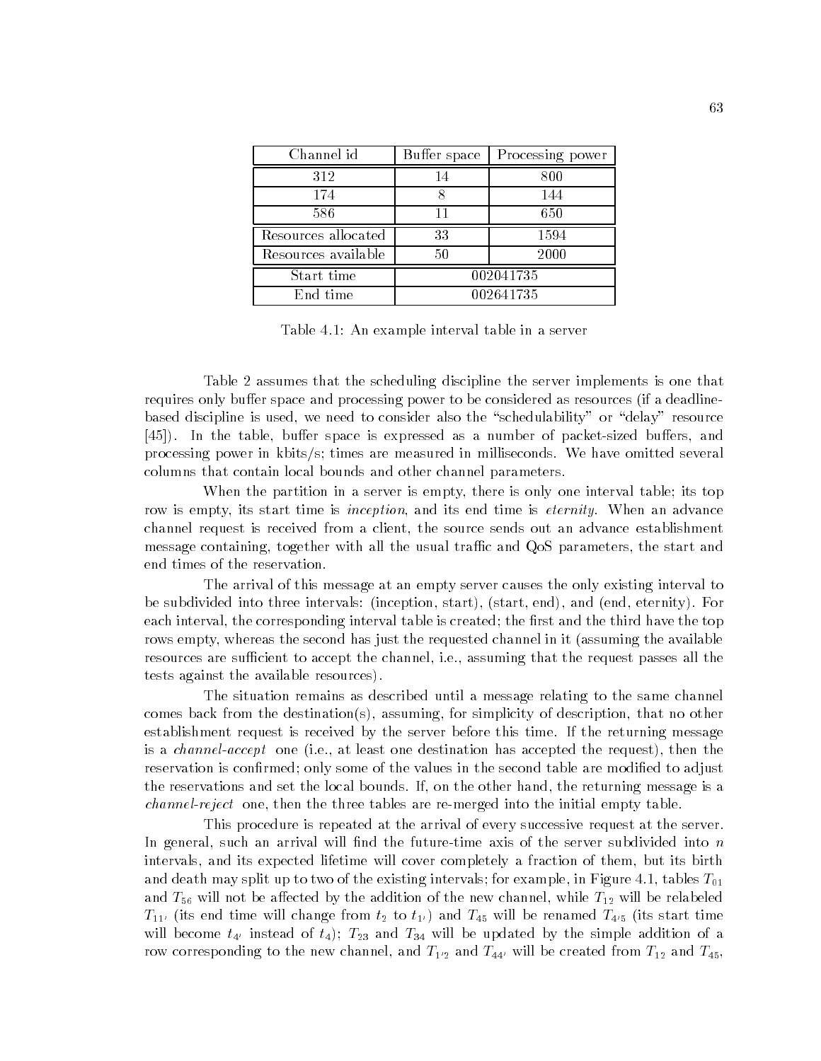| Channel id | Buffer space | Processing power |
|---|---|---|
| 312 | 14 | 800 |
| 174 | 8 | 144 |
| 586 | 11 | 650 |
| Resources allocated | 33 | 1594 |
| Resources available | 50 | 2000 |
| Start time | 002041735 | |
| End time | 002641735 | |

Table 4.1: An example interval table in a server

Table 2 assumes that the scheduling discipline the server implements is one that requires only buffer space and processing power to be considered as resources (if a deadline-based discipline is used, we need to consider also the "schedulability" or "delay" resource [45]). In the table, buffer space is expressed as a number of packet-sized buffers, and processing power in kbits/s; times are measured in milliseconds. We have omitted several columns that contain local bounds and other channel parameters.

When the partition in a server is empty, there is only one interval table; its top row is empty, its start time is *inception*, and its end time is *eternity*. When an advance channel request is received from a client, the source sends out an advance establishment message containing, together with all the usual traffic and QoS parameters, the start and end times of the reservation.

The arrival of this message at an empty server causes the only existing interval to be subdivided into three intervals: (inception, start), (start, end), and (end, eternity). For each interval, the corresponding interval table is created; the first and the third have the top rows empty, whereas the second has just the requested channel in it (assuming the available resources are sufficient to accept the channel, i.e., assuming that the request passes all the tests against the available resources).

The situation remains as described until a message relating to the same channel comes back from the destination(s), assuming, for simplicity of description, that no other establishment request is received by the server before this time. If the returning message is a *channel-accept* one (i.e., at least one destination has accepted the request), then the reservation is confirmed; only some of the values in the second table are modified to adjust the reservations and set the local bounds. If, on the other hand, the returning message is a *channel-reject* one, then the three tables are re-merged into the initial empty table.

This procedure is repeated at the arrival of every successive request at the server. In general, such an arrival will find the future-time axis of the server subdivided into $n$ intervals, and its expected lifetime will cover completely a fraction of them, but its birth and death may split up to two of the existing intervals; for example, in Figure 4.1, tables $T_{01}$ and $T_{56}$ will not be affected by the addition of the new channel, while $T_{12}$ will be relabeled $T_{11'}$ (its end time will change from $t_2$ to $t_{1'}$) and $T_{45}$ will be renamed $T_{4'5}$ (its start time will become $t_{4'}$ instead of $t_4$); $T_{23}$ and $T_{34}$ will be updated by the simple addition of a row corresponding to the new channel, and $T_{1'2}$ and $T_{44'}$ will be created from $T_{12}$ and $T_{45}$,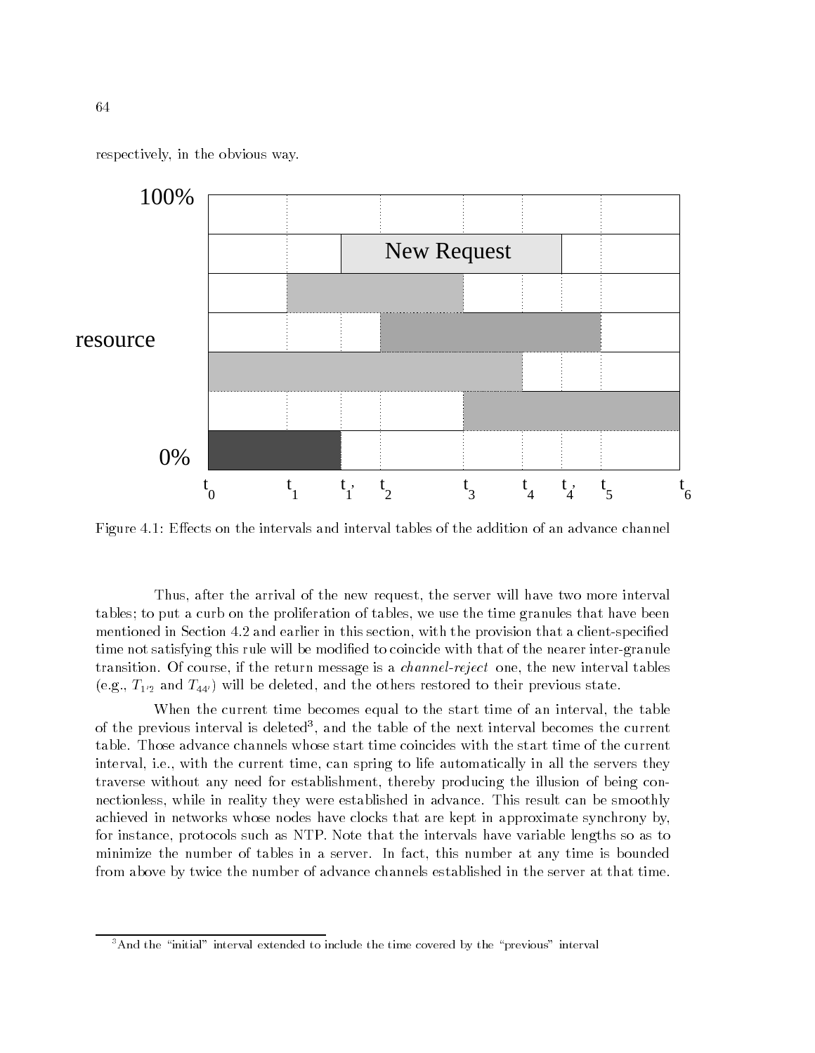respectively, in the obvious way.

Figure 4.1: Effects on the intervals and interval tables of the addition of an advance channel

Thus, after the arrival of the new request, the server will have two more interval tables; to put a curb on the proliferation of tables, we use the time granules that have been mentioned in Section 4.2 and earlier in this section, with the provision that a client-specified time not satisfying this rule will be modified to coincide with that of the nearer inter-granule transition. Of course, if the return message is a *channel-reject* one, the new interval tables (e.g., $T_{1'2}$ and $T_{44'}$) will be deleted, and the others restored to their previous state.

When the current time becomes equal to the start time of an interval, the table of the previous interval is deleted[3], and the table of the next interval becomes the current table. Those advance channels whose start time coincides with the start time of the current interval, i.e., with the current time, can spring to life automatically in all the servers they traverse without any need for establishment, thereby producing the illusion of being connectionless, while in reality they were established in advance. This result can be smoothly achieved in networks whose nodes have clocks that are kept in approximate synchrony by, for instance, protocols such as NTP. Note that the intervals have variable lengths so as to minimize the number of tables in a server. In fact, this number at any time is bounded from above by twice the number of advance channels established in the server at that time.

[3] And the "initial" interval extended to include the time covered by the "previous" interval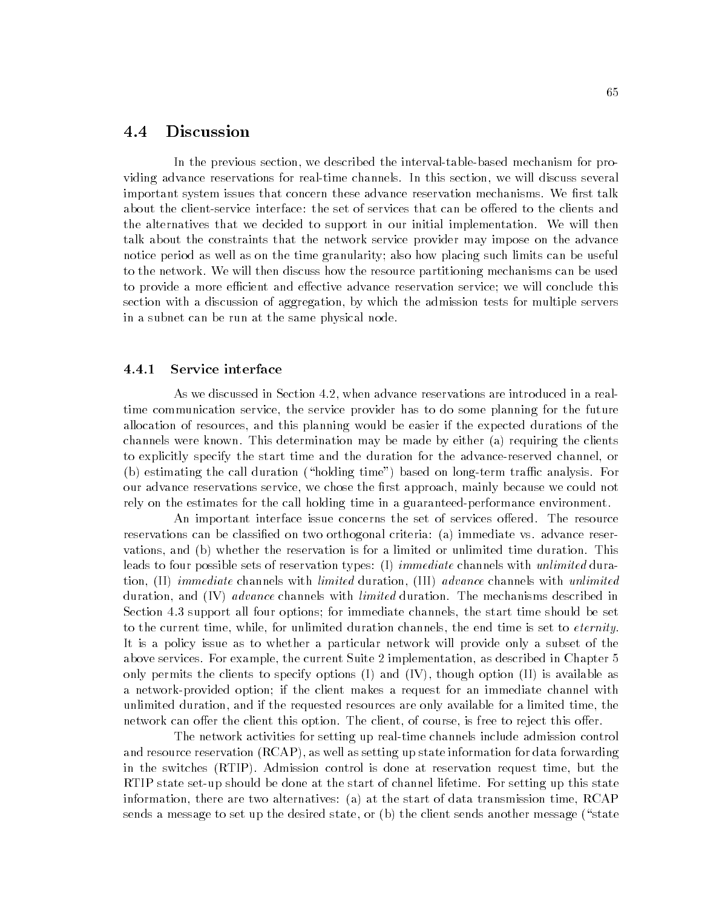## 4.4 Discussion

In the previous section, we described the interval-table-based mechanism for providing advance reservations for real-time channels. In this section, we will discuss several important system issues that concern these advance reservation mechanisms. We first talk about the client-service interface: the set of services that can be offered to the clients and the alternatives that we decided to support in our initial implementation. We will then talk about the constraints that the network service provider may impose on the advance notice period as well as on the time granularity; also how placing such limits can be useful to the network. We will then discuss how the resource partitioning mechanisms can be used to provide a more efficient and effective advance reservation service; we will conclude this section with a discussion of aggregation, by which the admission tests for multiple servers in a subnet can be run at the same physical node.

### 4.4.1 Service interface

As we discussed in Section 4.2, when advance reservations are introduced in a real-time communication service, the service provider has to do some planning for the future allocation of resources, and this planning would be easier if the expected durations of the channels were known. This determination may be made by either (a) requiring the clients to explicitly specify the start time and the duration for the advance-reserved channel, or (b) estimating the call duration ("holding time") based on long-term traffic analysis. For our advance reservations service, we chose the first approach, mainly because we could not rely on the estimates for the call holding time in a guaranteed-performance environment.

An important interface issue concerns the set of services offered. The resource reservations can be classified on two orthogonal criteria: (a) immediate vs. advance reservations, and (b) whether the reservation is for a limited or unlimited time duration. This leads to four possible sets of reservation types: (I) *immediate* channels with *unlimited* duration, (II) *immediate* channels with *limited* duration, (III) *advance* channels with *unlimited* duration, and (IV) *advance* channels with *limited* duration. The mechanisms described in Section 4.3 support all four options; for immediate channels, the start time should be set to the current time, while, for unlimited duration channels, the end time is set to *eternity*. It is a policy issue as to whether a particular network will provide only a subset of the above services. For example, the current Suite 2 implementation, as described in Chapter 5 only permits the clients to specify options (I) and (IV), though option (II) is available as a network-provided option; if the client makes a request for an immediate channel with unlimited duration, and if the requested resources are only available for a limited time, the network can offer the client this option. The client, of course, is free to reject this offer.

The network activities for setting up real-time channels include admission control and resource reservation (RCAP), as well as setting up state information for data forwarding in the switches (RTIP). Admission control is done at reservation request time, but the RTIP state set-up should be done at the start of channel lifetime. For setting up this state information, there are two alternatives: (a) at the start of data transmission time, RCAP sends a message to set up the desired state, or (b) the client sends another message ("state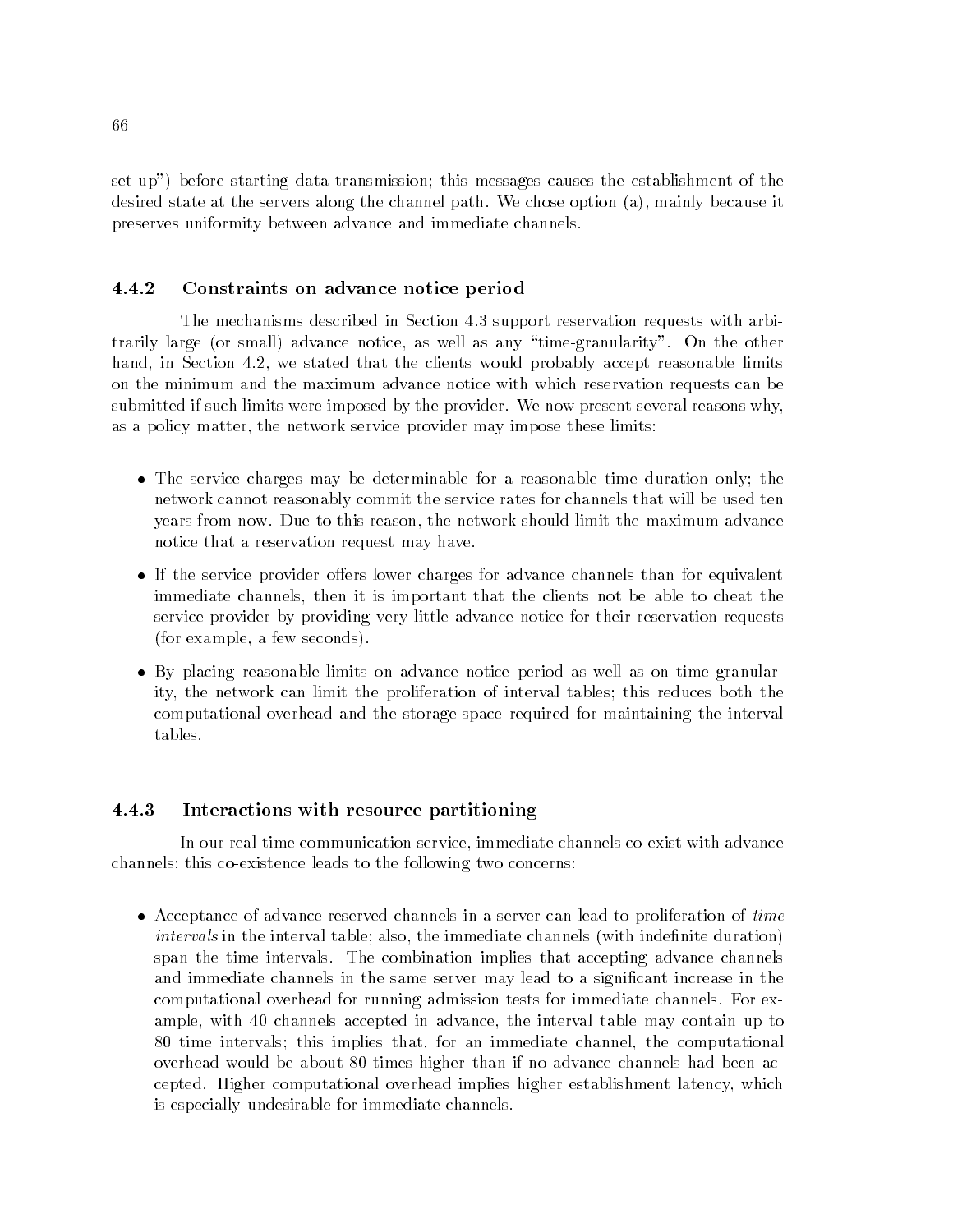set-up") before starting data transmission; this messages causes the establishment of the desired state at the servers along the channel path. We chose option (a), mainly because it preserves uniformity between advance and immediate channels.

### 4.4.2 Constraints on advance notice period

The mechanisms described in Section 4.3 support reservation requests with arbitrarily large (or small) advance notice, as well as any "time-granularity". On the other hand, in Section 4.2, we stated that the clients would probably accept reasonable limits on the minimum and the maximum advance notice with which reservation requests can be submitted if such limits were imposed by the provider. We now present several reasons why, as a policy matter, the network service provider may impose these limits:

- The service charges may be determinable for a reasonable time duration only; the network cannot reasonably commit the service rates for channels that will be used ten years from now. Due to this reason, the network should limit the maximum advance notice that a reservation request may have.
- If the service provider offers lower charges for advance channels than for equivalent immediate channels, then it is important that the clients not be able to cheat the service provider by providing very little advance notice for their reservation requests (for example, a few seconds).
- By placing reasonable limits on advance notice period as well as on time granularity, the network can limit the proliferation of interval tables; this reduces both the computational overhead and the storage space required for maintaining the interval tables.

### 4.4.3 Interactions with resource partitioning

In our real-time communication service, immediate channels co-exist with advance channels; this co-existence leads to the following two concerns:

- Acceptance of advance-reserved channels in a server can lead to proliferation of *time intervals* in the interval table; also, the immediate channels (with indefinite duration) span the time intervals. The combination implies that accepting advance channels and immediate channels in the same server may lead to a significant increase in the computational overhead for running admission tests for immediate channels. For example, with 40 channels accepted in advance, the interval table may contain up to 80 time intervals; this implies that, for an immediate channel, the computational overhead would be about 80 times higher than if no advance channels had been accepted. Higher computational overhead implies higher establishment latency, which is especially undesirable for immediate channels.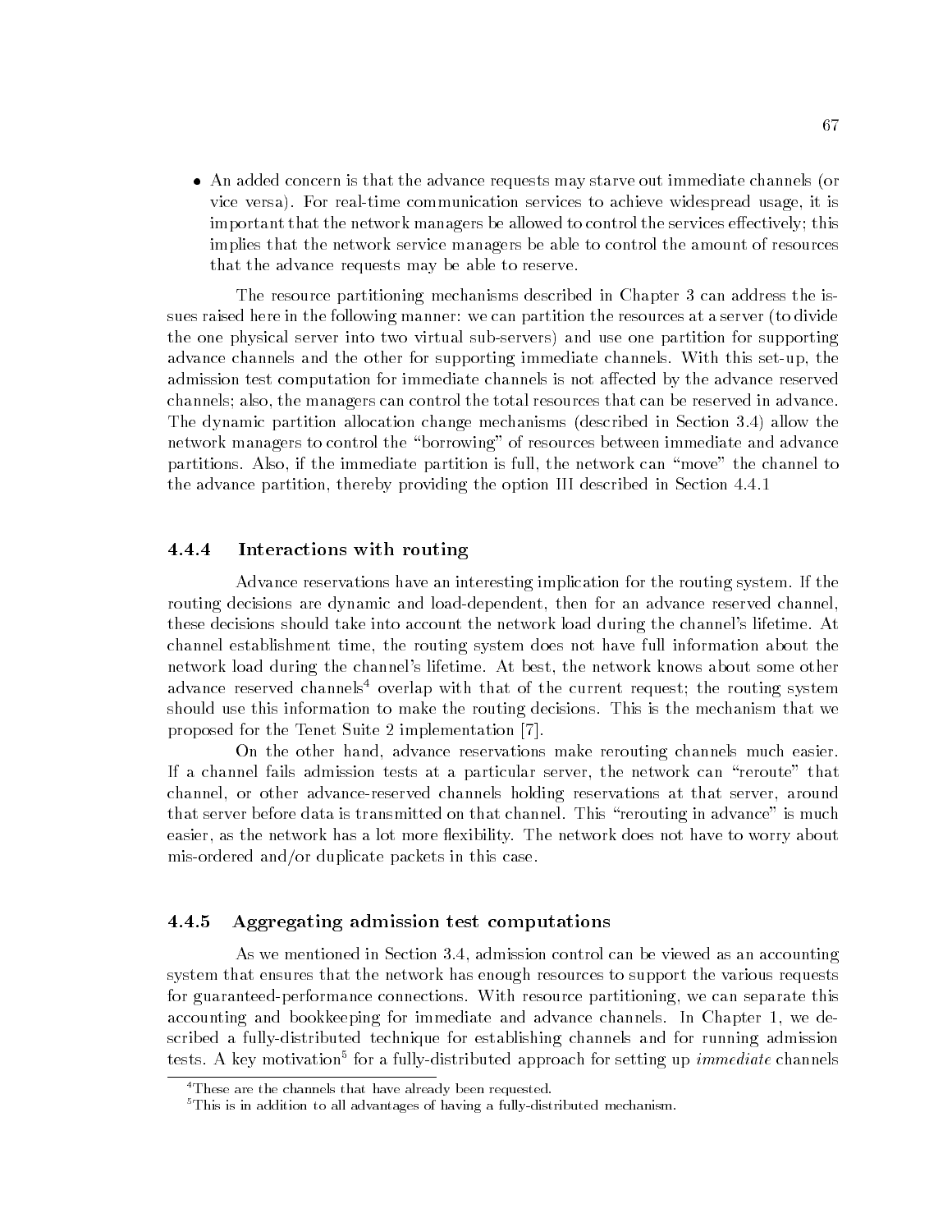- An added concern is that the advance requests may starve out immediate channels (or vice versa). For real-time communication services to achieve widespread usage, it is important that the network managers be allowed to control the services effectively; this implies that the network service managers be able to control the amount of resources that the advance requests may be able to reserve.

The resource partitioning mechanisms described in Chapter 3 can address the issues raised here in the following manner: we can partition the resources at a server (to divide the one physical server into two virtual sub-servers) and use one partition for supporting advance channels and the other for supporting immediate channels. With this set-up, the admission test computation for immediate channels is not affected by the advance reserved channels; also, the managers can control the total resources that can be reserved in advance. The dynamic partition allocation change mechanisms (described in Section 3.4) allow the network managers to control the "borrowing" of resources between immediate and advance partitions. Also, if the immediate partition is full, the network can "move" the channel to the advance partition, thereby providing the option III described in Section 4.4.1

### 4.4.4 Interactions with routing

Advance reservations have an interesting implication for the routing system. If the routing decisions are dynamic and load-dependent, then for an advance reserved channel, these decisions should take into account the network load during the channel's lifetime. At channel establishment time, the routing system does not have full information about the network load during the channel's lifetime. At best, the network knows about some other advance reserved channels[4] overlap with that of the current request; the routing system should use this information to make the routing decisions. This is the mechanism that we proposed for the Tenet Suite 2 implementation [7].

On the other hand, advance reservations make rerouting channels much easier. If a channel fails admission tests at a particular server, the network can "reroute" that channel, or other advance-reserved channels holding reservations at that server, around that server before data is transmitted on that channel. This "rerouting in advance" is much easier, as the network has a lot more flexibility. The network does not have to worry about mis-ordered and/or duplicate packets in this case.

### 4.4.5 Aggregating admission test computations

As we mentioned in Section 3.4, admission control can be viewed as an accounting system that ensures that the network has enough resources to support the various requests for guaranteed-performance connections. With resource partitioning, we can separate this accounting and bookkeeping for immediate and advance channels. In Chapter 1, we described a fully-distributed technique for establishing channels and for running admission tests. A key motivation[5] for a fully-distributed approach for setting up *immediate* channels

---

[4] These are the channels that have already been requested.

[5] This is in addition to all advantages of having a fully-distributed mechanism.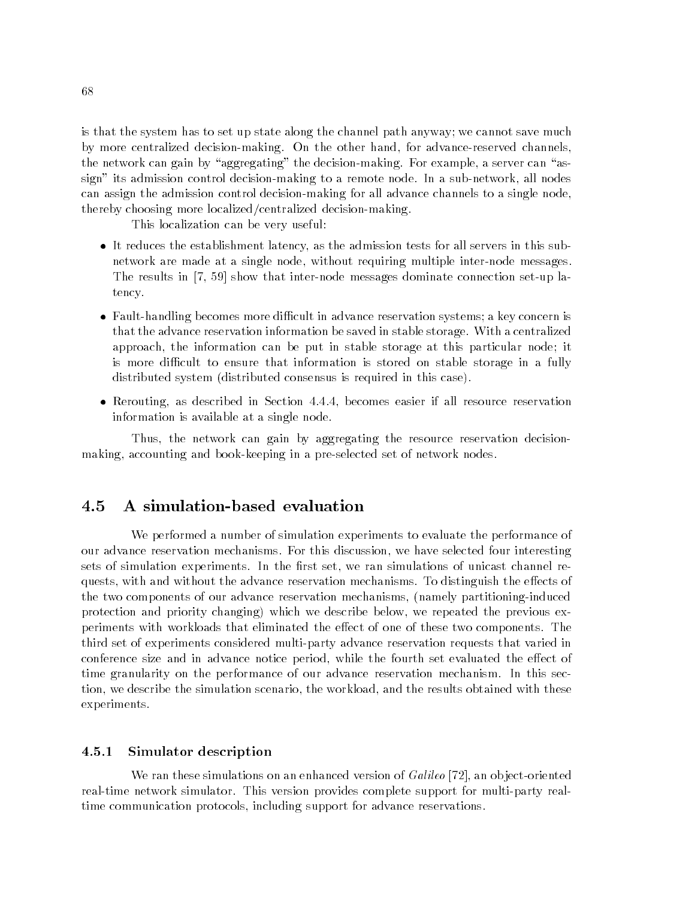is that the system has to set up state along the channel path anyway; we cannot save much by more centralized decision-making. On the other hand, for advance-reserved channels, the network can gain by "aggregating" the decision-making. For example, a server can "assign" its admission control decision-making to a remote node. In a sub-network, all nodes can assign the admission control decision-making for all advance channels to a single node, thereby choosing more localized/centralized decision-making.

This localization can be very useful:

- It reduces the establishment latency, as the admission tests for all servers in this sub-network are made at a single node, without requiring multiple inter-node messages. The results in [7, 59] show that inter-node messages dominate connection set-up latency.
- Fault-handling becomes more difficult in advance reservation systems; a key concern is that the advance reservation information be saved in stable storage. With a centralized approach, the information can be put in stable storage at this particular node; it is more difficult to ensure that information is stored on stable storage in a fully distributed system (distributed consensus is required in this case).
- Rerouting, as described in Section 4.4.4, becomes easier if all resource reservation information is available at a single node.

Thus, the network can gain by aggregating the resource reservation decision-making, accounting and book-keeping in a pre-selected set of network nodes.

## 4.5 A simulation-based evaluation

We performed a number of simulation experiments to evaluate the performance of our advance reservation mechanisms. For this discussion, we have selected four interesting sets of simulation experiments. In the first set, we ran simulations of unicast channel requests, with and without the advance reservation mechanisms. To distinguish the effects of the two components of our advance reservation mechanisms, (namely partitioning-induced protection and priority changing) which we describe below, we repeated the previous experiments with workloads that eliminated the effect of one of these two components. The third set of experiments considered multi-party advance reservation requests that varied in conference size and in advance notice period, while the fourth set evaluated the effect of time granularity on the performance of our advance reservation mechanism. In this section, we describe the simulation scenario, the workload, and the results obtained with these experiments.

### 4.5.1 Simulator description

We ran these simulations on an enhanced version of *Galileo* [72], an object-oriented real-time network simulator. This version provides complete support for multi-party real-time communication protocols, including support for advance reservations.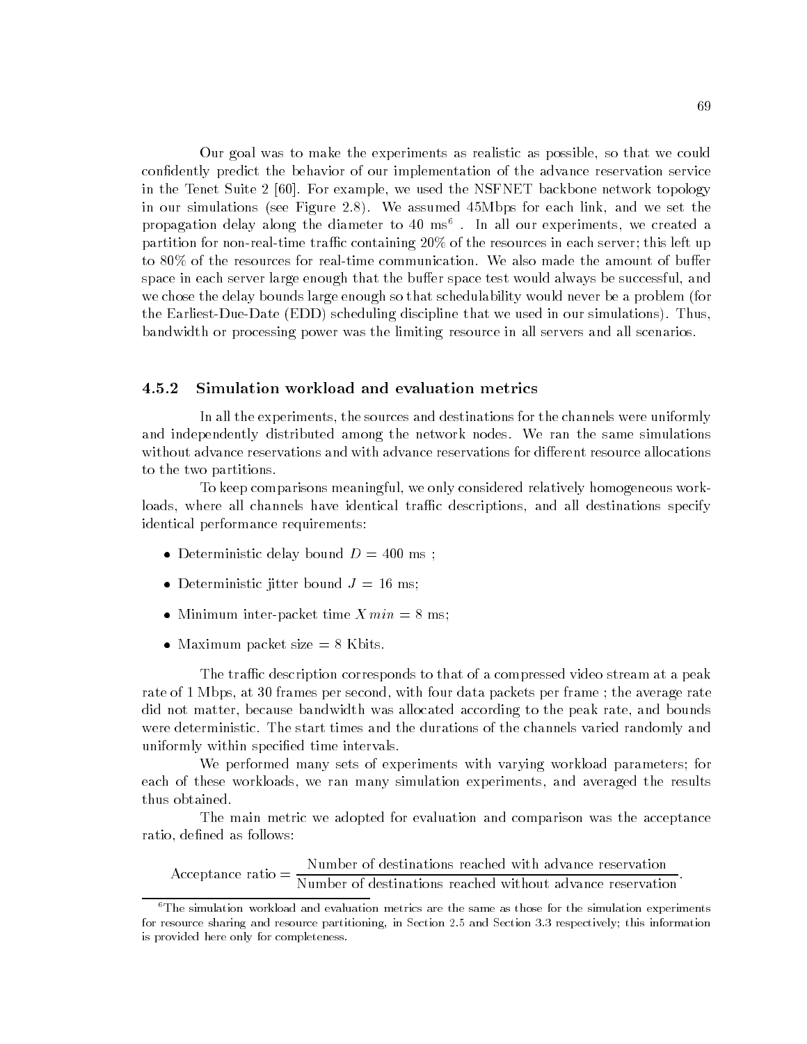Our goal was to make the experiments as realistic as possible, so that we could confidently predict the behavior of our implementation of the advance reservation service in the Tenet Suite 2 [60]. For example, we used the NSFNET backbone network topology in our simulations (see Figure 2.8). We assumed 45Mbps for each link, and we set the propagation delay along the diameter to 40 ms[6] . In all our experiments, we created a partition for non-real-time traffic containing 20% of the resources in each server; this left up to 80% of the resources for real-time communication. We also made the amount of buffer space in each server large enough that the buffer space test would always be successful, and we chose the delay bounds large enough so that schedulability would never be a problem (for the Earliest-Due-Date (EDD) scheduling discipline that we used in our simulations). Thus, bandwidth or processing power was the limiting resource in all servers and all scenarios.

### 4.5.2 Simulation workload and evaluation metrics

In all the experiments, the sources and destinations for the channels were uniformly and independently distributed among the network nodes. We ran the same simulations without advance reservations and with advance reservations for different resource allocations to the two partitions.

To keep comparisons meaningful, we only considered relatively homogeneous workloads, where all channels have identical traffic descriptions, and all destinations specify identical performance requirements:

- Deterministic delay bound $D = 400$ ms ;
- Deterministic jitter bound $J = 16$ ms;
- Minimum inter-packet time $Xmin = 8$ ms;
- Maximum packet size = 8 Kbits.

The traffic description corresponds to that of a compressed video stream at a peak rate of 1 Mbps, at 30 frames per second, with four data packets per frame ; the average rate did not matter, because bandwidth was allocated according to the peak rate, and bounds were deterministic. The start times and the durations of the channels varied randomly and uniformly within specified time intervals.

We performed many sets of experiments with varying workload parameters; for each of these workloads, we ran many simulation experiments, and averaged the results thus obtained.

The main metric we adopted for evaluation and comparison was the acceptance ratio, defined as follows:

$$\text{Acceptance ratio} = \frac{\text{Number of destinations reached with advance reservation}}{\text{Number of destinations reached without advance reservation}}.$$

[6]The simulation workload and evaluation metrics are the same as those for the simulation experiments for resource sharing and resource partitioning, in Section 2.5 and Section 3.3 respectively; this information is provided here only for completeness.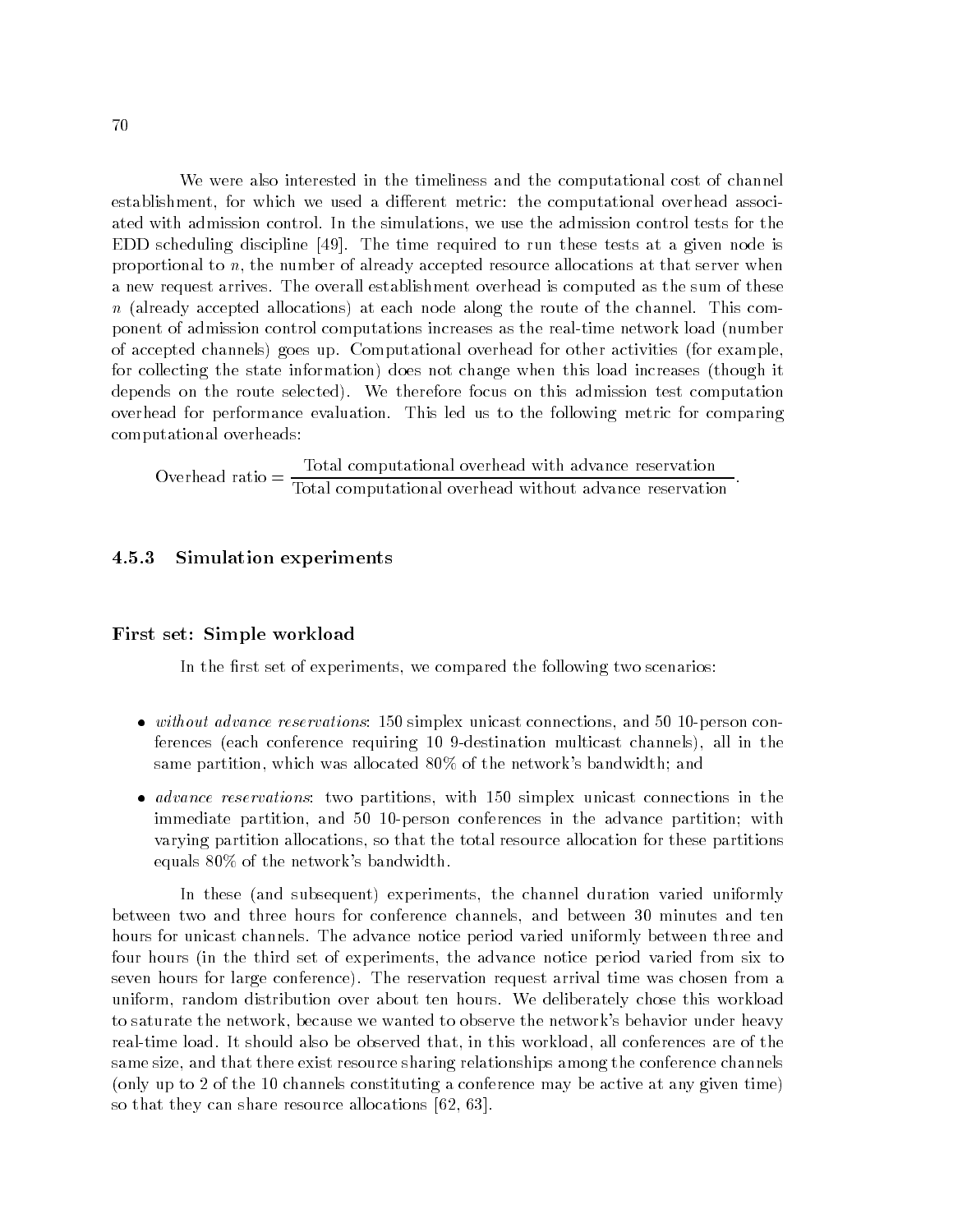We were also interested in the timeliness and the computational cost of channel establishment, for which we used a different metric: the computational overhead associated with admission control. In the simulations, we use the admission control tests for the EDD scheduling discipline [49]. The time required to run these tests at a given node is proportional to $n$, the number of already accepted resource allocations at that server when a new request arrives. The overall establishment overhead is computed as the sum of these $n$ (already accepted allocations) at each node along the route of the channel. This component of admission control computations increases as the real-time network load (number of accepted channels) goes up. Computational overhead for other activities (for example, for collecting the state information) does not change when this load increases (though it depends on the route selected). We therefore focus on this admission test computation overhead for performance evaluation. This led us to the following metric for comparing computational overheads:

$$\text{Overhead ratio} = \frac{\text{Total computational overhead with advance reservation}}{\text{Total computational overhead without advance reservation}}.$$

### 4.5.3 Simulation experiments

#### First set: Simple workload

In the first set of experiments, we compared the following two scenarios:

- *without advance reservations*: 150 simplex unicast connections, and 50 10-person conferences (each conference requiring 10 9-destination multicast channels), all in the same partition, which was allocated 80% of the network's bandwidth; and
- *advance reservations*: two partitions, with 150 simplex unicast connections in the immediate partition, and 50 10-person conferences in the advance partition; with varying partition allocations, so that the total resource allocation for these partitions equals 80% of the network's bandwidth.

In these (and subsequent) experiments, the channel duration varied uniformly between two and three hours for conference channels, and between 30 minutes and ten hours for unicast channels. The advance notice period varied uniformly between three and four hours (in the third set of experiments, the advance notice period varied from six to seven hours for large conference). The reservation request arrival time was chosen from a uniform, random distribution over about ten hours. We deliberately chose this workload to saturate the network, because we wanted to observe the network's behavior under heavy real-time load. It should also be observed that, in this workload, all conferences are of the same size, and that there exist resource sharing relationships among the conference channels (only up to 2 of the 10 channels constituting a conference may be active at any given time) so that they can share resource allocations [62, 63].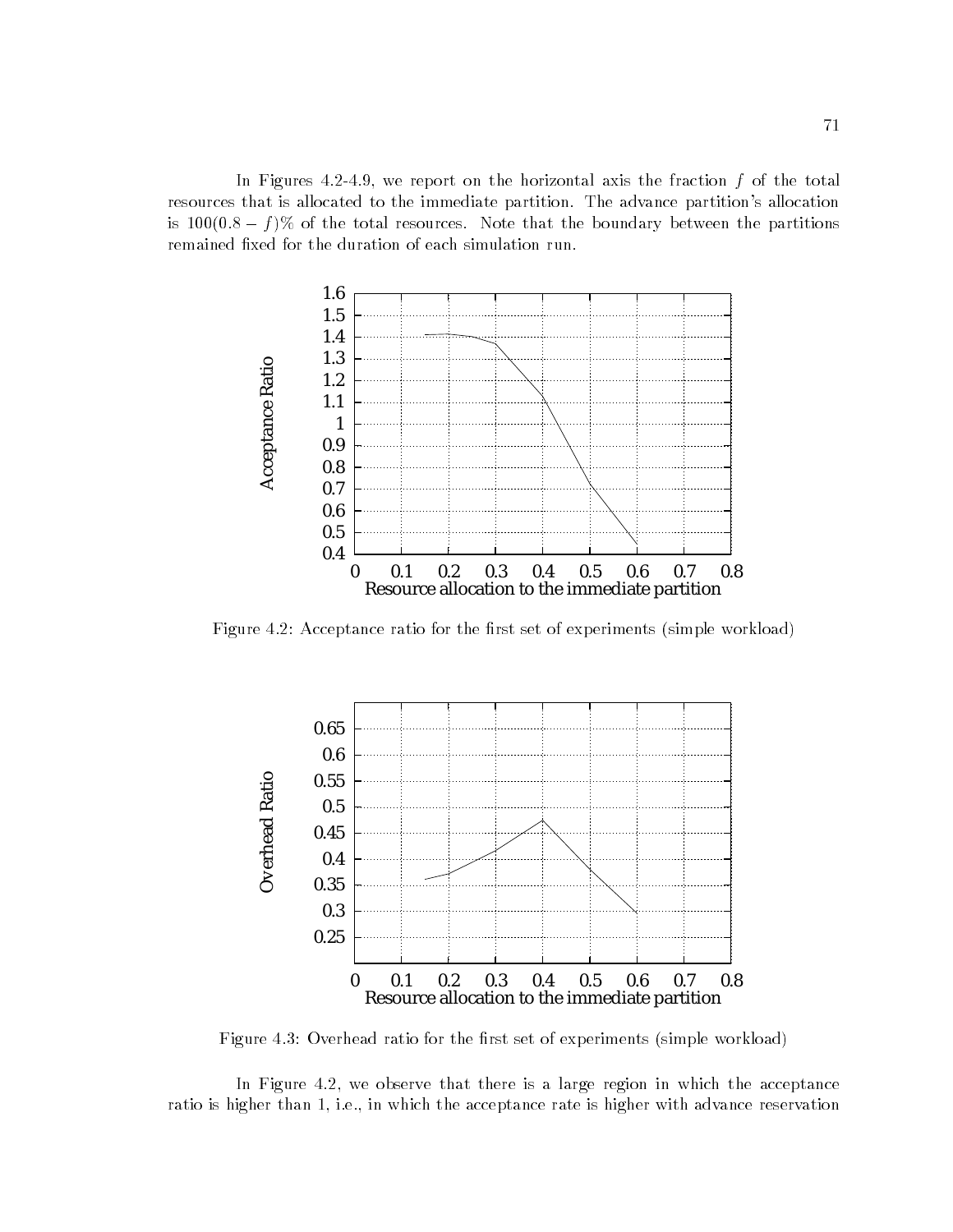In Figures 4.2-4.9, we report on the horizontal axis the fraction $f$ of the total resources that is allocated to the immediate partition. The advance partition's allocation is $100(0.8 - f)\%$ of the total resources. Note that the boundary between the partitions remained fixed for the duration of each simulation run.

Figure 4.2: Acceptance ratio for the first set of experiments (simple workload)

Figure 4.3: Overhead ratio for the first set of experiments (simple workload)

In Figure 4.2, we observe that there is a large region in which the acceptance ratio is higher than 1, i.e., in which the acceptance rate is higher with advance reservation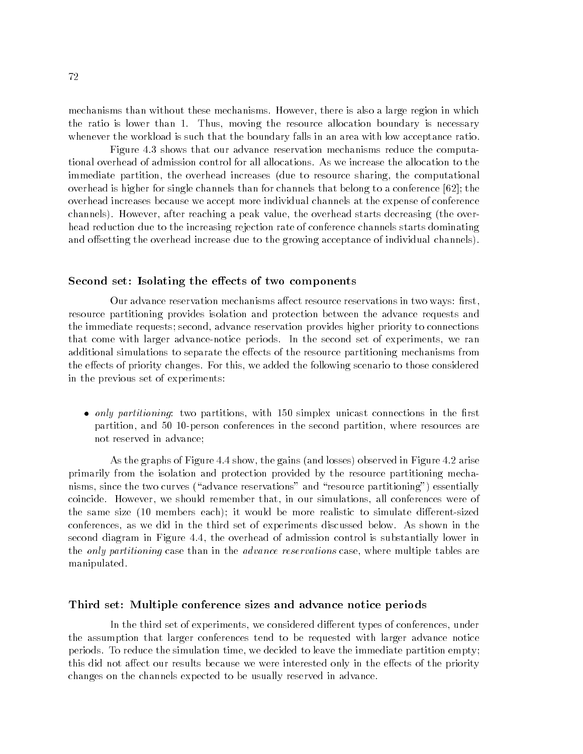mechanisms than without these mechanisms. However, there is also a large region in which the ratio is lower than 1. Thus, moving the resource allocation boundary is necessary whenever the workload is such that the boundary falls in an area with low acceptance ratio.

Figure 4.3 shows that our advance reservation mechanisms reduce the computational overhead of admission control for all allocations. As we increase the allocation to the immediate partition, the overhead increases (due to resource sharing, the computational overhead is higher for single channels than for channels that belong to a conference [62]; the overhead increases because we accept more individual channels at the expense of conference channels). However, after reaching a peak value, the overhead starts decreasing (the overhead reduction due to the increasing rejection rate of conference channels starts dominating and offsetting the overhead increase due to the growing acceptance of individual channels).

### Second set: Isolating the effects of two components

Our advance reservation mechanisms affect resource reservations in two ways: first, resource partitioning provides isolation and protection between the advance requests and the immediate requests; second, advance reservation provides higher priority to connections that come with larger advance-notice periods. In the second set of experiments, we ran additional simulations to separate the effects of the resource partitioning mechanisms from the effects of priority changes. For this, we added the following scenario to those considered in the previous set of experiments:

- *only partitioning*: two partitions, with 150 simplex unicast connections in the first partition, and 50 10-person conferences in the second partition, where resources are not reserved in advance;

As the graphs of Figure 4.4 show, the gains (and losses) observed in Figure 4.2 arise primarily from the isolation and protection provided by the resource partitioning mechanisms, since the two curves ("advance reservations" and "resource partitioning") essentially coincide. However, we should remember that, in our simulations, all conferences were of the same size (10 members each); it would be more realistic to simulate different-sized conferences, as we did in the third set of experiments discussed below. As shown in the second diagram in Figure 4.4, the overhead of admission control is substantially lower in the *only partitioning* case than in the *advance reservations* case, where multiple tables are manipulated.

### Third set: Multiple conference sizes and advance notice periods

In the third set of experiments, we considered different types of conferences, under the assumption that larger conferences tend to be requested with larger advance notice periods. To reduce the simulation time, we decided to leave the immediate partition empty; this did not affect our results because we were interested only in the effects of the priority changes on the channels expected to be usually reserved in advance.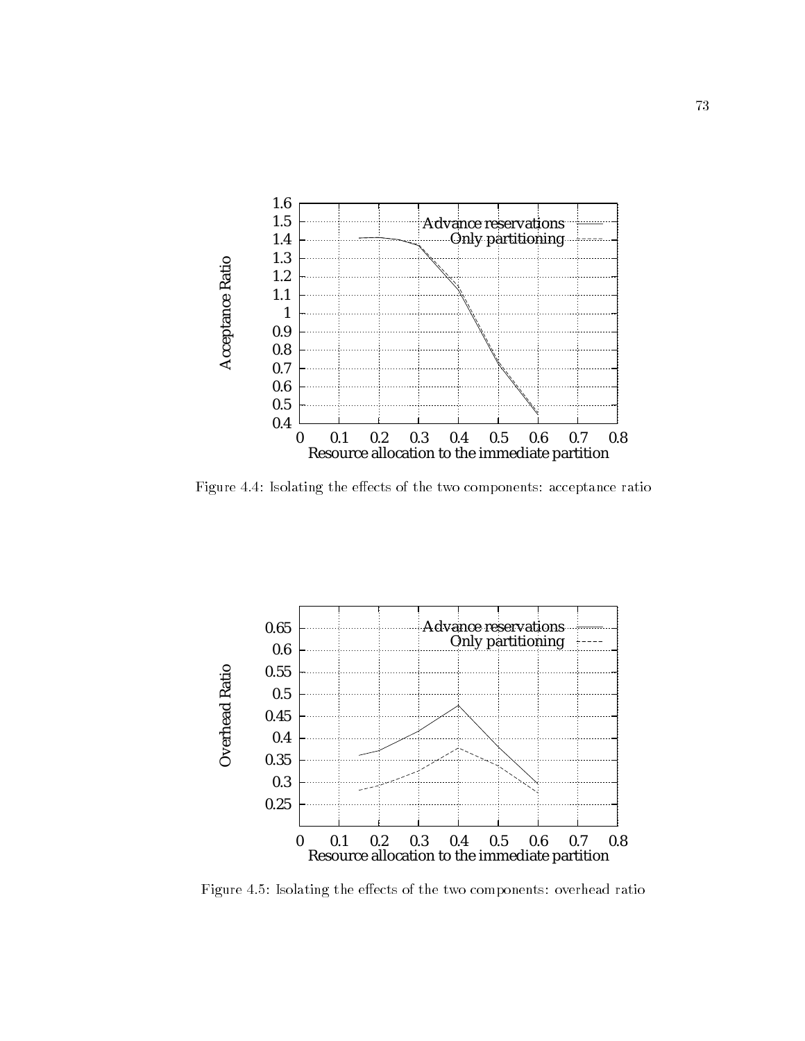Figure 4.4: Isolating the effects of the two components: acceptance ratio

Figure 4.5: Isolating the effects of the two components: overhead ratio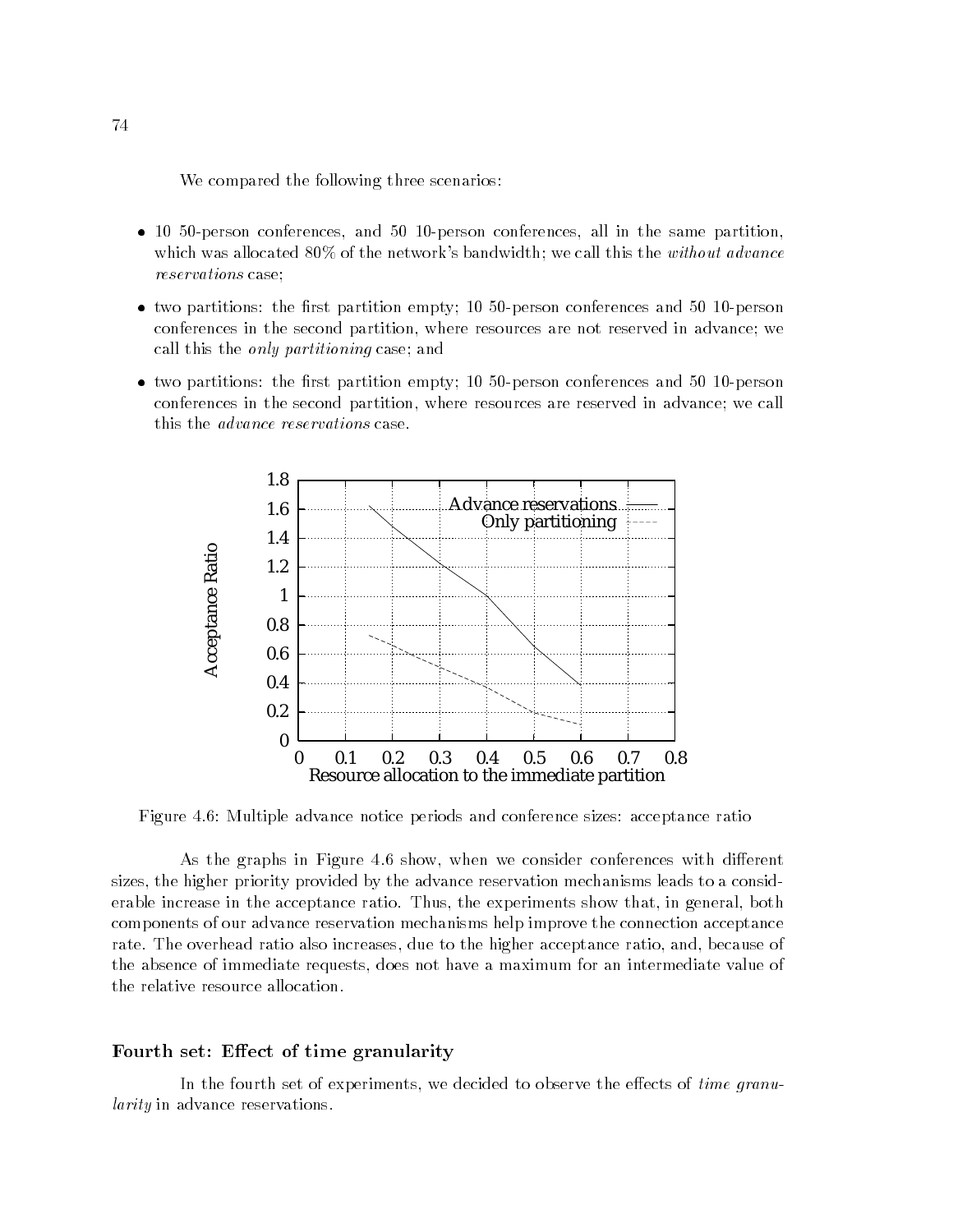We compared the following three scenarios:

- 10 50-person conferences, and 50 10-person conferences, all in the same partition, which was allocated 80% of the network's bandwidth; we call this the *without advance reservations* case;
- two partitions: the first partition empty; 10 50-person conferences and 50 10-person conferences in the second partition, where resources are not reserved in advance; we call this the *only partitioning* case; and
- two partitions: the first partition empty; 10 50-person conferences and 50 10-person conferences in the second partition, where resources are reserved in advance; we call this the *advance reservations* case.

Figure 4.6: Multiple advance notice periods and conference sizes: acceptance ratio

As the graphs in Figure 4.6 show, when we consider conferences with different sizes, the higher priority provided by the advance reservation mechanisms leads to a considerable increase in the acceptance ratio. Thus, the experiments show that, in general, both components of our advance reservation mechanisms help improve the connection acceptance rate. The overhead ratio also increases, due to the higher acceptance ratio, and, because of the absence of immediate requests, does not have a maximum for an intermediate value of the relative resource allocation.

### Fourth set: Effect of time granularity

In the fourth set of experiments, we decided to observe the effects of *time granularity* in advance reservations.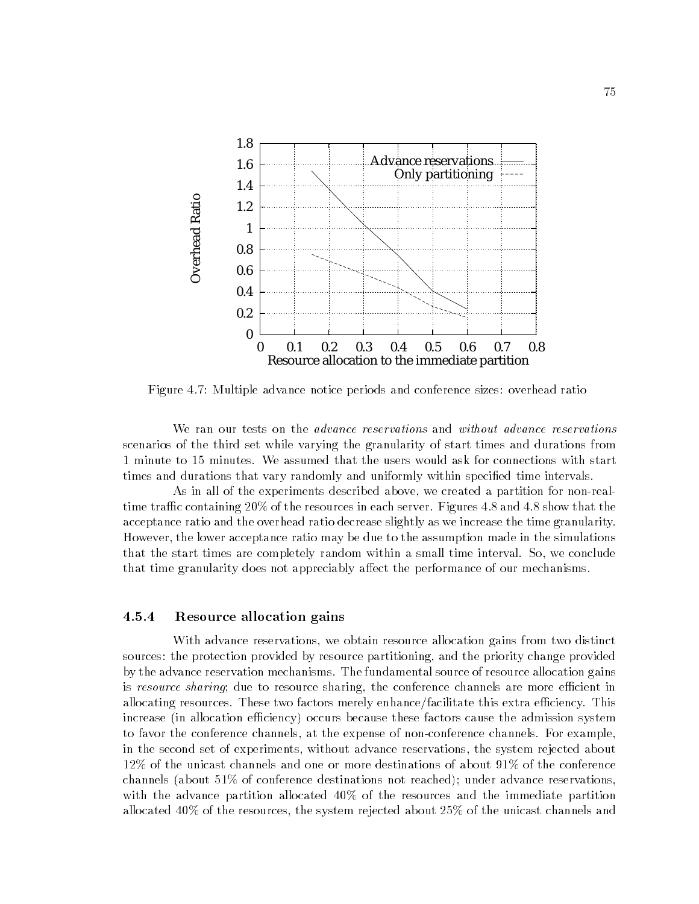Figure 4.7: Multiple advance notice periods and conference sizes: overhead ratio

We ran our tests on the *advance reservations* and *without advance reservations* scenarios of the third set while varying the granularity of start times and durations from 1 minute to 15 minutes. We assumed that the users would ask for connections with start times and durations that vary randomly and uniformly within specified time intervals.

As in all of the experiments described above, we created a partition for non-real-time traffic containing 20% of the resources in each server. Figures 4.8 and 4.8 show that the acceptance ratio and the overhead ratio decrease slightly as we increase the time granularity. However, the lower acceptance ratio may be due to the assumption made in the simulations that the start times are completely random within a small time interval. So, we conclude that time granularity does not appreciably affect the performance of our mechanisms.

### 4.5.4 Resource allocation gains

With advance reservations, we obtain resource allocation gains from two distinct sources: the protection provided by resource partitioning, and the priority change provided by the advance reservation mechanisms. The fundamental source of resource allocation gains is *resource sharing*; due to resource sharing, the conference channels are more efficient in allocating resources. These two factors merely enhance/facilitate this extra efficiency. This increase (in allocation efficiency) occurs because these factors cause the admission system to favor the conference channels, at the expense of non-conference channels. For example, in the second set of experiments, without advance reservations, the system rejected about 12% of the unicast channels and one or more destinations of about 91% of the conference channels (about 51% of conference destinations not reached); under advance reservations, with the advance partition allocated 40% of the resources and the immediate partition allocated 40% of the resources, the system rejected about 25% of the unicast channels and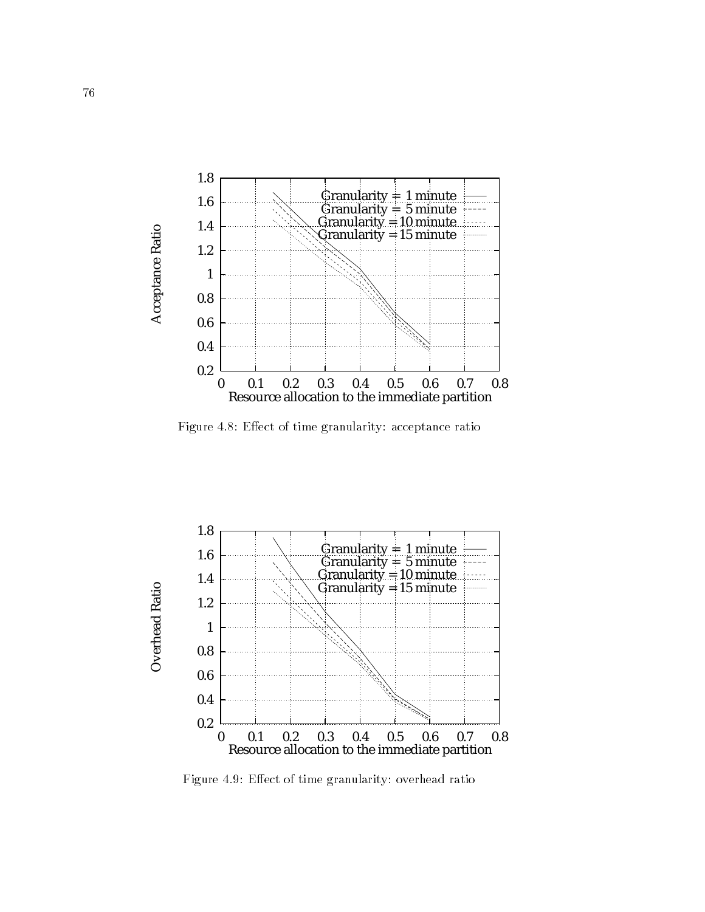Figure 4.8: Effect of time granularity: acceptance ratio

Figure 4.9: Effect of time granularity: overhead ratio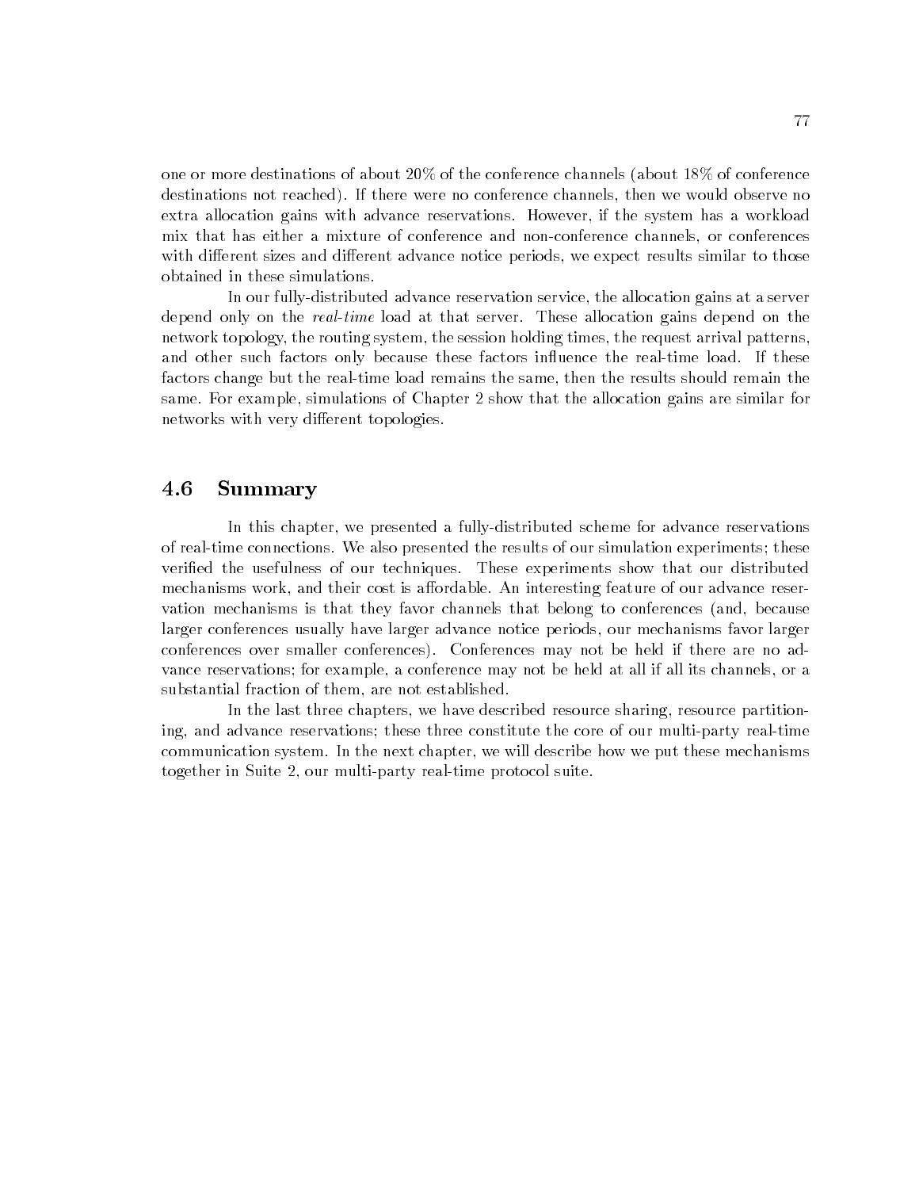one or more destinations of about 20% of the conference channels (about 18% of conference destinations not reached). If there were no conference channels, then we would observe no extra allocation gains with advance reservations. However, if the system has a workload mix that has either a mixture of conference and non-conference channels, or conferences with different sizes and different advance notice periods, we expect results similar to those obtained in these simulations.

In our fully-distributed advance reservation service, the allocation gains at a server depend only on the *real-time* load at that server. These allocation gains depend on the network topology, the routing system, the session holding times, the request arrival patterns, and other such factors only because these factors influence the real-time load. If these factors change but the real-time load remains the same, then the results should remain the same. For example, simulations of Chapter 2 show that the allocation gains are similar for networks with very different topologies.

## 4.6 Summary

In this chapter, we presented a fully-distributed scheme for advance reservations of real-time connections. We also presented the results of our simulation experiments; these verified the usefulness of our techniques. These experiments show that our distributed mechanisms work, and their cost is affordable. An interesting feature of our advance reservation mechanisms is that they favor channels that belong to conferences (and, because larger conferences usually have larger advance notice periods, our mechanisms favor larger conferences over smaller conferences). Conferences may not be held if there are no advance reservations; for example, a conference may not be held at all if all its channels, or a substantial fraction of them, are not established.

In the last three chapters, we have described resource sharing, resource partitioning, and advance reservations; these three constitute the core of our multi-party real-time communication system. In the next chapter, we will describe how we put these mechanisms together in Suite 2, our multi-party real-time protocol suite.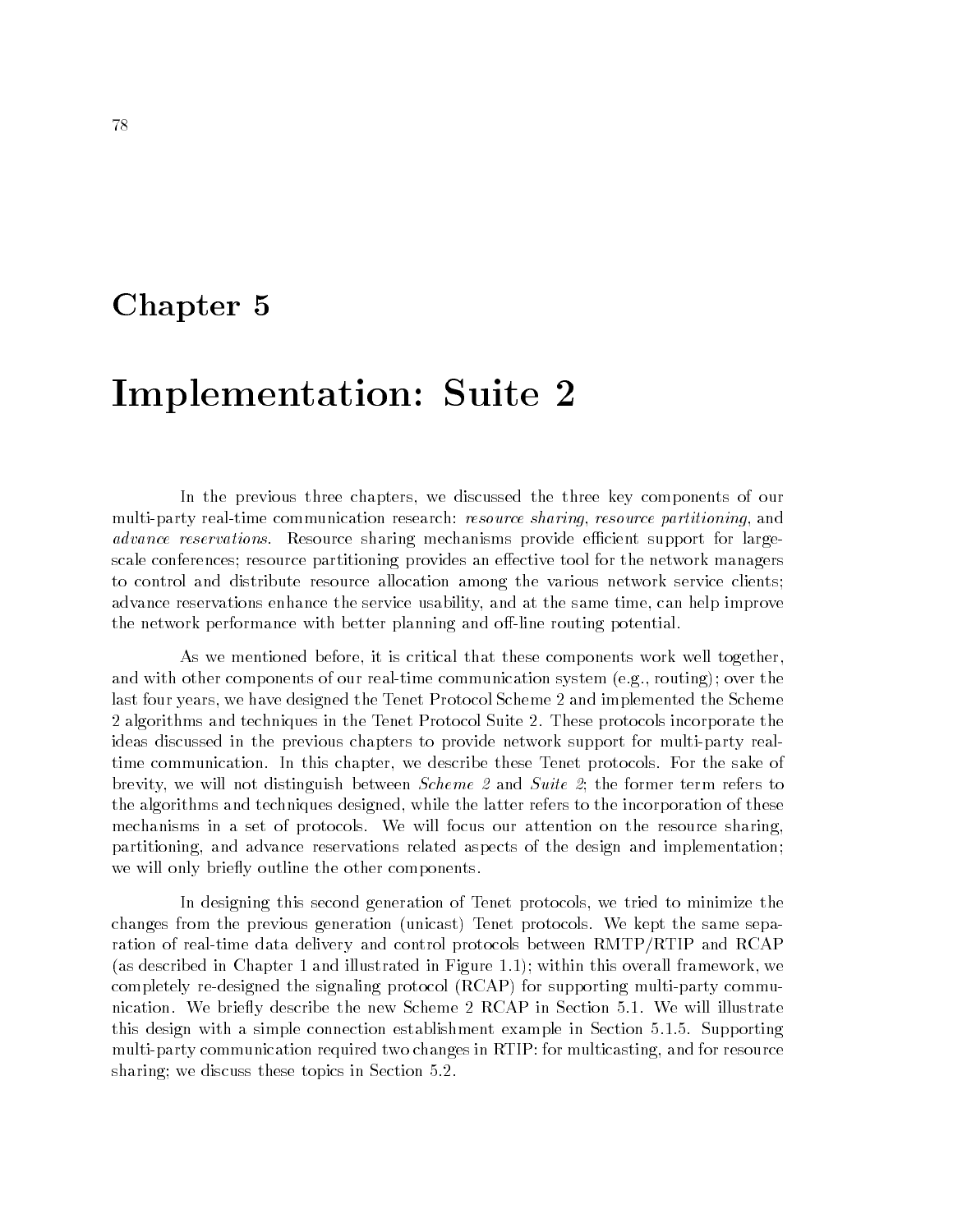# Chapter 5

# Implementation: Suite 2

In the previous three chapters, we discussed the three key components of our multi-party real-time communication research: *resource sharing*, *resource partitioning*, and *advance reservations*. Resource sharing mechanisms provide efficient support for large-scale conferences; resource partitioning provides an effective tool for the network managers to control and distribute resource allocation among the various network service clients; advance reservations enhance the service usability, and at the same time, can help improve the network performance with better planning and off-line routing potential.

As we mentioned before, it is critical that these components work well together, and with other components of our real-time communication system (e.g., routing); over the last four years, we have designed the Tenet Protocol Scheme 2 and implemented the Scheme 2 algorithms and techniques in the Tenet Protocol Suite 2. These protocols incorporate the ideas discussed in the previous chapters to provide network support for multi-party real-time communication. In this chapter, we describe these Tenet protocols. For the sake of brevity, we will not distinguish between *Scheme 2* and *Suite 2*; the former term refers to the algorithms and techniques designed, while the latter refers to the incorporation of these mechanisms in a set of protocols. We will focus our attention on the resource sharing, partitioning, and advance reservations related aspects of the design and implementation; we will only briefly outline the other components.

In designing this second generation of Tenet protocols, we tried to minimize the changes from the previous generation (unicast) Tenet protocols. We kept the same separation of real-time data delivery and control protocols between RMTP/RTIP and RCAP (as described in Chapter 1 and illustrated in Figure 1.1); within this overall framework, we completely re-designed the signaling protocol (RCAP) for supporting multi-party communication. We briefly describe the new Scheme 2 RCAP in Section 5.1. We will illustrate this design with a simple connection establishment example in Section 5.1.5. Supporting multi-party communication required two changes in RTIP: for multicasting, and for resource sharing; we discuss these topics in Section 5.2.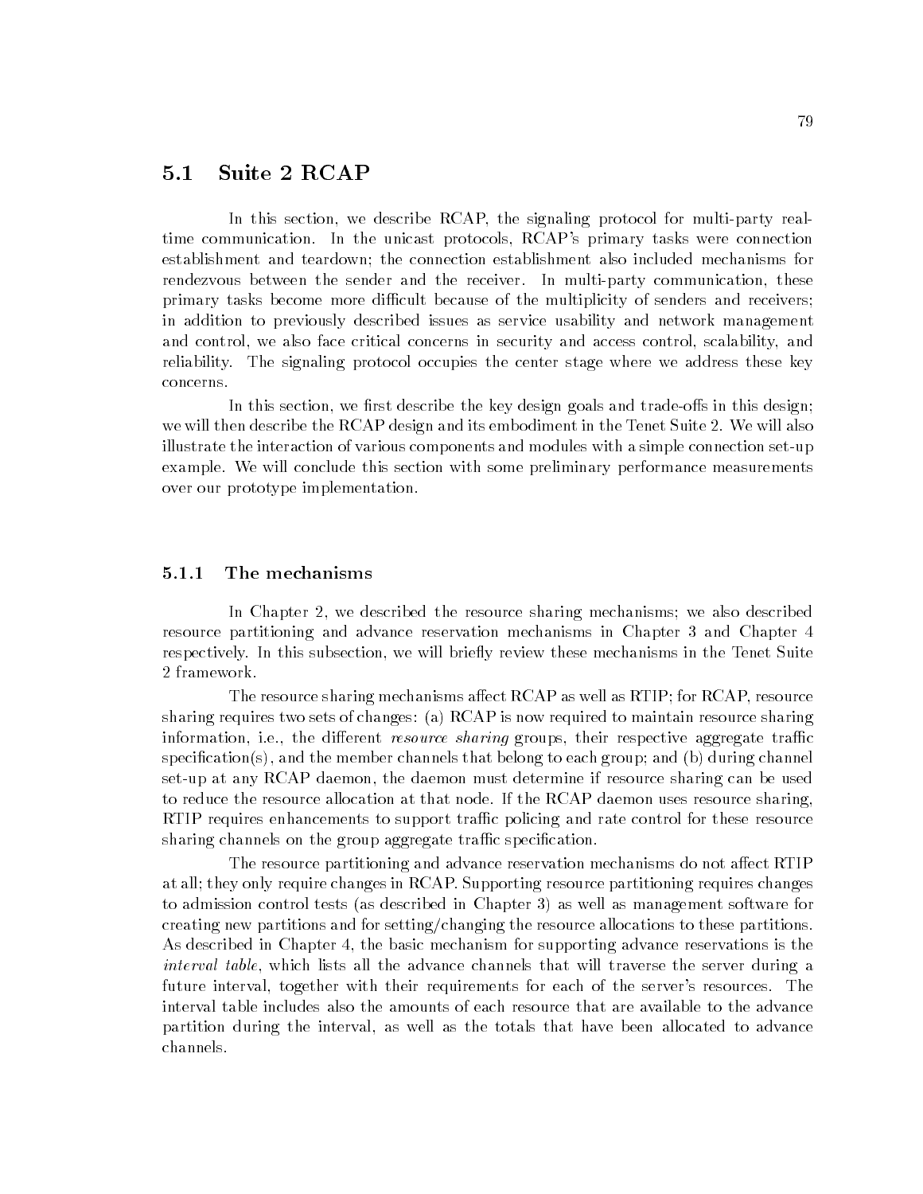## 5.1 Suite 2 RCAP

In this section, we describe RCAP, the signaling protocol for multi-party real-time communication. In the unicast protocols, RCAP's primary tasks were connection establishment and teardown; the connection establishment also included mechanisms for rendezvous between the sender and the receiver. In multi-party communication, these primary tasks become more difficult because of the multiplicity of senders and receivers; in addition to previously described issues as service usability and network management and control, we also face critical concerns in security and access control, scalability, and reliability. The signaling protocol occupies the center stage where we address these key concerns.

In this section, we first describe the key design goals and trade-offs in this design; we will then describe the RCAP design and its embodiment in the Tenet Suite 2. We will also illustrate the interaction of various components and modules with a simple connection set-up example. We will conclude this section with some preliminary performance measurements over our prototype implementation.

### 5.1.1 The mechanisms

In Chapter 2, we described the resource sharing mechanisms; we also described resource partitioning and advance reservation mechanisms in Chapter 3 and Chapter 4 respectively. In this subsection, we will briefly review these mechanisms in the Tenet Suite 2 framework.

The resource sharing mechanisms affect RCAP as well as RTIP; for RCAP, resource sharing requires two sets of changes: (a) RCAP is now required to maintain resource sharing information, i.e., the different *resource sharing* groups, their respective aggregate traffic specification(s), and the member channels that belong to each group; and (b) during channel set-up at any RCAP daemon, the daemon must determine if resource sharing can be used to reduce the resource allocation at that node. If the RCAP daemon uses resource sharing, RTIP requires enhancements to support traffic policing and rate control for these resource sharing channels on the group aggregate traffic specification.

The resource partitioning and advance reservation mechanisms do not affect RTIP at all; they only require changes in RCAP. Supporting resource partitioning requires changes to admission control tests (as described in Chapter 3) as well as management software for creating new partitions and for setting/changing the resource allocations to these partitions. As described in Chapter 4, the basic mechanism for supporting advance reservations is the *interval table*, which lists all the advance channels that will traverse the server during a future interval, together with their requirements for each of the server's resources. The interval table includes also the amounts of each resource that are available to the advance partition during the interval, as well as the totals that have been allocated to advance channels.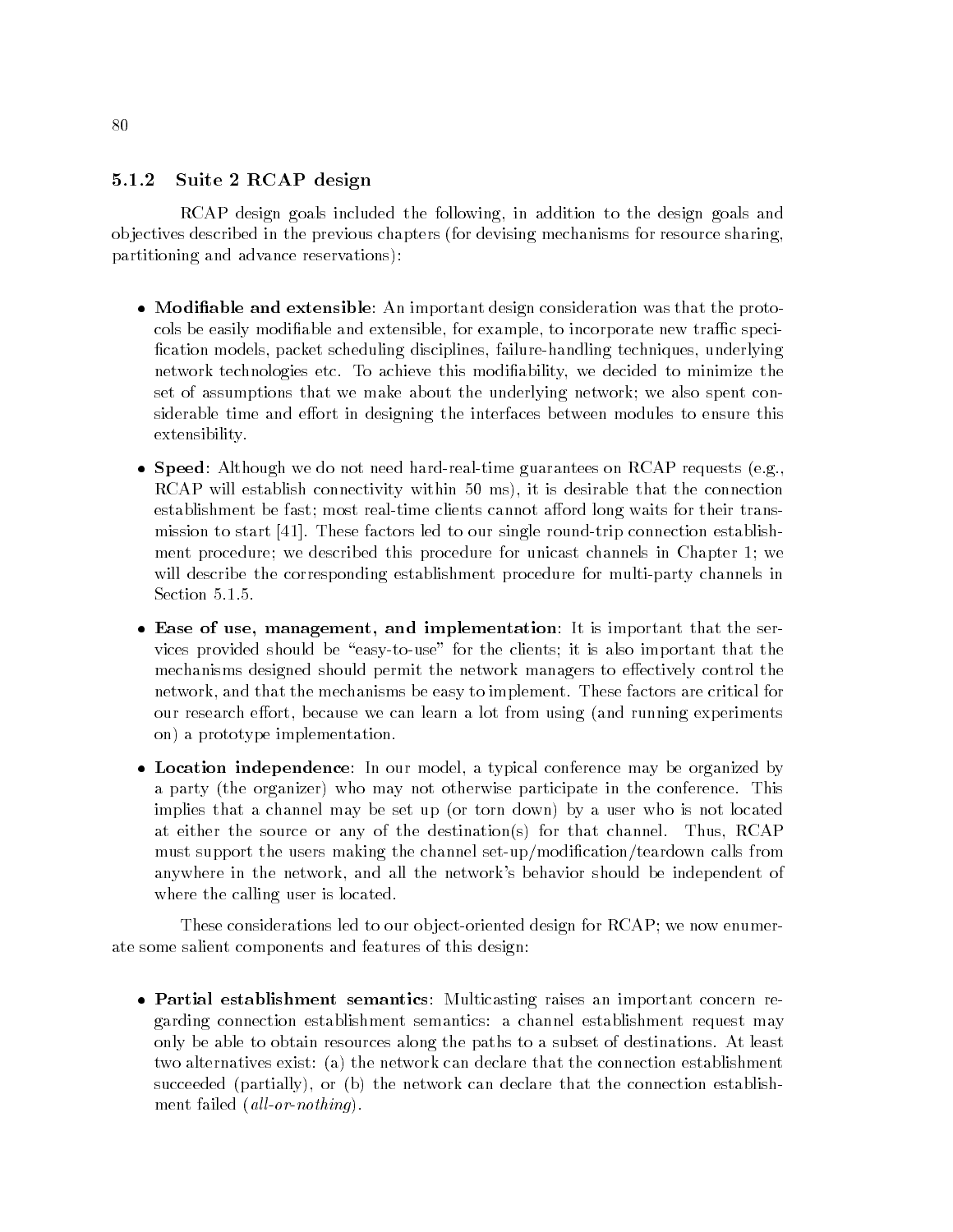### 5.1.2 Suite 2 RCAP design

RCAP design goals included the following, in addition to the design goals and objectives described in the previous chapters (for devising mechanisms for resource sharing, partitioning and advance reservations):

- **Modifiable and extensible**: An important design consideration was that the protocols be easily modifiable and extensible, for example, to incorporate new traffic specification models, packet scheduling disciplines, failure-handling techniques, underlying network technologies etc. To achieve this modifiability, we decided to minimize the set of assumptions that we make about the underlying network; we also spent considerable time and effort in designing the interfaces between modules to ensure this extensibility.

- **Speed**: Although we do not need hard-real-time guarantees on RCAP requests (e.g., RCAP will establish connectivity within 50 ms), it is desirable that the connection establishment be fast; most real-time clients cannot afford long waits for their transmission to start [41]. These factors led to our single round-trip connection establishment procedure; we described this procedure for unicast channels in Chapter 1; we will describe the corresponding establishment procedure for multi-party channels in Section 5.1.5.

- **Ease of use, management, and implementation**: It is important that the services provided should be "easy-to-use" for the clients; it is also important that the mechanisms designed should permit the network managers to effectively control the network, and that the mechanisms be easy to implement. These factors are critical for our research effort, because we can learn a lot from using (and running experiments on) a prototype implementation.

- **Location independence**: In our model, a typical conference may be organized by a party (the organizer) who may not otherwise participate in the conference. This implies that a channel may be set up (or torn down) by a user who is not located at either the source or any of the destination(s) for that channel. Thus, RCAP must support the users making the channel set-up/modification/teardown calls from anywhere in the network, and all the network's behavior should be independent of where the calling user is located.

These considerations led to our object-oriented design for RCAP; we now enumerate some salient components and features of this design:

- **Partial establishment semantics**: Multicasting raises an important concern regarding connection establishment semantics: a channel establishment request may only be able to obtain resources along the paths to a subset of destinations. At least two alternatives exist: (a) the network can declare that the connection establishment succeeded (partially), or (b) the network can declare that the connection establishment failed (*all-or-nothing*).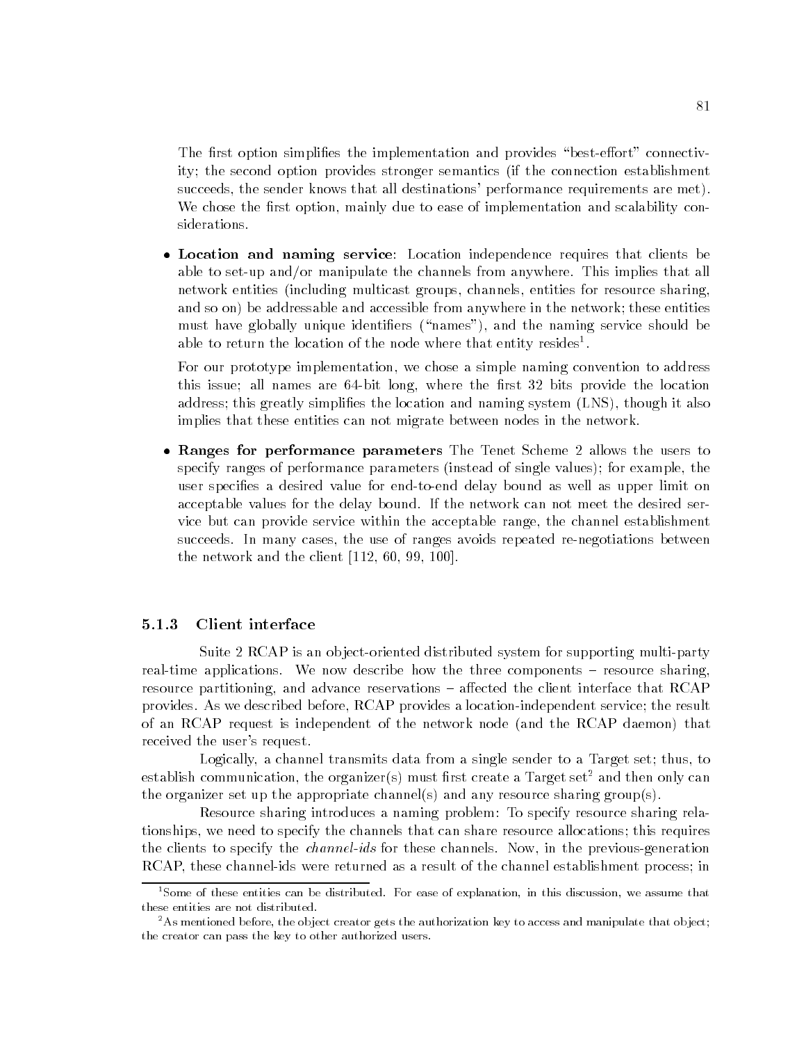The first option simplifies the implementation and provides "best-effort" connectivity; the second option provides stronger semantics (if the connection establishment succeeds, the sender knows that all destinations' performance requirements are met). We chose the first option, mainly due to ease of implementation and scalability considerations.

- **Location and naming service**: Location independence requires that clients be able to set-up and/or manipulate the channels from anywhere. This implies that all network entities (including multicast groups, channels, entities for resource sharing, and so on) be addressable and accessible from anywhere in the network; these entities must have globally unique identifiers ("names"), and the naming service should be able to return the location of the node where that entity resides[1].

  For our prototype implementation, we chose a simple naming convention to address this issue; all names are 64-bit long, where the first 32 bits provide the location address; this greatly simplifies the location and naming system (LNS), though it also implies that these entities can not migrate between nodes in the network.

- **Ranges for performance parameters** The Tenet Scheme 2 allows the users to specify ranges of performance parameters (instead of single values); for example, the user specifies a desired value for end-to-end delay bound as well as upper limit on acceptable values for the delay bound. If the network can not meet the desired service but can provide service within the acceptable range, the channel establishment succeeds. In many cases, the use of ranges avoids repeated re-negotiations between the network and the client [112, 60, 99, 100].

### 5.1.3 Client interface

Suite 2 RCAP is an object-oriented distributed system for supporting multi-party real-time applications. We now describe how the three components – resource sharing, resource partitioning, and advance reservations – affected the client interface that RCAP provides. As we described before, RCAP provides a location-independent service; the result of an RCAP request is independent of the network node (and the RCAP daemon) that received the user's request.

Logically, a channel transmits data from a single sender to a Target set; thus, to establish communication, the organizer(s) must first create a Target set[2] and then only can the organizer set up the appropriate channel(s) and any resource sharing group(s).

Resource sharing introduces a naming problem: To specify resource sharing relationships, we need to specify the channels that can share resource allocations; this requires the clients to specify the *channel-ids* for these channels. Now, in the previous-generation RCAP, these channel-ids were returned as a result of the channel establishment process; in

[1] Some of these entities can be distributed. For ease of explanation, in this discussion, we assume that these entities are not distributed.

[2] As mentioned before, the object creator gets the authorization key to access and manipulate that object; the creator can pass the key to other authorized users.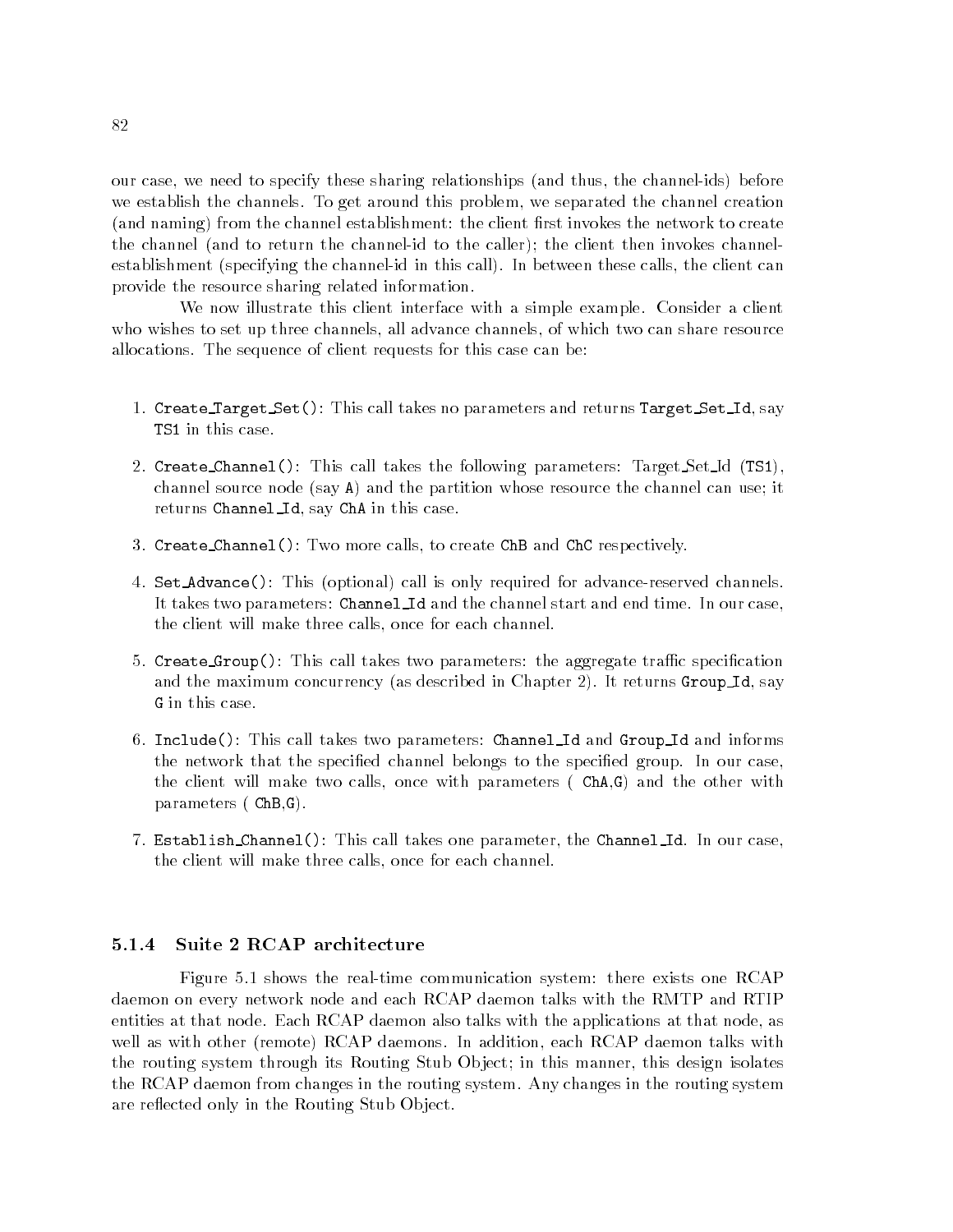our case, we need to specify these sharing relationships (and thus, the channel-ids) before we establish the channels. To get around this problem, we separated the channel creation (and naming) from the channel establishment: the client first invokes the network to create the channel (and to return the channel-id to the caller); the client then invokes channel-establishment (specifying the channel-id in this call). In between these calls, the client can provide the resource sharing related information.

We now illustrate this client interface with a simple example. Consider a client who wishes to set up three channels, all advance channels, of which two can share resource allocations. The sequence of client requests for this case can be:

1. `Create_Target_Set()`: This call takes no parameters and returns `Target_Set_Id`, say `TS1` in this case.
2. `Create_Channel()`: This call takes the following parameters: Target_Set_Id (`TS1`), channel source node (say `A`) and the partition whose resource the channel can use; it returns `Channel_Id`, say `ChA` in this case.
3. `Create_Channel()`: Two more calls, to create `ChB` and `ChC` respectively.
4. `Set_Advance()`: This (optional) call is only required for advance-reserved channels. It takes two parameters: `Channel_Id` and the channel start and end time. In our case, the client will make three calls, once for each channel.
5. `Create_Group()`: This call takes two parameters: the aggregate traffic specification and the maximum concurrency (as described in Chapter 2). It returns `Group_Id`, say `G` in this case.
6. `Include()`: This call takes two parameters: `Channel_Id` and `Group_Id` and informs the network that the specified channel belongs to the specified group. In our case, the client will make two calls, once with parameters ( `ChA`,`G`) and the other with parameters ( `ChB`,`G`).
7. `Establish_Channel()`: This call takes one parameter, the `Channel_Id`. In our case, the client will make three calls, once for each channel.

### 5.1.4 Suite 2 RCAP architecture

Figure 5.1 shows the real-time communication system: there exists one RCAP daemon on every network node and each RCAP daemon talks with the RMTP and RTIP entities at that node. Each RCAP daemon also talks with the applications at that node, as well as with other (remote) RCAP daemons. In addition, each RCAP daemon talks with the routing system through its Routing Stub Object; in this manner, this design isolates the RCAP daemon from changes in the routing system. Any changes in the routing system are reflected only in the Routing Stub Object.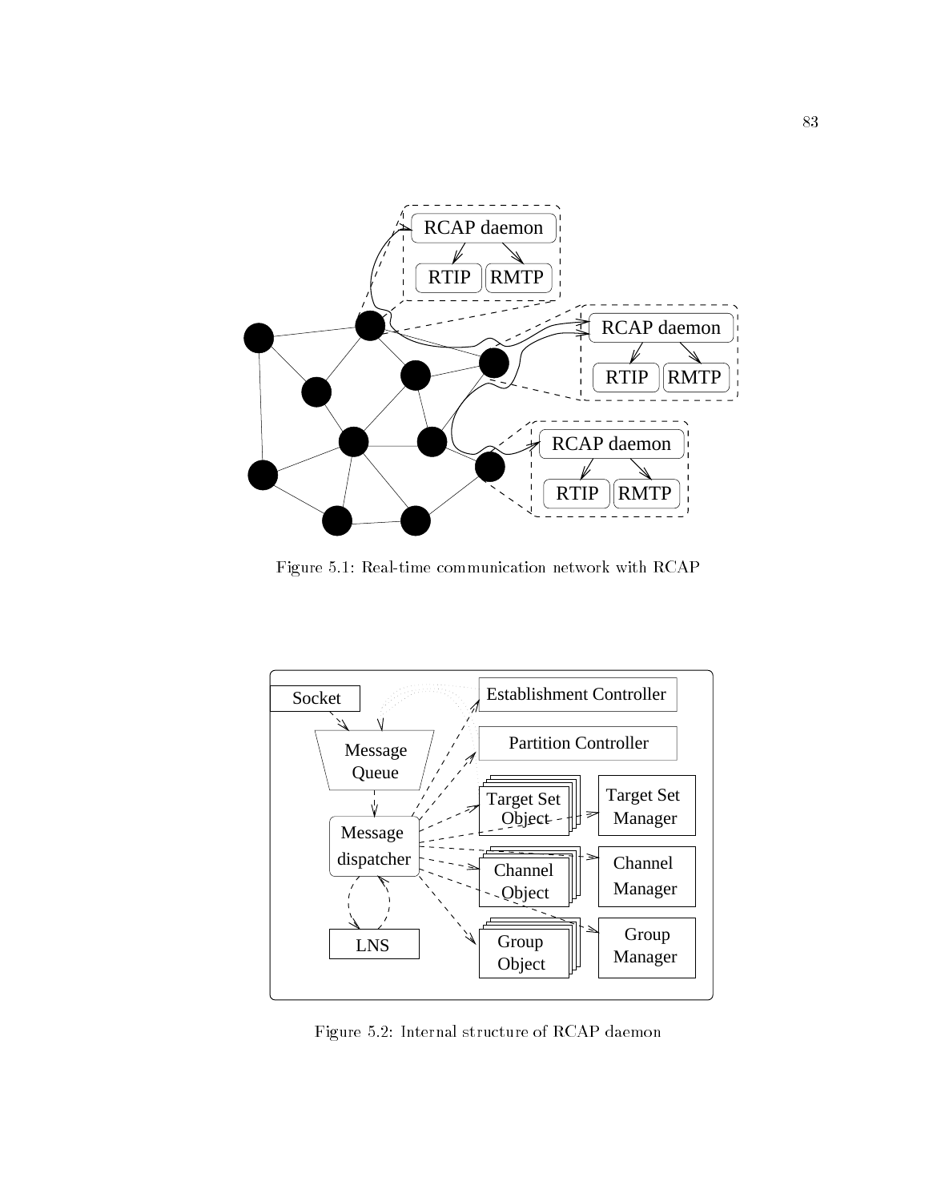Figure 5.1: Real-time communication network with RCAP

Figure 5.2: Internal structure of RCAP daemon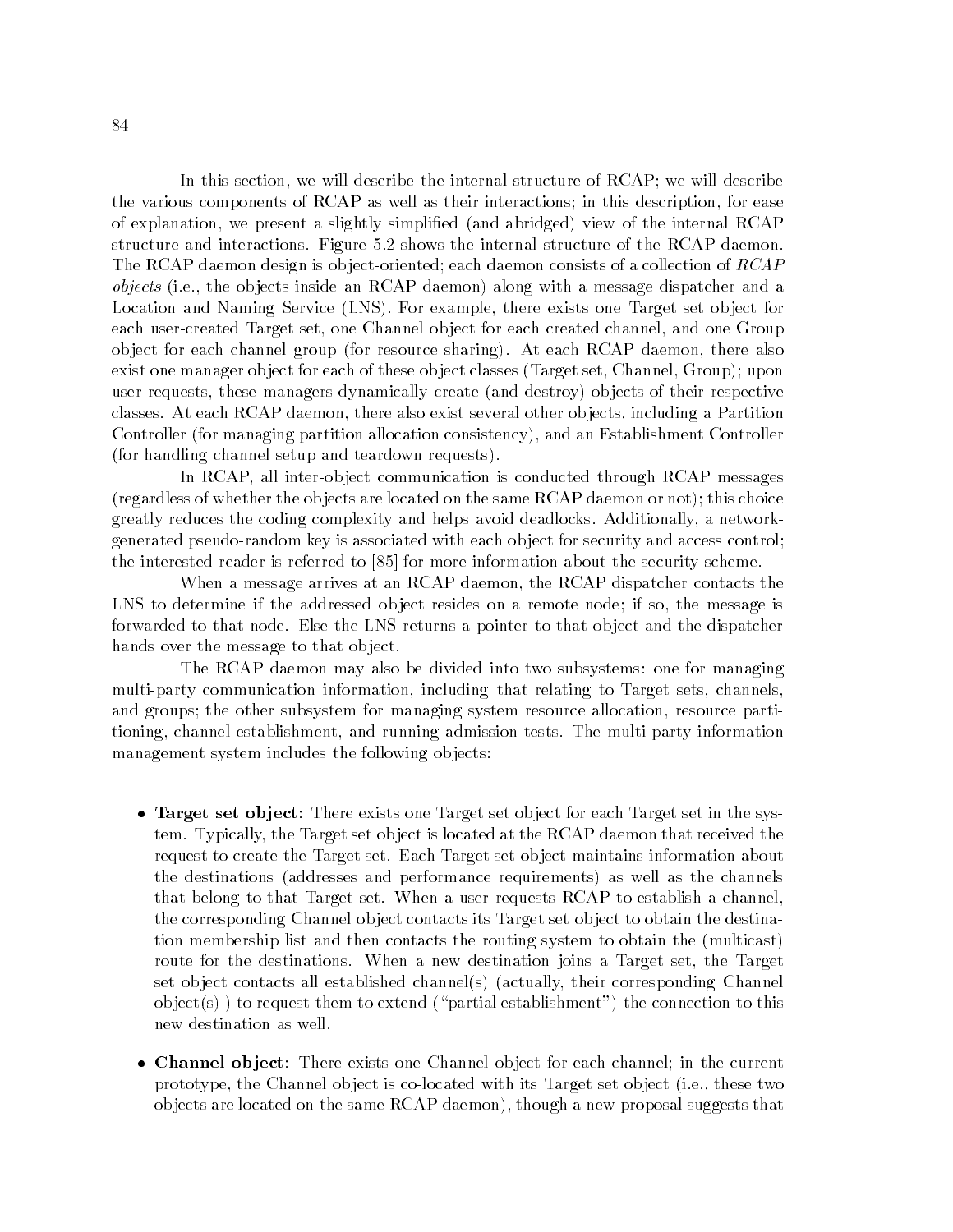In this section, we will describe the internal structure of RCAP; we will describe the various components of RCAP as well as their interactions; in this description, for ease of explanation, we present a slightly simplified (and abridged) view of the internal RCAP structure and interactions. Figure 5.2 shows the internal structure of the RCAP daemon. The RCAP daemon design is object-oriented; each daemon consists of a collection of *RCAP objects* (i.e., the objects inside an RCAP daemon) along with a message dispatcher and a Location and Naming Service (LNS). For example, there exists one Target set object for each user-created Target set, one Channel object for each created channel, and one Group object for each channel group (for resource sharing). At each RCAP daemon, there also exist one manager object for each of these object classes (Target set, Channel, Group); upon user requests, these managers dynamically create (and destroy) objects of their respective classes. At each RCAP daemon, there also exist several other objects, including a Partition Controller (for managing partition allocation consistency), and an Establishment Controller (for handling channel setup and teardown requests).

In RCAP, all inter-object communication is conducted through RCAP messages (regardless of whether the objects are located on the same RCAP daemon or not); this choice greatly reduces the coding complexity and helps avoid deadlocks. Additionally, a network-generated pseudo-random key is associated with each object for security and access control; the interested reader is referred to [85] for more information about the security scheme.

When a message arrives at an RCAP daemon, the RCAP dispatcher contacts the LNS to determine if the addressed object resides on a remote node; if so, the message is forwarded to that node. Else the LNS returns a pointer to that object and the dispatcher hands over the message to that object.

The RCAP daemon may also be divided into two subsystems: one for managing multi-party communication information, including that relating to Target sets, channels, and groups; the other subsystem for managing system resource allocation, resource partitioning, channel establishment, and running admission tests. The multi-party information management system includes the following objects:

- **Target set object**: There exists one Target set object for each Target set in the system. Typically, the Target set object is located at the RCAP daemon that received the request to create the Target set. Each Target set object maintains information about the destinations (addresses and performance requirements) as well as the channels that belong to that Target set. When a user requests RCAP to establish a channel, the corresponding Channel object contacts its Target set object to obtain the destination membership list and then contacts the routing system to obtain the (multicast) route for the destinations. When a new destination joins a Target set, the Target set object contacts all established channel(s) (actually, their corresponding Channel object(s) ) to request them to extend ("partial establishment") the connection to this new destination as well.

- **Channel object**: There exists one Channel object for each channel; in the current prototype, the Channel object is co-located with its Target set object (i.e., these two objects are located on the same RCAP daemon), though a new proposal suggests that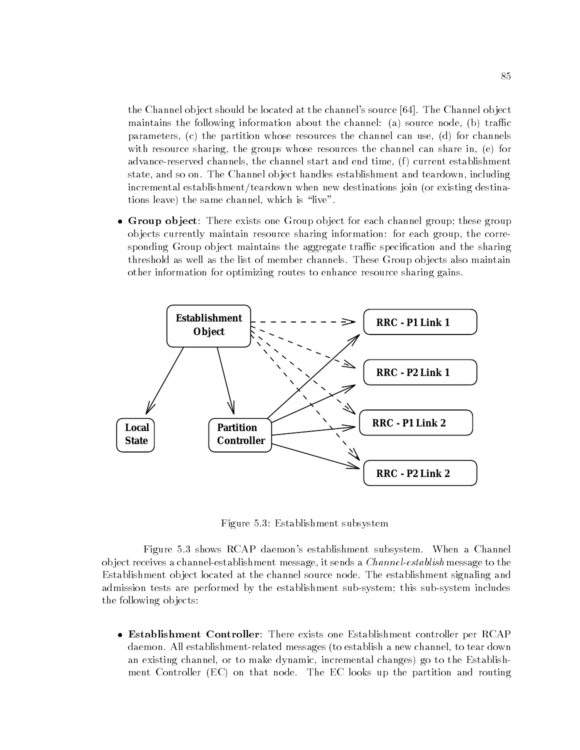the Channel object should be located at the channel's source [64]. The Channel object maintains the following information about the channel: (a) source node, (b) traffic parameters, (c) the partition whose resources the channel can use, (d) for channels with resource sharing, the groups whose resources the channel can share in, (e) for advance-reserved channels, the channel start and end time, (f) current establishment state, and so on. The Channel object handles establishment and teardown, including incremental establishment/teardown when new destinations join (or existing destinations leave) the same channel, which is "live".

- **Group object**: There exists one Group object for each channel group; these group objects currently maintain resource sharing information: for each group, the corresponding Group object maintains the aggregate traffic specification and the sharing threshold as well as the list of member channels. These Group objects also maintain other information for optimizing routes to enhance resource sharing gains.

Figure 5.3: Establishment subsystem

Figure 5.3 shows RCAP daemon's establishment subsystem. When a Channel object receives a channel-establishment message, it sends a *Channel-establish* message to the Establishment object located at the channel source node. The establishment signaling and admission tests are performed by the establishment sub-system; this sub-system includes the following objects:

- **Establishment Controller**: There exists one Establishment controller per RCAP daemon. All establishment-related messages (to establish a new channel, to tear down an existing channel, or to make dynamic, incremental changes) go to the Establishment Controller (EC) on that node. The EC looks up the partition and routing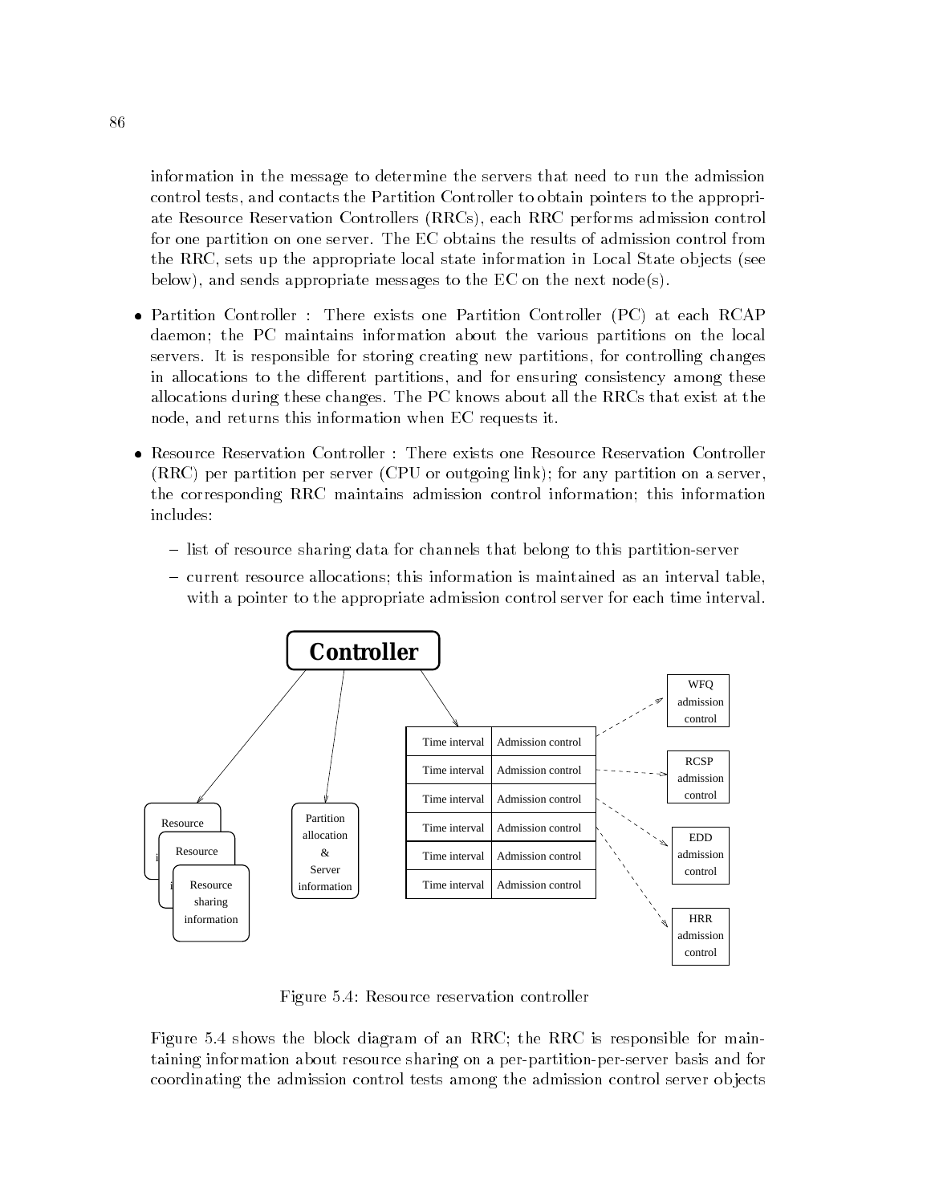information in the message to determine the servers that need to run the admission control tests, and contacts the Partition Controller to obtain pointers to the appropriate Resource Reservation Controllers (RRCs), each RRC performs admission control for one partition on one server. The EC obtains the results of admission control from the RRC, sets up the appropriate local state information in Local State objects (see below), and sends appropriate messages to the EC on the next node(s).

- Partition Controller : There exists one Partition Controller (PC) at each RCAP daemon; the PC maintains information about the various partitions on the local servers. It is responsible for storing creating new partitions, for controlling changes in allocations to the different partitions, and for ensuring consistency among these allocations during these changes. The PC knows about all the RRCs that exist at the node, and returns this information when EC requests it.

- Resource Reservation Controller : There exists one Resource Reservation Controller (RRC) per partition per server (CPU or outgoing link); for any partition on a server, the corresponding RRC maintains admission control information; this information includes:
  - list of resource sharing data for channels that belong to this partition-server
  - current resource allocations; this information is maintained as an interval table, with a pointer to the appropriate admission control server for each time interval.

Figure 5.4: Resource reservation controller

Figure 5.4 shows the block diagram of an RRC; the RRC is responsible for maintaining information about resource sharing on a per-partition-per-server basis and for coordinating the admission control tests among the admission control server objects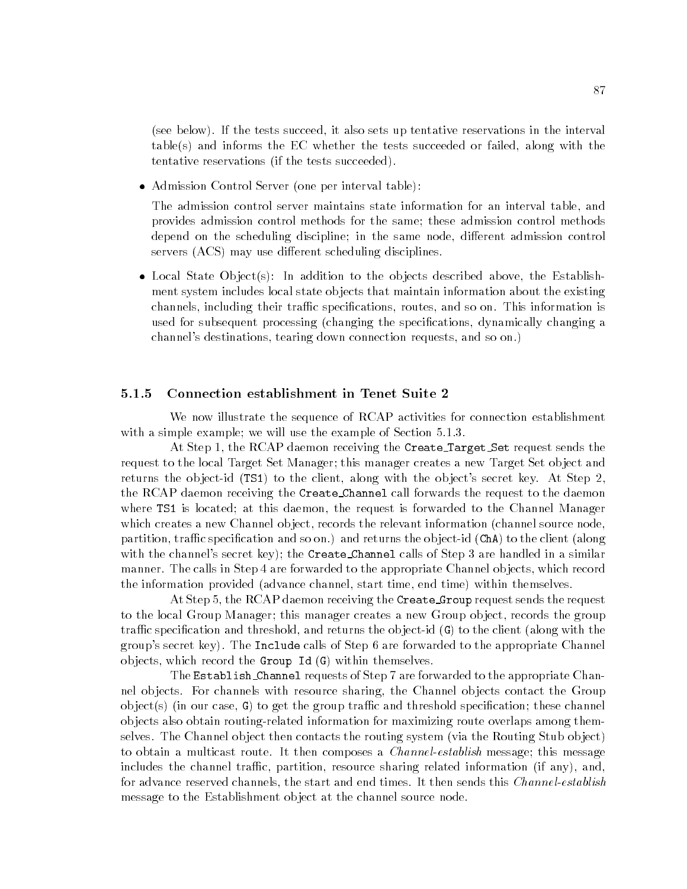(see below). If the tests succeed, it also sets up tentative reservations in the interval table(s) and informs the EC whether the tests succeeded or failed, along with the tentative reservations (if the tests succeeded).

- Admission Control Server (one per interval table):

  The admission control server maintains state information for an interval table, and provides admission control methods for the same; these admission control methods depend on the scheduling discipline; in the same node, different admission control servers (ACS) may use different scheduling disciplines.

- Local State Object(s): In addition to the objects described above, the Establishment system includes local state objects that maintain information about the existing channels, including their traffic specifications, routes, and so on. This information is used for subsequent processing (changing the specifications, dynamically changing a channel's destinations, tearing down connection requests, and so on.)

### 5.1.5 Connection establishment in Tenet Suite 2

We now illustrate the sequence of RCAP activities for connection establishment with a simple example; we will use the example of Section 5.1.3.

At Step 1, the RCAP daemon receiving the `Create_Target_Set` request sends the request to the local Target Set Manager; this manager creates a new Target Set object and returns the object-id (`TS1`) to the client, along with the object's secret key. At Step 2, the RCAP daemon receiving the `Create_Channel` call forwards the request to the daemon where `TS1` is located; at this daemon, the request is forwarded to the Channel Manager which creates a new Channel object, records the relevant information (channel source node, partition, traffic specification and so on.) and returns the object-id (`ChA`) to the client (along with the channel's secret key); the `Create_Channel` calls of Step 3 are handled in a similar manner. The calls in Step 4 are forwarded to the appropriate Channel objects, which record the information provided (advance channel, start time, end time) within themselves.

At Step 5, the RCAP daemon receiving the `Create_Group` request sends the request to the local Group Manager; this manager creates a new Group object, records the group traffic specification and threshold, and returns the object-id (`G`) to the client (along with the group's secret key). The `Include` calls of Step 6 are forwarded to the appropriate Channel objects, which record the `Group Id` (`G`) within themselves.

The `Establish_Channel` requests of Step 7 are forwarded to the appropriate Channel objects. For channels with resource sharing, the Channel objects contact the Group object(s) (in our case, `G`) to get the group traffic and threshold specification; these channel objects also obtain routing-related information for maximizing route overlaps among themselves. The Channel object then contacts the routing system (via the Routing Stub object) to obtain a multicast route. It then composes a *Channel-establish* message; this message includes the channel traffic, partition, resource sharing related information (if any), and, for advance reserved channels, the start and end times. It then sends this *Channel-establish* message to the Establishment object at the channel source node.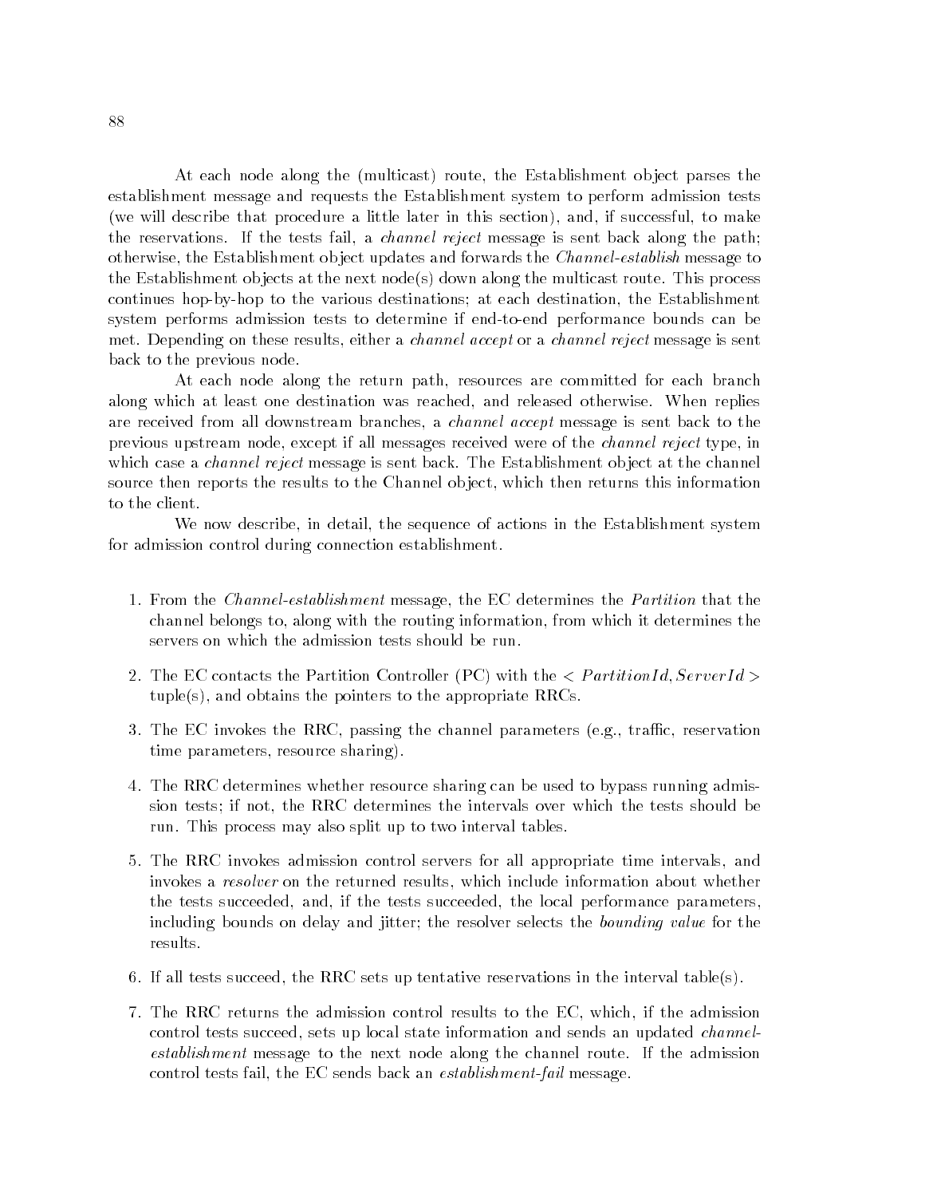At each node along the (multicast) route, the Establishment object parses the establishment message and requests the Establishment system to perform admission tests (we will describe that procedure a little later in this section), and, if successful, to make the reservations. If the tests fail, a *channel reject* message is sent back along the path; otherwise, the Establishment object updates and forwards the *Channel-establish* message to the Establishment objects at the next node(s) down along the multicast route. This process continues hop-by-hop to the various destinations; at each destination, the Establishment system performs admission tests to determine if end-to-end performance bounds can be met. Depending on these results, either a *channel accept* or a *channel reject* message is sent back to the previous node.

At each node along the return path, resources are committed for each branch along which at least one destination was reached, and released otherwise. When replies are received from all downstream branches, a *channel accept* message is sent back to the previous upstream node, except if all messages received were of the *channel reject* type, in which case a *channel reject* message is sent back. The Establishment object at the channel source then reports the results to the Channel object, which then returns this information to the client.

We now describe, in detail, the sequence of actions in the Establishment system for admission control during connection establishment.

1. From the *Channel-establishment* message, the EC determines the *Partition* that the channel belongs to, along with the routing information, from which it determines the servers on which the admission tests should be run.

2. The EC contacts the Partition Controller (PC) with the $< PartitionId, ServerId >$ tuple(s), and obtains the pointers to the appropriate RRCs.

3. The EC invokes the RRC, passing the channel parameters (e.g., traffic, reservation time parameters, resource sharing).

4. The RRC determines whether resource sharing can be used to bypass running admission tests; if not, the RRC determines the intervals over which the tests should be run. This process may also split up to two interval tables.

5. The RRC invokes admission control servers for all appropriate time intervals, and invokes a *resolver* on the returned results, which include information about whether the tests succeeded, and, if the tests succeeded, the local performance parameters, including bounds on delay and jitter; the resolver selects the *bounding value* for the results.

6. If all tests succeed, the RRC sets up tentative reservations in the interval table(s).

7. The RRC returns the admission control results to the EC, which, if the admission control tests succeed, sets up local state information and sends an updated *channel-establishment* message to the next node along the channel route. If the admission control tests fail, the EC sends back an *establishment-fail* message.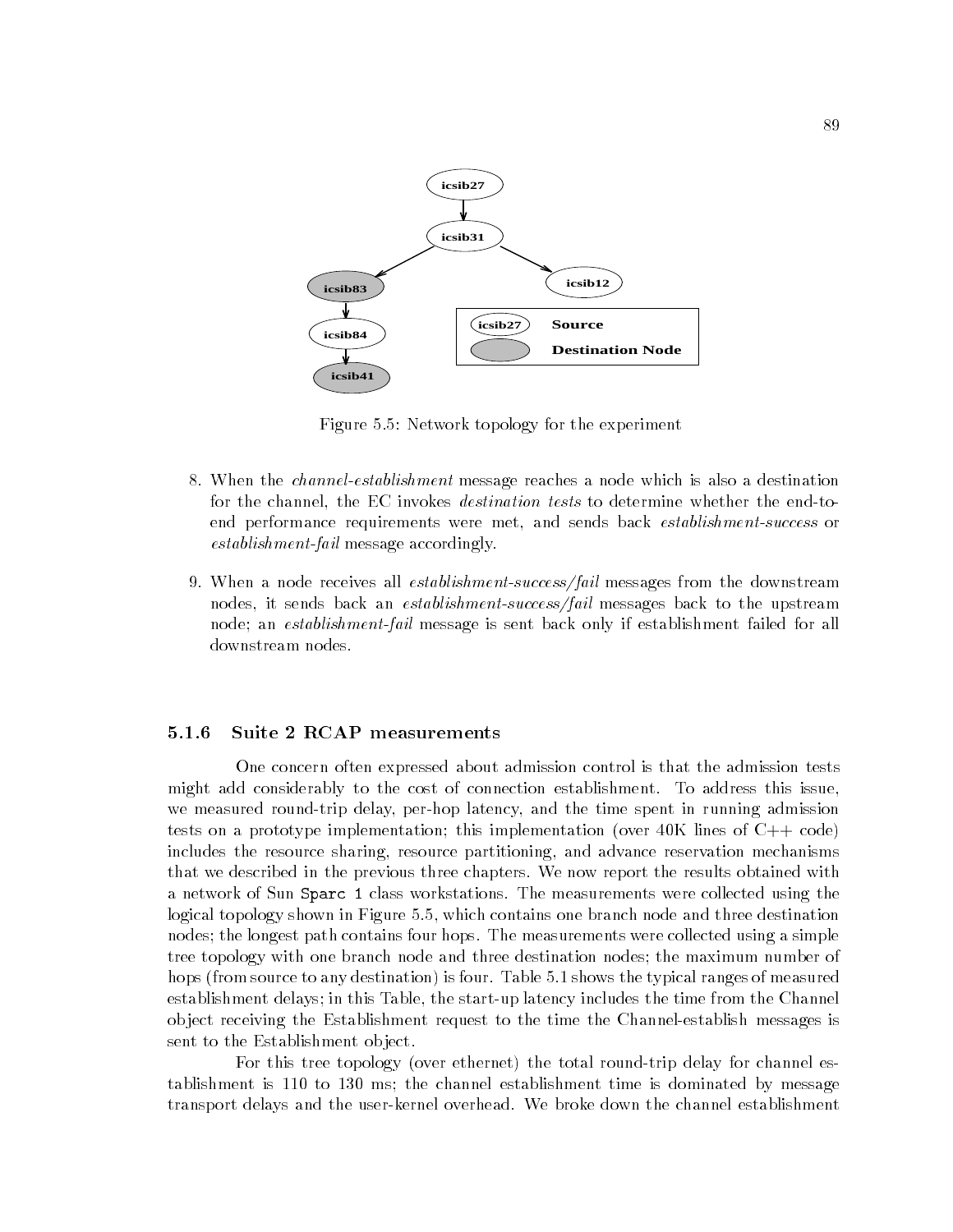Figure 5.5: Network topology for the experiment

8. When the *channel-establishment* message reaches a node which is also a destination for the channel, the EC invokes *destination tests* to determine whether the end-to-end performance requirements were met, and sends back *establishment-success* or *establishment-fail* message accordingly.

9. When a node receives all *establishment-success/fail* messages from the downstream nodes, it sends back an *establishment-success/fail* messages back to the upstream node; an *establishment-fail* message is sent back only if establishment failed for all downstream nodes.

### 5.1.6 Suite 2 RCAP measurements

One concern often expressed about admission control is that the admission tests might add considerably to the cost of connection establishment. To address this issue, we measured round-trip delay, per-hop latency, and the time spent in running admission tests on a prototype implementation; this implementation (over 40K lines of C++ code) includes the resource sharing, resource partitioning, and advance reservation mechanisms that we described in the previous three chapters. We now report the results obtained with a network of Sun `Sparc 1` class workstations. The measurements were collected using the logical topology shown in Figure 5.5, which contains one branch node and three destination nodes; the longest path contains four hops. The measurements were collected using a simple tree topology with one branch node and three destination nodes; the maximum number of hops (from source to any destination) is four. Table 5.1 shows the typical ranges of measured establishment delays; in this Table, the start-up latency includes the time from the Channel object receiving the Establishment request to the time the Channel-establish messages is sent to the Establishment object.

For this tree topology (over ethernet) the total round-trip delay for channel establishment is 110 to 130 ms; the channel establishment time is dominated by message transport delays and the user-kernel overhead. We broke down the channel establishment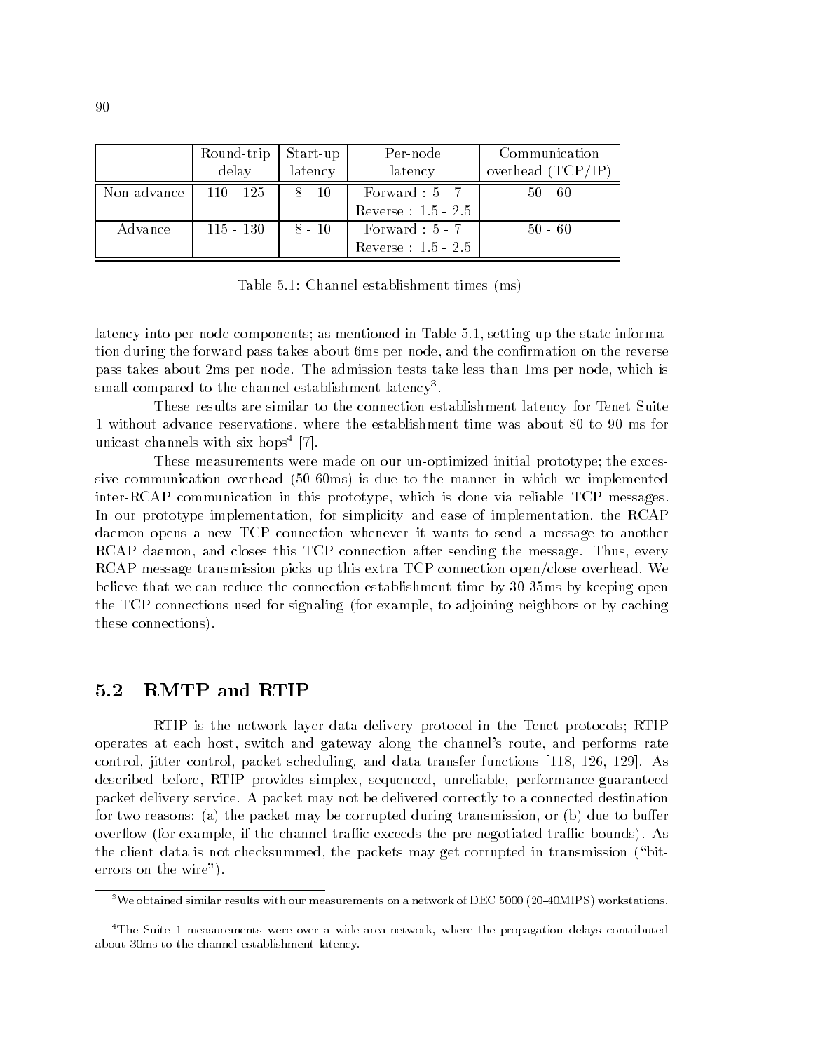| | Round-trip delay | Start-up latency | Per-node latency | Communication overhead (TCP/IP) |
|---|---|---|---|---|
| Non-advance | 110 - 125 | 8 - 10 | Forward : 5 - 7<br>Reverse : 1.5 - 2.5 | 50 - 60 |
| Advance | 115 - 130 | 8 - 10 | Forward : 5 - 7<br>Reverse : 1.5 - 2.5 | 50 - 60 |

Table 5.1: Channel establishment times (ms)

latency into per-node components; as mentioned in Table 5.1, setting up the state information during the forward pass takes about 6ms per node, and the confirmation on the reverse pass takes about 2ms per node. The admission tests take less than 1ms per node, which is small compared to the channel establishment latency[3].

These results are similar to the connection establishment latency for Tenet Suite 1 without advance reservations, where the establishment time was about 80 to 90 ms for unicast channels with six hops[4] [7].

These measurements were made on our un-optimized initial prototype; the excessive communication overhead (50-60ms) is due to the manner in which we implemented inter-RCAP communication in this prototype, which is done via reliable TCP messages. In our prototype implementation, for simplicity and ease of implementation, the RCAP daemon opens a new TCP connection whenever it wants to send a message to another RCAP daemon, and closes this TCP connection after sending the message. Thus, every RCAP message transmission picks up this extra TCP connection open/close overhead. We believe that we can reduce the connection establishment time by 30-35ms by keeping open the TCP connections used for signaling (for example, to adjoining neighbors or by caching these connections).

## 5.2 RMTP and RTIP

RTIP is the network layer data delivery protocol in the Tenet protocols; RTIP operates at each host, switch and gateway along the channel's route, and performs rate control, jitter control, packet scheduling, and data transfer functions [118, 126, 129]. As described before, RTIP provides simplex, sequenced, unreliable, performance-guaranteed packet delivery service. A packet may not be delivered correctly to a connected destination for two reasons: (a) the packet may be corrupted during transmission, or (b) due to buffer overflow (for example, if the channel traffic exceeds the pre-negotiated traffic bounds). As the client data is not checksummed, the packets may get corrupted in transmission ("bit-errors on the wire").

[3] We obtained similar results with our measurements on a network of DEC 5000 (20-40MIPS) workstations.

[4] The Suite 1 measurements were over a wide-area-network, where the propagation delays contributed about 30ms to the channel establishment latency.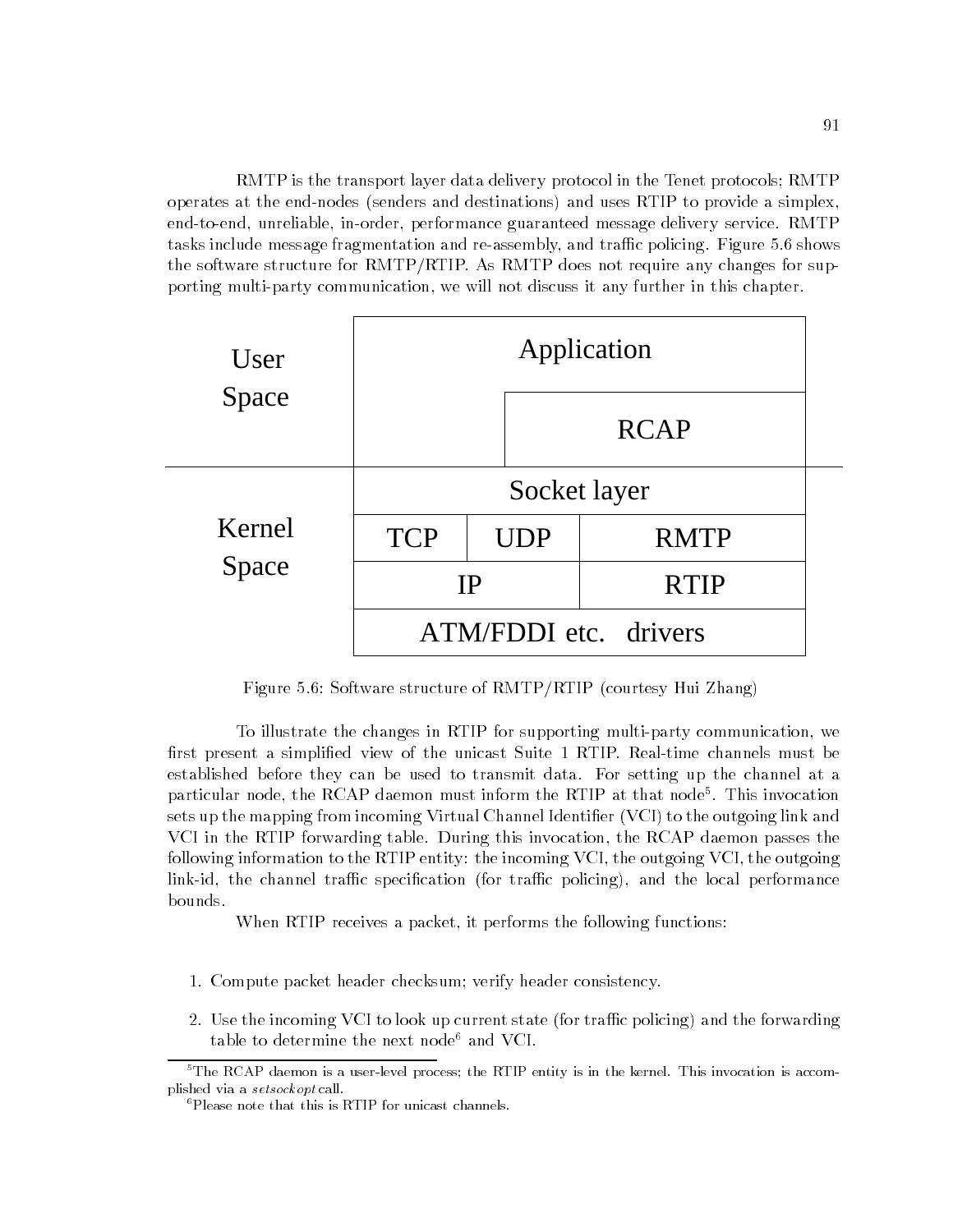RMTP is the transport layer data delivery protocol in the Tenet protocols; RMTP operates at the end-nodes (senders and destinations) and uses RTIP to provide a simplex, end-to-end, unreliable, in-order, performance guaranteed message delivery service. RMTP tasks include message fragmentation and re-assembly, and traffic policing. Figure 5.6 shows the software structure for RMTP/RTIP. As RMTP does not require any changes for supporting multi-party communication, we will not discuss it any further in this chapter.

| | | | |
|---|---|---|---|
| User Space | Application | | |
| | | | RCAP |
| Kernel Space | Socket layer | | |
| | TCP | UDP | RMTP |
| | IP | | RTIP |
| | ATM/FDDI etc. drivers | | |

Figure 5.6: Software structure of RMTP/RTIP (courtesy Hui Zhang)

To illustrate the changes in RTIP for supporting multi-party communication, we first present a simplified view of the unicast Suite 1 RTIP. Real-time channels must be established before they can be used to transmit data. For setting up the channel at a particular node, the RCAP daemon must inform the RTIP at that node[5]. This invocation sets up the mapping from incoming Virtual Channel Identifier (VCI) to the outgoing link and VCI in the RTIP forwarding table. During this invocation, the RCAP daemon passes the following information to the RTIP entity: the incoming VCI, the outgoing VCI, the outgoing link-id, the channel traffic specification (for traffic policing), and the local performance bounds.

When RTIP receives a packet, it performs the following functions:

1. Compute packet header checksum; verify header consistency.
2. Use the incoming VCI to look up current state (for traffic policing) and the forwarding table to determine the next node[6] and VCI.

---

[5] The RCAP daemon is a user-level process; the RTIP entity is in the kernel. This invocation is accomplished via a *setsockopt* call.

[6] Please note that this is RTIP for unicast channels.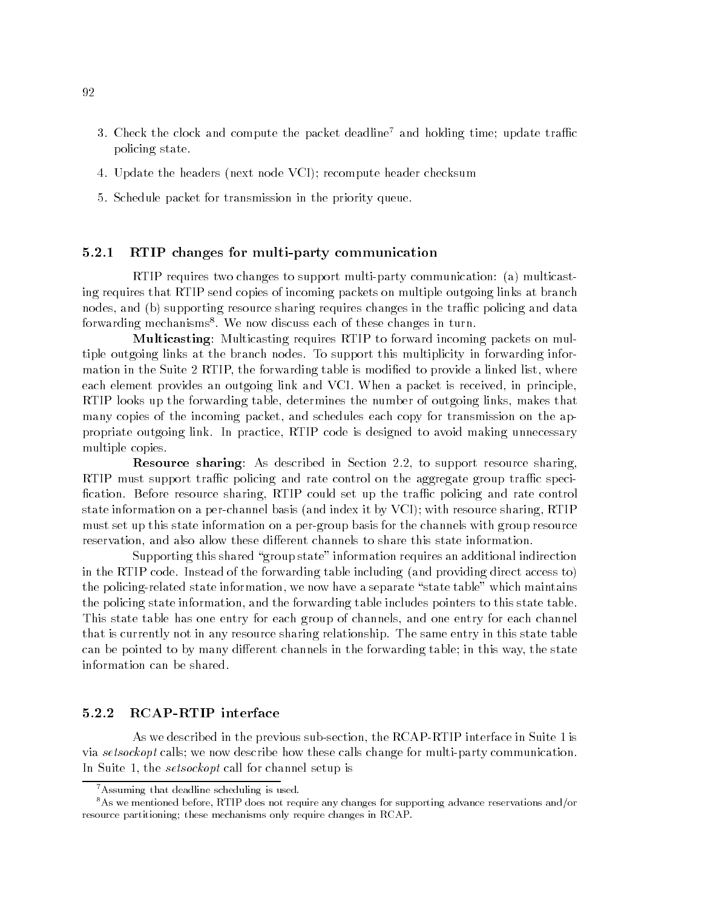3. Check the clock and compute the packet deadline[7] and holding time; update traffic policing state.

4. Update the headers (next node VCI); recompute header checksum

5. Schedule packet for transmission in the priority queue.

### 5.2.1 RTIP changes for multi-party communication

RTIP requires two changes to support multi-party communication: (a) multicasting requires that RTIP send copies of incoming packets on multiple outgoing links at branch nodes, and (b) supporting resource sharing requires changes in the traffic policing and data forwarding mechanisms[8]. We now discuss each of these changes in turn.

**Multicasting**: Multicasting requires RTIP to forward incoming packets on multiple outgoing links at the branch nodes. To support this multiplicity in forwarding information in the Suite 2 RTIP, the forwarding table is modified to provide a linked list, where each element provides an outgoing link and VCI. When a packet is received, in principle, RTIP looks up the forwarding table, determines the number of outgoing links, makes that many copies of the incoming packet, and schedules each copy for transmission on the appropriate outgoing link. In practice, RTIP code is designed to avoid making unnecessary multiple copies.

**Resource sharing**: As described in Section 2.2, to support resource sharing, RTIP must support traffic policing and rate control on the aggregate group traffic specification. Before resource sharing, RTIP could set up the traffic policing and rate control state information on a per-channel basis (and index it by VCI); with resource sharing, RTIP must set up this state information on a per-group basis for the channels with group resource reservation, and also allow these different channels to share this state information.

Supporting this shared "group state" information requires an additional indirection in the RTIP code. Instead of the forwarding table including (and providing direct access to) the policing-related state information, we now have a separate "state table" which maintains the policing state information, and the forwarding table includes pointers to this state table. This state table has one entry for each group of channels, and one entry for each channel that is currently not in any resource sharing relationship. The same entry in this state table can be pointed to by many different channels in the forwarding table; in this way, the state information can be shared.

### 5.2.2 RCAP-RTIP interface

As we described in the previous sub-section, the RCAP-RTIP interface in Suite 1 is via *setsockopt* calls; we now describe how these calls change for multi-party communication. In Suite 1, the *setsockopt* call for channel setup is

---

[7] Assuming that deadline scheduling is used.

[8] As we mentioned before, RTIP does not require any changes for supporting advance reservations and/or resource partitioning; these mechanisms only require changes in RCAP.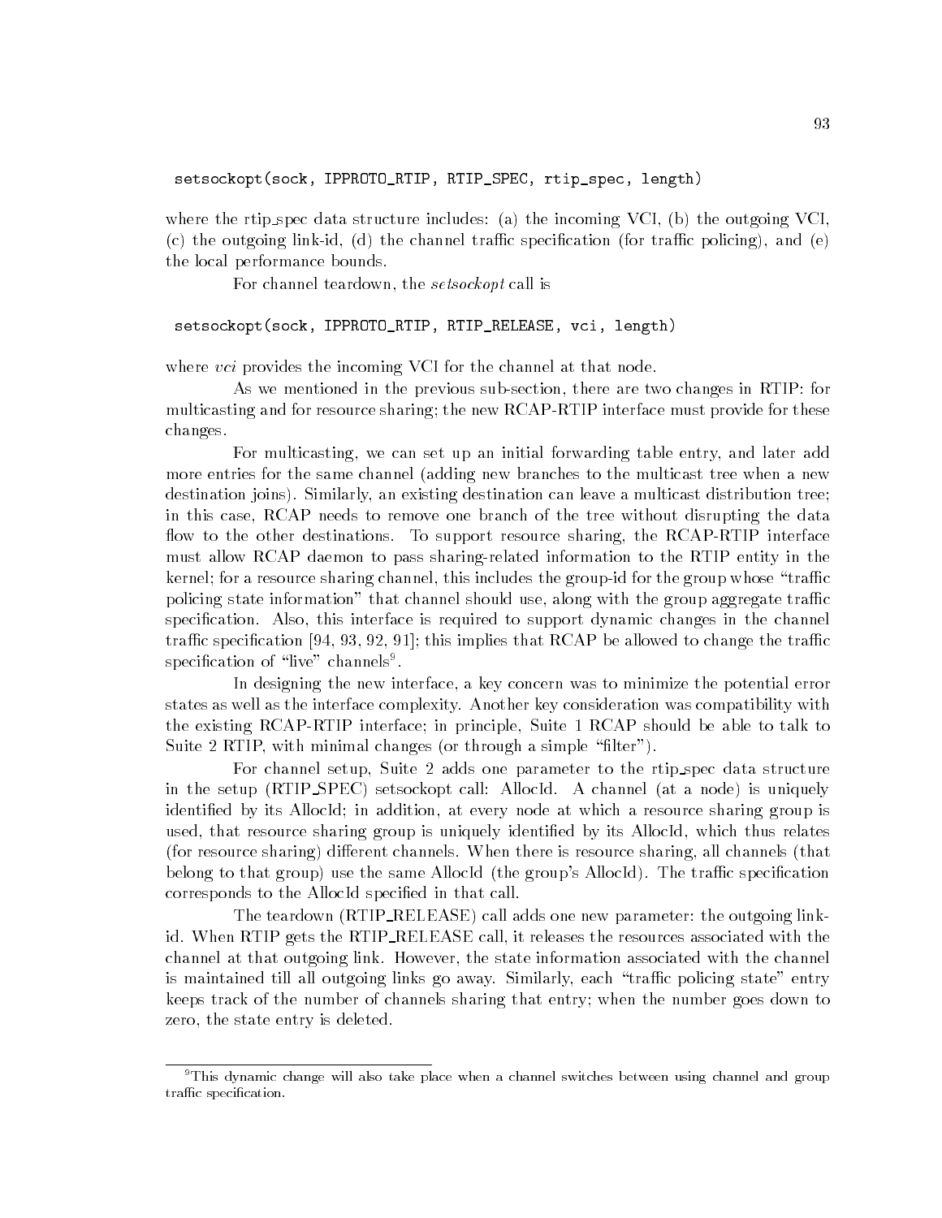```
setsockopt(sock, IPPROTO_RTIP, RTIP_SPEC, rtip_spec, length)
```

where the rtip_spec data structure includes: (a) the incoming VCI, (b) the outgoing VCI, (c) the outgoing link-id, (d) the channel traffic specification (for traffic policing), and (e) the local performance bounds.

For channel teardown, the *setsockopt* call is

```
setsockopt(sock, IPPROTO_RTIP, RTIP_RELEASE, vci, length)
```

where *vci* provides the incoming VCI for the channel at that node.

As we mentioned in the previous sub-section, there are two changes in RTIP: for multicasting and for resource sharing; the new RCAP-RTIP interface must provide for these changes.

For multicasting, we can set up an initial forwarding table entry, and later add more entries for the same channel (adding new branches to the multicast tree when a new destination joins). Similarly, an existing destination can leave a multicast distribution tree; in this case, RCAP needs to remove one branch of the tree without disrupting the data flow to the other destinations. To support resource sharing, the RCAP-RTIP interface must allow RCAP daemon to pass sharing-related information to the RTIP entity in the kernel; for a resource sharing channel, this includes the group-id for the group whose "traffic policing state information" that channel should use, along with the group aggregate traffic specification. Also, this interface is required to support dynamic changes in the channel traffic specification [94, 93, 92, 91]; this implies that RCAP be allowed to change the traffic specification of "live" channels[9].

In designing the new interface, a key concern was to minimize the potential error states as well as the interface complexity. Another key consideration was compatibility with the existing RCAP-RTIP interface; in principle, Suite 1 RCAP should be able to talk to Suite 2 RTIP, with minimal changes (or through a simple "filter").

For channel setup, Suite 2 adds one parameter to the rtip_spec data structure in the setup (RTIP_SPEC) setsockopt call: AllocId. A channel (at a node) is uniquely identified by its AllocId; in addition, at every node at which a resource sharing group is used, that resource sharing group is uniquely identified by its AllocId, which thus relates (for resource sharing) different channels. When there is resource sharing, all channels (that belong to that group) use the same AllocId (the group's AllocId). The traffic specification corresponds to the AllocId specified in that call.

The teardown (RTIP_RELEASE) call adds one new parameter: the outgoing link-id. When RTIP gets the RTIP_RELEASE call, it releases the resources associated with the channel at that outgoing link. However, the state information associated with the channel is maintained till all outgoing links go away. Similarly, each "traffic policing state" entry keeps track of the number of channels sharing that entry; when the number goes down to zero, the state entry is deleted.

---

[9] This dynamic change will also take place when a channel switches between using channel and group traffic specification.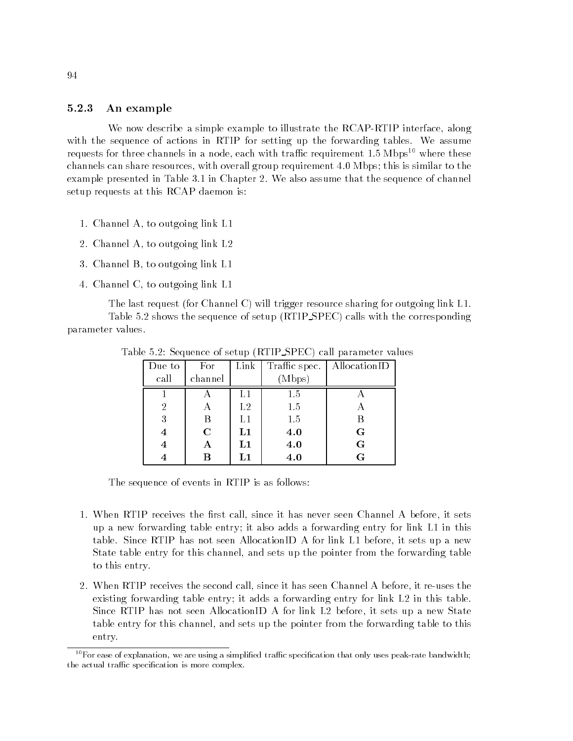### 5.2.3 An example

We now describe a simple example to illustrate the RCAP-RTIP interface, along with the sequence of actions in RTIP for setting up the forwarding tables. We assume requests for three channels in a node, each with traffic requirement 1.5 Mbps[10] where these channels can share resources, with overall group requirement 4.0 Mbps; this is similar to the example presented in Table 3.1 in Chapter 2. We also assume that the sequence of channel setup requests at this RCAP daemon is:

1. Channel A, to outgoing link L1
2. Channel A, to outgoing link L2
3. Channel B, to outgoing link L1
4. Channel C, to outgoing link L1

The last request (for Channel C) will trigger resource sharing for outgoing link L1.

Table 5.2 shows the sequence of setup (RTIP_SPEC) calls with the corresponding parameter values.

Table 5.2: Sequence of setup (RTIP_SPEC) call parameter values

| Due to call | For channel | Link | Traffic spec. (Mbps) | AllocationID |
|---|---|---|---|---|
| 1 | A | L1 | 1.5 | A |
| 2 | A | L2 | 1.5 | A |
| 3 | B | L1 | 1.5 | B |
| **4** | **C** | **L1** | **4.0** | **G** |
| **4** | **A** | **L1** | **4.0** | **G** |
| **4** | **B** | **L1** | **4.0** | **G** |

The sequence of events in RTIP is as follows:

1. When RTIP receives the first call, since it has never seen Channel A before, it sets up a new forwarding table entry; it also adds a forwarding entry for link L1 in this table. Since RTIP has not seen AllocationID A for link L1 before, it sets up a new State table entry for this channel, and sets up the pointer from the forwarding table to this entry.
2. When RTIP receives the second call, since it has seen Channel A before, it re-uses the existing forwarding table entry; it adds a forwarding entry for link L2 in this table. Since RTIP has not seen AllocationID A for link L2 before, it sets up a new State table entry for this channel, and sets up the pointer from the forwarding table to this entry.

[10] For ease of explanation, we are using a simplified traffic specification that only uses peak-rate bandwidth; the actual traffic specification is more complex.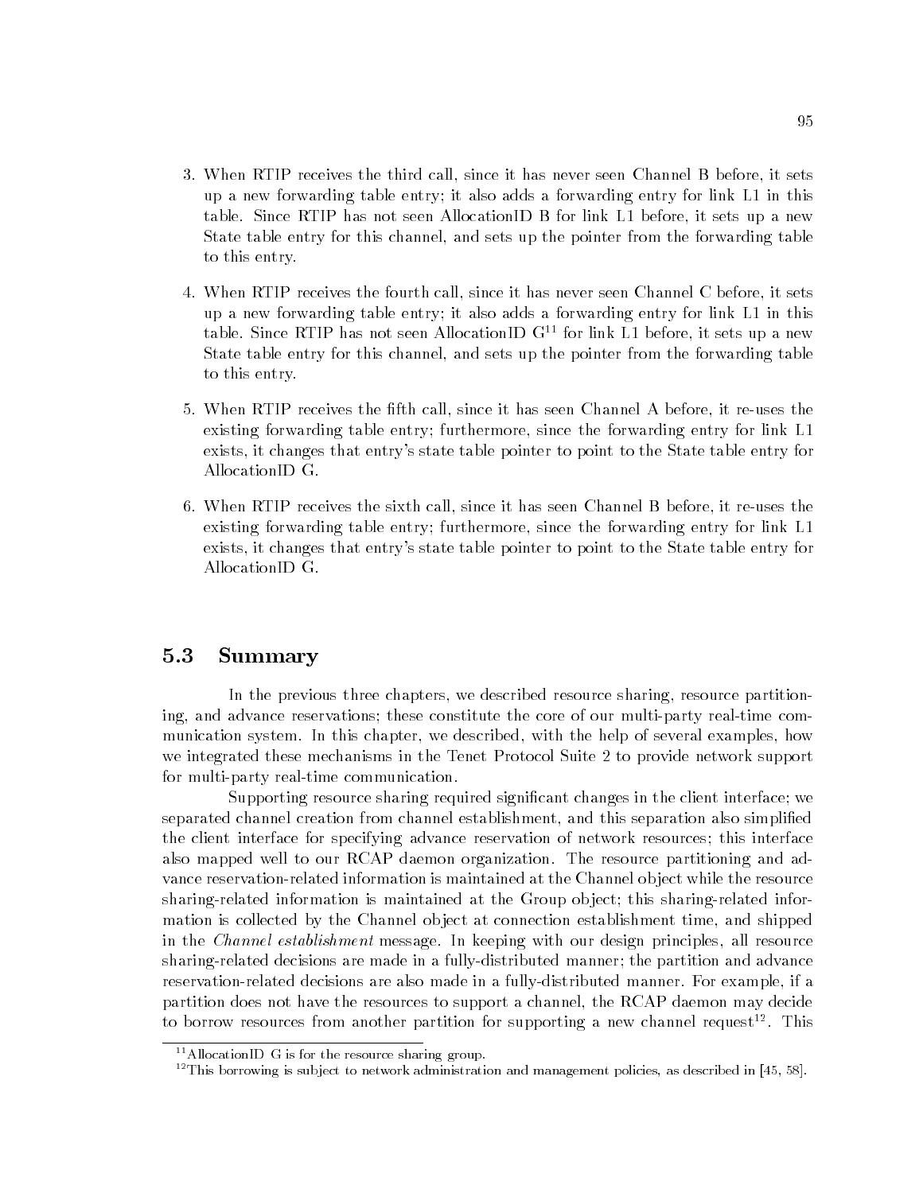3. When RTIP receives the third call, since it has never seen Channel B before, it sets up a new forwarding table entry; it also adds a forwarding entry for link L1 in this table. Since RTIP has not seen AllocationID B for link L1 before, it sets up a new State table entry for this channel, and sets up the pointer from the forwarding table to this entry.

4. When RTIP receives the fourth call, since it has never seen Channel C before, it sets up a new forwarding table entry; it also adds a forwarding entry for link L1 in this table. Since RTIP has not seen AllocationID G[11] for link L1 before, it sets up a new State table entry for this channel, and sets up the pointer from the forwarding table to this entry.

5. When RTIP receives the fifth call, since it has seen Channel A before, it re-uses the existing forwarding table entry; furthermore, since the forwarding entry for link L1 exists, it changes that entry's state table pointer to point to the State table entry for AllocationID G.

6. When RTIP receives the sixth call, since it has seen Channel B before, it re-uses the existing forwarding table entry; furthermore, since the forwarding entry for link L1 exists, it changes that entry's state table pointer to point to the State table entry for AllocationID G.

## 5.3 Summary

In the previous three chapters, we described resource sharing, resource partitioning, and advance reservations; these constitute the core of our multi-party real-time communication system. In this chapter, we described, with the help of several examples, how we integrated these mechanisms in the Tenet Protocol Suite 2 to provide network support for multi-party real-time communication.

Supporting resource sharing required significant changes in the client interface; we separated channel creation from channel establishment, and this separation also simplified the client interface for specifying advance reservation of network resources; this interface also mapped well to our RCAP daemon organization. The resource partitioning and advance reservation-related information is maintained at the Channel object while the resource sharing-related information is maintained at the Group object; this sharing-related information is collected by the Channel object at connection establishment time, and shipped in the *Channel establishment* message. In keeping with our design principles, all resource sharing-related decisions are made in a fully-distributed manner; the partition and advance reservation-related decisions are also made in a fully-distributed manner. For example, if a partition does not have the resources to support a channel, the RCAP daemon may decide to borrow resources from another partition for supporting a new channel request[12]. This

[11] AllocationID G is for the resource sharing group.

[12] This borrowing is subject to network administration and management policies, as described in [45, 58].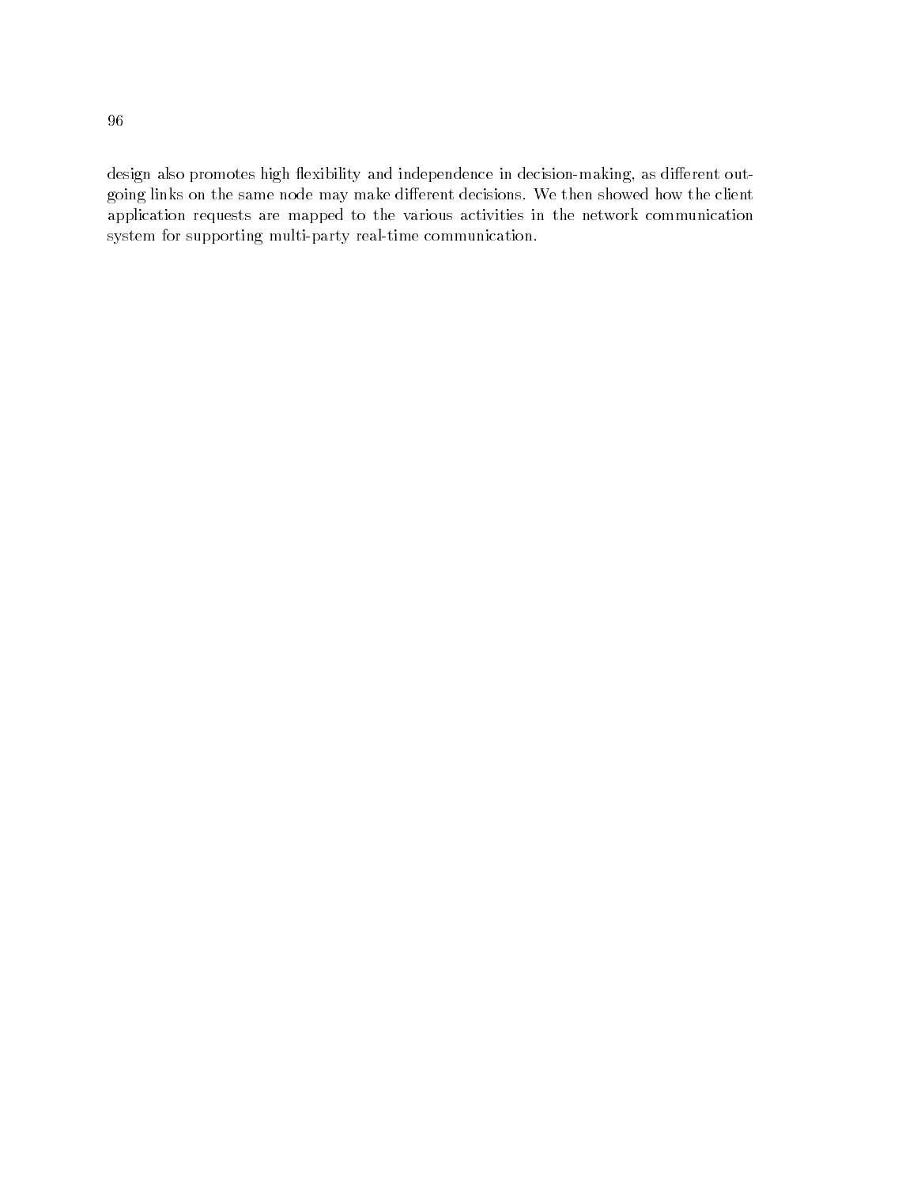design also promotes high flexibility and independence in decision-making, as different outgoing links on the same node may make different decisions. We then showed how the client application requests are mapped to the various activities in the network communication system for supporting multi-party real-time communication.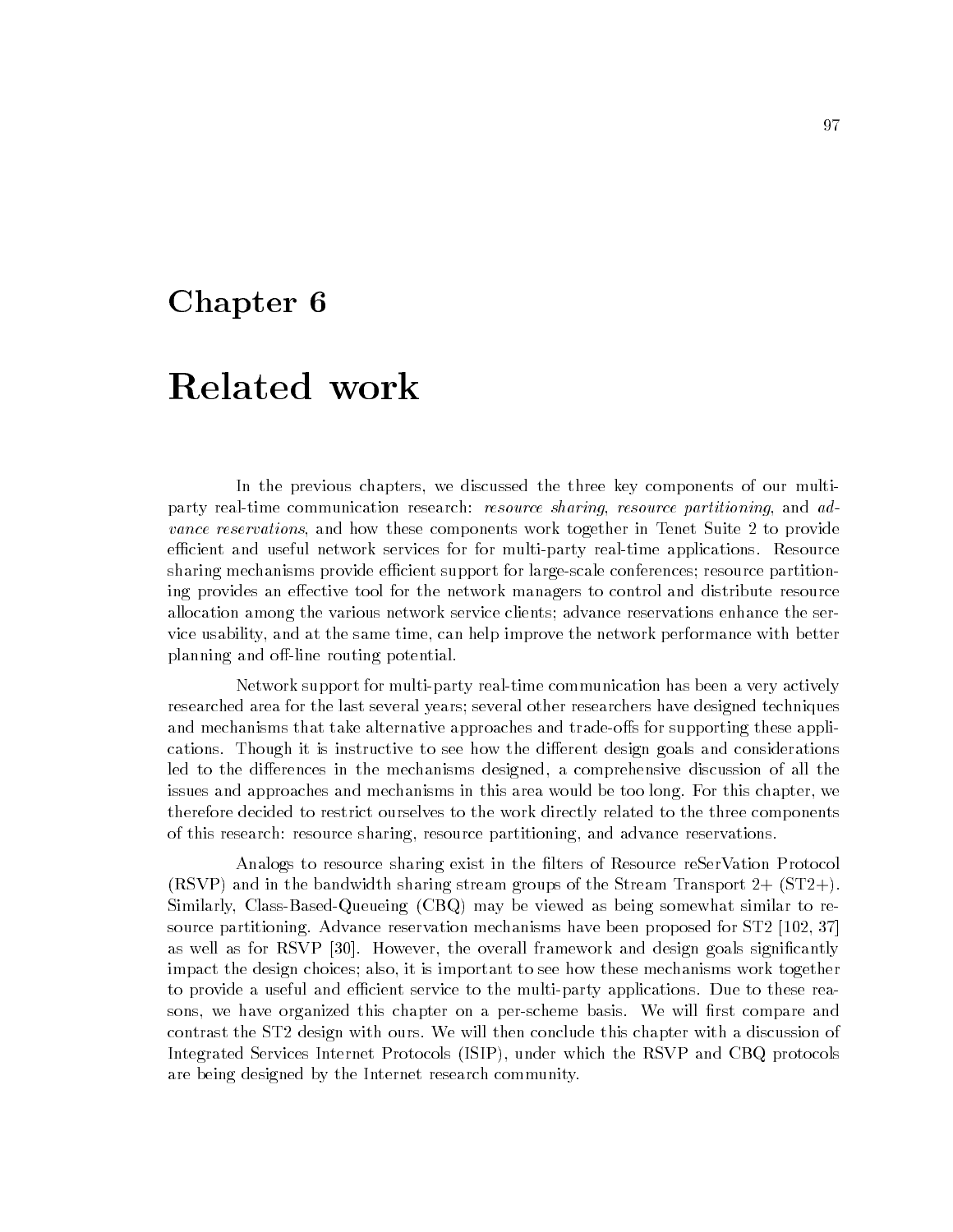# Chapter 6

# Related work

In the previous chapters, we discussed the three key components of our multi-party real-time communication research: *resource sharing*, *resource partitioning*, and *advance reservations*, and how these components work together in Tenet Suite 2 to provide efficient and useful network services for for multi-party real-time applications. Resource sharing mechanisms provide efficient support for large-scale conferences; resource partitioning provides an effective tool for the network managers to control and distribute resource allocation among the various network service clients; advance reservations enhance the service usability, and at the same time, can help improve the network performance with better planning and off-line routing potential.

Network support for multi-party real-time communication has been a very actively researched area for the last several years; several other researchers have designed techniques and mechanisms that take alternative approaches and trade-offs for supporting these applications. Though it is instructive to see how the different design goals and considerations led to the differences in the mechanisms designed, a comprehensive discussion of all the issues and approaches and mechanisms in this area would be too long. For this chapter, we therefore decided to restrict ourselves to the work directly related to the three components of this research: resource sharing, resource partitioning, and advance reservations.

Analogs to resource sharing exist in the filters of Resource reSerVation Protocol (RSVP) and in the bandwidth sharing stream groups of the Stream Transport 2+ (ST2+). Similarly, Class-Based-Queueing (CBQ) may be viewed as being somewhat similar to resource partitioning. Advance reservation mechanisms have been proposed for ST2 [102, 37] as well as for RSVP [30]. However, the overall framework and design goals significantly impact the design choices; also, it is important to see how these mechanisms work together to provide a useful and efficient service to the multi-party applications. Due to these reasons, we have organized this chapter on a per-scheme basis. We will first compare and contrast the ST2 design with ours. We will then conclude this chapter with a discussion of Integrated Services Internet Protocols (ISIP), under which the RSVP and CBQ protocols are being designed by the Internet research community.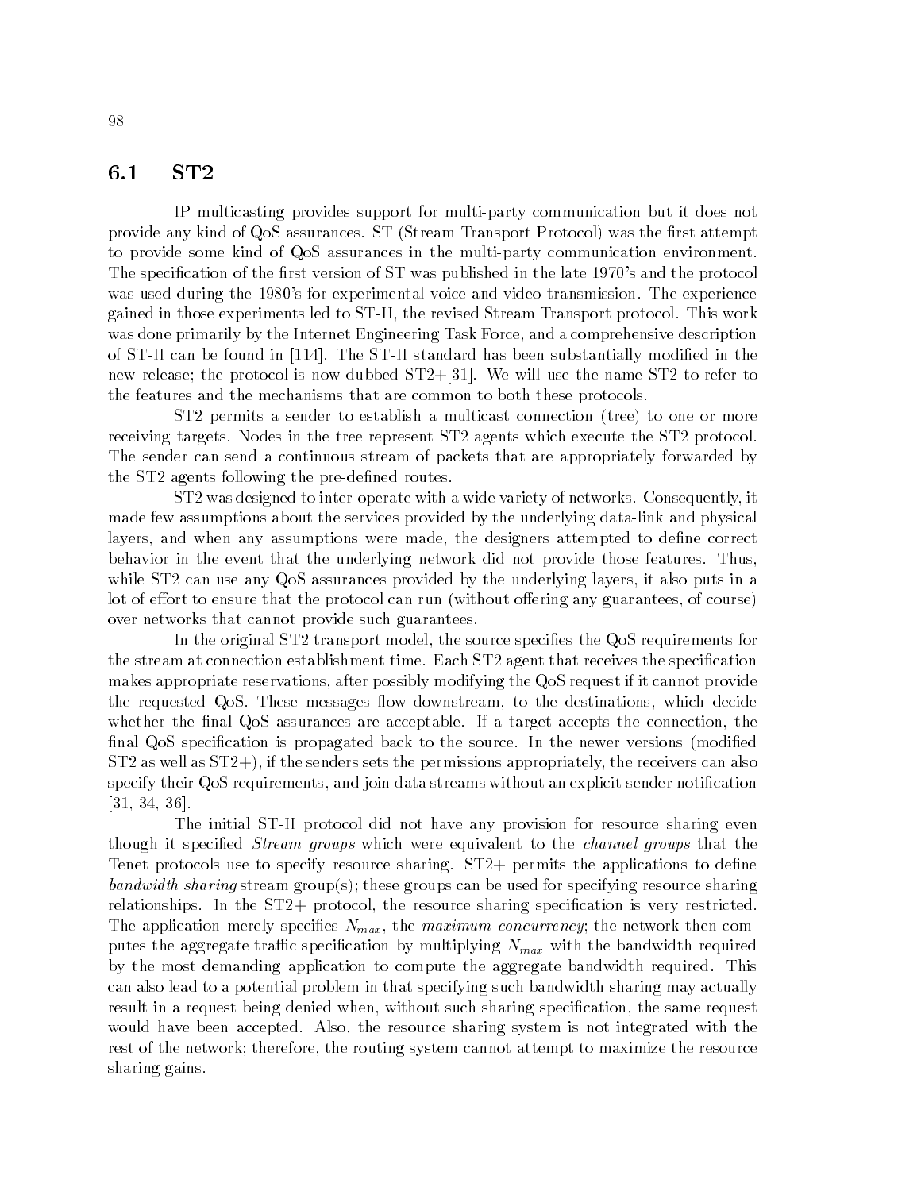## 6.1 ST2

IP multicasting provides support for multi-party communication but it does not provide any kind of QoS assurances. ST (Stream Transport Protocol) was the first attempt to provide some kind of QoS assurances in the multi-party communication environment. The specification of the first version of ST was published in the late 1970's and the protocol was used during the 1980's for experimental voice and video transmission. The experience gained in those experiments led to ST-II, the revised Stream Transport protocol. This work was done primarily by the Internet Engineering Task Force, and a comprehensive description of ST-II can be found in [114]. The ST-II standard has been substantially modified in the new release; the protocol is now dubbed ST2+[31]. We will use the name ST2 to refer to the features and the mechanisms that are common to both these protocols.

ST2 permits a sender to establish a multicast connection (tree) to one or more receiving targets. Nodes in the tree represent ST2 agents which execute the ST2 protocol. The sender can send a continuous stream of packets that are appropriately forwarded by the ST2 agents following the pre-defined routes.

ST2 was designed to inter-operate with a wide variety of networks. Consequently, it made few assumptions about the services provided by the underlying data-link and physical layers, and when any assumptions were made, the designers attempted to define correct behavior in the event that the underlying network did not provide those features. Thus, while ST2 can use any QoS assurances provided by the underlying layers, it also puts in a lot of effort to ensure that the protocol can run (without offering any guarantees, of course) over networks that cannot provide such guarantees.

In the original ST2 transport model, the source specifies the QoS requirements for the stream at connection establishment time. Each ST2 agent that receives the specification makes appropriate reservations, after possibly modifying the QoS request if it cannot provide the requested QoS. These messages flow downstream, to the destinations, which decide whether the final QoS assurances are acceptable. If a target accepts the connection, the final QoS specification is propagated back to the source. In the newer versions (modified ST2 as well as ST2+), if the senders sets the permissions appropriately, the receivers can also specify their QoS requirements, and join data streams without an explicit sender notification [31, 34, 36].

The initial ST-II protocol did not have any provision for resource sharing even though it specified *Stream groups* which were equivalent to the *channel groups* that the Tenet protocols use to specify resource sharing. ST2+ permits the applications to define *bandwidth sharing* stream group(s); these groups can be used for specifying resource sharing relationships. In the ST2+ protocol, the resource sharing specification is very restricted. The application merely specifies $N_{max}$, the *maximum concurrency*; the network then computes the aggregate traffic specification by multiplying $N_{max}$ with the bandwidth required by the most demanding application to compute the aggregate bandwidth required. This can also lead to a potential problem in that specifying such bandwidth sharing may actually result in a request being denied when, without such sharing specification, the same request would have been accepted. Also, the resource sharing system is not integrated with the rest of the network; therefore, the routing system cannot attempt to maximize the resource sharing gains.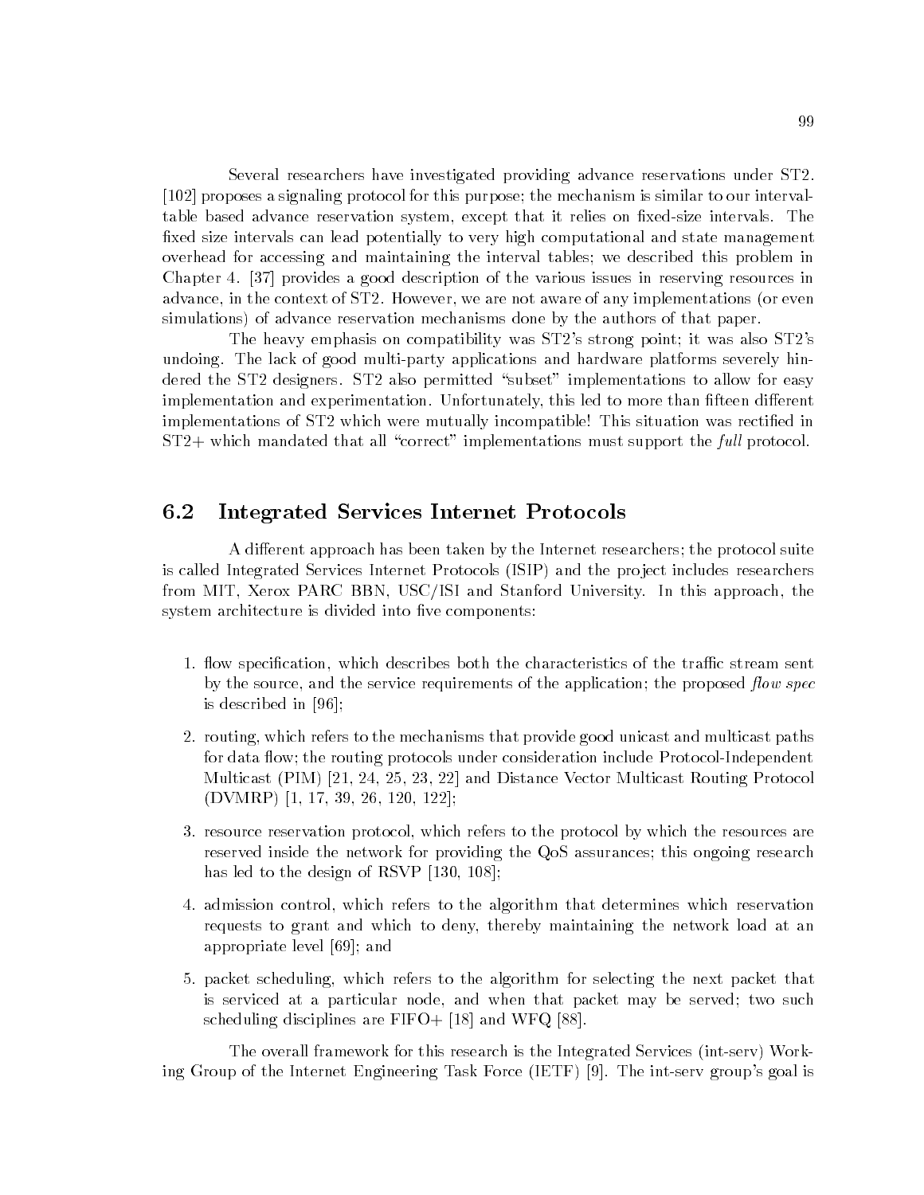Several researchers have investigated providing advance reservations under ST2. [102] proposes a signaling protocol for this purpose; the mechanism is similar to our interval-table based advance reservation system, except that it relies on fixed-size intervals. The fixed size intervals can lead potentially to very high computational and state management overhead for accessing and maintaining the interval tables; we described this problem in Chapter 4. [37] provides a good description of the various issues in reserving resources in advance, in the context of ST2. However, we are not aware of any implementations (or even simulations) of advance reservation mechanisms done by the authors of that paper.

The heavy emphasis on compatibility was ST2's strong point; it was also ST2's undoing. The lack of good multi-party applications and hardware platforms severely hindered the ST2 designers. ST2 also permitted "subset" implementations to allow for easy implementation and experimentation. Unfortunately, this led to more than fifteen different implementations of ST2 which were mutually incompatible! This situation was rectified in ST2+ which mandated that all "correct" implementations must support the *full* protocol.

## 6.2 Integrated Services Internet Protocols

A different approach has been taken by the Internet researchers; the protocol suite is called Integrated Services Internet Protocols (ISIP) and the project includes researchers from MIT, Xerox PARC BBN, USC/ISI and Stanford University. In this approach, the system architecture is divided into five components:

1. flow specification, which describes both the characteristics of the traffic stream sent by the source, and the service requirements of the application; the proposed *flow spec* is described in [96];
2. routing, which refers to the mechanisms that provide good unicast and multicast paths for data flow; the routing protocols under consideration include Protocol-Independent Multicast (PIM) [21, 24, 25, 23, 22] and Distance Vector Multicast Routing Protocol (DVMRP) [1, 17, 39, 26, 120, 122];
3. resource reservation protocol, which refers to the protocol by which the resources are reserved inside the network for providing the QoS assurances; this ongoing research has led to the design of RSVP [130, 108];
4. admission control, which refers to the algorithm that determines which reservation requests to grant and which to deny, thereby maintaining the network load at an appropriate level [69]; and
5. packet scheduling, which refers to the algorithm for selecting the next packet that is serviced at a particular node, and when that packet may be served; two such scheduling disciplines are FIFO+ [18] and WFQ [88].

The overall framework for this research is the Integrated Services (int-serv) Working Group of the Internet Engineering Task Force (IETF) [9]. The int-serv group's goal is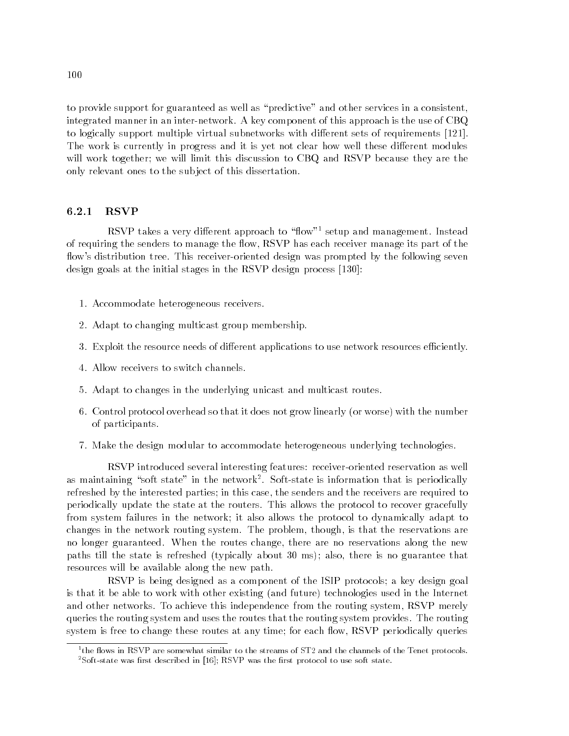to provide support for guaranteed as well as "predictive" and other services in a consistent, integrated manner in an inter-network. A key component of this approach is the use of CBQ to logically support multiple virtual subnetworks with different sets of requirements [121]. The work is currently in progress and it is yet not clear how well these different modules will work together; we will limit this discussion to CBQ and RSVP because they are the only relevant ones to the subject of this dissertation.

### 6.2.1 RSVP

RSVP takes a very different approach to "flow"[1] setup and management. Instead of requiring the senders to manage the flow, RSVP has each receiver manage its part of the flow's distribution tree. This receiver-oriented design was prompted by the following seven design goals at the initial stages in the RSVP design process [130]:

1. Accommodate heterogeneous receivers.
2. Adapt to changing multicast group membership.
3. Exploit the resource needs of different applications to use network resources efficiently.
4. Allow receivers to switch channels.
5. Adapt to changes in the underlying unicast and multicast routes.
6. Control protocol overhead so that it does not grow linearly (or worse) with the number of participants.
7. Make the design modular to accommodate heterogeneous underlying technologies.

RSVP introduced several interesting features: receiver-oriented reservation as well as maintaining "soft state" in the network[2]. Soft-state is information that is periodically refreshed by the interested parties; in this case, the senders and the receivers are required to periodically update the state at the routers. This allows the protocol to recover gracefully from system failures in the network; it also allows the protocol to dynamically adapt to changes in the network routing system. The problem, though, is that the reservations are no longer guaranteed. When the routes change, there are no reservations along the new paths till the state is refreshed (typically about 30 ms); also, there is no guarantee that resources will be available along the new path.

RSVP is being designed as a component of the ISIP protocols; a key design goal is that it be able to work with other existing (and future) technologies used in the Internet and other networks. To achieve this independence from the routing system, RSVP merely queries the routing system and uses the routes that the routing system provides. The routing system is free to change these routes at any time; for each flow, RSVP periodically queries

---

[1] the flows in RSVP are somewhat similar to the streams of ST2 and the channels of the Tenet protocols.

[2] Soft-state was first described in [16]; RSVP was the first protocol to use soft state.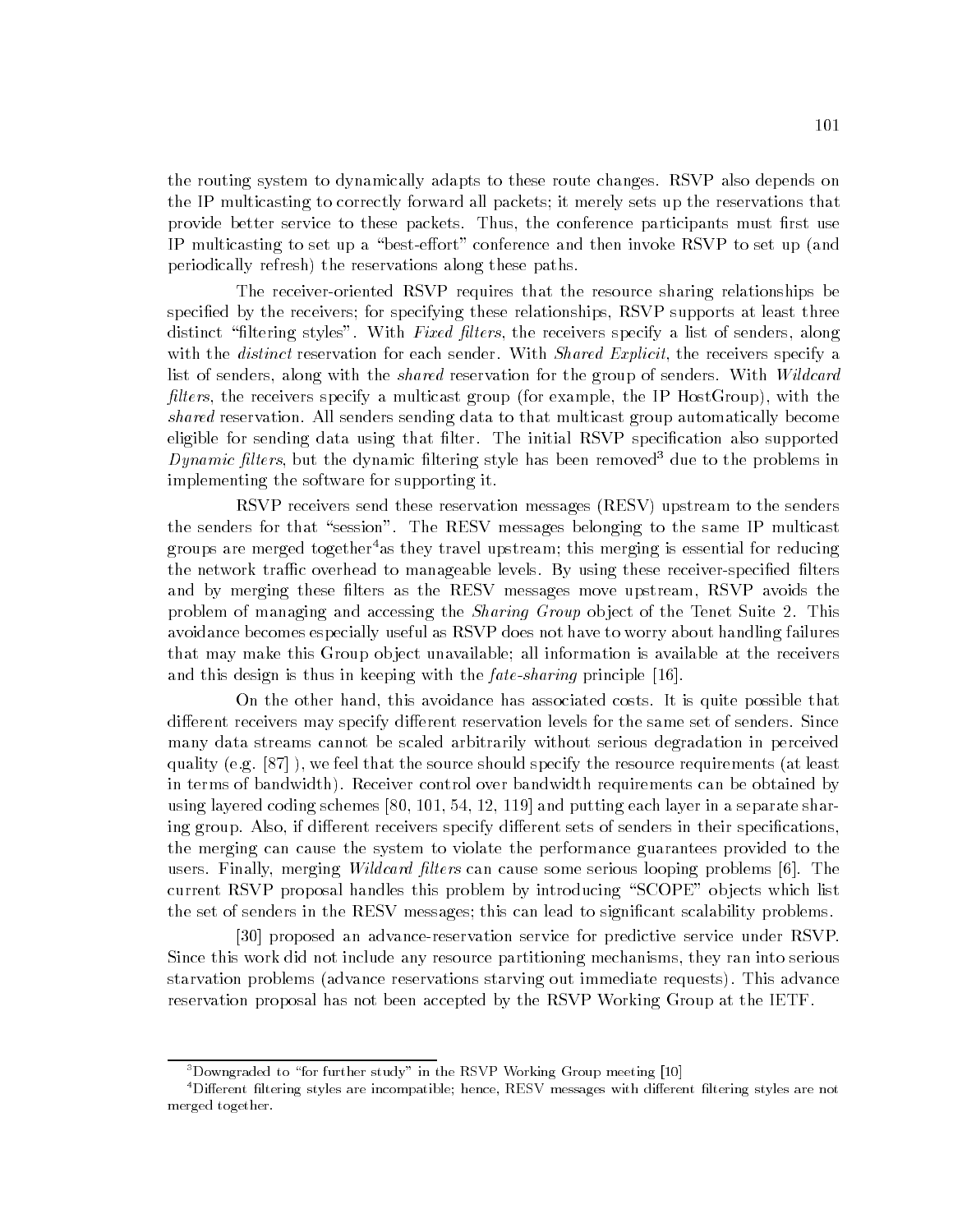the routing system to dynamically adapts to these route changes. RSVP also depends on the IP multicasting to correctly forward all packets; it merely sets up the reservations that provide better service to these packets. Thus, the conference participants must first use IP multicasting to set up a "best-effort" conference and then invoke RSVP to set up (and periodically refresh) the reservations along these paths.

The receiver-oriented RSVP requires that the resource sharing relationships be specified by the receivers; for specifying these relationships, RSVP supports at least three distinct "filtering styles". With *Fixed filters*, the receivers specify a list of senders, along with the *distinct* reservation for each sender. With *Shared Explicit*, the receivers specify a list of senders, along with the *shared* reservation for the group of senders. With *Wildcard filters*, the receivers specify a multicast group (for example, the IP HostGroup), with the *shared* reservation. All senders sending data to that multicast group automatically become eligible for sending data using that filter. The initial RSVP specification also supported *Dynamic filters*, but the dynamic filtering style has been removed[3] due to the problems in implementing the software for supporting it.

RSVP receivers send these reservation messages (RESV) upstream to the senders the senders for that "session". The RESV messages belonging to the same IP multicast groups are merged together[4]as they travel upstream; this merging is essential for reducing the network traffic overhead to manageable levels. By using these receiver-specified filters and by merging these filters as the RESV messages move upstream, RSVP avoids the problem of managing and accessing the *Sharing Group* object of the Tenet Suite 2. This avoidance becomes especially useful as RSVP does not have to worry about handling failures that may make this Group object unavailable; all information is available at the receivers and this design is thus in keeping with the *fate-sharing* principle [16].

On the other hand, this avoidance has associated costs. It is quite possible that different receivers may specify different reservation levels for the same set of senders. Since many data streams cannot be scaled arbitrarily without serious degradation in perceived quality (e.g. [87] ), we feel that the source should specify the resource requirements (at least in terms of bandwidth). Receiver control over bandwidth requirements can be obtained by using layered coding schemes [80, 101, 54, 12, 119] and putting each layer in a separate sharing group. Also, if different receivers specify different sets of senders in their specifications, the merging can cause the system to violate the performance guarantees provided to the users. Finally, merging *Wildcard filters* can cause some serious looping problems [6]. The current RSVP proposal handles this problem by introducing "SCOPE" objects which list the set of senders in the RESV messages; this can lead to significant scalability problems.

[30] proposed an advance-reservation service for predictive service under RSVP. Since this work did not include any resource partitioning mechanisms, they ran into serious starvation problems (advance reservations starving out immediate requests). This advance reservation proposal has not been accepted by the RSVP Working Group at the IETF.

---

[3] Downgraded to "for further study" in the RSVP Working Group meeting [10]

[4] Different filtering styles are incompatible; hence, RESV messages with different filtering styles are not merged together.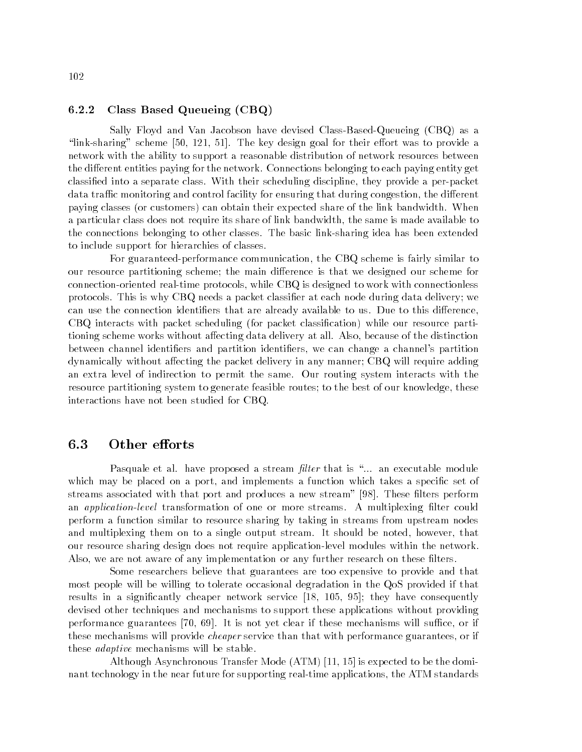### 6.2.2 Class Based Queueing (CBQ)

Sally Floyd and Van Jacobson have devised Class-Based-Queueing (CBQ) as a "link-sharing" scheme [50, 121, 51]. The key design goal for their effort was to provide a network with the ability to support a reasonable distribution of network resources between the different entities paying for the network. Connections belonging to each paying entity get classified into a separate class. With their scheduling discipline, they provide a per-packet data traffic monitoring and control facility for ensuring that during congestion, the different paying classes (or customers) can obtain their expected share of the link bandwidth. When a particular class does not require its share of link bandwidth, the same is made available to the connections belonging to other classes. The basic link-sharing idea has been extended to include support for hierarchies of classes.

For guaranteed-performance communication, the CBQ scheme is fairly similar to our resource partitioning scheme; the main difference is that we designed our scheme for connection-oriented real-time protocols, while CBQ is designed to work with connectionless protocols. This is why CBQ needs a packet classifier at each node during data delivery; we can use the connection identifiers that are already available to us. Due to this difference, CBQ interacts with packet scheduling (for packet classification) while our resource partitioning scheme works without affecting data delivery at all. Also, because of the distinction between channel identifiers and partition identifiers, we can change a channel's partition dynamically without affecting the packet delivery in any manner; CBQ will require adding an extra level of indirection to permit the same. Our routing system interacts with the resource partitioning system to generate feasible routes; to the best of our knowledge, these interactions have not been studied for CBQ.

## 6.3 Other efforts

Pasquale et al. have proposed a stream *filter* that is "... an executable module which may be placed on a port, and implements a function which takes a specific set of streams associated with that port and produces a new stream" [98]. These filters perform an *application-level* transformation of one or more streams. A multiplexing filter could perform a function similar to resource sharing by taking in streams from upstream nodes and multiplexing them on to a single output stream. It should be noted, however, that our resource sharing design does not require application-level modules within the network. Also, we are not aware of any implementation or any further research on these filters.

Some researchers believe that guarantees are too expensive to provide and that most people will be willing to tolerate occasional degradation in the QoS provided if that results in a significantly cheaper network service [18, 105, 95]; they have consequently devised other techniques and mechanisms to support these applications without providing performance guarantees [70, 69]. It is not yet clear if these mechanisms will suffice, or if these mechanisms will provide *cheaper* service than that with performance guarantees, or if these *adaptive* mechanisms will be stable.

Although Asynchronous Transfer Mode (ATM) [11, 15] is expected to be the dominant technology in the near future for supporting real-time applications, the ATM standards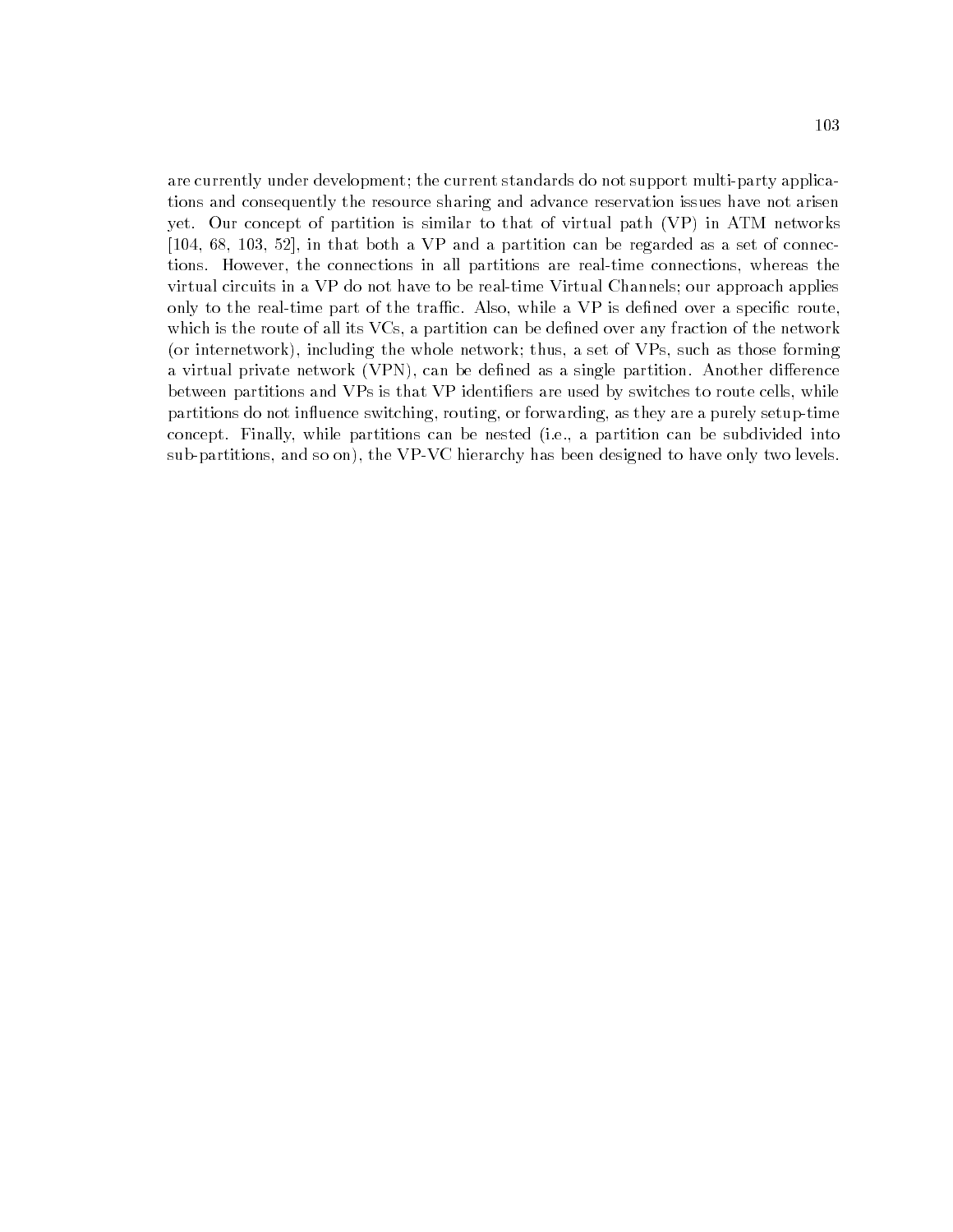are currently under development; the current standards do not support multi-party applications and consequently the resource sharing and advance reservation issues have not arisen yet. Our concept of partition is similar to that of virtual path (VP) in ATM networks [104, 68, 103, 52], in that both a VP and a partition can be regarded as a set of connections. However, the connections in all partitions are real-time connections, whereas the virtual circuits in a VP do not have to be real-time Virtual Channels; our approach applies only to the real-time part of the traffic. Also, while a VP is defined over a specific route, which is the route of all its VCs, a partition can be defined over any fraction of the network (or internetwork), including the whole network; thus, a set of VPs, such as those forming a virtual private network (VPN), can be defined as a single partition. Another difference between partitions and VPs is that VP identifiers are used by switches to route cells, while partitions do not influence switching, routing, or forwarding, as they are a purely setup-time concept. Finally, while partitions can be nested (i.e., a partition can be subdivided into sub-partitions, and so on), the VP-VC hierarchy has been designed to have only two levels.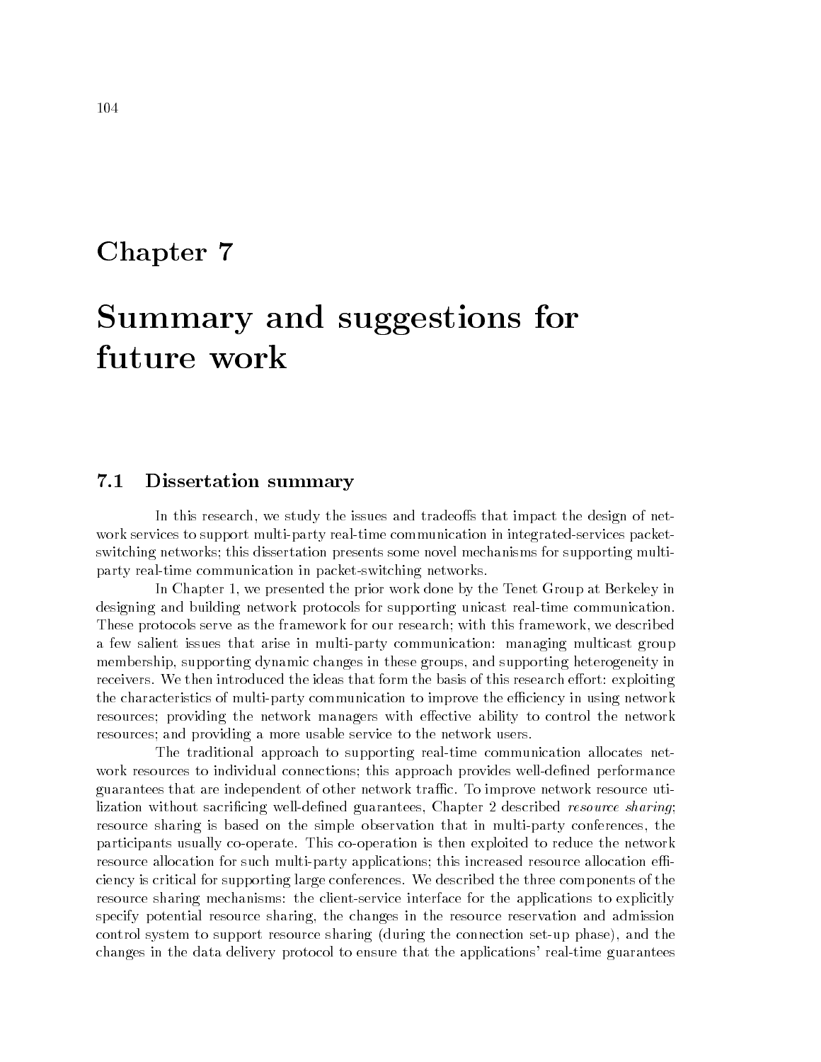# Chapter 7

# Summary and suggestions for future work

## 7.1 Dissertation summary

In this research, we study the issues and tradeoffs that impact the design of network services to support multi-party real-time communication in integrated-services packet-switching networks; this dissertation presents some novel mechanisms for supporting multi-party real-time communication in packet-switching networks.

In Chapter 1, we presented the prior work done by the Tenet Group at Berkeley in designing and building network protocols for supporting unicast real-time communication. These protocols serve as the framework for our research; with this framework, we described a few salient issues that arise in multi-party communication: managing multicast group membership, supporting dynamic changes in these groups, and supporting heterogeneity in receivers. We then introduced the ideas that form the basis of this research effort: exploiting the characteristics of multi-party communication to improve the efficiency in using network resources; providing the network managers with effective ability to control the network resources; and providing a more usable service to the network users.

The traditional approach to supporting real-time communication allocates network resources to individual connections; this approach provides well-defined performance guarantees that are independent of other network traffic. To improve network resource utilization without sacrificing well-defined guarantees, Chapter 2 described *resource sharing*; resource sharing is based on the simple observation that in multi-party conferences, the participants usually co-operate. This co-operation is then exploited to reduce the network resource allocation for such multi-party applications; this increased resource allocation efficiency is critical for supporting large conferences. We described the three components of the resource sharing mechanisms: the client-service interface for the applications to explicitly specify potential resource sharing, the changes in the resource reservation and admission control system to support resource sharing (during the connection set-up phase), and the changes in the data delivery protocol to ensure that the applications' real-time guarantees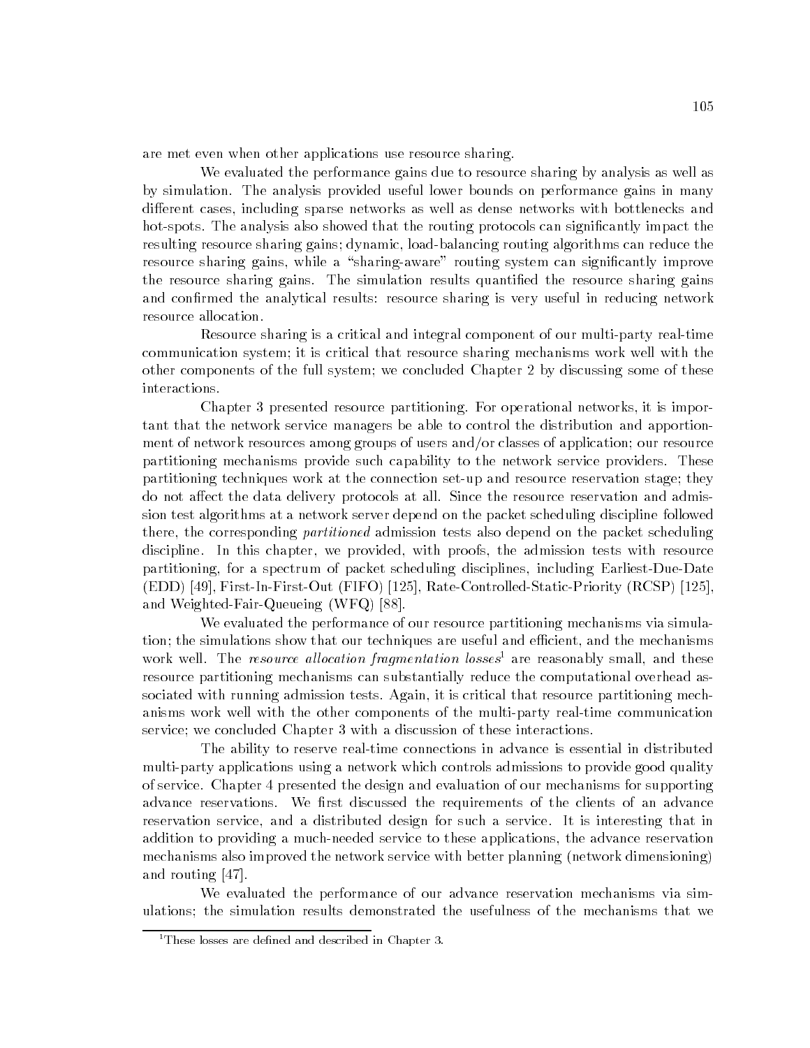are met even when other applications use resource sharing.

We evaluated the performance gains due to resource sharing by analysis as well as by simulation. The analysis provided useful lower bounds on performance gains in many different cases, including sparse networks as well as dense networks with bottlenecks and hot-spots. The analysis also showed that the routing protocols can significantly impact the resulting resource sharing gains; dynamic, load-balancing routing algorithms can reduce the resource sharing gains, while a "sharing-aware" routing system can significantly improve the resource sharing gains. The simulation results quantified the resource sharing gains and confirmed the analytical results: resource sharing is very useful in reducing network resource allocation.

Resource sharing is a critical and integral component of our multi-party real-time communication system; it is critical that resource sharing mechanisms work well with the other components of the full system; we concluded Chapter 2 by discussing some of these interactions.

Chapter 3 presented resource partitioning. For operational networks, it is important that the network service managers be able to control the distribution and apportionment of network resources among groups of users and/or classes of application; our resource partitioning mechanisms provide such capability to the network service providers. These partitioning techniques work at the connection set-up and resource reservation stage; they do not affect the data delivery protocols at all. Since the resource reservation and admission test algorithms at a network server depend on the packet scheduling discipline followed there, the corresponding *partitioned* admission tests also depend on the packet scheduling discipline. In this chapter, we provided, with proofs, the admission tests with resource partitioning, for a spectrum of packet scheduling disciplines, including Earliest-Due-Date (EDD) [49], First-In-First-Out (FIFO) [125], Rate-Controlled-Static-Priority (RCSP) [125], and Weighted-Fair-Queueing (WFQ) [88].

We evaluated the performance of our resource partitioning mechanisms via simulation; the simulations show that our techniques are useful and efficient, and the mechanisms work well. The *resource allocation fragmentation losses*[1] are reasonably small, and these resource partitioning mechanisms can substantially reduce the computational overhead associated with running admission tests. Again, it is critical that resource partitioning mechanisms work well with the other components of the multi-party real-time communication service; we concluded Chapter 3 with a discussion of these interactions.

The ability to reserve real-time connections in advance is essential in distributed multi-party applications using a network which controls admissions to provide good quality of service. Chapter 4 presented the design and evaluation of our mechanisms for supporting advance reservations. We first discussed the requirements of the clients of an advance reservation service, and a distributed design for such a service. It is interesting that in addition to providing a much-needed service to these applications, the advance reservation mechanisms also improved the network service with better planning (network dimensioning) and routing [47].

We evaluated the performance of our advance reservation mechanisms via simulations; the simulation results demonstrated the usefulness of the mechanisms that we

[1] These losses are defined and described in Chapter 3.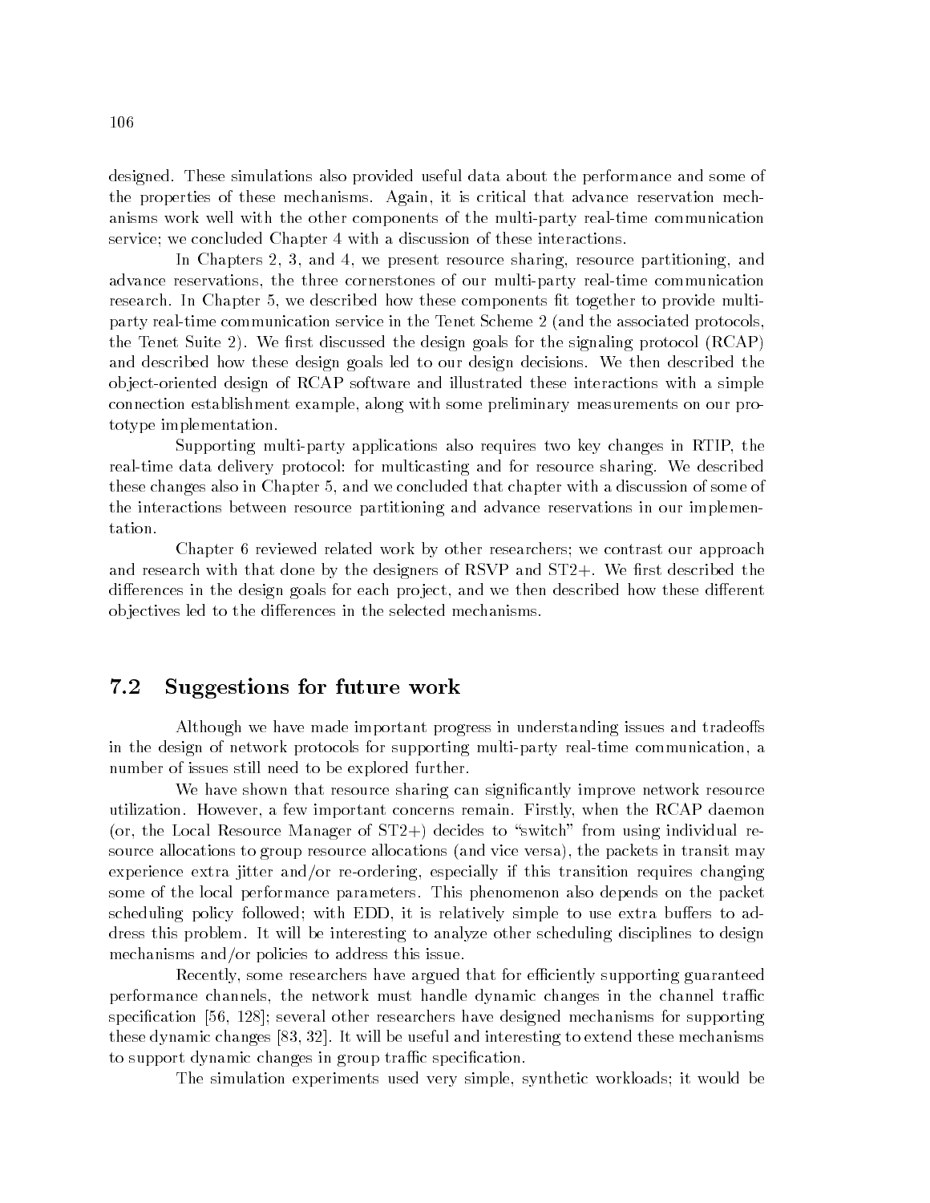designed. These simulations also provided useful data about the performance and some of the properties of these mechanisms. Again, it is critical that advance reservation mechanisms work well with the other components of the multi-party real-time communication service; we concluded Chapter 4 with a discussion of these interactions.

In Chapters 2, 3, and 4, we present resource sharing, resource partitioning, and advance reservations, the three cornerstones of our multi-party real-time communication research. In Chapter 5, we described how these components fit together to provide multi-party real-time communication service in the Tenet Scheme 2 (and the associated protocols, the Tenet Suite 2). We first discussed the design goals for the signaling protocol (RCAP) and described how these design goals led to our design decisions. We then described the object-oriented design of RCAP software and illustrated these interactions with a simple connection establishment example, along with some preliminary measurements on our prototype implementation.

Supporting multi-party applications also requires two key changes in RTIP, the real-time data delivery protocol: for multicasting and for resource sharing. We described these changes also in Chapter 5, and we concluded that chapter with a discussion of some of the interactions between resource partitioning and advance reservations in our implementation.

Chapter 6 reviewed related work by other researchers; we contrast our approach and research with that done by the designers of RSVP and ST2+. We first described the differences in the design goals for each project, and we then described how these different objectives led to the differences in the selected mechanisms.

## 7.2 Suggestions for future work

Although we have made important progress in understanding issues and tradeoffs in the design of network protocols for supporting multi-party real-time communication, a number of issues still need to be explored further.

We have shown that resource sharing can significantly improve network resource utilization. However, a few important concerns remain. Firstly, when the RCAP daemon (or, the Local Resource Manager of ST2+) decides to "switch" from using individual resource allocations to group resource allocations (and vice versa), the packets in transit may experience extra jitter and/or re-ordering, especially if this transition requires changing some of the local performance parameters. This phenomenon also depends on the packet scheduling policy followed; with EDD, it is relatively simple to use extra buffers to address this problem. It will be interesting to analyze other scheduling disciplines to design mechanisms and/or policies to address this issue.

Recently, some researchers have argued that for efficiently supporting guaranteed performance channels, the network must handle dynamic changes in the channel traffic specification [56, 128]; several other researchers have designed mechanisms for supporting these dynamic changes [83, 32]. It will be useful and interesting to extend these mechanisms to support dynamic changes in group traffic specification.

The simulation experiments used very simple, synthetic workloads; it would be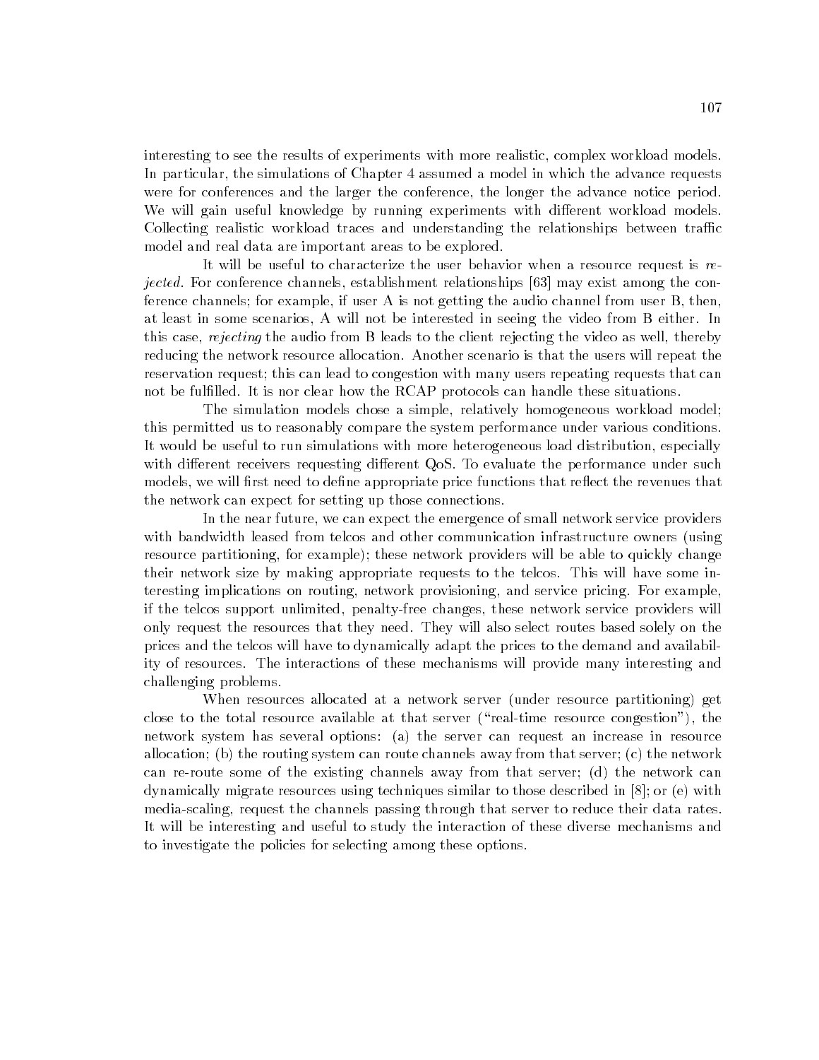interesting to see the results of experiments with more realistic, complex workload models. In particular, the simulations of Chapter 4 assumed a model in which the advance requests were for conferences and the larger the conference, the longer the advance notice period. We will gain useful knowledge by running experiments with different workload models. Collecting realistic workload traces and understanding the relationships between traffic model and real data are important areas to be explored.

It will be useful to characterize the user behavior when a resource request is *rejected*. For conference channels, establishment relationships [63] may exist among the conference channels; for example, if user A is not getting the audio channel from user B, then, at least in some scenarios, A will not be interested in seeing the video from B either. In this case, *rejecting* the audio from B leads to the client rejecting the video as well, thereby reducing the network resource allocation. Another scenario is that the users will repeat the reservation request; this can lead to congestion with many users repeating requests that can not be fulfilled. It is nor clear how the RCAP protocols can handle these situations.

The simulation models chose a simple, relatively homogeneous workload model; this permitted us to reasonably compare the system performance under various conditions. It would be useful to run simulations with more heterogeneous load distribution, especially with different receivers requesting different QoS. To evaluate the performance under such models, we will first need to define appropriate price functions that reflect the revenues that the network can expect for setting up those connections.

In the near future, we can expect the emergence of small network service providers with bandwidth leased from telcos and other communication infrastructure owners (using resource partitioning, for example); these network providers will be able to quickly change their network size by making appropriate requests to the telcos. This will have some interesting implications on routing, network provisioning, and service pricing. For example, if the telcos support unlimited, penalty-free changes, these network service providers will only request the resources that they need. They will also select routes based solely on the prices and the telcos will have to dynamically adapt the prices to the demand and availability of resources. The interactions of these mechanisms will provide many interesting and challenging problems.

When resources allocated at a network server (under resource partitioning) get close to the total resource available at that server ("real-time resource congestion"), the network system has several options: (a) the server can request an increase in resource allocation; (b) the routing system can route channels away from that server; (c) the network can re-route some of the existing channels away from that server; (d) the network can dynamically migrate resources using techniques similar to those described in [8]; or (e) with media-scaling, request the channels passing through that server to reduce their data rates. It will be interesting and useful to study the interaction of these diverse mechanisms and to investigate the policies for selecting among these options.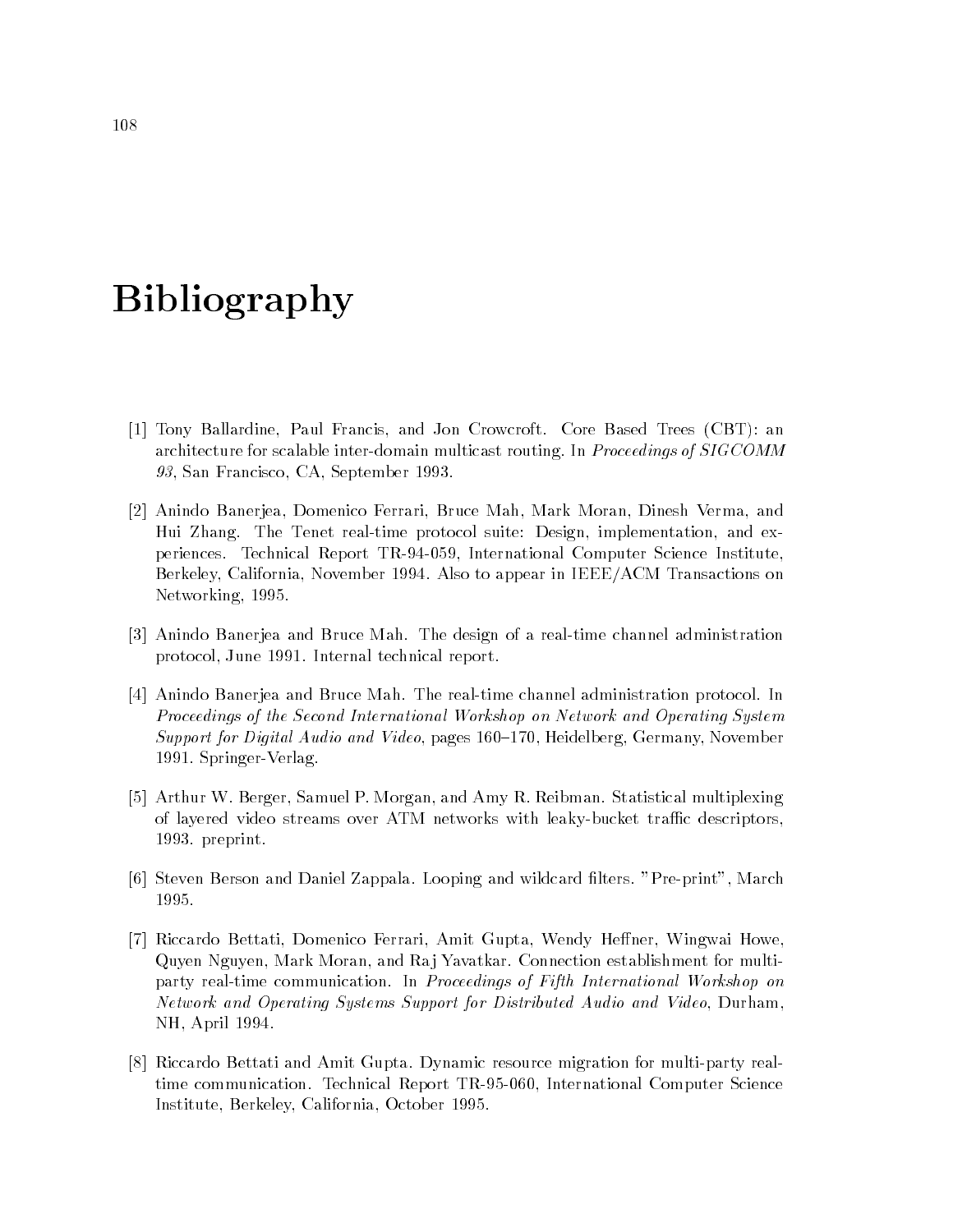# Bibliography

[1] Tony Ballardine, Paul Francis, and Jon Crowcroft. Core Based Trees (CBT): an architecture for scalable inter-domain multicast routing. In *Proceedings of SIGCOMM 93*, San Francisco, CA, September 1993.

[2] Anindo Banerjea, Domenico Ferrari, Bruce Mah, Mark Moran, Dinesh Verma, and Hui Zhang. The Tenet real-time protocol suite: Design, implementation, and experiences. Technical Report TR-94-059, International Computer Science Institute, Berkeley, California, November 1994. Also to appear in IEEE/ACM Transactions on Networking, 1995.

[3] Anindo Banerjea and Bruce Mah. The design of a real-time channel administration protocol, June 1991. Internal technical report.

[4] Anindo Banerjea and Bruce Mah. The real-time channel administration protocol. In *Proceedings of the Second International Workshop on Network and Operating System Support for Digital Audio and Video*, pages 160–170, Heidelberg, Germany, November 1991. Springer-Verlag.

[5] Arthur W. Berger, Samuel P. Morgan, and Amy R. Reibman. Statistical multiplexing of layered video streams over ATM networks with leaky-bucket traffic descriptors, 1993. preprint.

[6] Steven Berson and Daniel Zappala. Looping and wildcard filters. "Pre-print", March 1995.

[7] Riccardo Bettati, Domenico Ferrari, Amit Gupta, Wendy Heffner, Wingwai Howe, Quyen Nguyen, Mark Moran, and Raj Yavatkar. Connection establishment for multi-party real-time communication. In *Proceedings of Fifth International Workshop on Network and Operating Systems Support for Distributed Audio and Video*, Durham, NH, April 1994.

[8] Riccardo Bettati and Amit Gupta. Dynamic resource migration for multi-party real-time communication. Technical Report TR-95-060, International Computer Science Institute, Berkeley, California, October 1995.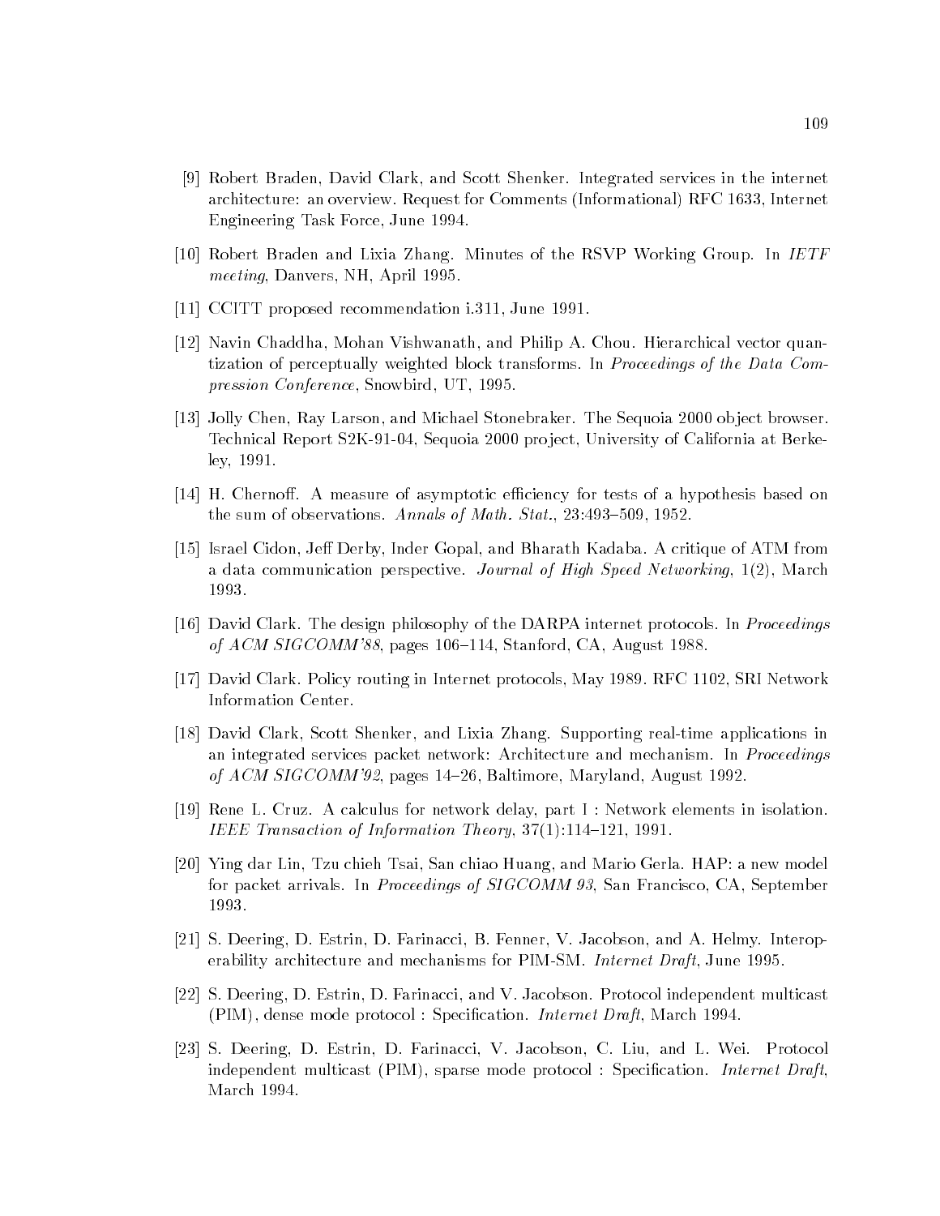[9] Robert Braden, David Clark, and Scott Shenker. Integrated services in the internet architecture: an overview. Request for Comments (Informational) RFC 1633, Internet Engineering Task Force, June 1994.

[10] Robert Braden and Lixia Zhang. Minutes of the RSVP Working Group. In *IETF meeting*, Danvers, NH, April 1995.

[11] CCITT proposed recommendation i.311, June 1991.

[12] Navin Chaddha, Mohan Vishwanath, and Philip A. Chou. Hierarchical vector quantization of perceptually weighted block transforms. In *Proceedings of the Data Compression Conference*, Snowbird, UT, 1995.

[13] Jolly Chen, Ray Larson, and Michael Stonebraker. The Sequoia 2000 object browser. Technical Report S2K-91-04, Sequoia 2000 project, University of California at Berkeley, 1991.

[14] H. Chernoff. A measure of asymptotic efficiency for tests of a hypothesis based on the sum of observations. *Annals of Math. Stat.*, 23:493–509, 1952.

[15] Israel Cidon, Jeff Derby, Inder Gopal, and Bharath Kadaba. A critique of ATM from a data communication perspective. *Journal of High Speed Networking*, 1(2), March 1993.

[16] David Clark. The design philosophy of the DARPA internet protocols. In *Proceedings of ACM SIGCOMM'88*, pages 106–114, Stanford, CA, August 1988.

[17] David Clark. Policy routing in Internet protocols, May 1989. RFC 1102, SRI Network Information Center.

[18] David Clark, Scott Shenker, and Lixia Zhang. Supporting real-time applications in an integrated services packet network: Architecture and mechanism. In *Proceedings of ACM SIGCOMM'92*, pages 14–26, Baltimore, Maryland, August 1992.

[19] Rene L. Cruz. A calculus for network delay, part I : Network elements in isolation. *IEEE Transaction of Information Theory*, 37(1):114–121, 1991.

[20] Ying dar Lin, Tzu chieh Tsai, San chiao Huang, and Mario Gerla. HAP: a new model for packet arrivals. In *Proceedings of SIGCOMM 93*, San Francisco, CA, September 1993.

[21] S. Deering, D. Estrin, D. Farinacci, B. Fenner, V. Jacobson, and A. Helmy. Interoperability architecture and mechanisms for PIM-SM. *Internet Draft*, June 1995.

[22] S. Deering, D. Estrin, D. Farinacci, and V. Jacobson. Protocol independent multicast (PIM), dense mode protocol : Specification. *Internet Draft*, March 1994.

[23] S. Deering, D. Estrin, D. Farinacci, V. Jacobson, C. Liu, and L. Wei. Protocol independent multicast (PIM), sparse mode protocol : Specification. *Internet Draft*, March 1994.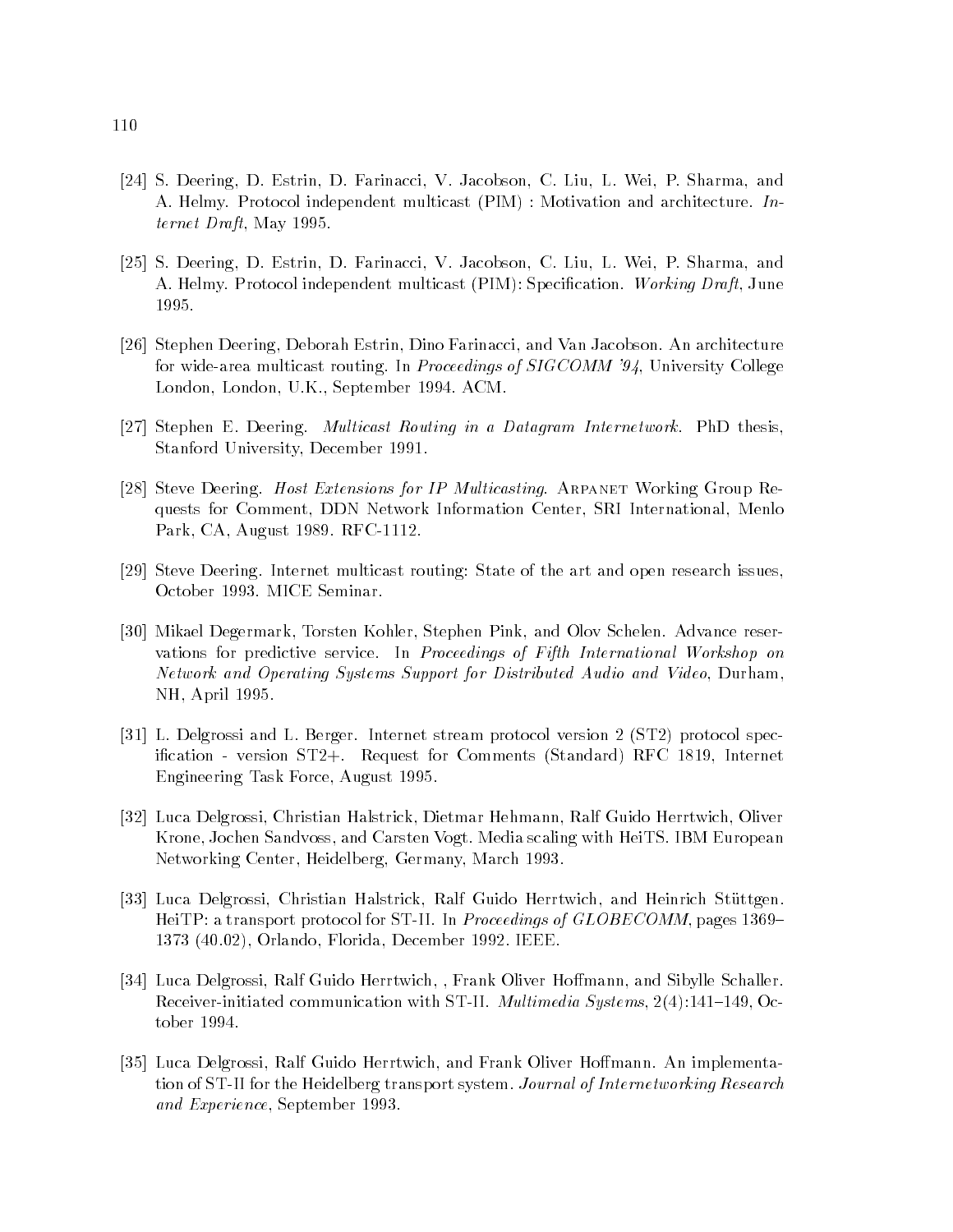[24] S. Deering, D. Estrin, D. Farinacci, V. Jacobson, C. Liu, L. Wei, P. Sharma, and A. Helmy. Protocol independent multicast (PIM) : Motivation and architecture. *Internet Draft*, May 1995.

[25] S. Deering, D. Estrin, D. Farinacci, V. Jacobson, C. Liu, L. Wei, P. Sharma, and A. Helmy. Protocol independent multicast (PIM): Specification. *Working Draft*, June 1995.

[26] Stephen Deering, Deborah Estrin, Dino Farinacci, and Van Jacobson. An architecture for wide-area multicast routing. In *Proceedings of SIGCOMM '94*, University College London, London, U.K., September 1994. ACM.

[27] Stephen E. Deering. *Multicast Routing in a Datagram Internetwork*. PhD thesis, Stanford University, December 1991.

[28] Steve Deering. *Host Extensions for IP Multicasting*. Arpanet Working Group Requests for Comment, DDN Network Information Center, SRI International, Menlo Park, CA, August 1989. RFC-1112.

[29] Steve Deering. Internet multicast routing: State of the art and open research issues, October 1993. MICE Seminar.

[30] Mikael Degermark, Torsten Kohler, Stephen Pink, and Olov Schelen. Advance reservations for predictive service. In *Proceedings of Fifth International Workshop on Network and Operating Systems Support for Distributed Audio and Video*, Durham, NH, April 1995.

[31] L. Delgrossi and L. Berger. Internet stream protocol version 2 (ST2) protocol specification - version ST2+. Request for Comments (Standard) RFC 1819, Internet Engineering Task Force, August 1995.

[32] Luca Delgrossi, Christian Halstrick, Dietmar Hehmann, Ralf Guido Herrtwich, Oliver Krone, Jochen Sandvoss, and Carsten Vogt. Media scaling with HeiTS. IBM European Networking Center, Heidelberg, Germany, March 1993.

[33] Luca Delgrossi, Christian Halstrick, Ralf Guido Herrtwich, and Heinrich Stüttgen. HeiTP: a transport protocol for ST-II. In *Proceedings of GLOBECOMM*, pages 1369–1373 (40.02), Orlando, Florida, December 1992. IEEE.

[34] Luca Delgrossi, Ralf Guido Herrtwich, , Frank Oliver Hoffmann, and Sibylle Schaller. Receiver-initiated communication with ST-II. *Multimedia Systems*, 2(4):141–149, October 1994.

[35] Luca Delgrossi, Ralf Guido Herrtwich, and Frank Oliver Hoffmann. An implementation of ST-II for the Heidelberg transport system. *Journal of Internetworking Research and Experience*, September 1993.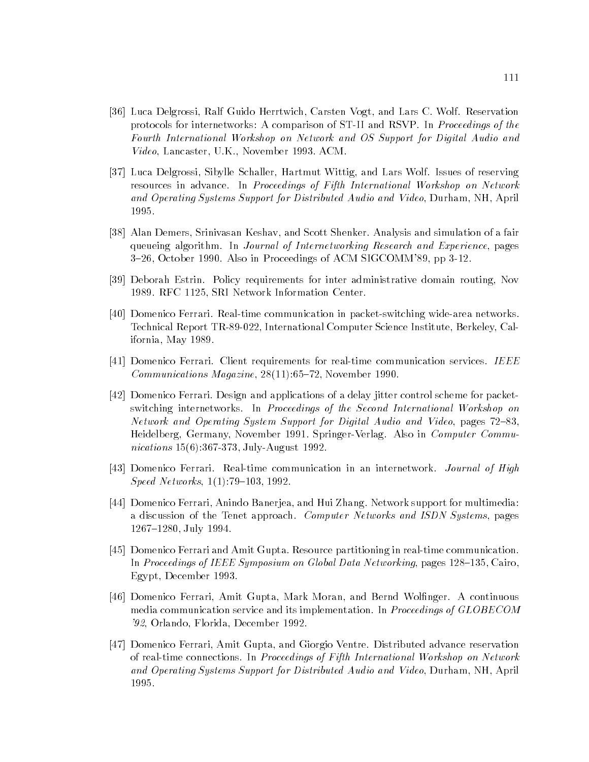[36] Luca Delgrossi, Ralf Guido Herrtwich, Carsten Vogt, and Lars C. Wolf. Reservation protocols for internetworks: A comparison of ST-II and RSVP. In *Proceedings of the Fourth International Workshop on Network and OS Support for Digital Audio and Video*, Lancaster, U.K., November 1993. ACM.

[37] Luca Delgrossi, Sibylle Schaller, Hartmut Wittig, and Lars Wolf. Issues of reserving resources in advance. In *Proceedings of Fifth International Workshop on Network and Operating Systems Support for Distributed Audio and Video*, Durham, NH, April 1995.

[38] Alan Demers, Srinivasan Keshav, and Scott Shenker. Analysis and simulation of a fair queueing algorithm. In *Journal of Internetworking Research and Experience*, pages 3–26, October 1990. Also in Proceedings of ACM SIGCOMM'89, pp 3-12.

[39] Deborah Estrin. Policy requirements for inter administrative domain routing, Nov 1989. RFC 1125, SRI Network Information Center.

[40] Domenico Ferrari. Real-time communication in packet-switching wide-area networks. Technical Report TR-89-022, International Computer Science Institute, Berkeley, California, May 1989.

[41] Domenico Ferrari. Client requirements for real-time communication services. *IEEE Communications Magazine*, 28(11):65–72, November 1990.

[42] Domenico Ferrari. Design and applications of a delay jitter control scheme for packet-switching internetworks. In *Proceedings of the Second International Workshop on Network and Operating System Support for Digital Audio and Video*, pages 72–83, Heidelberg, Germany, November 1991. Springer-Verlag. Also in *Computer Communications* 15(6):367-373, July-August 1992.

[43] Domenico Ferrari. Real-time communication in an internetwork. *Journal of High Speed Networks*, 1(1):79–103, 1992.

[44] Domenico Ferrari, Anindo Banerjea, and Hui Zhang. Network support for multimedia: a discussion of the Tenet approach. *Computer Networks and ISDN Systems*, pages 1267–1280, July 1994.

[45] Domenico Ferrari and Amit Gupta. Resource partitioning in real-time communication. In *Proceedings of IEEE Symposium on Global Data Networking*, pages 128–135, Cairo, Egypt, December 1993.

[46] Domenico Ferrari, Amit Gupta, Mark Moran, and Bernd Wolfinger. A continuous media communication service and its implementation. In *Proceedings of GLOBECOM '92*, Orlando, Florida, December 1992.

[47] Domenico Ferrari, Amit Gupta, and Giorgio Ventre. Distributed advance reservation of real-time connections. In *Proceedings of Fifth International Workshop on Network and Operating Systems Support for Distributed Audio and Video*, Durham, NH, April 1995.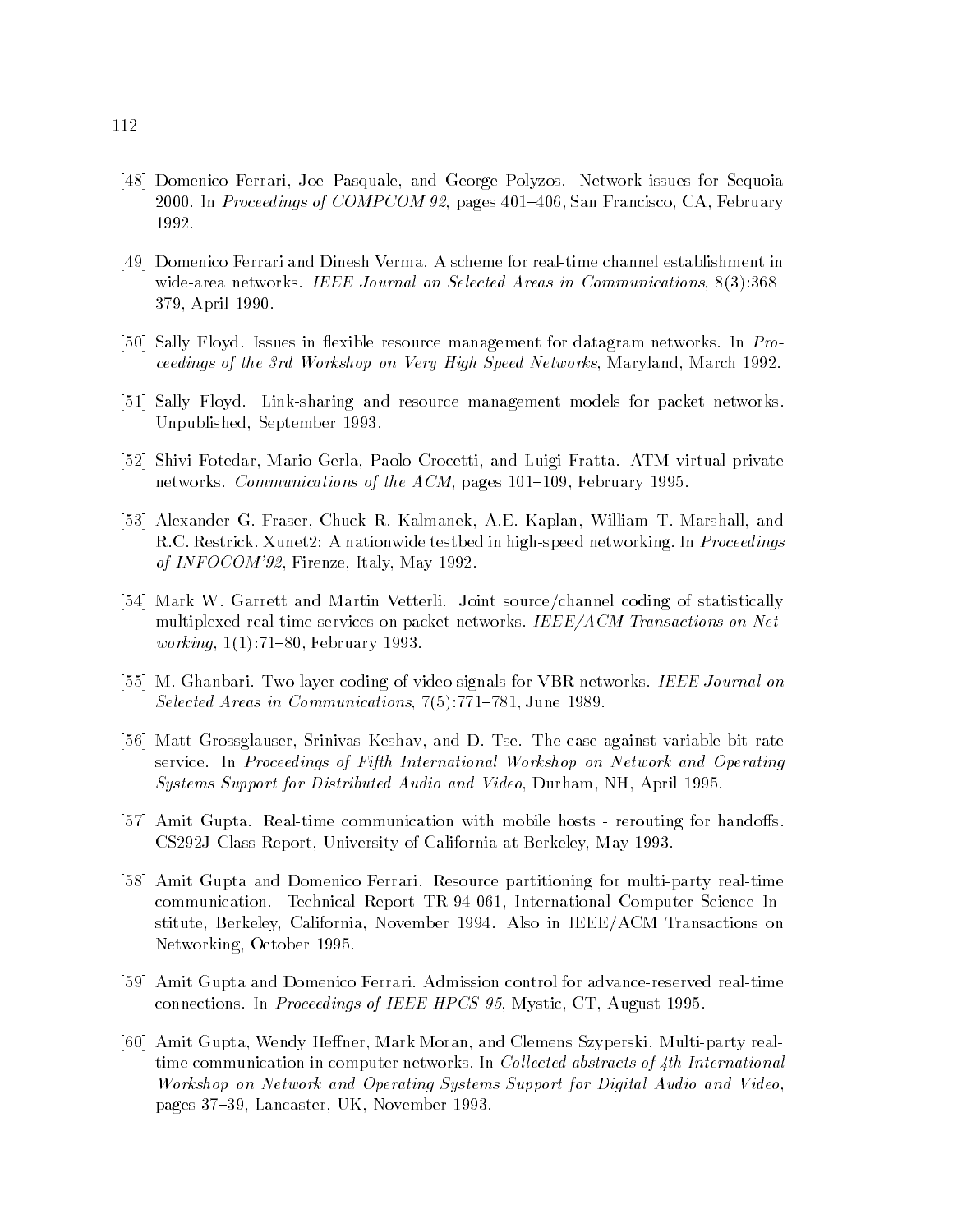[48] Domenico Ferrari, Joe Pasquale, and George Polyzos. Network issues for Sequoia 2000. In *Proceedings of COMPCOM 92*, pages 401–406, San Francisco, CA, February 1992.

[49] Domenico Ferrari and Dinesh Verma. A scheme for real-time channel establishment in wide-area networks. *IEEE Journal on Selected Areas in Communications*, 8(3):368–379, April 1990.

[50] Sally Floyd. Issues in flexible resource management for datagram networks. In *Proceedings of the 3rd Workshop on Very High Speed Networks*, Maryland, March 1992.

[51] Sally Floyd. Link-sharing and resource management models for packet networks. Unpublished, September 1993.

[52] Shivi Fotedar, Mario Gerla, Paolo Crocetti, and Luigi Fratta. ATM virtual private networks. *Communications of the ACM*, pages 101–109, February 1995.

[53] Alexander G. Fraser, Chuck R. Kalmanek, A.E. Kaplan, William T. Marshall, and R.C. Restrick. Xunet2: A nationwide testbed in high-speed networking. In *Proceedings of INFOCOM'92*, Firenze, Italy, May 1992.

[54] Mark W. Garrett and Martin Vetterli. Joint source/channel coding of statistically multiplexed real-time services on packet networks. *IEEE/ACM Transactions on Networking*, 1(1):71–80, February 1993.

[55] M. Ghanbari. Two-layer coding of video signals for VBR networks. *IEEE Journal on Selected Areas in Communications*, 7(5):771–781, June 1989.

[56] Matt Grossglauser, Srinivas Keshav, and D. Tse. The case against variable bit rate service. In *Proceedings of Fifth International Workshop on Network and Operating Systems Support for Distributed Audio and Video*, Durham, NH, April 1995.

[57] Amit Gupta. Real-time communication with mobile hosts - rerouting for handoffs. CS292J Class Report, University of California at Berkeley, May 1993.

[58] Amit Gupta and Domenico Ferrari. Resource partitioning for multi-party real-time communication. Technical Report TR-94-061, International Computer Science Institute, Berkeley, California, November 1994. Also in IEEE/ACM Transactions on Networking, October 1995.

[59] Amit Gupta and Domenico Ferrari. Admission control for advance-reserved real-time connections. In *Proceedings of IEEE HPCS 95*, Mystic, CT, August 1995.

[60] Amit Gupta, Wendy Heffner, Mark Moran, and Clemens Szyperski. Multi-party real-time communication in computer networks. In *Collected abstracts of 4th International Workshop on Network and Operating Systems Support for Digital Audio and Video*, pages 37–39, Lancaster, UK, November 1993.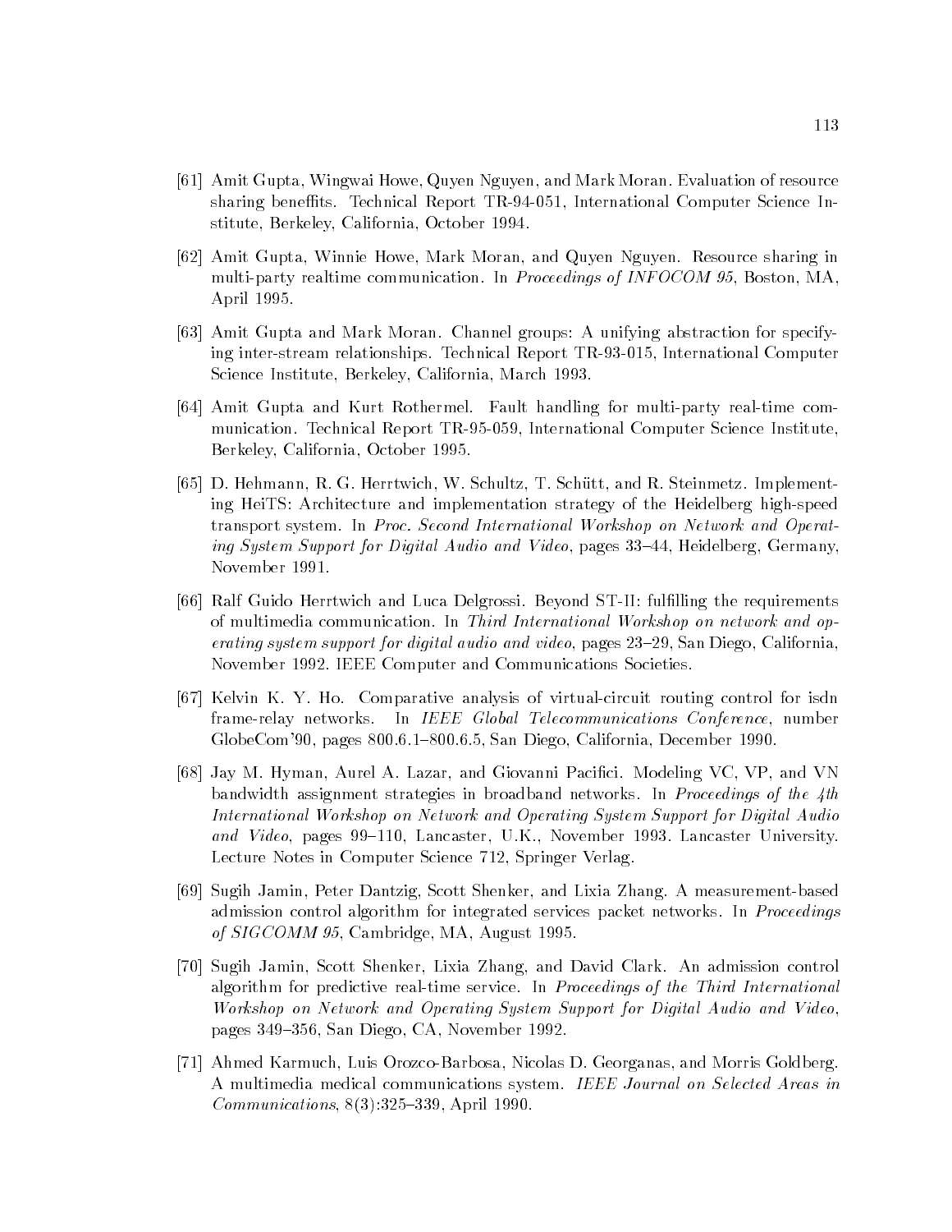[61] Amit Gupta, Wingwai Howe, Quyen Nguyen, and Mark Moran. Evaluation of resource sharing beneffits. Technical Report TR-94-051, International Computer Science Institute, Berkeley, California, October 1994.

[62] Amit Gupta, Winnie Howe, Mark Moran, and Quyen Nguyen. Resource sharing in multi-party realtime communication. In *Proceedings of INFOCOM 95*, Boston, MA, April 1995.

[63] Amit Gupta and Mark Moran. Channel groups: A unifying abstraction for specifying inter-stream relationships. Technical Report TR-93-015, International Computer Science Institute, Berkeley, California, March 1993.

[64] Amit Gupta and Kurt Rothermel. Fault handling for multi-party real-time communication. Technical Report TR-95-059, International Computer Science Institute, Berkeley, California, October 1995.

[65] D. Hehmann, R. G. Herrtwich, W. Schultz, T. Schütt, and R. Steinmetz. Implementing HeiTS: Architecture and implementation strategy of the Heidelberg high-speed transport system. In *Proc. Second International Workshop on Network and Operating System Support for Digital Audio and Video*, pages 33–44, Heidelberg, Germany, November 1991.

[66] Ralf Guido Herrtwich and Luca Delgrossi. Beyond ST-II: fulfilling the requirements of multimedia communication. In *Third International Workshop on network and operating system support for digital audio and video*, pages 23–29, San Diego, California, November 1992. IEEE Computer and Communications Societies.

[67] Kelvin K. Y. Ho. Comparative analysis of virtual-circuit routing control for isdn frame-relay networks. In *IEEE Global Telecommunications Conference*, number GlobeCom'90, pages 800.6.1–800.6.5, San Diego, California, December 1990.

[68] Jay M. Hyman, Aurel A. Lazar, and Giovanni Pacifici. Modeling VC, VP, and VN bandwidth assignment strategies in broadband networks. In *Proceedings of the 4th International Workshop on Network and Operating System Support for Digital Audio and Video*, pages 99–110, Lancaster, U.K., November 1993. Lancaster University. Lecture Notes in Computer Science 712, Springer Verlag.

[69] Sugih Jamin, Peter Dantzig, Scott Shenker, and Lixia Zhang. A measurement-based admission control algorithm for integrated services packet networks. In *Proceedings of SIGCOMM 95*, Cambridge, MA, August 1995.

[70] Sugih Jamin, Scott Shenker, Lixia Zhang, and David Clark. An admission control algorithm for predictive real-time service. In *Proceedings of the Third International Workshop on Network and Operating System Support for Digital Audio and Video*, pages 349–356, San Diego, CA, November 1992.

[71] Ahmed Karmuch, Luis Orozco-Barbosa, Nicolas D. Georganas, and Morris Goldberg. A multimedia medical communications system. *IEEE Journal on Selected Areas in Communications*, 8(3):325–339, April 1990.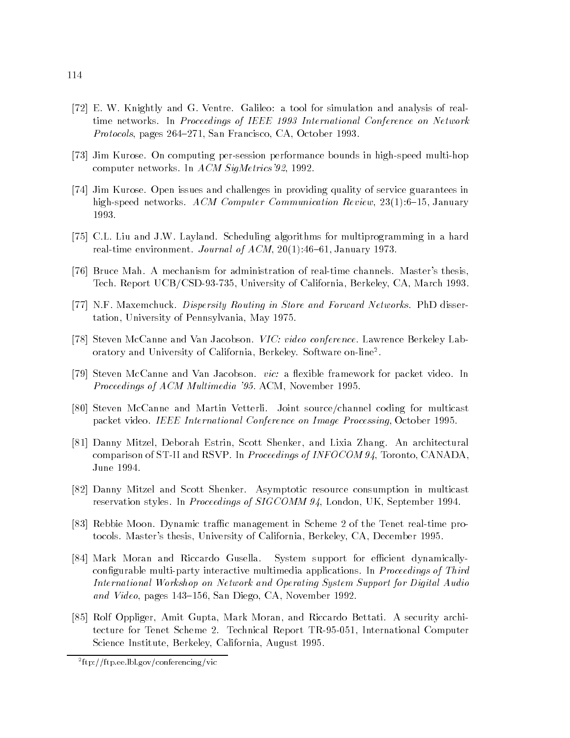[72] E. W. Knightly and G. Ventre. Galileo: a tool for simulation and analysis of real-time networks. In *Proceedings of IEEE 1993 International Conference on Network Protocols*, pages 264–271, San Francisco, CA, October 1993.

[73] Jim Kurose. On computing per-session performance bounds in high-speed multi-hop computer networks. In *ACM SigMetrics'92*, 1992.

[74] Jim Kurose. Open issues and challenges in providing quality of service guarantees in high-speed networks. *ACM Computer Communication Review*, 23(1):6–15, January 1993.

[75] C.L. Liu and J.W. Layland. Scheduling algorithms for multiprogramming in a hard real-time environment. *Journal of ACM*, 20(1):46–61, January 1973.

[76] Bruce Mah. A mechanism for administration of real-time channels. Master's thesis, Tech. Report UCB/CSD-93-735, University of California, Berkeley, CA, March 1993.

[77] N.F. Maxemchuck. *Dispersity Routing in Store and Forward Networks*. PhD dissertation, University of Pennsylvania, May 1975.

[78] Steven McCanne and Van Jacobson. *VIC: video conference*. Lawrence Berkeley Laboratory and University of California, Berkeley. Software on-line[2].

[79] Steven McCanne and Van Jacobson. *vic:* a flexible framework for packet video. In *Proceedings of ACM Multimedia '95*. ACM, November 1995.

[80] Steven McCanne and Martin Vetterli. Joint source/channel coding for multicast packet video. *IEEE International Conference on Image Processing*, October 1995.

[81] Danny Mitzel, Deborah Estrin, Scott Shenker, and Lixia Zhang. An architectural comparison of ST-II and RSVP. In *Proceedings of INFOCOM 94*, Toronto, CANADA, June 1994.

[82] Danny Mitzel and Scott Shenker. Asymptotic resource consumption in multicast reservation styles. In *Proceedings of SIGCOMM 94*, London, UK, September 1994.

[83] Rebbie Moon. Dynamic traffic management in Scheme 2 of the Tenet real-time protocols. Master's thesis, University of California, Berkeley, CA, December 1995.

[84] Mark Moran and Riccardo Gusella. System support for efficient dynamically-configurable multi-party interactive multimedia applications. In *Proceedings of Third International Workshop on Network and Operating System Support for Digital Audio and Video*, pages 143–156, San Diego, CA, November 1992.

[85] Rolf Oppliger, Amit Gupta, Mark Moran, and Riccardo Bettati. A security architecture for Tenet Scheme 2. Technical Report TR-95-051, International Computer Science Institute, Berkeley, California, August 1995.

[2] ftp://ftp.ee.lbl.gov/conferencing/vic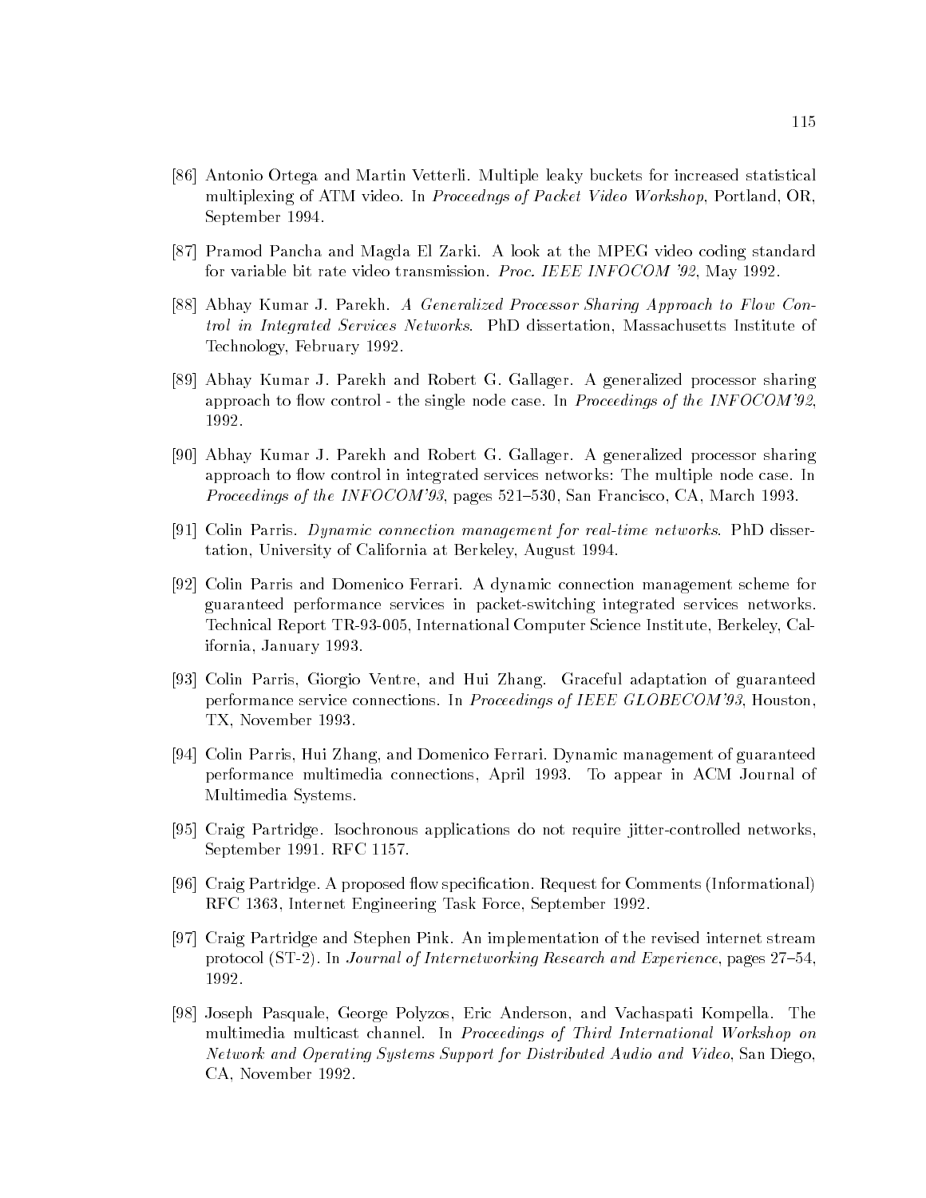[86] Antonio Ortega and Martin Vetterli. Multiple leaky buckets for increased statistical multiplexing of ATM video. In *Proceedngs of Packet Video Workshop*, Portland, OR, September 1994.

[87] Pramod Pancha and Magda El Zarki. A look at the MPEG video coding standard for variable bit rate video transmission. *Proc. IEEE INFOCOM '92*, May 1992.

[88] Abhay Kumar J. Parekh. *A Generalized Processor Sharing Approach to Flow Control in Integrated Services Networks*. PhD dissertation, Massachusetts Institute of Technology, February 1992.

[89] Abhay Kumar J. Parekh and Robert G. Gallager. A generalized processor sharing approach to flow control - the single node case. In *Proceedings of the INFOCOM'92*, 1992.

[90] Abhay Kumar J. Parekh and Robert G. Gallager. A generalized processor sharing approach to flow control in integrated services networks: The multiple node case. In *Proceedings of the INFOCOM'93*, pages 521–530, San Francisco, CA, March 1993.

[91] Colin Parris. *Dynamic connection management for real-time networks*. PhD dissertation, University of California at Berkeley, August 1994.

[92] Colin Parris and Domenico Ferrari. A dynamic connection management scheme for guaranteed performance services in packet-switching integrated services networks. Technical Report TR-93-005, International Computer Science Institute, Berkeley, California, January 1993.

[93] Colin Parris, Giorgio Ventre, and Hui Zhang. Graceful adaptation of guaranteed performance service connections. In *Proceedings of IEEE GLOBECOM'93*, Houston, TX, November 1993.

[94] Colin Parris, Hui Zhang, and Domenico Ferrari. Dynamic management of guaranteed performance multimedia connections, April 1993. To appear in ACM Journal of Multimedia Systems.

[95] Craig Partridge. Isochronous applications do not require jitter-controlled networks, September 1991. RFC 1157.

[96] Craig Partridge. A proposed flow specification. Request for Comments (Informational) RFC 1363, Internet Engineering Task Force, September 1992.

[97] Craig Partridge and Stephen Pink. An implementation of the revised internet stream protocol (ST-2). In *Journal of Internetworking Research and Experience*, pages 27–54, 1992.

[98] Joseph Pasquale, George Polyzos, Eric Anderson, and Vachaspati Kompella. The multimedia multicast channel. In *Proceedings of Third International Workshop on Network and Operating Systems Support for Distributed Audio and Video*, San Diego, CA, November 1992.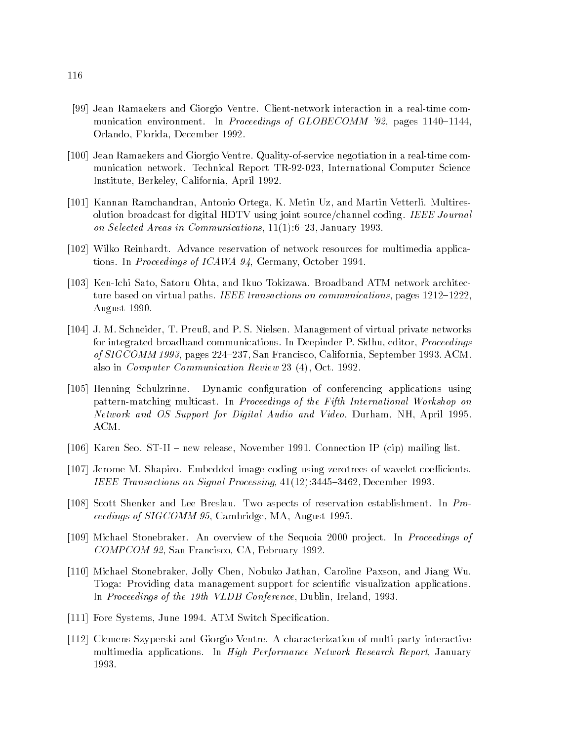[99] Jean Ramaekers and Giorgio Ventre. Client-network interaction in a real-time communication environment. In *Proceedings of GLOBECOMM '92*, pages 1140–1144, Orlando, Florida, December 1992.

[100] Jean Ramaekers and Giorgio Ventre. Quality-of-service negotiation in a real-time communication network. Technical Report TR-92-023, International Computer Science Institute, Berkeley, California, April 1992.

[101] Kannan Ramchandran, Antonio Ortega, K. Metin Uz, and Martin Vetterli. Multiresolution broadcast for digital HDTV using joint source/channel coding. *IEEE Journal on Selected Areas in Communications*, 11(1):6–23, January 1993.

[102] Wilko Reinhardt. Advance reservation of network resources for multimedia applications. In *Proceedings of ICAWA 94*, Germany, October 1994.

[103] Ken-Ichi Sato, Satoru Ohta, and Ikuo Tokizawa. Broadband ATM network architecture based on virtual paths. *IEEE transactions on communications*, pages 1212–1222, August 1990.

[104] J. M. Schneider, T. Preuß, and P. S. Nielsen. Management of virtual private networks for integrated broadband communications. In Deepinder P. Sidhu, editor, *Proceedings of SIGCOMM 1993*, pages 224–237, San Francisco, California, September 1993. ACM. also in *Computer Communication Review* 23 (4), Oct. 1992.

[105] Henning Schulzrinne. Dynamic configuration of conferencing applications using pattern-matching multicast. In *Proceedings of the Fifth International Workshop on Network and OS Support for Digital Audio and Video*, Durham, NH, April 1995. ACM.

[106] Karen Seo. ST-II – new release, November 1991. Connection IP (cip) mailing list.

[107] Jerome M. Shapiro. Embedded image coding using zerotrees of wavelet coefficients. *IEEE Transactions on Signal Processing*, 41(12):3445–3462, December 1993.

[108] Scott Shenker and Lee Breslau. Two aspects of reservation establishment. In *Proceedings of SIGCOMM 95*, Cambridge, MA, August 1995.

[109] Michael Stonebraker. An overview of the Sequoia 2000 project. In *Proceedings of COMPCOM 92*, San Francisco, CA, February 1992.

[110] Michael Stonebraker, Jolly Chen, Nobuko Jathan, Caroline Paxson, and Jiang Wu. Tioga: Providing data management support for scientific visualization applications. In *Proceedings of the 19th VLDB Conference*, Dublin, Ireland, 1993.

[111] Fore Systems, June 1994. ATM Switch Specification.

[112] Clemens Szyperski and Giorgio Ventre. A characterization of multi-party interactive multimedia applications. In *High Performance Network Research Report*, January 1993.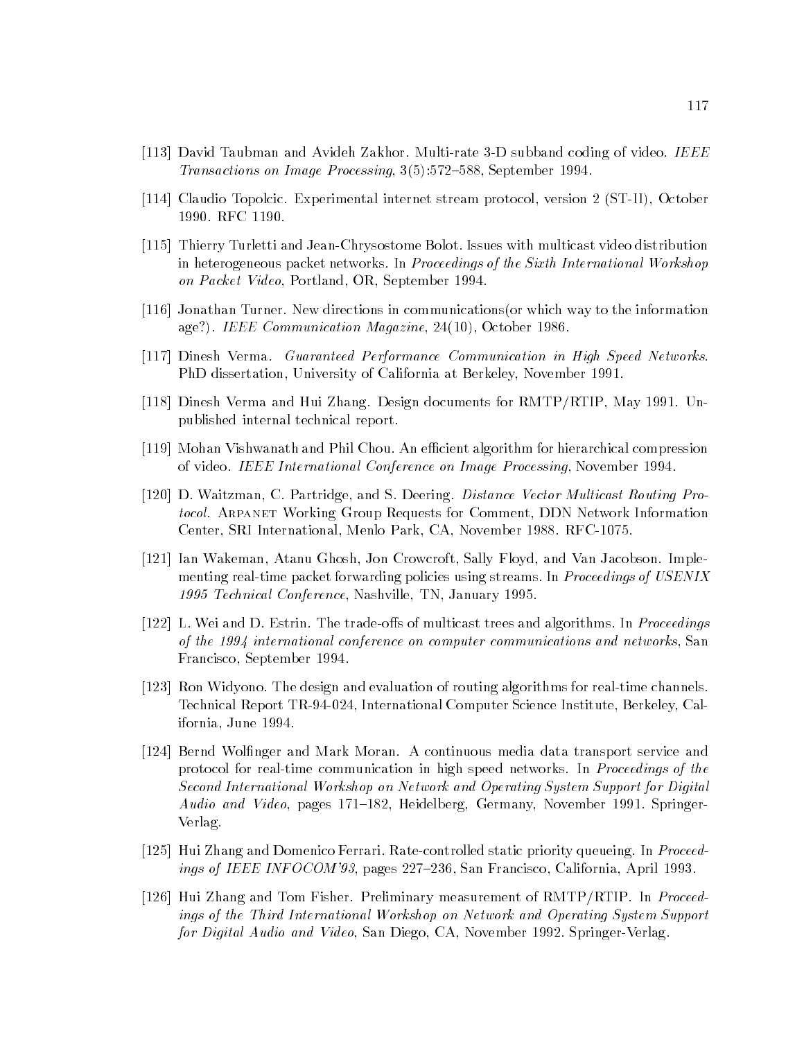[113] David Taubman and Avideh Zakhor. Multi-rate 3-D subband coding of video. *IEEE Transactions on Image Processing*, 3(5):572–588, September 1994.

[114] Claudio Topolcic. Experimental internet stream protocol, version 2 (ST-II), October 1990. RFC 1190.

[115] Thierry Turletti and Jean-Chrysostome Bolot. Issues with multicast video distribution in heterogeneous packet networks. In *Proceedings of the Sixth International Workshop on Packet Video*, Portland, OR, September 1994.

[116] Jonathan Turner. New directions in communications(or which way to the information age?). *IEEE Communication Magazine*, 24(10), October 1986.

[117] Dinesh Verma. *Guaranteed Performance Communication in High Speed Networks*. PhD dissertation, University of California at Berkeley, November 1991.

[118] Dinesh Verma and Hui Zhang. Design documents for RMTP/RTIP, May 1991. Unpublished internal technical report.

[119] Mohan Vishwanath and Phil Chou. An efficient algorithm for hierarchical compression of video. *IEEE International Conference on Image Processing*, November 1994.

[120] D. Waitzman, C. Partridge, and S. Deering. *Distance Vector Multicast Routing Protocol*. Arpanet Working Group Requests for Comment, DDN Network Information Center, SRI International, Menlo Park, CA, November 1988. RFC-1075.

[121] Ian Wakeman, Atanu Ghosh, Jon Crowcroft, Sally Floyd, and Van Jacobson. Implementing real-time packet forwarding policies using streams. In *Proceedings of USENIX 1995 Technical Conference*, Nashville, TN, January 1995.

[122] L. Wei and D. Estrin. The trade-offs of multicast trees and algorithms. In *Proceedings of the 1994 international conference on computer communications and networks*, San Francisco, September 1994.

[123] Ron Widyono. The design and evaluation of routing algorithms for real-time channels. Technical Report TR-94-024, International Computer Science Institute, Berkeley, California, June 1994.

[124] Bernd Wolfinger and Mark Moran. A continuous media data transport service and protocol for real-time communication in high speed networks. In *Proceedings of the Second International Workshop on Network and Operating System Support for Digital Audio and Video*, pages 171–182, Heidelberg, Germany, November 1991. Springer-Verlag.

[125] Hui Zhang and Domenico Ferrari. Rate-controlled static priority queueing. In *Proceedings of IEEE INFOCOM'93*, pages 227–236, San Francisco, California, April 1993.

[126] Hui Zhang and Tom Fisher. Preliminary measurement of RMTP/RTIP. In *Proceedings of the Third International Workshop on Network and Operating System Support for Digital Audio and Video*, San Diego, CA, November 1992. Springer-Verlag.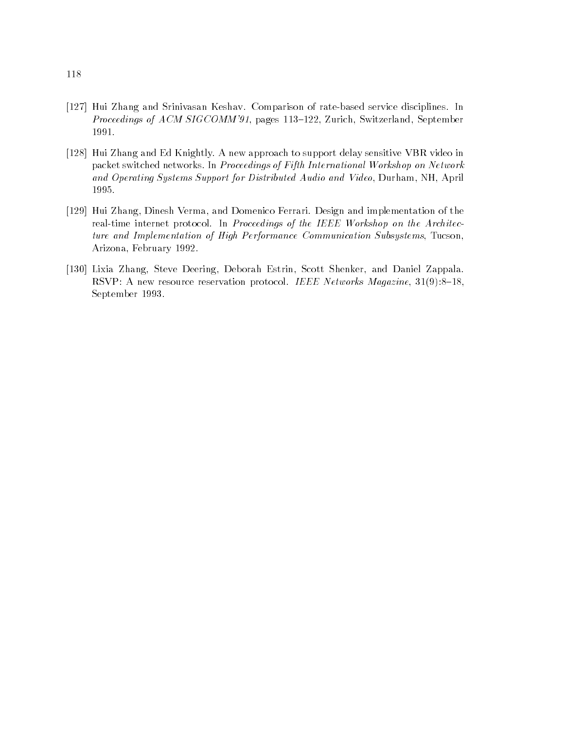[127] Hui Zhang and Srinivasan Keshav. Comparison of rate-based service disciplines. In *Proceedings of ACM SIGCOMM'91*, pages 113–122, Zurich, Switzerland, September 1991.

[128] Hui Zhang and Ed Knightly. A new approach to support delay sensitive VBR video in packet switched networks. In *Proceedings of Fifth International Workshop on Network and Operating Systems Support for Distributed Audio and Video*, Durham, NH, April 1995.

[129] Hui Zhang, Dinesh Verma, and Domenico Ferrari. Design and implementation of the real-time internet protocol. In *Proceedings of the IEEE Workshop on the Architecture and Implementation of High Performance Communication Subsystems*, Tucson, Arizona, February 1992.

[130] Lixia Zhang, Steve Deering, Deborah Estrin, Scott Shenker, and Daniel Zappala. RSVP: A new resource reservation protocol. *IEEE Networks Magazine*, 31(9):8–18, September 1993.